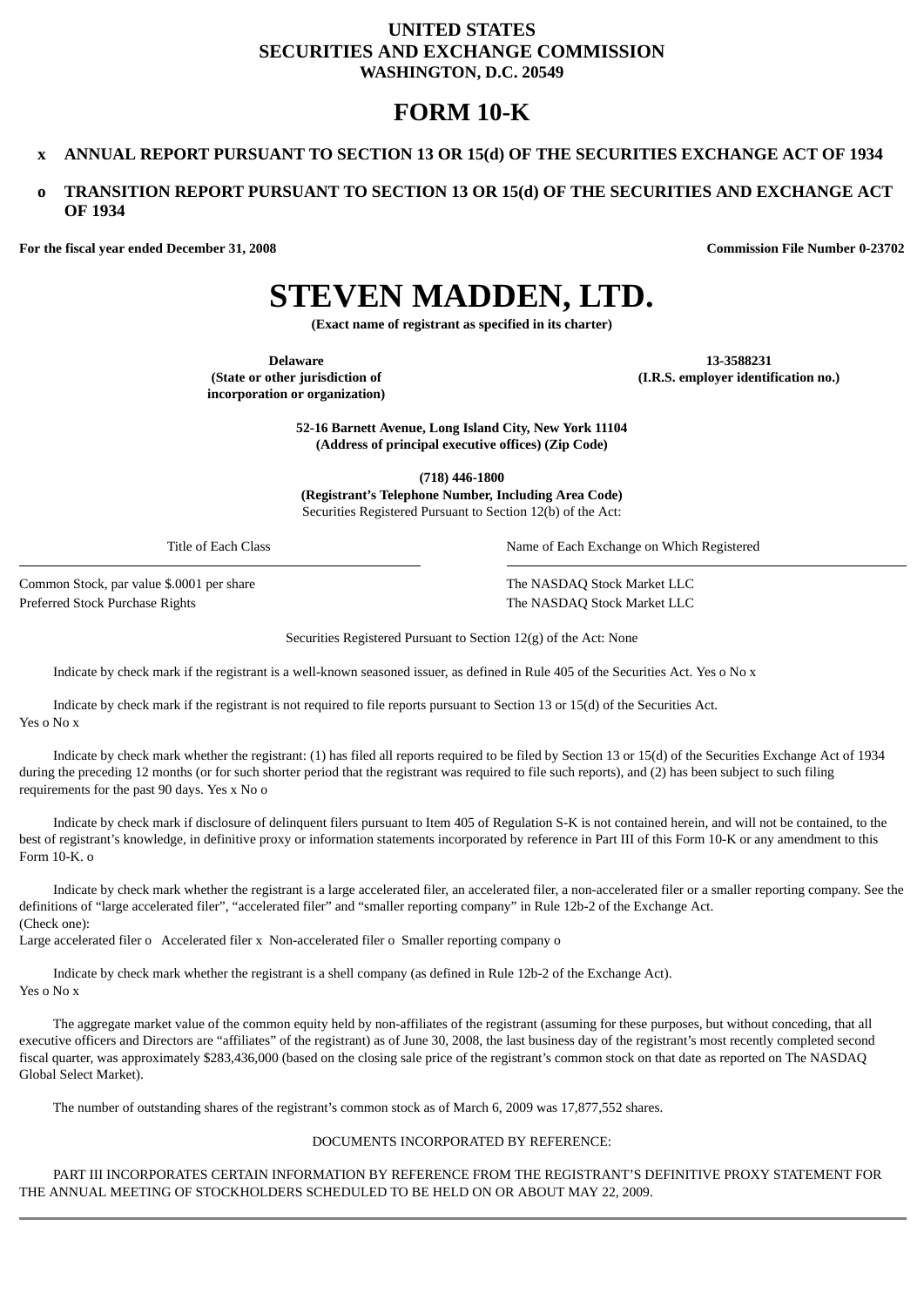**UNITED STATES**
**SECURITIES AND EXCHANGE COMMISSION**
**WASHINGTON, D.C. 20549**

# FORM 10-K

**x ANNUAL REPORT PURSUANT TO SECTION 13 OR 15(d) OF THE SECURITIES EXCHANGE ACT OF 1934**

**o TRANSITION REPORT PURSUANT TO SECTION 13 OR 15(d) OF THE SECURITIES AND EXCHANGE ACT OF 1934**

**For the fiscal year ended December 31, 2008** **Commission File Number 0-23702**

# STEVEN MADDEN, LTD.

**(Exact name of registrant as specified in its charter)**

| **Delaware** | **13-3588231** |
|---|---|
| **(State or other jurisdiction of incorporation or organization)** | **(I.R.S. employer identification no.)** |

**52-16 Barnett Avenue, Long Island City, New York 11104**
**(Address of principal executive offices) (Zip Code)**

**(718) 446-1800**
**(Registrant's Telephone Number, Including Area Code)**
Securities Registered Pursuant to Section 12(b) of the Act:

| Title of Each Class | Name of Each Exchange on Which Registered |
|---|---|
| Common Stock, par value $.0001 per share | The NASDAQ Stock Market LLC |
| Preferred Stock Purchase Rights | The NASDAQ Stock Market LLC |

Securities Registered Pursuant to Section 12(g) of the Act: None

Indicate by check mark if the registrant is a well-known seasoned issuer, as defined in Rule 405 of the Securities Act. Yes o No x

Indicate by check mark if the registrant is not required to file reports pursuant to Section 13 or 15(d) of the Securities Act.
Yes o No x

Indicate by check mark whether the registrant: (1) has filed all reports required to be filed by Section 13 or 15(d) of the Securities Exchange Act of 1934 during the preceding 12 months (or for such shorter period that the registrant was required to file such reports), and (2) has been subject to such filing requirements for the past 90 days. Yes x No o

Indicate by check mark if disclosure of delinquent filers pursuant to Item 405 of Regulation S-K is not contained herein, and will not be contained, to the best of registrant's knowledge, in definitive proxy or information statements incorporated by reference in Part III of this Form 10-K or any amendment to this Form 10-K. o

Indicate by check mark whether the registrant is a large accelerated filer, an accelerated filer, a non-accelerated filer or a smaller reporting company. See the definitions of "large accelerated filer", "accelerated filer" and "smaller reporting company" in Rule 12b-2 of the Exchange Act.
(Check one):
Large accelerated filer o Accelerated filer x Non-accelerated filer o Smaller reporting company o

Indicate by check mark whether the registrant is a shell company (as defined in Rule 12b-2 of the Exchange Act).
Yes o No x

The aggregate market value of the common equity held by non-affiliates of the registrant (assuming for these purposes, but without conceding, that all executive officers and Directors are "affiliates" of the registrant) as of June 30, 2008, the last business day of the registrant's most recently completed second fiscal quarter, was approximately $283,436,000 (based on the closing sale price of the registrant's common stock on that date as reported on The NASDAQ Global Select Market).

The number of outstanding shares of the registrant's common stock as of March 6, 2009 was 17,877,552 shares.

DOCUMENTS INCORPORATED BY REFERENCE:

PART III INCORPORATES CERTAIN INFORMATION BY REFERENCE FROM THE REGISTRANT'S DEFINITIVE PROXY STATEMENT FOR THE ANNUAL MEETING OF STOCKHOLDERS SCHEDULED TO BE HELD ON OR ABOUT MAY 22, 2009.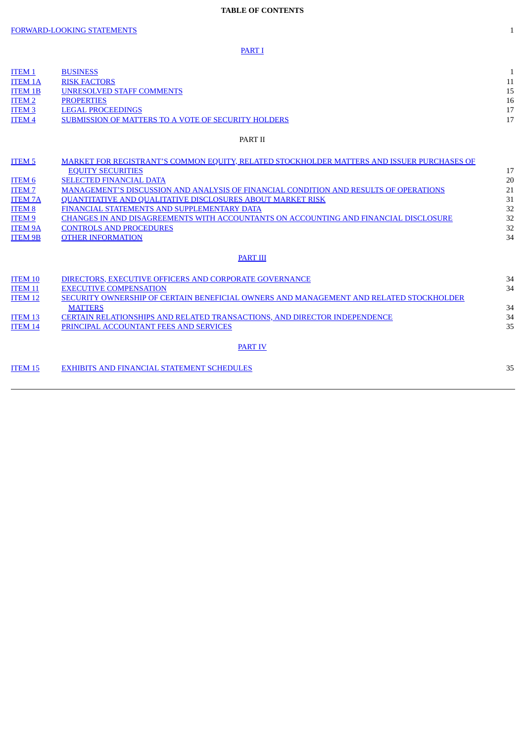**TABLE OF CONTENTS**

| | | |
|---|---|---|
| FORWARD-LOOKING STATEMENTS | | 1 |
| | **PART I** | |
| ITEM 1 | BUSINESS | 1 |
| ITEM 1A | RISK FACTORS | 11 |
| ITEM 1B | UNRESOLVED STAFF COMMENTS | 15 |
| ITEM 2 | PROPERTIES | 16 |
| ITEM 3 | LEGAL PROCEEDINGS | 17 |
| ITEM 4 | SUBMISSION OF MATTERS TO A VOTE OF SECURITY HOLDERS | 17 |
| | **PART II** | |
| ITEM 5 | MARKET FOR REGISTRANT'S COMMON EQUITY, RELATED STOCKHOLDER MATTERS AND ISSUER PURCHASES OF EQUITY SECURITIES | 17 |
| ITEM 6 | SELECTED FINANCIAL DATA | 20 |
| ITEM 7 | MANAGEMENT'S DISCUSSION AND ANALYSIS OF FINANCIAL CONDITION AND RESULTS OF OPERATIONS | 21 |
| ITEM 7A | QUANTITATIVE AND QUALITATIVE DISCLOSURES ABOUT MARKET RISK | 31 |
| ITEM 8 | FINANCIAL STATEMENTS AND SUPPLEMENTARY DATA | 32 |
| ITEM 9 | CHANGES IN AND DISAGREEMENTS WITH ACCOUNTANTS ON ACCOUNTING AND FINANCIAL DISCLOSURE | 32 |
| ITEM 9A | CONTROLS AND PROCEDURES | 32 |
| ITEM 9B | OTHER INFORMATION | 34 |
| | **PART III** | |
| ITEM 10 | DIRECTORS, EXECUTIVE OFFICERS AND CORPORATE GOVERNANCE | 34 |
| ITEM 11 | EXECUTIVE COMPENSATION | 34 |
| ITEM 12 | SECURITY OWNERSHIP OF CERTAIN BENEFICIAL OWNERS AND MANAGEMENT AND RELATED STOCKHOLDER MATTERS | 34 |
| ITEM 13 | CERTAIN RELATIONSHIPS AND RELATED TRANSACTIONS, AND DIRECTOR INDEPENDENCE | 34 |
| ITEM 14 | PRINCIPAL ACCOUNTANT FEES AND SERVICES | 35 |
| | **PART IV** | |
| ITEM 15 | EXHIBITS AND FINANCIAL STATEMENT SCHEDULES | 35 |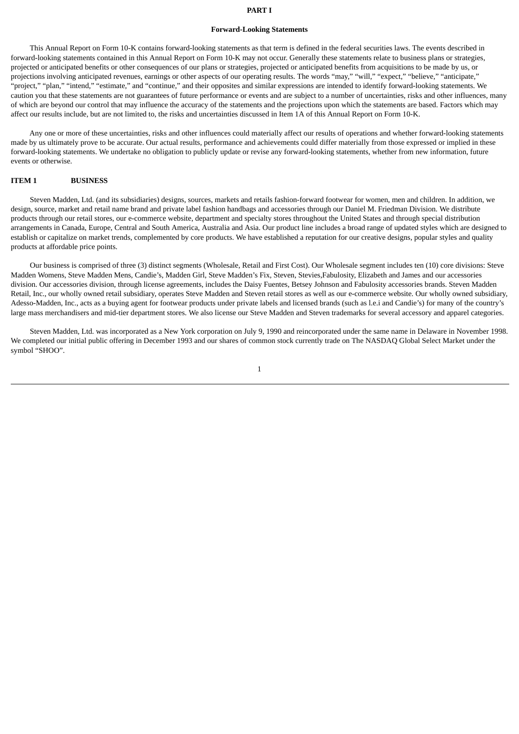# PART I

## Forward-Looking Statements

This Annual Report on Form 10-K contains forward-looking statements as that term is defined in the federal securities laws. The events described in forward-looking statements contained in this Annual Report on Form 10-K may not occur. Generally these statements relate to business plans or strategies, projected or anticipated benefits or other consequences of our plans or strategies, projected or anticipated benefits from acquisitions to be made by us, or projections involving anticipated revenues, earnings or other aspects of our operating results. The words "may," "will," "expect," "believe," "anticipate," "project," "plan," "intend," "estimate," and "continue," and their opposites and similar expressions are intended to identify forward-looking statements. We caution you that these statements are not guarantees of future performance or events and are subject to a number of uncertainties, risks and other influences, many of which are beyond our control that may influence the accuracy of the statements and the projections upon which the statements are based. Factors which may affect our results include, but are not limited to, the risks and uncertainties discussed in Item 1A of this Annual Report on Form 10-K.

Any one or more of these uncertainties, risks and other influences could materially affect our results of operations and whether forward-looking statements made by us ultimately prove to be accurate. Our actual results, performance and achievements could differ materially from those expressed or implied in these forward-looking statements. We undertake no obligation to publicly update or revise any forward-looking statements, whether from new information, future events or otherwise.

## ITEM 1 BUSINESS

Steven Madden, Ltd. (and its subsidiaries) designs, sources, markets and retails fashion-forward footwear for women, men and children. In addition, we design, source, market and retail name brand and private label fashion handbags and accessories through our Daniel M. Friedman Division. We distribute products through our retail stores, our e-commerce website, department and specialty stores throughout the United States and through special distribution arrangements in Canada, Europe, Central and South America, Australia and Asia. Our product line includes a broad range of updated styles which are designed to establish or capitalize on market trends, complemented by core products. We have established a reputation for our creative designs, popular styles and quality products at affordable price points.

Our business is comprised of three (3) distinct segments (Wholesale, Retail and First Cost). Our Wholesale segment includes ten (10) core divisions: Steve Madden Womens, Steve Madden Mens, Candie's, Madden Girl, Steve Madden's Fix, Steven, Stevies,Fabulosity, Elizabeth and James and our accessories division. Our accessories division, through license agreements, includes the Daisy Fuentes, Betsey Johnson and Fabulosity accessories brands. Steven Madden Retail, Inc., our wholly owned retail subsidiary, operates Steve Madden and Steven retail stores as well as our e-commerce website. Our wholly owned subsidiary, Adesso-Madden, Inc., acts as a buying agent for footwear products under private labels and licensed brands (such as l.e.i and Candie's) for many of the country's large mass merchandisers and mid-tier department stores. We also license our Steve Madden and Steven trademarks for several accessory and apparel categories.

Steven Madden, Ltd. was incorporated as a New York corporation on July 9, 1990 and reincorporated under the same name in Delaware in November 1998. We completed our initial public offering in December 1993 and our shares of common stock currently trade on The NASDAQ Global Select Market under the symbol "SHOO".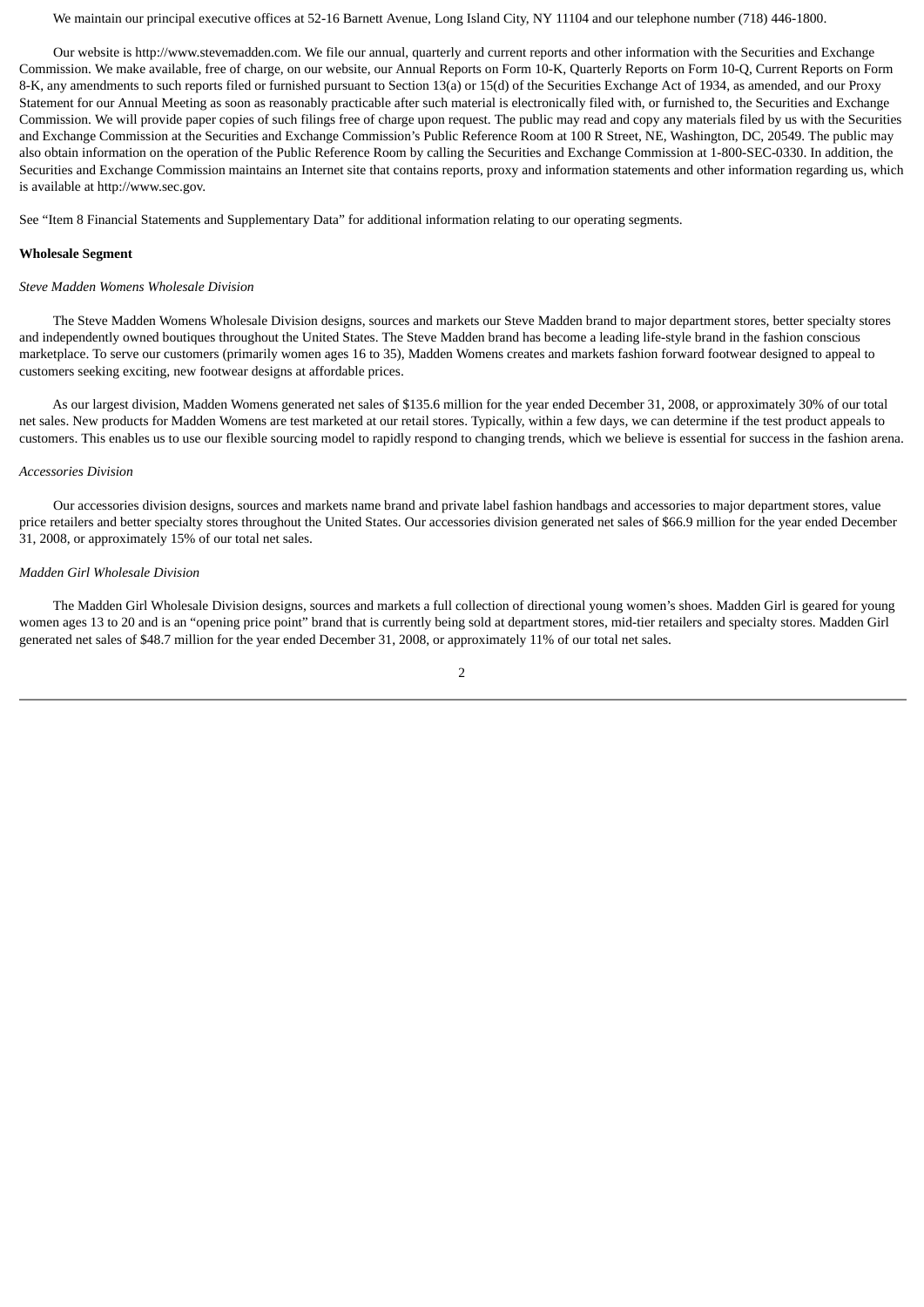We maintain our principal executive offices at 52-16 Barnett Avenue, Long Island City, NY 11104 and our telephone number (718) 446-1800.

Our website is http://www.stevemadden.com. We file our annual, quarterly and current reports and other information with the Securities and Exchange Commission. We make available, free of charge, on our website, our Annual Reports on Form 10-K, Quarterly Reports on Form 10-Q, Current Reports on Form 8-K, any amendments to such reports filed or furnished pursuant to Section 13(a) or 15(d) of the Securities Exchange Act of 1934, as amended, and our Proxy Statement for our Annual Meeting as soon as reasonably practicable after such material is electronically filed with, or furnished to, the Securities and Exchange Commission. We will provide paper copies of such filings free of charge upon request. The public may read and copy any materials filed by us with the Securities and Exchange Commission at the Securities and Exchange Commission's Public Reference Room at 100 R Street, NE, Washington, DC, 20549. The public may also obtain information on the operation of the Public Reference Room by calling the Securities and Exchange Commission at 1-800-SEC-0330. In addition, the Securities and Exchange Commission maintains an Internet site that contains reports, proxy and information statements and other information regarding us, which is available at http://www.sec.gov.

See "Item 8 Financial Statements and Supplementary Data" for additional information relating to our operating segments.

**Wholesale Segment**

*Steve Madden Womens Wholesale Division*

The Steve Madden Womens Wholesale Division designs, sources and markets our Steve Madden brand to major department stores, better specialty stores and independently owned boutiques throughout the United States. The Steve Madden brand has become a leading life-style brand in the fashion conscious marketplace. To serve our customers (primarily women ages 16 to 35), Madden Womens creates and markets fashion forward footwear designed to appeal to customers seeking exciting, new footwear designs at affordable prices.

As our largest division, Madden Womens generated net sales of $135.6 million for the year ended December 31, 2008, or approximately 30% of our total net sales. New products for Madden Womens are test marketed at our retail stores. Typically, within a few days, we can determine if the test product appeals to customers. This enables us to use our flexible sourcing model to rapidly respond to changing trends, which we believe is essential for success in the fashion arena.

*Accessories Division*

Our accessories division designs, sources and markets name brand and private label fashion handbags and accessories to major department stores, value price retailers and better specialty stores throughout the United States. Our accessories division generated net sales of $66.9 million for the year ended December 31, 2008, or approximately 15% of our total net sales.

*Madden Girl Wholesale Division*

The Madden Girl Wholesale Division designs, sources and markets a full collection of directional young women's shoes. Madden Girl is geared for young women ages 13 to 20 and is an "opening price point" brand that is currently being sold at department stores, mid-tier retailers and specialty stores. Madden Girl generated net sales of $48.7 million for the year ended December 31, 2008, or approximately 11% of our total net sales.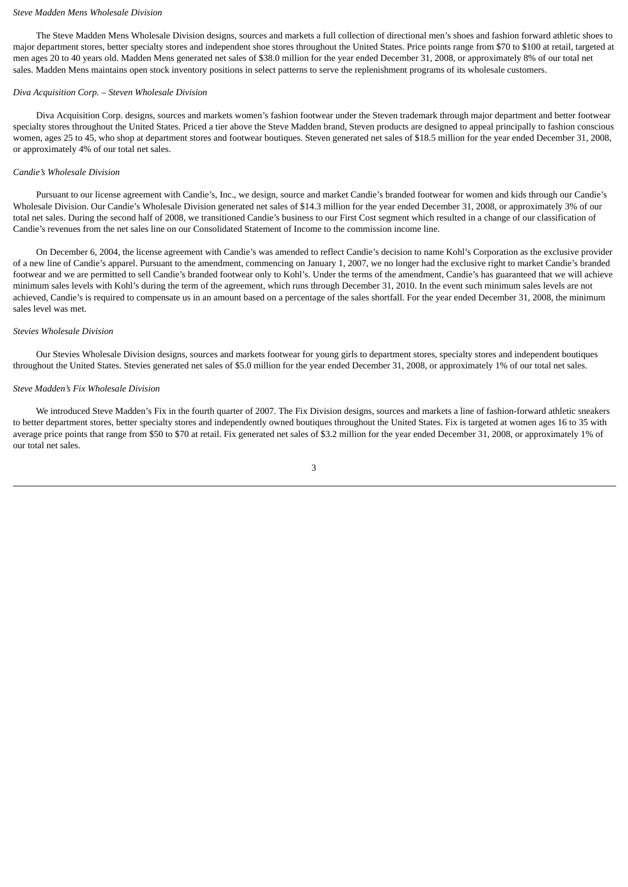*Steve Madden Mens Wholesale Division*

The Steve Madden Mens Wholesale Division designs, sources and markets a full collection of directional men's shoes and fashion forward athletic shoes to major department stores, better specialty stores and independent shoe stores throughout the United States. Price points range from $70 to $100 at retail, targeted at men ages 20 to 40 years old. Madden Mens generated net sales of $38.0 million for the year ended December 31, 2008, or approximately 8% of our total net sales. Madden Mens maintains open stock inventory positions in select patterns to serve the replenishment programs of its wholesale customers.

*Diva Acquisition Corp. – Steven Wholesale Division*

Diva Acquisition Corp. designs, sources and markets women's fashion footwear under the Steven trademark through major department and better footwear specialty stores throughout the United States. Priced a tier above the Steve Madden brand, Steven products are designed to appeal principally to fashion conscious women, ages 25 to 45, who shop at department stores and footwear boutiques. Steven generated net sales of $18.5 million for the year ended December 31, 2008, or approximately 4% of our total net sales.

*Candie's Wholesale Division*

Pursuant to our license agreement with Candie's, Inc., we design, source and market Candie's branded footwear for women and kids through our Candie's Wholesale Division. Our Candie's Wholesale Division generated net sales of $14.3 million for the year ended December 31, 2008, or approximately 3% of our total net sales. During the second half of 2008, we transitioned Candie's business to our First Cost segment which resulted in a change of our classification of Candie's revenues from the net sales line on our Consolidated Statement of Income to the commission income line.

On December 6, 2004, the license agreement with Candie's was amended to reflect Candie's decision to name Kohl's Corporation as the exclusive provider of a new line of Candie's apparel. Pursuant to the amendment, commencing on January 1, 2007, we no longer had the exclusive right to market Candie's branded footwear and we are permitted to sell Candie's branded footwear only to Kohl's. Under the terms of the amendment, Candie's has guaranteed that we will achieve minimum sales levels with Kohl's during the term of the agreement, which runs through December 31, 2010. In the event such minimum sales levels are not achieved, Candie's is required to compensate us in an amount based on a percentage of the sales shortfall. For the year ended December 31, 2008, the minimum sales level was met.

*Stevies Wholesale Division*

Our Stevies Wholesale Division designs, sources and markets footwear for young girls to department stores, specialty stores and independent boutiques throughout the United States. Stevies generated net sales of $5.0 million for the year ended December 31, 2008, or approximately 1% of our total net sales.

*Steve Madden's Fix Wholesale Division*

We introduced Steve Madden's Fix in the fourth quarter of 2007. The Fix Division designs, sources and markets a line of fashion-forward athletic sneakers to better department stores, better specialty stores and independently owned boutiques throughout the United States. Fix is targeted at women ages 16 to 35 with average price points that range from $50 to $70 at retail. Fix generated net sales of $3.2 million for the year ended December 31, 2008, or approximately 1% of our total net sales.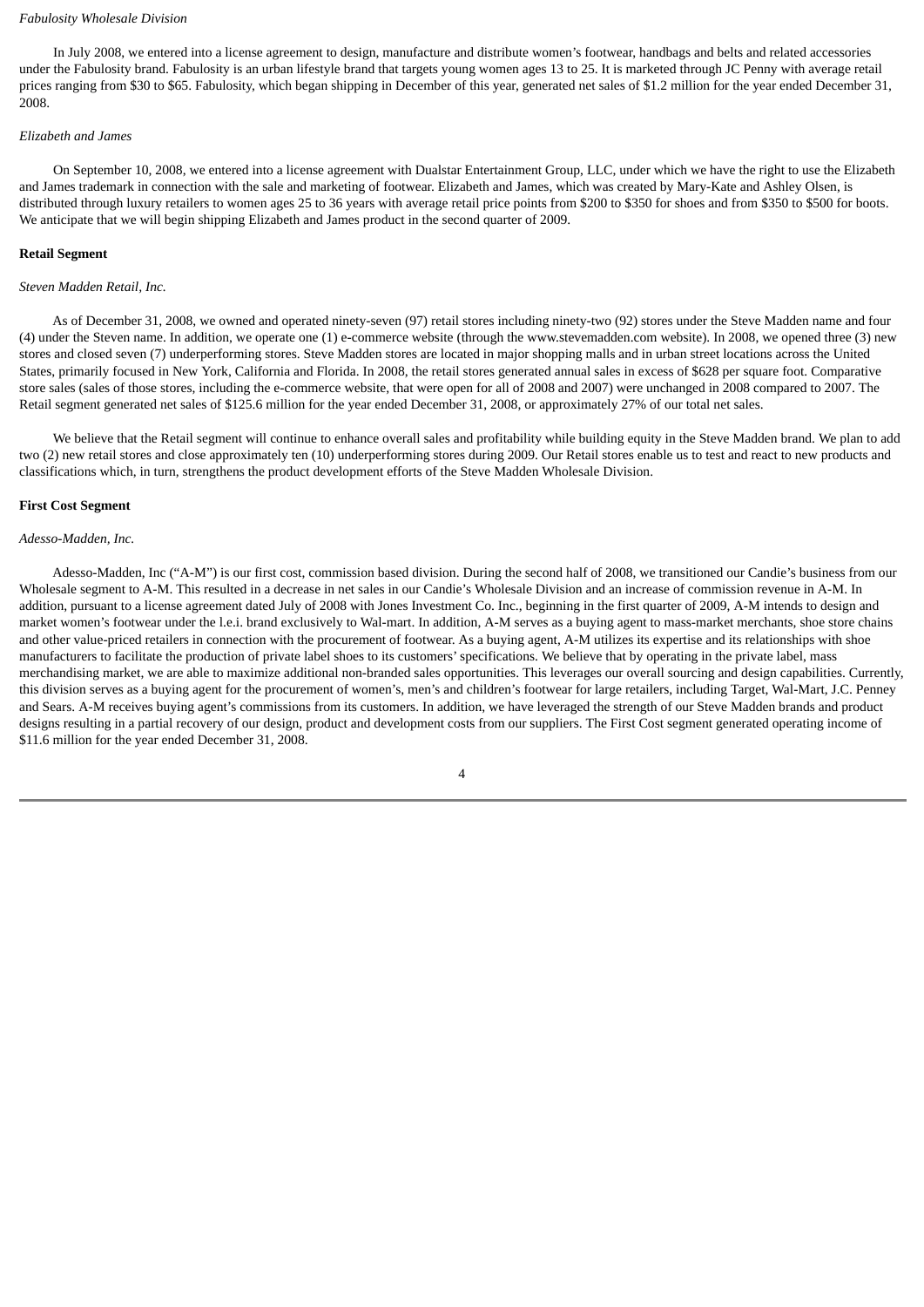*Fabulosity Wholesale Division*

In July 2008, we entered into a license agreement to design, manufacture and distribute women's footwear, handbags and belts and related accessories under the Fabulosity brand. Fabulosity is an urban lifestyle brand that targets young women ages 13 to 25. It is marketed through JC Penny with average retail prices ranging from $30 to $65. Fabulosity, which began shipping in December of this year, generated net sales of $1.2 million for the year ended December 31, 2008.

*Elizabeth and James*

On September 10, 2008, we entered into a license agreement with Dualstar Entertainment Group, LLC, under which we have the right to use the Elizabeth and James trademark in connection with the sale and marketing of footwear. Elizabeth and James, which was created by Mary-Kate and Ashley Olsen, is distributed through luxury retailers to women ages 25 to 36 years with average retail price points from $200 to $350 for shoes and from $350 to $500 for boots. We anticipate that we will begin shipping Elizabeth and James product in the second quarter of 2009.

**Retail Segment**

*Steven Madden Retail, Inc.*

As of December 31, 2008, we owned and operated ninety-seven (97) retail stores including ninety-two (92) stores under the Steve Madden name and four (4) under the Steven name. In addition, we operate one (1) e-commerce website (through the www.stevemadden.com website). In 2008, we opened three (3) new stores and closed seven (7) underperforming stores. Steve Madden stores are located in major shopping malls and in urban street locations across the United States, primarily focused in New York, California and Florida. In 2008, the retail stores generated annual sales in excess of $628 per square foot. Comparative store sales (sales of those stores, including the e-commerce website, that were open for all of 2008 and 2007) were unchanged in 2008 compared to 2007. The Retail segment generated net sales of $125.6 million for the year ended December 31, 2008, or approximately 27% of our total net sales.

We believe that the Retail segment will continue to enhance overall sales and profitability while building equity in the Steve Madden brand. We plan to add two (2) new retail stores and close approximately ten (10) underperforming stores during 2009. Our Retail stores enable us to test and react to new products and classifications which, in turn, strengthens the product development efforts of the Steve Madden Wholesale Division.

**First Cost Segment**

*Adesso-Madden, Inc.*

Adesso-Madden, Inc ("A-M") is our first cost, commission based division. During the second half of 2008, we transitioned our Candie's business from our Wholesale segment to A-M. This resulted in a decrease in net sales in our Candie's Wholesale Division and an increase of commission revenue in A-M. In addition, pursuant to a license agreement dated July of 2008 with Jones Investment Co. Inc., beginning in the first quarter of 2009, A-M intends to design and market women's footwear under the l.e.i. brand exclusively to Wal-mart. In addition, A-M serves as a buying agent to mass-market merchants, shoe store chains and other value-priced retailers in connection with the procurement of footwear. As a buying agent, A-M utilizes its expertise and its relationships with shoe manufacturers to facilitate the production of private label shoes to its customers' specifications. We believe that by operating in the private label, mass merchandising market, we are able to maximize additional non-branded sales opportunities. This leverages our overall sourcing and design capabilities. Currently, this division serves as a buying agent for the procurement of women's, men's and children's footwear for large retailers, including Target, Wal-Mart, J.C. Penney and Sears. A-M receives buying agent's commissions from its customers. In addition, we have leveraged the strength of our Steve Madden brands and product designs resulting in a partial recovery of our design, product and development costs from our suppliers. The First Cost segment generated operating income of $11.6 million for the year ended December 31, 2008.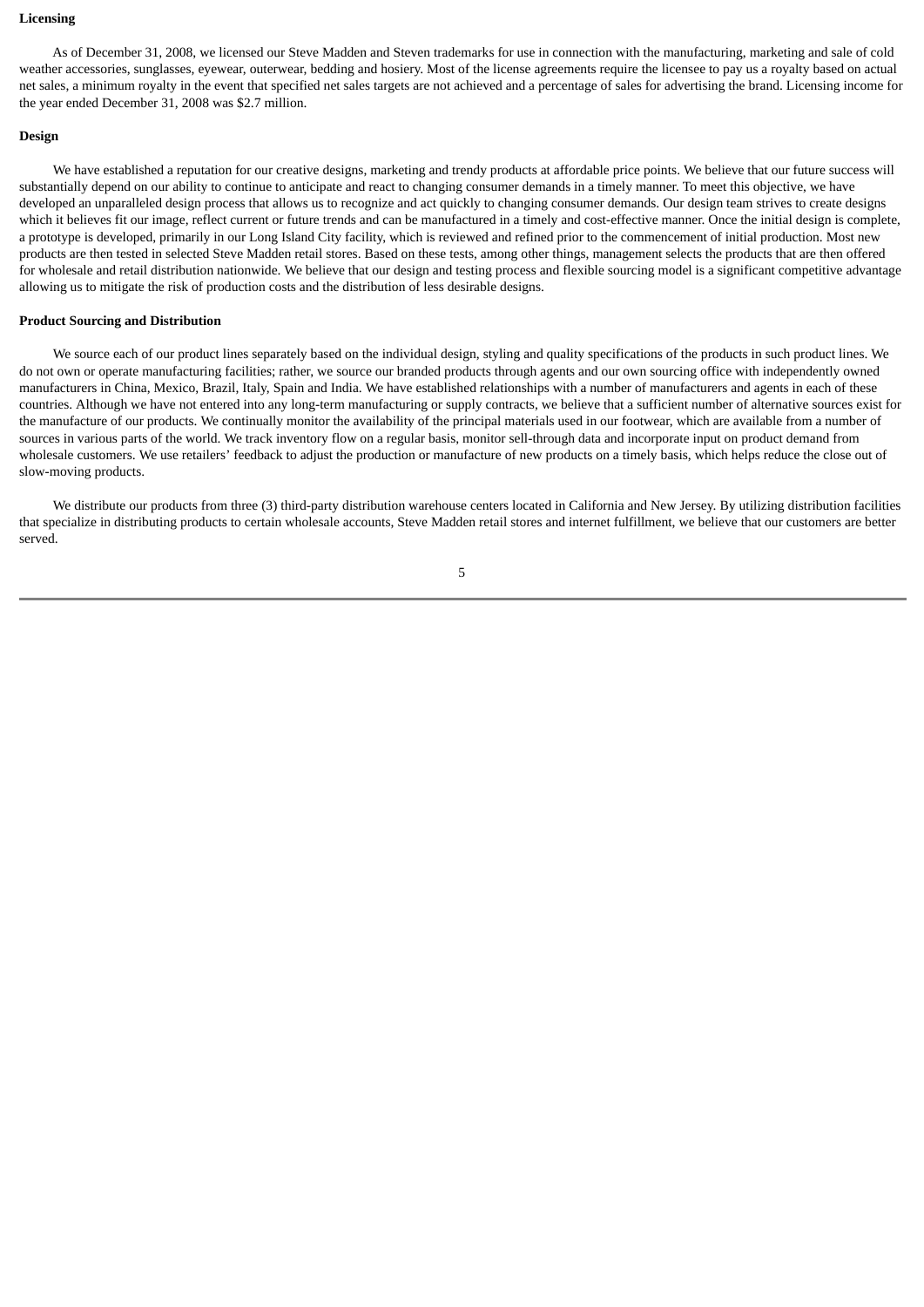**Licensing**

As of December 31, 2008, we licensed our Steve Madden and Steven trademarks for use in connection with the manufacturing, marketing and sale of cold weather accessories, sunglasses, eyewear, outerwear, bedding and hosiery. Most of the license agreements require the licensee to pay us a royalty based on actual net sales, a minimum royalty in the event that specified net sales targets are not achieved and a percentage of sales for advertising the brand. Licensing income for the year ended December 31, 2008 was $2.7 million.

**Design**

We have established a reputation for our creative designs, marketing and trendy products at affordable price points. We believe that our future success will substantially depend on our ability to continue to anticipate and react to changing consumer demands in a timely manner. To meet this objective, we have developed an unparalleled design process that allows us to recognize and act quickly to changing consumer demands. Our design team strives to create designs which it believes fit our image, reflect current or future trends and can be manufactured in a timely and cost-effective manner. Once the initial design is complete, a prototype is developed, primarily in our Long Island City facility, which is reviewed and refined prior to the commencement of initial production. Most new products are then tested in selected Steve Madden retail stores. Based on these tests, among other things, management selects the products that are then offered for wholesale and retail distribution nationwide. We believe that our design and testing process and flexible sourcing model is a significant competitive advantage allowing us to mitigate the risk of production costs and the distribution of less desirable designs.

**Product Sourcing and Distribution**

We source each of our product lines separately based on the individual design, styling and quality specifications of the products in such product lines. We do not own or operate manufacturing facilities; rather, we source our branded products through agents and our own sourcing office with independently owned manufacturers in China, Mexico, Brazil, Italy, Spain and India. We have established relationships with a number of manufacturers and agents in each of these countries. Although we have not entered into any long-term manufacturing or supply contracts, we believe that a sufficient number of alternative sources exist for the manufacture of our products. We continually monitor the availability of the principal materials used in our footwear, which are available from a number of sources in various parts of the world. We track inventory flow on a regular basis, monitor sell-through data and incorporate input on product demand from wholesale customers. We use retailers' feedback to adjust the production or manufacture of new products on a timely basis, which helps reduce the close out of slow-moving products.

We distribute our products from three (3) third-party distribution warehouse centers located in California and New Jersey. By utilizing distribution facilities that specialize in distributing products to certain wholesale accounts, Steve Madden retail stores and internet fulfillment, we believe that our customers are better served.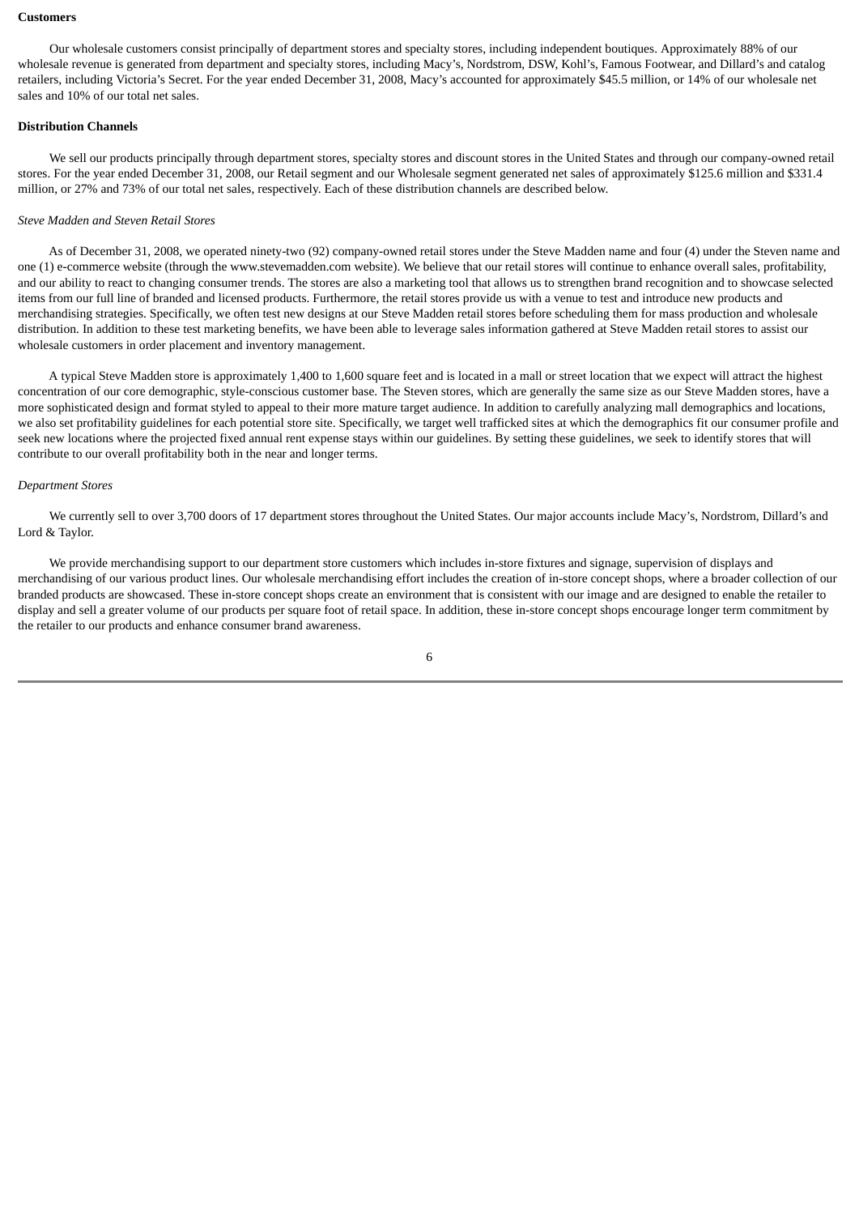**Customers**

Our wholesale customers consist principally of department stores and specialty stores, including independent boutiques. Approximately 88% of our wholesale revenue is generated from department and specialty stores, including Macy's, Nordstrom, DSW, Kohl's, Famous Footwear, and Dillard's and catalog retailers, including Victoria's Secret. For the year ended December 31, 2008, Macy's accounted for approximately $45.5 million, or 14% of our wholesale net sales and 10% of our total net sales.

**Distribution Channels**

We sell our products principally through department stores, specialty stores and discount stores in the United States and through our company-owned retail stores. For the year ended December 31, 2008, our Retail segment and our Wholesale segment generated net sales of approximately $125.6 million and $331.4 million, or 27% and 73% of our total net sales, respectively. Each of these distribution channels are described below.

*Steve Madden and Steven Retail Stores*

As of December 31, 2008, we operated ninety-two (92) company-owned retail stores under the Steve Madden name and four (4) under the Steven name and one (1) e-commerce website (through the www.stevemadden.com website). We believe that our retail stores will continue to enhance overall sales, profitability, and our ability to react to changing consumer trends. The stores are also a marketing tool that allows us to strengthen brand recognition and to showcase selected items from our full line of branded and licensed products. Furthermore, the retail stores provide us with a venue to test and introduce new products and merchandising strategies. Specifically, we often test new designs at our Steve Madden retail stores before scheduling them for mass production and wholesale distribution. In addition to these test marketing benefits, we have been able to leverage sales information gathered at Steve Madden retail stores to assist our wholesale customers in order placement and inventory management.

A typical Steve Madden store is approximately 1,400 to 1,600 square feet and is located in a mall or street location that we expect will attract the highest concentration of our core demographic, style-conscious customer base. The Steven stores, which are generally the same size as our Steve Madden stores, have a more sophisticated design and format styled to appeal to their more mature target audience. In addition to carefully analyzing mall demographics and locations, we also set profitability guidelines for each potential store site. Specifically, we target well trafficked sites at which the demographics fit our consumer profile and seek new locations where the projected fixed annual rent expense stays within our guidelines. By setting these guidelines, we seek to identify stores that will contribute to our overall profitability both in the near and longer terms.

*Department Stores*

We currently sell to over 3,700 doors of 17 department stores throughout the United States. Our major accounts include Macy's, Nordstrom, Dillard's and Lord & Taylor.

We provide merchandising support to our department store customers which includes in-store fixtures and signage, supervision of displays and merchandising of our various product lines. Our wholesale merchandising effort includes the creation of in-store concept shops, where a broader collection of our branded products are showcased. These in-store concept shops create an environment that is consistent with our image and are designed to enable the retailer to display and sell a greater volume of our products per square foot of retail space. In addition, these in-store concept shops encourage longer term commitment by the retailer to our products and enhance consumer brand awareness.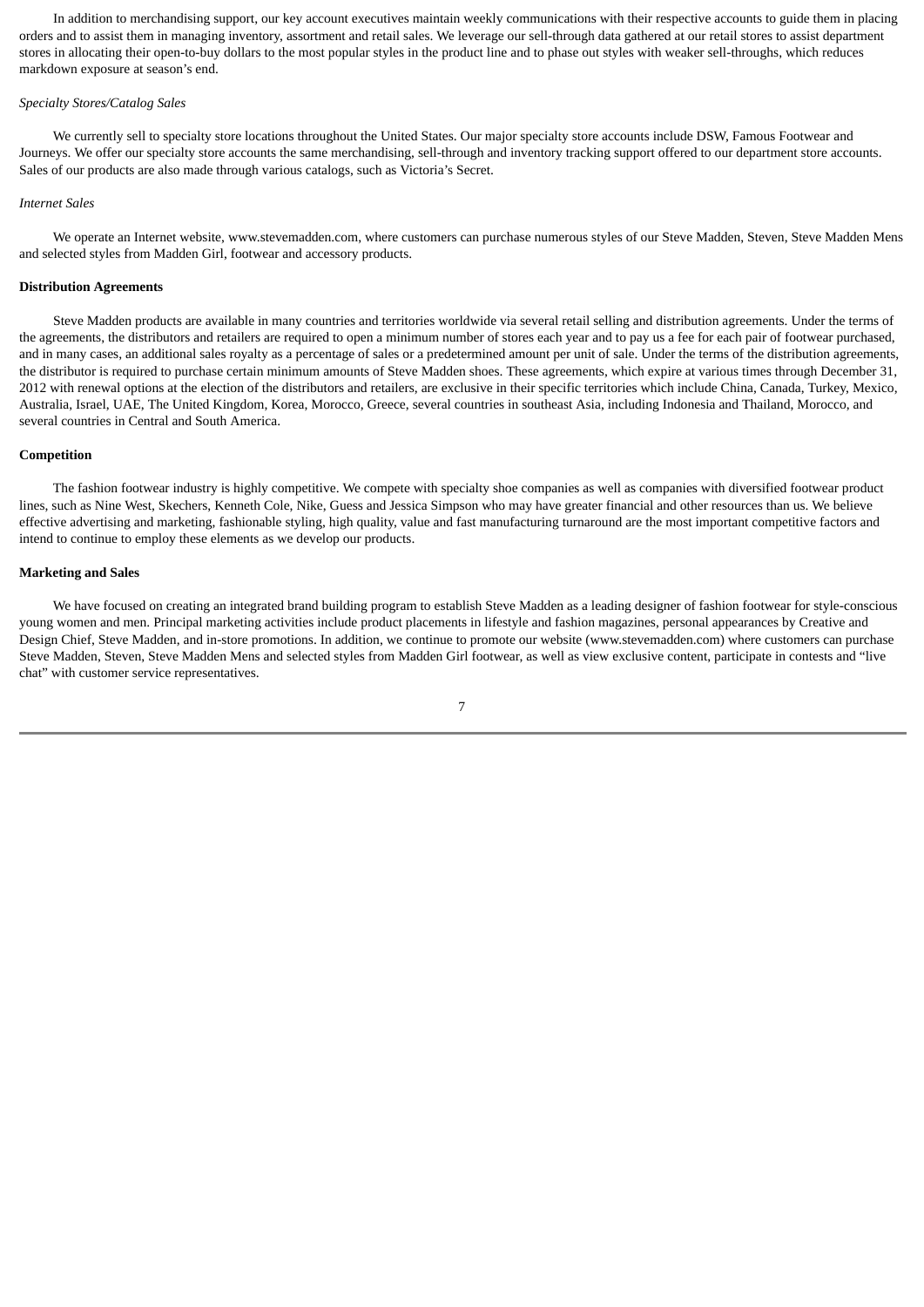In addition to merchandising support, our key account executives maintain weekly communications with their respective accounts to guide them in placing orders and to assist them in managing inventory, assortment and retail sales. We leverage our sell-through data gathered at our retail stores to assist department stores in allocating their open-to-buy dollars to the most popular styles in the product line and to phase out styles with weaker sell-throughs, which reduces markdown exposure at season's end.

*Specialty Stores/Catalog Sales*

We currently sell to specialty store locations throughout the United States. Our major specialty store accounts include DSW, Famous Footwear and Journeys. We offer our specialty store accounts the same merchandising, sell-through and inventory tracking support offered to our department store accounts. Sales of our products are also made through various catalogs, such as Victoria's Secret.

*Internet Sales*

We operate an Internet website, www.stevemadden.com, where customers can purchase numerous styles of our Steve Madden, Steven, Steve Madden Mens and selected styles from Madden Girl, footwear and accessory products.

**Distribution Agreements**

Steve Madden products are available in many countries and territories worldwide via several retail selling and distribution agreements. Under the terms of the agreements, the distributors and retailers are required to open a minimum number of stores each year and to pay us a fee for each pair of footwear purchased, and in many cases, an additional sales royalty as a percentage of sales or a predetermined amount per unit of sale. Under the terms of the distribution agreements, the distributor is required to purchase certain minimum amounts of Steve Madden shoes. These agreements, which expire at various times through December 31, 2012 with renewal options at the election of the distributors and retailers, are exclusive in their specific territories which include China, Canada, Turkey, Mexico, Australia, Israel, UAE, The United Kingdom, Korea, Morocco, Greece, several countries in southeast Asia, including Indonesia and Thailand, Morocco, and several countries in Central and South America.

**Competition**

The fashion footwear industry is highly competitive. We compete with specialty shoe companies as well as companies with diversified footwear product lines, such as Nine West, Skechers, Kenneth Cole, Nike, Guess and Jessica Simpson who may have greater financial and other resources than us. We believe effective advertising and marketing, fashionable styling, high quality, value and fast manufacturing turnaround are the most important competitive factors and intend to continue to employ these elements as we develop our products.

**Marketing and Sales**

We have focused on creating an integrated brand building program to establish Steve Madden as a leading designer of fashion footwear for style-conscious young women and men. Principal marketing activities include product placements in lifestyle and fashion magazines, personal appearances by Creative and Design Chief, Steve Madden, and in-store promotions. In addition, we continue to promote our website (www.stevemadden.com) where customers can purchase Steve Madden, Steven, Steve Madden Mens and selected styles from Madden Girl footwear, as well as view exclusive content, participate in contests and "live chat" with customer service representatives.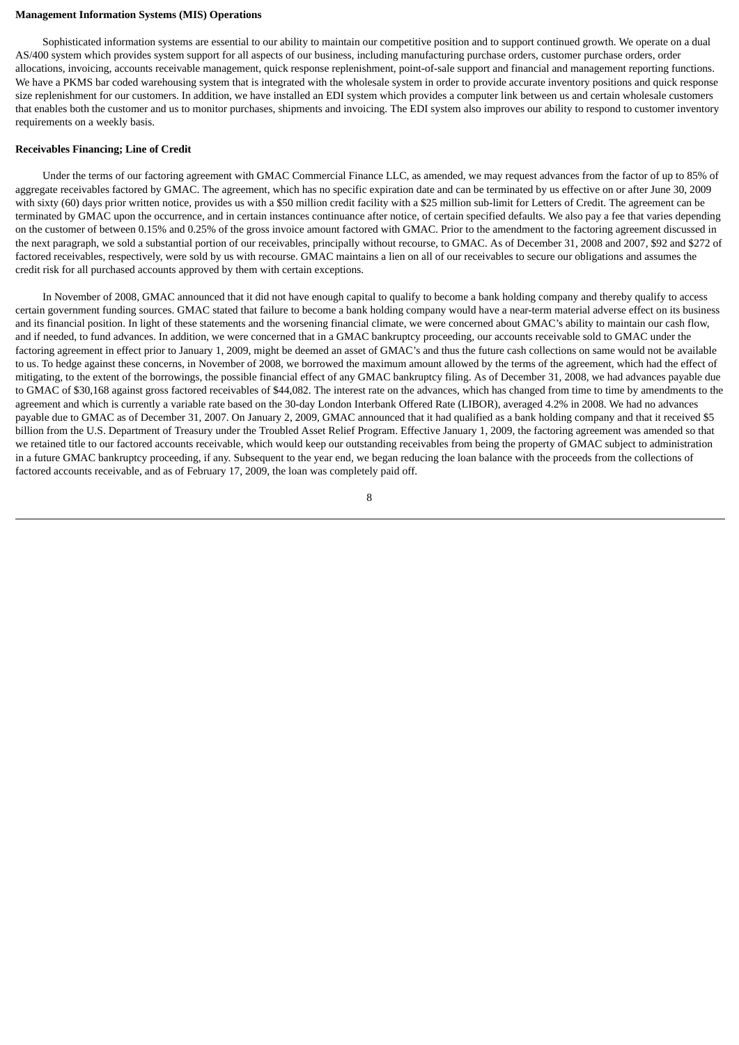**Management Information Systems (MIS) Operations**

Sophisticated information systems are essential to our ability to maintain our competitive position and to support continued growth. We operate on a dual AS/400 system which provides system support for all aspects of our business, including manufacturing purchase orders, customer purchase orders, order allocations, invoicing, accounts receivable management, quick response replenishment, point-of-sale support and financial and management reporting functions. We have a PKMS bar coded warehousing system that is integrated with the wholesale system in order to provide accurate inventory positions and quick response size replenishment for our customers. In addition, we have installed an EDI system which provides a computer link between us and certain wholesale customers that enables both the customer and us to monitor purchases, shipments and invoicing. The EDI system also improves our ability to respond to customer inventory requirements on a weekly basis.

**Receivables Financing; Line of Credit**

Under the terms of our factoring agreement with GMAC Commercial Finance LLC, as amended, we may request advances from the factor of up to 85% of aggregate receivables factored by GMAC. The agreement, which has no specific expiration date and can be terminated by us effective on or after June 30, 2009 with sixty (60) days prior written notice, provides us with a $50 million credit facility with a $25 million sub-limit for Letters of Credit. The agreement can be terminated by GMAC upon the occurrence, and in certain instances continuance after notice, of certain specified defaults. We also pay a fee that varies depending on the customer of between 0.15% and 0.25% of the gross invoice amount factored with GMAC. Prior to the amendment to the factoring agreement discussed in the next paragraph, we sold a substantial portion of our receivables, principally without recourse, to GMAC. As of December 31, 2008 and 2007, $92 and $272 of factored receivables, respectively, were sold by us with recourse. GMAC maintains a lien on all of our receivables to secure our obligations and assumes the credit risk for all purchased accounts approved by them with certain exceptions.

In November of 2008, GMAC announced that it did not have enough capital to qualify to become a bank holding company and thereby qualify to access certain government funding sources. GMAC stated that failure to become a bank holding company would have a near-term material adverse effect on its business and its financial position. In light of these statements and the worsening financial climate, we were concerned about GMAC's ability to maintain our cash flow, and if needed, to fund advances. In addition, we were concerned that in a GMAC bankruptcy proceeding, our accounts receivable sold to GMAC under the factoring agreement in effect prior to January 1, 2009, might be deemed an asset of GMAC's and thus the future cash collections on same would not be available to us. To hedge against these concerns, in November of 2008, we borrowed the maximum amount allowed by the terms of the agreement, which had the effect of mitigating, to the extent of the borrowings, the possible financial effect of any GMAC bankruptcy filing. As of December 31, 2008, we had advances payable due to GMAC of $30,168 against gross factored receivables of $44,082. The interest rate on the advances, which has changed from time to time by amendments to the agreement and which is currently a variable rate based on the 30-day London Interbank Offered Rate (LIBOR), averaged 4.2% in 2008. We had no advances payable due to GMAC as of December 31, 2007. On January 2, 2009, GMAC announced that it had qualified as a bank holding company and that it received $5 billion from the U.S. Department of Treasury under the Troubled Asset Relief Program. Effective January 1, 2009, the factoring agreement was amended so that we retained title to our factored accounts receivable, which would keep our outstanding receivables from being the property of GMAC subject to administration in a future GMAC bankruptcy proceeding, if any. Subsequent to the year end, we began reducing the loan balance with the proceeds from the collections of factored accounts receivable, and as of February 17, 2009, the loan was completely paid off.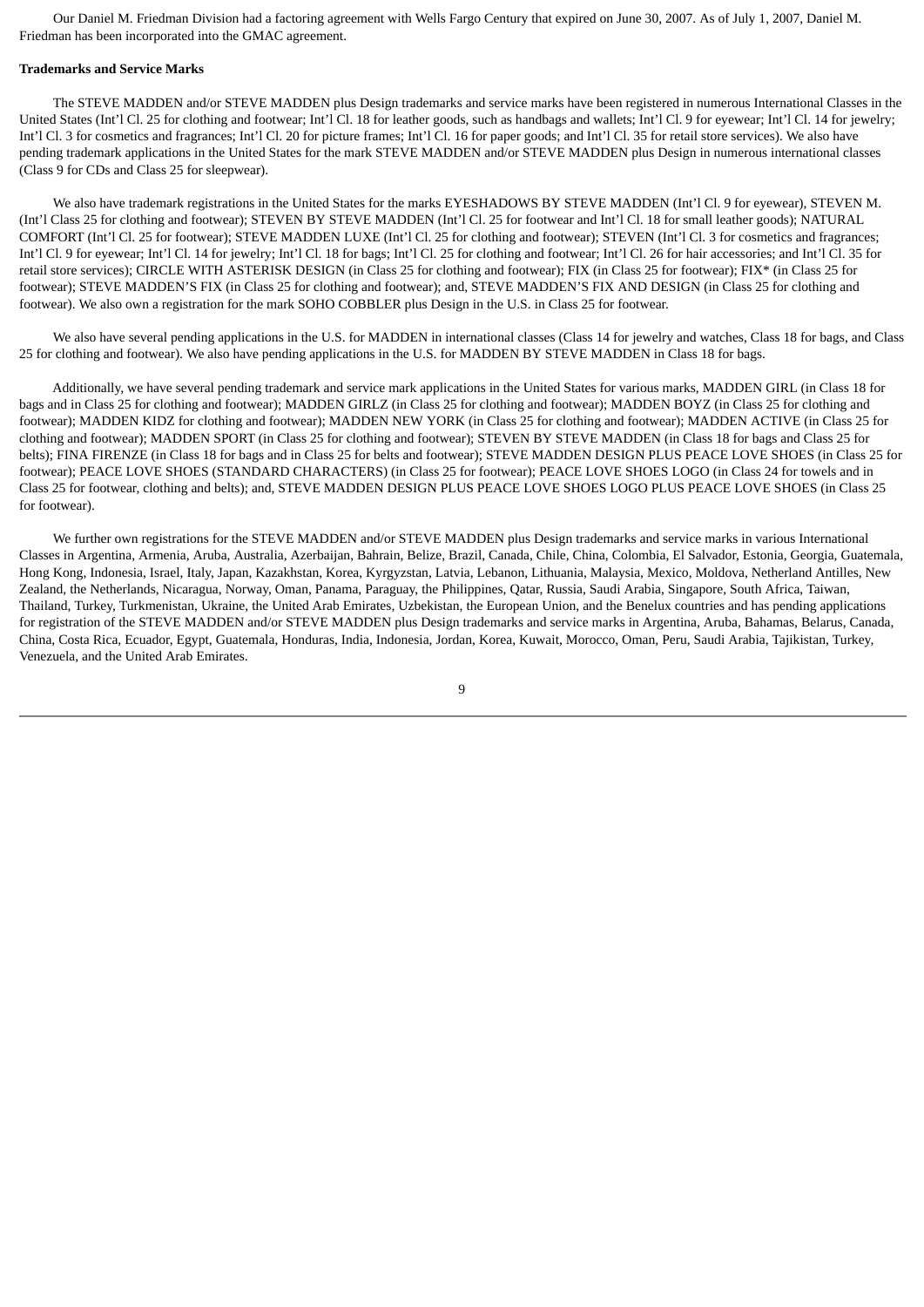Our Daniel M. Friedman Division had a factoring agreement with Wells Fargo Century that expired on June 30, 2007. As of July 1, 2007, Daniel M. Friedman has been incorporated into the GMAC agreement.

**Trademarks and Service Marks**

The STEVE MADDEN and/or STEVE MADDEN plus Design trademarks and service marks have been registered in numerous International Classes in the United States (Int'l Cl. 25 for clothing and footwear; Int'l Cl. 18 for leather goods, such as handbags and wallets; Int'l Cl. 9 for eyewear; Int'l Cl. 14 for jewelry; Int'l Cl. 3 for cosmetics and fragrances; Int'l Cl. 20 for picture frames; Int'l Cl. 16 for paper goods; and Int'l Cl. 35 for retail store services). We also have pending trademark applications in the United States for the mark STEVE MADDEN and/or STEVE MADDEN plus Design in numerous international classes (Class 9 for CDs and Class 25 for sleepwear).

We also have trademark registrations in the United States for the marks EYESHADOWS BY STEVE MADDEN (Int'l Cl. 9 for eyewear), STEVEN M. (Int'l Class 25 for clothing and footwear); STEVEN BY STEVE MADDEN (Int'l Cl. 25 for footwear and Int'l Cl. 18 for small leather goods); NATURAL COMFORT (Int'l Cl. 25 for footwear); STEVE MADDEN LUXE (Int'l Cl. 25 for clothing and footwear); STEVEN (Int'l Cl. 3 for cosmetics and fragrances; Int'l Cl. 9 for eyewear; Int'l Cl. 14 for jewelry; Int'l Cl. 18 for bags; Int'l Cl. 25 for clothing and footwear; Int'l Cl. 26 for hair accessories; and Int'l Cl. 35 for retail store services); CIRCLE WITH ASTERISK DESIGN (in Class 25 for clothing and footwear); FIX (in Class 25 for footwear); FIX* (in Class 25 for footwear); STEVE MADDEN'S FIX (in Class 25 for clothing and footwear); and, STEVE MADDEN'S FIX AND DESIGN (in Class 25 for clothing and footwear). We also own a registration for the mark SOHO COBBLER plus Design in the U.S. in Class 25 for footwear.

We also have several pending applications in the U.S. for MADDEN in international classes (Class 14 for jewelry and watches, Class 18 for bags, and Class 25 for clothing and footwear). We also have pending applications in the U.S. for MADDEN BY STEVE MADDEN in Class 18 for bags.

Additionally, we have several pending trademark and service mark applications in the United States for various marks, MADDEN GIRL (in Class 18 for bags and in Class 25 for clothing and footwear); MADDEN GIRLZ (in Class 25 for clothing and footwear); MADDEN BOYZ (in Class 25 for clothing and footwear); MADDEN KIDZ for clothing and footwear); MADDEN NEW YORK (in Class 25 for clothing and footwear); MADDEN ACTIVE (in Class 25 for clothing and footwear); MADDEN SPORT (in Class 25 for clothing and footwear); STEVEN BY STEVE MADDEN (in Class 18 for bags and Class 25 for belts); FINA FIRENZE (in Class 18 for bags and in Class 25 for belts and footwear); STEVE MADDEN DESIGN PLUS PEACE LOVE SHOES (in Class 25 for footwear); PEACE LOVE SHOES (STANDARD CHARACTERS) (in Class 25 for footwear); PEACE LOVE SHOES LOGO (in Class 24 for towels and in Class 25 for footwear, clothing and belts); and, STEVE MADDEN DESIGN PLUS PEACE LOVE SHOES LOGO PLUS PEACE LOVE SHOES (in Class 25 for footwear).

We further own registrations for the STEVE MADDEN and/or STEVE MADDEN plus Design trademarks and service marks in various International Classes in Argentina, Armenia, Aruba, Australia, Azerbaijan, Bahrain, Belize, Brazil, Canada, Chile, China, Colombia, El Salvador, Estonia, Georgia, Guatemala, Hong Kong, Indonesia, Israel, Italy, Japan, Kazakhstan, Korea, Kyrgyzstan, Latvia, Lebanon, Lithuania, Malaysia, Mexico, Moldova, Netherland Antilles, New Zealand, the Netherlands, Nicaragua, Norway, Oman, Panama, Paraguay, the Philippines, Qatar, Russia, Saudi Arabia, Singapore, South Africa, Taiwan, Thailand, Turkey, Turkmenistan, Ukraine, the United Arab Emirates, Uzbekistan, the European Union, and the Benelux countries and has pending applications for registration of the STEVE MADDEN and/or STEVE MADDEN plus Design trademarks and service marks in Argentina, Aruba, Bahamas, Belarus, Canada, China, Costa Rica, Ecuador, Egypt, Guatemala, Honduras, India, Indonesia, Jordan, Korea, Kuwait, Morocco, Oman, Peru, Saudi Arabia, Tajikistan, Turkey, Venezuela, and the United Arab Emirates.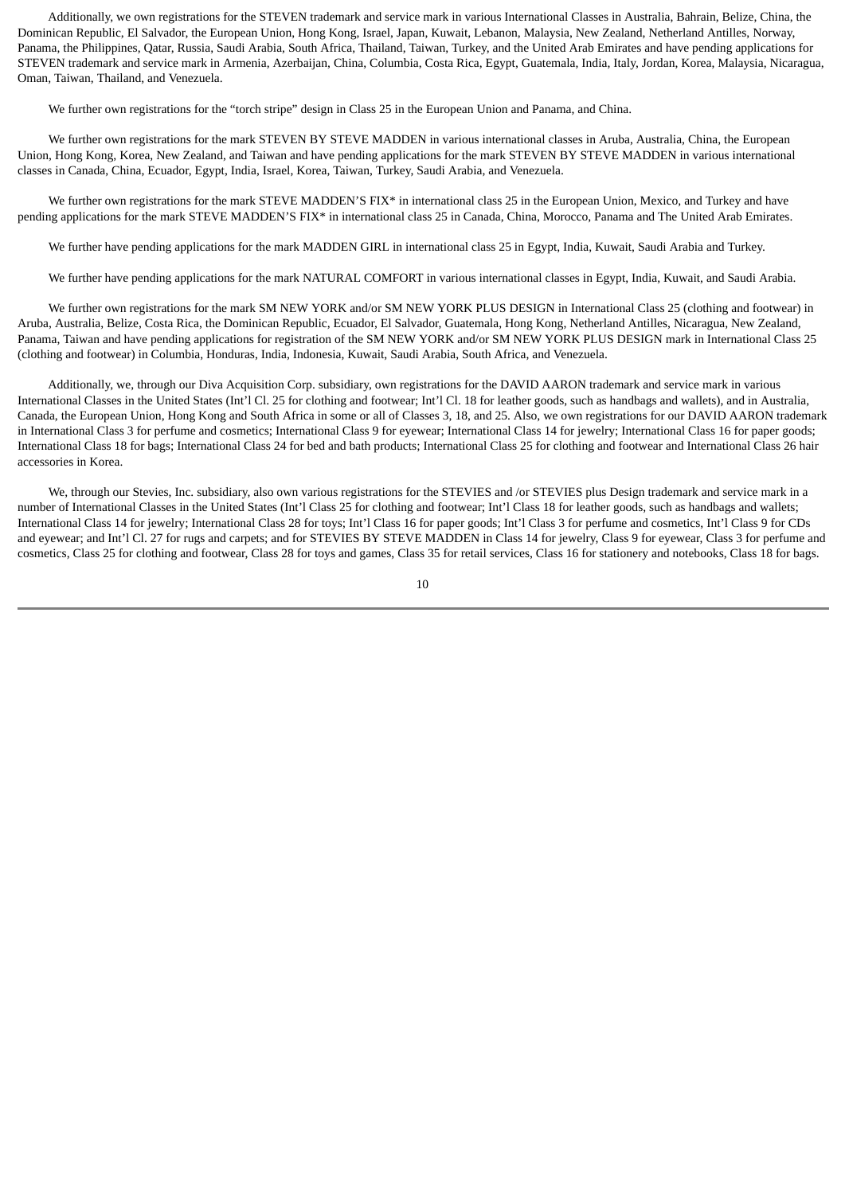Additionally, we own registrations for the STEVEN trademark and service mark in various International Classes in Australia, Bahrain, Belize, China, the Dominican Republic, El Salvador, the European Union, Hong Kong, Israel, Japan, Kuwait, Lebanon, Malaysia, New Zealand, Netherland Antilles, Norway, Panama, the Philippines, Qatar, Russia, Saudi Arabia, South Africa, Thailand, Taiwan, Turkey, and the United Arab Emirates and have pending applications for STEVEN trademark and service mark in Armenia, Azerbaijan, China, Columbia, Costa Rica, Egypt, Guatemala, India, Italy, Jordan, Korea, Malaysia, Nicaragua, Oman, Taiwan, Thailand, and Venezuela.

We further own registrations for the "torch stripe" design in Class 25 in the European Union and Panama, and China.

We further own registrations for the mark STEVEN BY STEVE MADDEN in various international classes in Aruba, Australia, China, the European Union, Hong Kong, Korea, New Zealand, and Taiwan and have pending applications for the mark STEVEN BY STEVE MADDEN in various international classes in Canada, China, Ecuador, Egypt, India, Israel, Korea, Taiwan, Turkey, Saudi Arabia, and Venezuela.

We further own registrations for the mark STEVE MADDEN'S FIX* in international class 25 in the European Union, Mexico, and Turkey and have pending applications for the mark STEVE MADDEN'S FIX* in international class 25 in Canada, China, Morocco, Panama and The United Arab Emirates.

We further have pending applications for the mark MADDEN GIRL in international class 25 in Egypt, India, Kuwait, Saudi Arabia and Turkey.

We further have pending applications for the mark NATURAL COMFORT in various international classes in Egypt, India, Kuwait, and Saudi Arabia.

We further own registrations for the mark SM NEW YORK and/or SM NEW YORK PLUS DESIGN in International Class 25 (clothing and footwear) in Aruba, Australia, Belize, Costa Rica, the Dominican Republic, Ecuador, El Salvador, Guatemala, Hong Kong, Netherland Antilles, Nicaragua, New Zealand, Panama, Taiwan and have pending applications for registration of the SM NEW YORK and/or SM NEW YORK PLUS DESIGN mark in International Class 25 (clothing and footwear) in Columbia, Honduras, India, Indonesia, Kuwait, Saudi Arabia, South Africa, and Venezuela.

Additionally, we, through our Diva Acquisition Corp. subsidiary, own registrations for the DAVID AARON trademark and service mark in various International Classes in the United States (Int'l Cl. 25 for clothing and footwear; Int'l Cl. 18 for leather goods, such as handbags and wallets), and in Australia, Canada, the European Union, Hong Kong and South Africa in some or all of Classes 3, 18, and 25. Also, we own registrations for our DAVID AARON trademark in International Class 3 for perfume and cosmetics; International Class 9 for eyewear; International Class 14 for jewelry; International Class 16 for paper goods; International Class 18 for bags; International Class 24 for bed and bath products; International Class 25 for clothing and footwear and International Class 26 hair accessories in Korea.

We, through our Stevies, Inc. subsidiary, also own various registrations for the STEVIES and /or STEVIES plus Design trademark and service mark in a number of International Classes in the United States (Int'l Class 25 for clothing and footwear; Int'l Class 18 for leather goods, such as handbags and wallets; International Class 14 for jewelry; International Class 28 for toys; Int'l Class 16 for paper goods; Int'l Class 3 for perfume and cosmetics, Int'l Class 9 for CDs and eyewear; and Int'l Cl. 27 for rugs and carpets; and for STEVIES BY STEVE MADDEN in Class 14 for jewelry, Class 9 for eyewear, Class 3 for perfume and cosmetics, Class 25 for clothing and footwear, Class 28 for toys and games, Class 35 for retail services, Class 16 for stationery and notebooks, Class 18 for bags.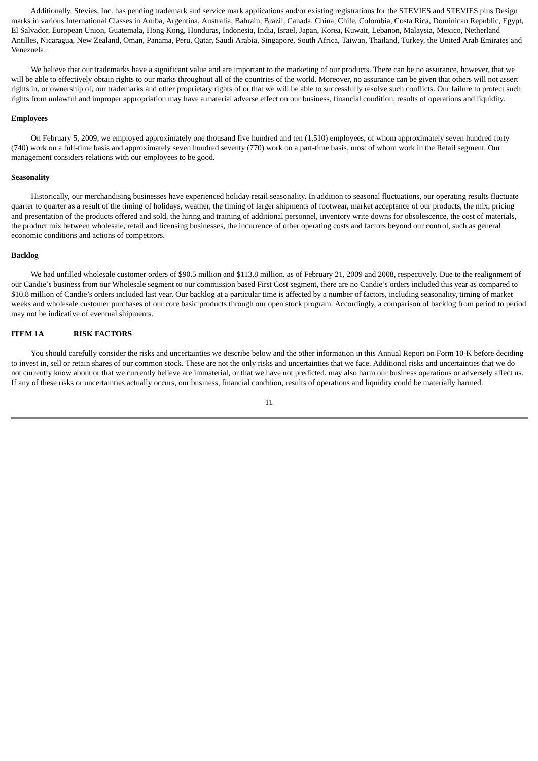Additionally, Stevies, Inc. has pending trademark and service mark applications and/or existing registrations for the STEVIES and STEVIES plus Design marks in various International Classes in Aruba, Argentina, Australia, Bahrain, Brazil, Canada, China, Chile, Colombia, Costa Rica, Dominican Republic, Egypt, El Salvador, European Union, Guatemala, Hong Kong, Honduras, Indonesia, India, Israel, Japan, Korea, Kuwait, Lebanon, Malaysia, Mexico, Netherland Antilles, Nicaragua, New Zealand, Oman, Panama, Peru, Qatar, Saudi Arabia, Singapore, South Africa, Taiwan, Thailand, Turkey, the United Arab Emirates and Venezuela.

We believe that our trademarks have a significant value and are important to the marketing of our products. There can be no assurance, however, that we will be able to effectively obtain rights to our marks throughout all of the countries of the world. Moreover, no assurance can be given that others will not assert rights in, or ownership of, our trademarks and other proprietary rights of or that we will be able to successfully resolve such conflicts. Our failure to protect such rights from unlawful and improper appropriation may have a material adverse effect on our business, financial condition, results of operations and liquidity.

**Employees**

On February 5, 2009, we employed approximately one thousand five hundred and ten (1,510) employees, of whom approximately seven hundred forty (740) work on a full-time basis and approximately seven hundred seventy (770) work on a part-time basis, most of whom work in the Retail segment. Our management considers relations with our employees to be good.

**Seasonality**

Historically, our merchandising businesses have experienced holiday retail seasonality. In addition to seasonal fluctuations, our operating results fluctuate quarter to quarter as a result of the timing of holidays, weather, the timing of larger shipments of footwear, market acceptance of our products, the mix, pricing and presentation of the products offered and sold, the hiring and training of additional personnel, inventory write downs for obsolescence, the cost of materials, the product mix between wholesale, retail and licensing businesses, the incurrence of other operating costs and factors beyond our control, such as general economic conditions and actions of competitors.

**Backlog**

We had unfilled wholesale customer orders of $90.5 million and $113.8 million, as of February 21, 2009 and 2008, respectively. Due to the realignment of our Candie's business from our Wholesale segment to our commission based First Cost segment, there are no Candie's orders included this year as compared to $10.8 million of Candie's orders included last year. Our backlog at a particular time is affected by a number of factors, including seasonality, timing of market weeks and wholesale customer purchases of our core basic products through our open stock program. Accordingly, a comparison of backlog from period to period may not be indicative of eventual shipments.

## ITEM 1A RISK FACTORS

You should carefully consider the risks and uncertainties we describe below and the other information in this Annual Report on Form 10-K before deciding to invest in, sell or retain shares of our common stock. These are not the only risks and uncertainties that we face. Additional risks and uncertainties that we do not currently know about or that we currently believe are immaterial, or that we have not predicted, may also harm our business operations or adversely affect us. If any of these risks or uncertainties actually occurs, our business, financial condition, results of operations and liquidity could be materially harmed.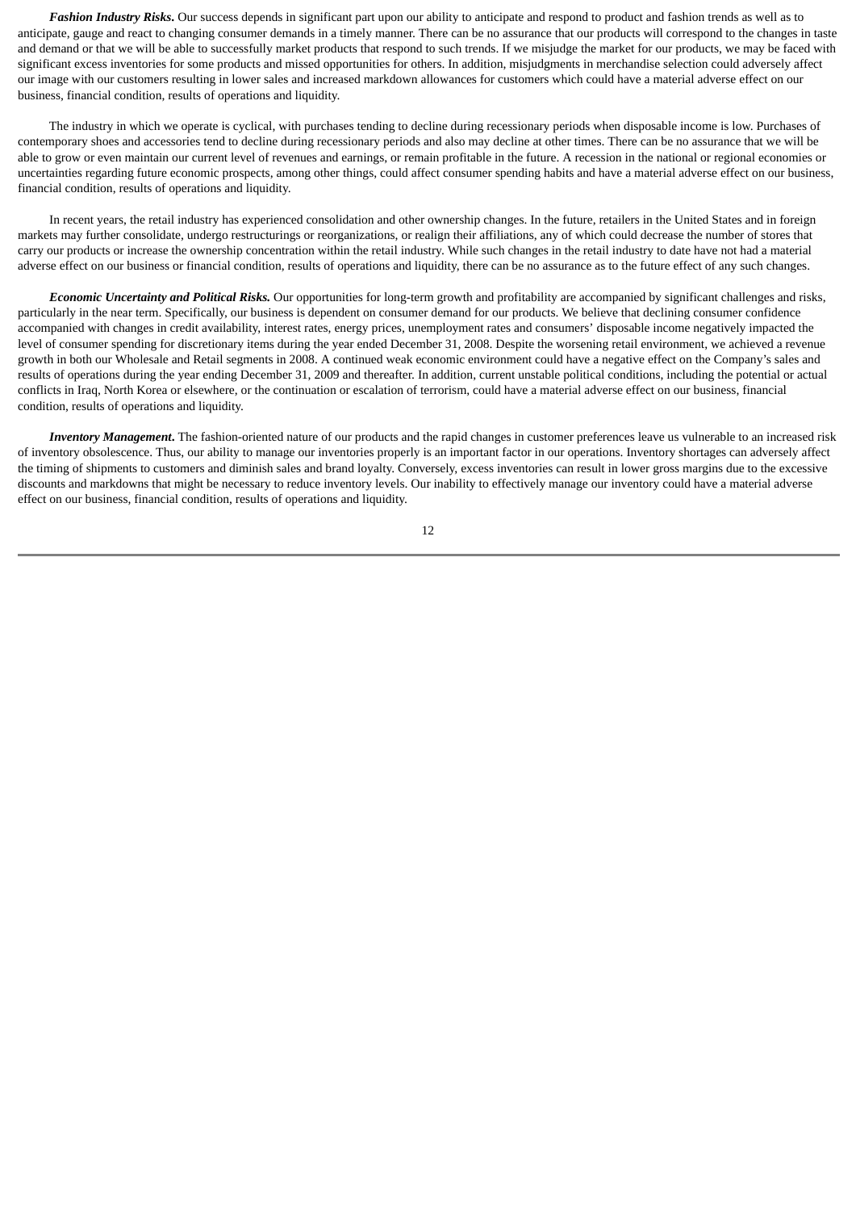***Fashion Industry Risks***. Our success depends in significant part upon our ability to anticipate and respond to product and fashion trends as well as to anticipate, gauge and react to changing consumer demands in a timely manner. There can be no assurance that our products will correspond to the changes in taste and demand or that we will be able to successfully market products that respond to such trends. If we misjudge the market for our products, we may be faced with significant excess inventories for some products and missed opportunities for others. In addition, misjudgments in merchandise selection could adversely affect our image with our customers resulting in lower sales and increased markdown allowances for customers which could have a material adverse effect on our business, financial condition, results of operations and liquidity.

The industry in which we operate is cyclical, with purchases tending to decline during recessionary periods when disposable income is low. Purchases of contemporary shoes and accessories tend to decline during recessionary periods and also may decline at other times. There can be no assurance that we will be able to grow or even maintain our current level of revenues and earnings, or remain profitable in the future. A recession in the national or regional economies or uncertainties regarding future economic prospects, among other things, could affect consumer spending habits and have a material adverse effect on our business, financial condition, results of operations and liquidity.

In recent years, the retail industry has experienced consolidation and other ownership changes. In the future, retailers in the United States and in foreign markets may further consolidate, undergo restructurings or reorganizations, or realign their affiliations, any of which could decrease the number of stores that carry our products or increase the ownership concentration within the retail industry. While such changes in the retail industry to date have not had a material adverse effect on our business or financial condition, results of operations and liquidity, there can be no assurance as to the future effect of any such changes.

***Economic Uncertainty and Political Risks.*** Our opportunities for long-term growth and profitability are accompanied by significant challenges and risks, particularly in the near term. Specifically, our business is dependent on consumer demand for our products. We believe that declining consumer confidence accompanied with changes in credit availability, interest rates, energy prices, unemployment rates and consumers' disposable income negatively impacted the level of consumer spending for discretionary items during the year ended December 31, 2008. Despite the worsening retail environment, we achieved a revenue growth in both our Wholesale and Retail segments in 2008. A continued weak economic environment could have a negative effect on the Company's sales and results of operations during the year ending December 31, 2009 and thereafter. In addition, current unstable political conditions, including the potential or actual conflicts in Iraq, North Korea or elsewhere, or the continuation or escalation of terrorism, could have a material adverse effect on our business, financial condition, results of operations and liquidity.

***Inventory Management***. The fashion-oriented nature of our products and the rapid changes in customer preferences leave us vulnerable to an increased risk of inventory obsolescence. Thus, our ability to manage our inventories properly is an important factor in our operations. Inventory shortages can adversely affect the timing of shipments to customers and diminish sales and brand loyalty. Conversely, excess inventories can result in lower gross margins due to the excessive discounts and markdowns that might be necessary to reduce inventory levels. Our inability to effectively manage our inventory could have a material adverse effect on our business, financial condition, results of operations and liquidity.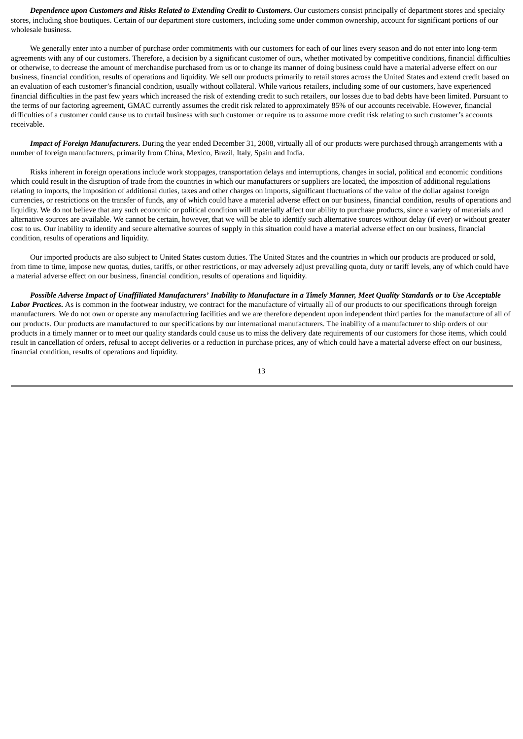***Dependence upon Customers and Risks Related to Extending Credit to Customers.*** Our customers consist principally of department stores and specialty stores, including shoe boutiques. Certain of our department store customers, including some under common ownership, account for significant portions of our wholesale business.

We generally enter into a number of purchase order commitments with our customers for each of our lines every season and do not enter into long-term agreements with any of our customers. Therefore, a decision by a significant customer of ours, whether motivated by competitive conditions, financial difficulties or otherwise, to decrease the amount of merchandise purchased from us or to change its manner of doing business could have a material adverse effect on our business, financial condition, results of operations and liquidity. We sell our products primarily to retail stores across the United States and extend credit based on an evaluation of each customer's financial condition, usually without collateral. While various retailers, including some of our customers, have experienced financial difficulties in the past few years which increased the risk of extending credit to such retailers, our losses due to bad debts have been limited. Pursuant to the terms of our factoring agreement, GMAC currently assumes the credit risk related to approximately 85% of our accounts receivable. However, financial difficulties of a customer could cause us to curtail business with such customer or require us to assume more credit risk relating to such customer's accounts receivable.

***Impact of Foreign Manufacturers.*** During the year ended December 31, 2008, virtually all of our products were purchased through arrangements with a number of foreign manufacturers, primarily from China, Mexico, Brazil, Italy, Spain and India.

Risks inherent in foreign operations include work stoppages, transportation delays and interruptions, changes in social, political and economic conditions which could result in the disruption of trade from the countries in which our manufacturers or suppliers are located, the imposition of additional regulations relating to imports, the imposition of additional duties, taxes and other charges on imports, significant fluctuations of the value of the dollar against foreign currencies, or restrictions on the transfer of funds, any of which could have a material adverse effect on our business, financial condition, results of operations and liquidity. We do not believe that any such economic or political condition will materially affect our ability to purchase products, since a variety of materials and alternative sources are available. We cannot be certain, however, that we will be able to identify such alternative sources without delay (if ever) or without greater cost to us. Our inability to identify and secure alternative sources of supply in this situation could have a material adverse effect on our business, financial condition, results of operations and liquidity.

Our imported products are also subject to United States custom duties. The United States and the countries in which our products are produced or sold, from time to time, impose new quotas, duties, tariffs, or other restrictions, or may adversely adjust prevailing quota, duty or tariff levels, any of which could have a material adverse effect on our business, financial condition, results of operations and liquidity.

***Possible Adverse Impact of Unaffiliated Manufacturers' Inability to Manufacture in a Timely Manner, Meet Quality Standards or to Use Acceptable Labor Practices.*** As is common in the footwear industry, we contract for the manufacture of virtually all of our products to our specifications through foreign manufacturers. We do not own or operate any manufacturing facilities and we are therefore dependent upon independent third parties for the manufacture of all of our products. Our products are manufactured to our specifications by our international manufacturers. The inability of a manufacturer to ship orders of our products in a timely manner or to meet our quality standards could cause us to miss the delivery date requirements of our customers for those items, which could result in cancellation of orders, refusal to accept deliveries or a reduction in purchase prices, any of which could have a material adverse effect on our business, financial condition, results of operations and liquidity.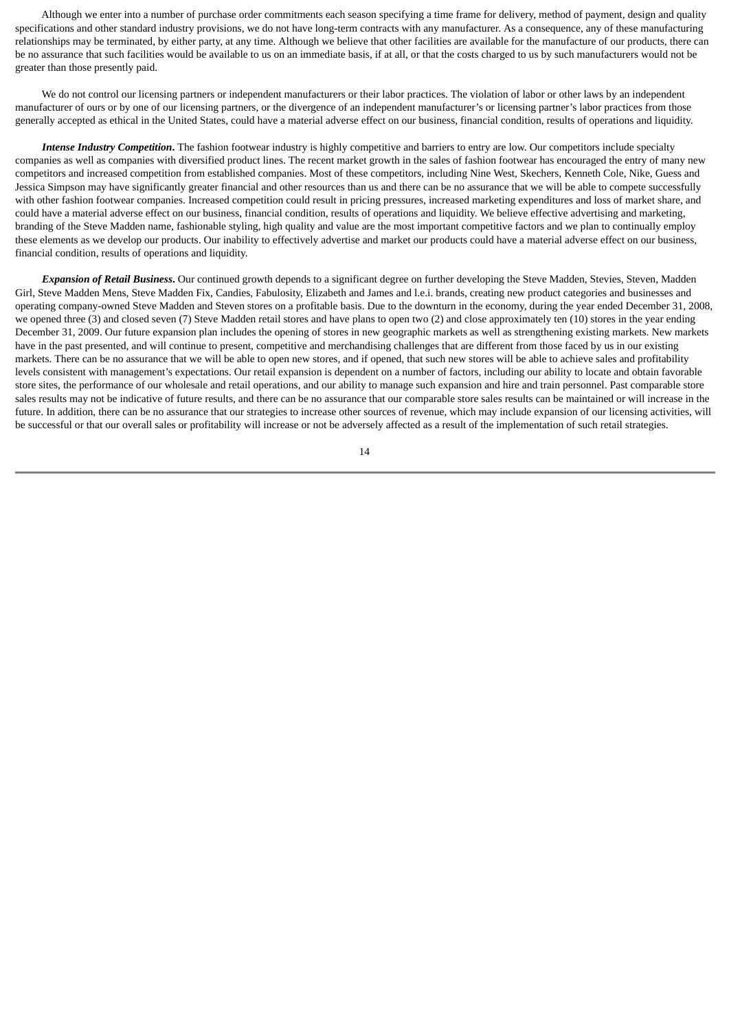Although we enter into a number of purchase order commitments each season specifying a time frame for delivery, method of payment, design and quality specifications and other standard industry provisions, we do not have long-term contracts with any manufacturer. As a consequence, any of these manufacturing relationships may be terminated, by either party, at any time. Although we believe that other facilities are available for the manufacture of our products, there can be no assurance that such facilities would be available to us on an immediate basis, if at all, or that the costs charged to us by such manufacturers would not be greater than those presently paid.

We do not control our licensing partners or independent manufacturers or their labor practices. The violation of labor or other laws by an independent manufacturer of ours or by one of our licensing partners, or the divergence of an independent manufacturer's or licensing partner's labor practices from those generally accepted as ethical in the United States, could have a material adverse effect on our business, financial condition, results of operations and liquidity.

***Intense Industry Competition***. The fashion footwear industry is highly competitive and barriers to entry are low. Our competitors include specialty companies as well as companies with diversified product lines. The recent market growth in the sales of fashion footwear has encouraged the entry of many new competitors and increased competition from established companies. Most of these competitors, including Nine West, Skechers, Kenneth Cole, Nike, Guess and Jessica Simpson may have significantly greater financial and other resources than us and there can be no assurance that we will be able to compete successfully with other fashion footwear companies. Increased competition could result in pricing pressures, increased marketing expenditures and loss of market share, and could have a material adverse effect on our business, financial condition, results of operations and liquidity. We believe effective advertising and marketing, branding of the Steve Madden name, fashionable styling, high quality and value are the most important competitive factors and we plan to continually employ these elements as we develop our products. Our inability to effectively advertise and market our products could have a material adverse effect on our business, financial condition, results of operations and liquidity.

***Expansion of Retail Business***. Our continued growth depends to a significant degree on further developing the Steve Madden, Stevies, Steven, Madden Girl, Steve Madden Mens, Steve Madden Fix, Candies, Fabulosity, Elizabeth and James and l.e.i. brands, creating new product categories and businesses and operating company-owned Steve Madden and Steven stores on a profitable basis. Due to the downturn in the economy, during the year ended December 31, 2008, we opened three (3) and closed seven (7) Steve Madden retail stores and have plans to open two (2) and close approximately ten (10) stores in the year ending December 31, 2009. Our future expansion plan includes the opening of stores in new geographic markets as well as strengthening existing markets. New markets have in the past presented, and will continue to present, competitive and merchandising challenges that are different from those faced by us in our existing markets. There can be no assurance that we will be able to open new stores, and if opened, that such new stores will be able to achieve sales and profitability levels consistent with management's expectations. Our retail expansion is dependent on a number of factors, including our ability to locate and obtain favorable store sites, the performance of our wholesale and retail operations, and our ability to manage such expansion and hire and train personnel. Past comparable store sales results may not be indicative of future results, and there can be no assurance that our comparable store sales results can be maintained or will increase in the future. In addition, there can be no assurance that our strategies to increase other sources of revenue, which may include expansion of our licensing activities, will be successful or that our overall sales or profitability will increase or not be adversely affected as a result of the implementation of such retail strategies.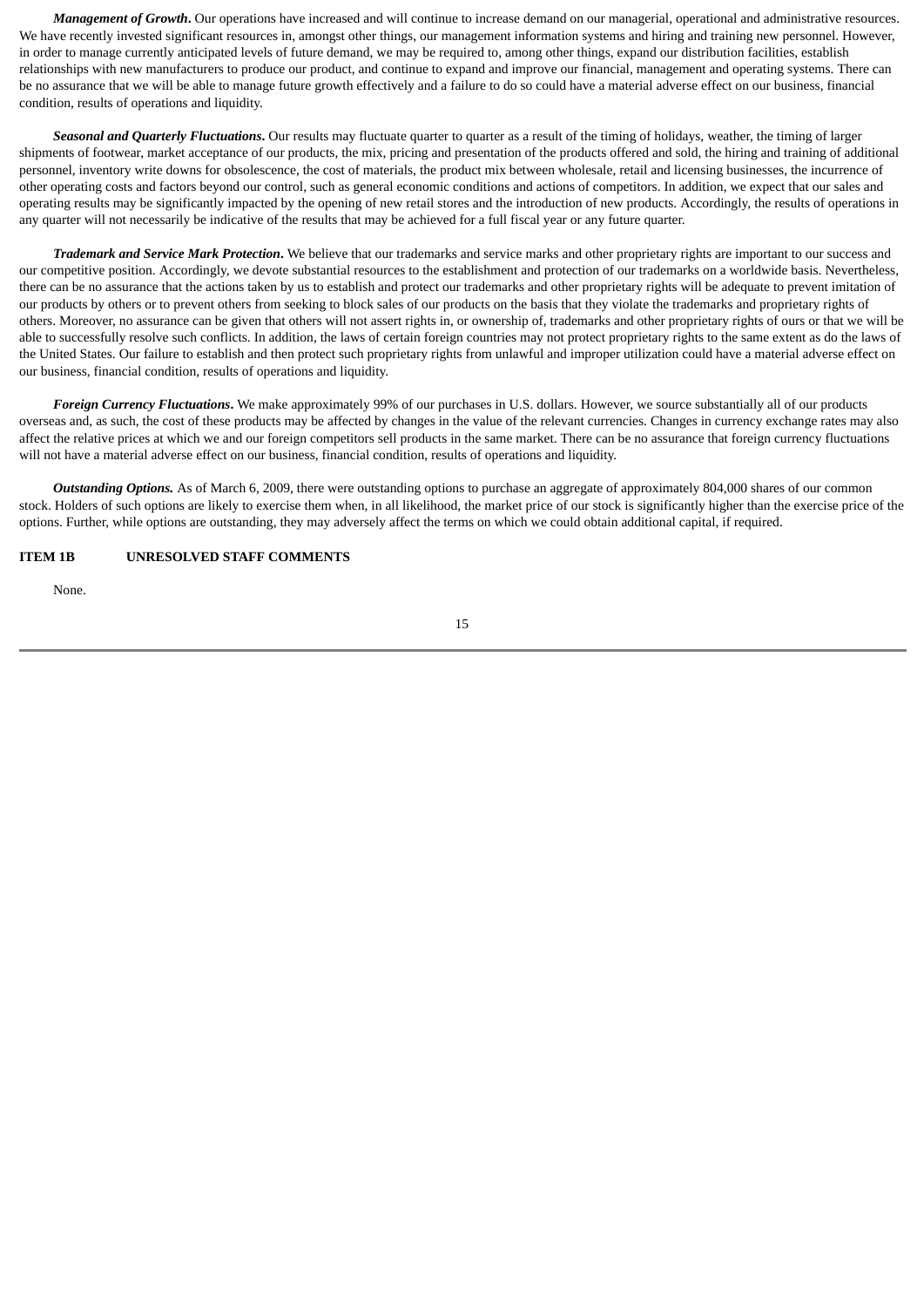***Management of Growth*****.** Our operations have increased and will continue to increase demand on our managerial, operational and administrative resources. We have recently invested significant resources in, amongst other things, our management information systems and hiring and training new personnel. However, in order to manage currently anticipated levels of future demand, we may be required to, among other things, expand our distribution facilities, establish relationships with new manufacturers to produce our product, and continue to expand and improve our financial, management and operating systems. There can be no assurance that we will be able to manage future growth effectively and a failure to do so could have a material adverse effect on our business, financial condition, results of operations and liquidity.

***Seasonal and Quarterly Fluctuations*****.** Our results may fluctuate quarter to quarter as a result of the timing of holidays, weather, the timing of larger shipments of footwear, market acceptance of our products, the mix, pricing and presentation of the products offered and sold, the hiring and training of additional personnel, inventory write downs for obsolescence, the cost of materials, the product mix between wholesale, retail and licensing businesses, the incurrence of other operating costs and factors beyond our control, such as general economic conditions and actions of competitors. In addition, we expect that our sales and operating results may be significantly impacted by the opening of new retail stores and the introduction of new products. Accordingly, the results of operations in any quarter will not necessarily be indicative of the results that may be achieved for a full fiscal year or any future quarter.

***Trademark and Service Mark Protection*****.** We believe that our trademarks and service marks and other proprietary rights are important to our success and our competitive position. Accordingly, we devote substantial resources to the establishment and protection of our trademarks on a worldwide basis. Nevertheless, there can be no assurance that the actions taken by us to establish and protect our trademarks and other proprietary rights will be adequate to prevent imitation of our products by others or to prevent others from seeking to block sales of our products on the basis that they violate the trademarks and proprietary rights of others. Moreover, no assurance can be given that others will not assert rights in, or ownership of, trademarks and other proprietary rights of ours or that we will be able to successfully resolve such conflicts. In addition, the laws of certain foreign countries may not protect proprietary rights to the same extent as do the laws of the United States. Our failure to establish and then protect such proprietary rights from unlawful and improper utilization could have a material adverse effect on our business, financial condition, results of operations and liquidity.

***Foreign Currency Fluctuations*****.** We make approximately 99% of our purchases in U.S. dollars. However, we source substantially all of our products overseas and, as such, the cost of these products may be affected by changes in the value of the relevant currencies. Changes in currency exchange rates may also affect the relative prices at which we and our foreign competitors sell products in the same market. There can be no assurance that foreign currency fluctuations will not have a material adverse effect on our business, financial condition, results of operations and liquidity.

***Outstanding Options.*** As of March 6, 2009, there were outstanding options to purchase an aggregate of approximately 804,000 shares of our common stock. Holders of such options are likely to exercise them when, in all likelihood, the market price of our stock is significantly higher than the exercise price of the options. Further, while options are outstanding, they may adversely affect the terms on which we could obtain additional capital, if required.

**ITEM 1B UNRESOLVED STAFF COMMENTS**

None.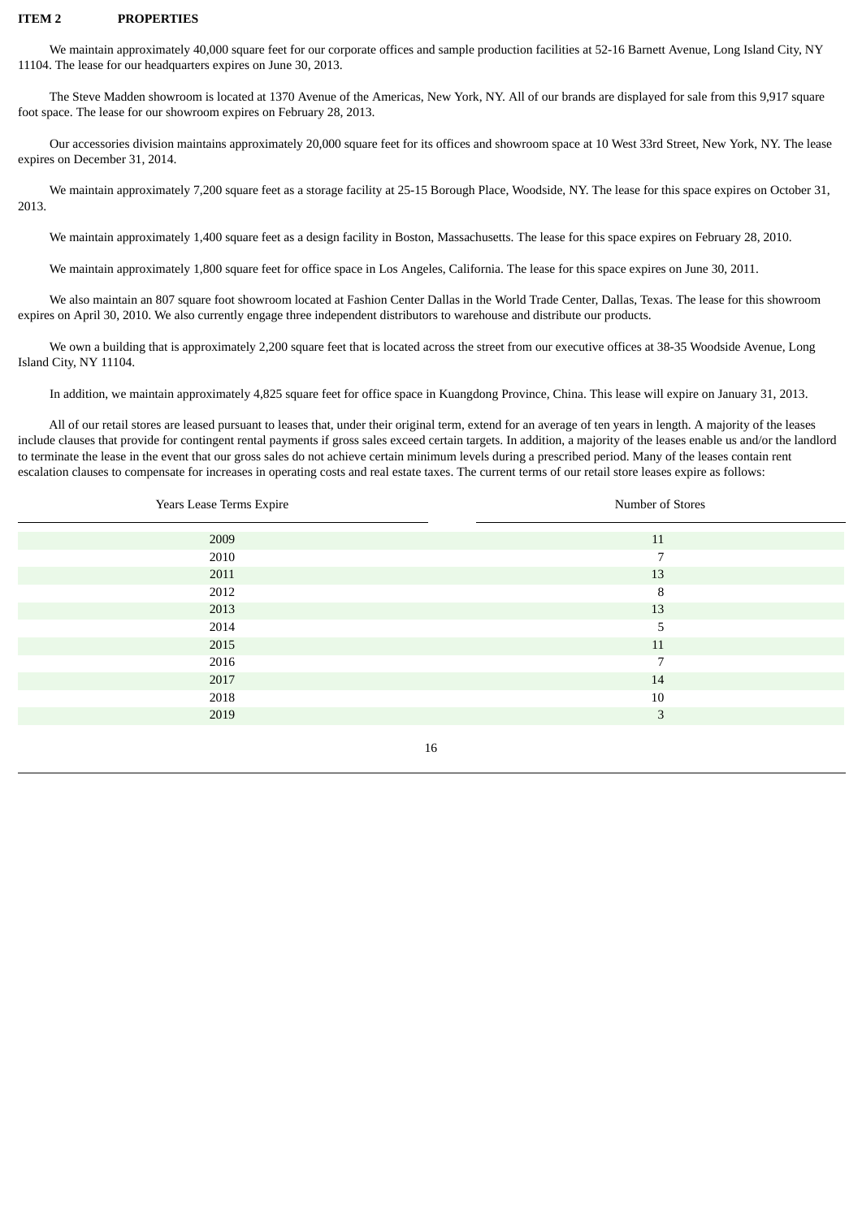## ITEM 2 PROPERTIES

We maintain approximately 40,000 square feet for our corporate offices and sample production facilities at 52-16 Barnett Avenue, Long Island City, NY 11104. The lease for our headquarters expires on June 30, 2013.

The Steve Madden showroom is located at 1370 Avenue of the Americas, New York, NY. All of our brands are displayed for sale from this 9,917 square foot space. The lease for our showroom expires on February 28, 2013.

Our accessories division maintains approximately 20,000 square feet for its offices and showroom space at 10 West 33rd Street, New York, NY. The lease expires on December 31, 2014.

We maintain approximately 7,200 square feet as a storage facility at 25-15 Borough Place, Woodside, NY. The lease for this space expires on October 31, 2013.

We maintain approximately 1,400 square feet as a design facility in Boston, Massachusetts. The lease for this space expires on February 28, 2010.

We maintain approximately 1,800 square feet for office space in Los Angeles, California. The lease for this space expires on June 30, 2011.

We also maintain an 807 square foot showroom located at Fashion Center Dallas in the World Trade Center, Dallas, Texas. The lease for this showroom expires on April 30, 2010. We also currently engage three independent distributors to warehouse and distribute our products.

We own a building that is approximately 2,200 square feet that is located across the street from our executive offices at 38-35 Woodside Avenue, Long Island City, NY 11104.

In addition, we maintain approximately 4,825 square feet for office space in Kuangdong Province, China. This lease will expire on January 31, 2013.

All of our retail stores are leased pursuant to leases that, under their original term, extend for an average of ten years in length. A majority of the leases include clauses that provide for contingent rental payments if gross sales exceed certain targets. In addition, a majority of the leases enable us and/or the landlord to terminate the lease in the event that our gross sales do not achieve certain minimum levels during a prescribed period. Many of the leases contain rent escalation clauses to compensate for increases in operating costs and real estate taxes. The current terms of our retail store leases expire as follows:

| Years Lease Terms Expire | Number of Stores |
|---|---|
| 2009 | 11 |
| 2010 | 7 |
| 2011 | 13 |
| 2012 | 8 |
| 2013 | 13 |
| 2014 | 5 |
| 2015 | 11 |
| 2016 | 7 |
| 2017 | 14 |
| 2018 | 10 |
| 2019 | 3 |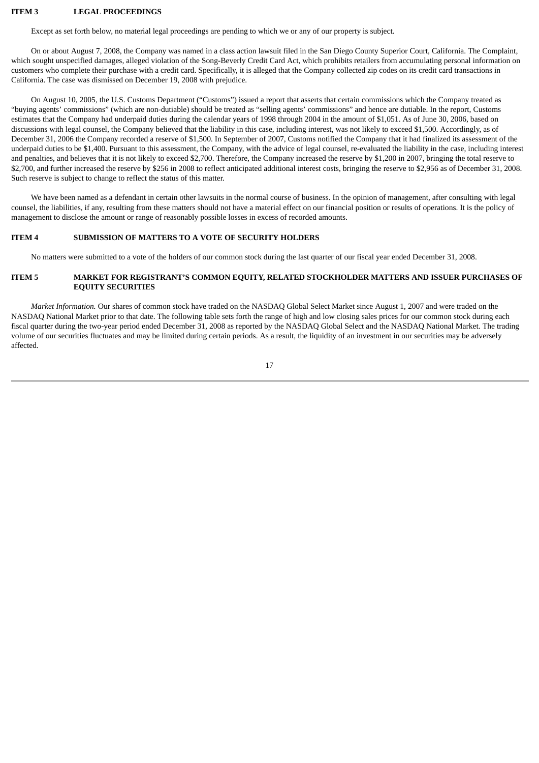## ITEM 3 LEGAL PROCEEDINGS

Except as set forth below, no material legal proceedings are pending to which we or any of our property is subject.

On or about August 7, 2008, the Company was named in a class action lawsuit filed in the San Diego County Superior Court, California. The Complaint, which sought unspecified damages, alleged violation of the Song-Beverly Credit Card Act, which prohibits retailers from accumulating personal information on customers who complete their purchase with a credit card. Specifically, it is alleged that the Company collected zip codes on its credit card transactions in California. The case was dismissed on December 19, 2008 with prejudice.

On August 10, 2005, the U.S. Customs Department ("Customs") issued a report that asserts that certain commissions which the Company treated as "buying agents' commissions" (which are non-dutiable) should be treated as "selling agents' commissions" and hence are dutiable. In the report, Customs estimates that the Company had underpaid duties during the calendar years of 1998 through 2004 in the amount of $1,051. As of June 30, 2006, based on discussions with legal counsel, the Company believed that the liability in this case, including interest, was not likely to exceed $1,500. Accordingly, as of December 31, 2006 the Company recorded a reserve of $1,500. In September of 2007, Customs notified the Company that it had finalized its assessment of the underpaid duties to be $1,400. Pursuant to this assessment, the Company, with the advice of legal counsel, re-evaluated the liability in the case, including interest and penalties, and believes that it is not likely to exceed $2,700. Therefore, the Company increased the reserve by $1,200 in 2007, bringing the total reserve to $2,700, and further increased the reserve by $256 in 2008 to reflect anticipated additional interest costs, bringing the reserve to $2,956 as of December 31, 2008. Such reserve is subject to change to reflect the status of this matter.

We have been named as a defendant in certain other lawsuits in the normal course of business. In the opinion of management, after consulting with legal counsel, the liabilities, if any, resulting from these matters should not have a material effect on our financial position or results of operations. It is the policy of management to disclose the amount or range of reasonably possible losses in excess of recorded amounts.

## ITEM 4 SUBMISSION OF MATTERS TO A VOTE OF SECURITY HOLDERS

No matters were submitted to a vote of the holders of our common stock during the last quarter of our fiscal year ended December 31, 2008.

## ITEM 5 MARKET FOR REGISTRANT'S COMMON EQUITY, RELATED STOCKHOLDER MATTERS AND ISSUER PURCHASES OF EQUITY SECURITIES

*Market Information.* Our shares of common stock have traded on the NASDAQ Global Select Market since August 1, 2007 and were traded on the NASDAQ National Market prior to that date. The following table sets forth the range of high and low closing sales prices for our common stock during each fiscal quarter during the two-year period ended December 31, 2008 as reported by the NASDAQ Global Select and the NASDAQ National Market. The trading volume of our securities fluctuates and may be limited during certain periods. As a result, the liquidity of an investment in our securities may be adversely affected.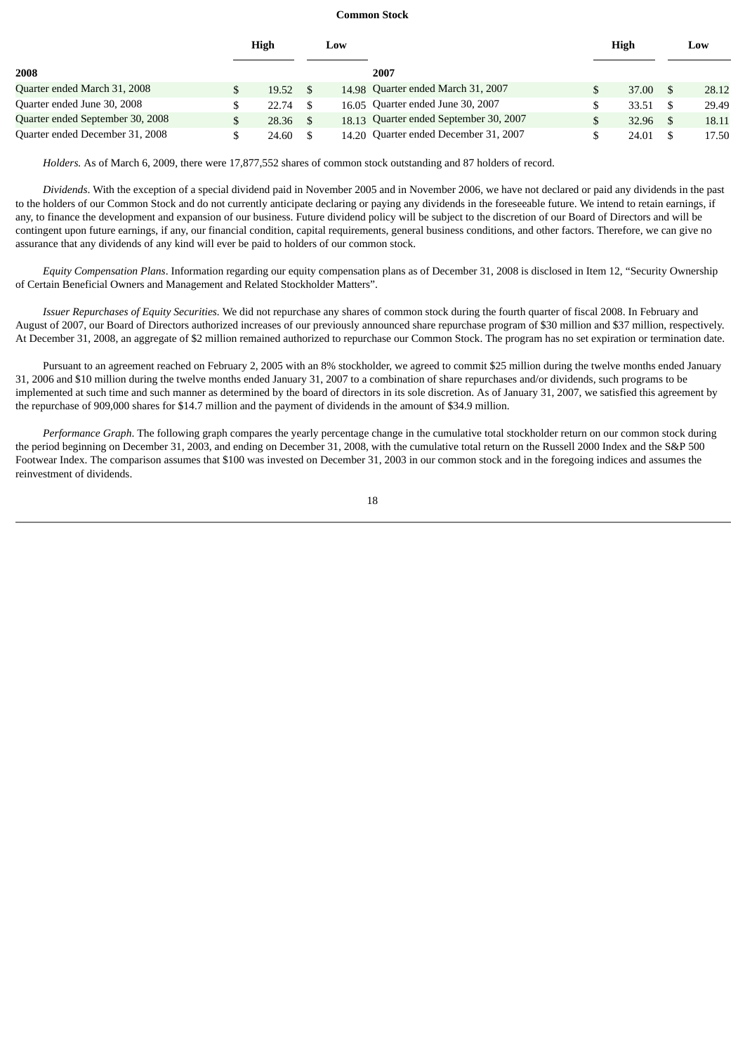**Common Stock**

| | High | Low | | High | Low |
|---|---|---|---|---|---|
| **2008** | | | **2007** | | |
| Quarter ended March 31, 2008 | $ 19.52 | $ 14.98 | Quarter ended March 31, 2007 | $ 37.00 | $ 28.12 |
| Quarter ended June 30, 2008 | $ 22.74 | $ 16.05 | Quarter ended June 30, 2007 | $ 33.51 | $ 29.49 |
| Quarter ended September 30, 2008 | $ 28.36 | $ 18.13 | Quarter ended September 30, 2007 | $ 32.96 | $ 18.11 |
| Quarter ended December 31, 2008 | $ 24.60 | $ 14.20 | Quarter ended December 31, 2007 | $ 24.01 | $ 17.50 |

*Holders.* As of March 6, 2009, there were 17,877,552 shares of common stock outstanding and 87 holders of record.

*Dividends*. With the exception of a special dividend paid in November 2005 and in November 2006, we have not declared or paid any dividends in the past to the holders of our Common Stock and do not currently anticipate declaring or paying any dividends in the foreseeable future. We intend to retain earnings, if any, to finance the development and expansion of our business. Future dividend policy will be subject to the discretion of our Board of Directors and will be contingent upon future earnings, if any, our financial condition, capital requirements, general business conditions, and other factors. Therefore, we can give no assurance that any dividends of any kind will ever be paid to holders of our common stock.

*Equity Compensation Plans*. Information regarding our equity compensation plans as of December 31, 2008 is disclosed in Item 12, "Security Ownership of Certain Beneficial Owners and Management and Related Stockholder Matters".

*Issuer Repurchases of Equity Securities.* We did not repurchase any shares of common stock during the fourth quarter of fiscal 2008. In February and August of 2007, our Board of Directors authorized increases of our previously announced share repurchase program of $30 million and $37 million, respectively. At December 31, 2008, an aggregate of $2 million remained authorized to repurchase our Common Stock. The program has no set expiration or termination date.

Pursuant to an agreement reached on February 2, 2005 with an 8% stockholder, we agreed to commit $25 million during the twelve months ended January 31, 2006 and $10 million during the twelve months ended January 31, 2007 to a combination of share repurchases and/or dividends, such programs to be implemented at such time and such manner as determined by the board of directors in its sole discretion. As of January 31, 2007, we satisfied this agreement by the repurchase of 909,000 shares for $14.7 million and the payment of dividends in the amount of $34.9 million.

*Performance Graph*. The following graph compares the yearly percentage change in the cumulative total stockholder return on our common stock during the period beginning on December 31, 2003, and ending on December 31, 2008, with the cumulative total return on the Russell 2000 Index and the S&P 500 Footwear Index. The comparison assumes that $100 was invested on December 31, 2003 in our common stock and in the foregoing indices and assumes the reinvestment of dividends.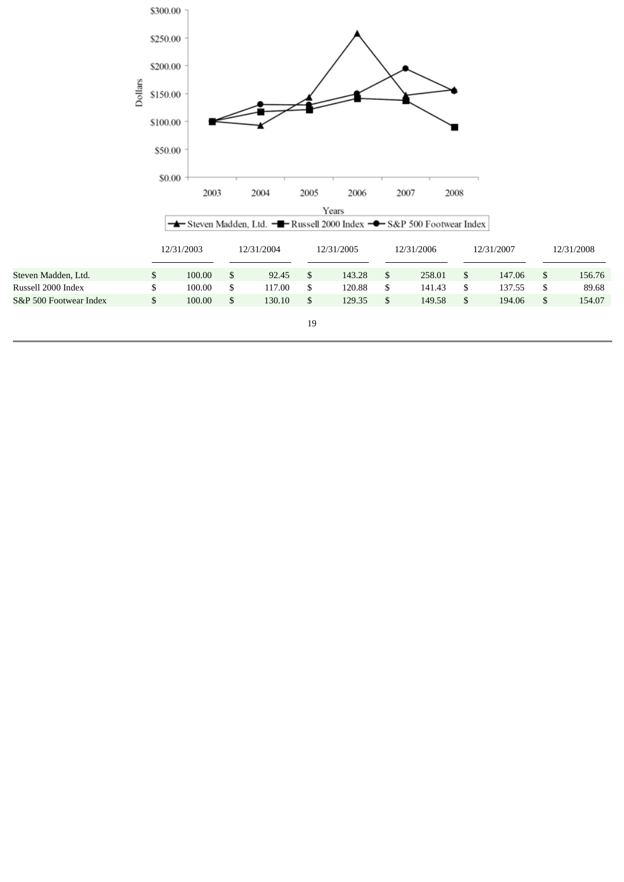| | 12/31/2003 | 12/31/2004 | 12/31/2005 | 12/31/2006 | 12/31/2007 | 12/31/2008 |
|---|---|---|---|---|---|---|
| Steven Madden, Ltd. | $ 100.00 | $ 92.45 | $ 143.28 | $ 258.01 | $ 147.06 | $ 156.76 |
| Russell 2000 Index | $ 100.00 | $ 117.00 | $ 120.88 | $ 141.43 | $ 137.55 | $ 89.68 |
| S&P 500 Footwear Index | $ 100.00 | $ 130.10 | $ 129.35 | $ 149.58 | $ 194.06 | $ 154.07 |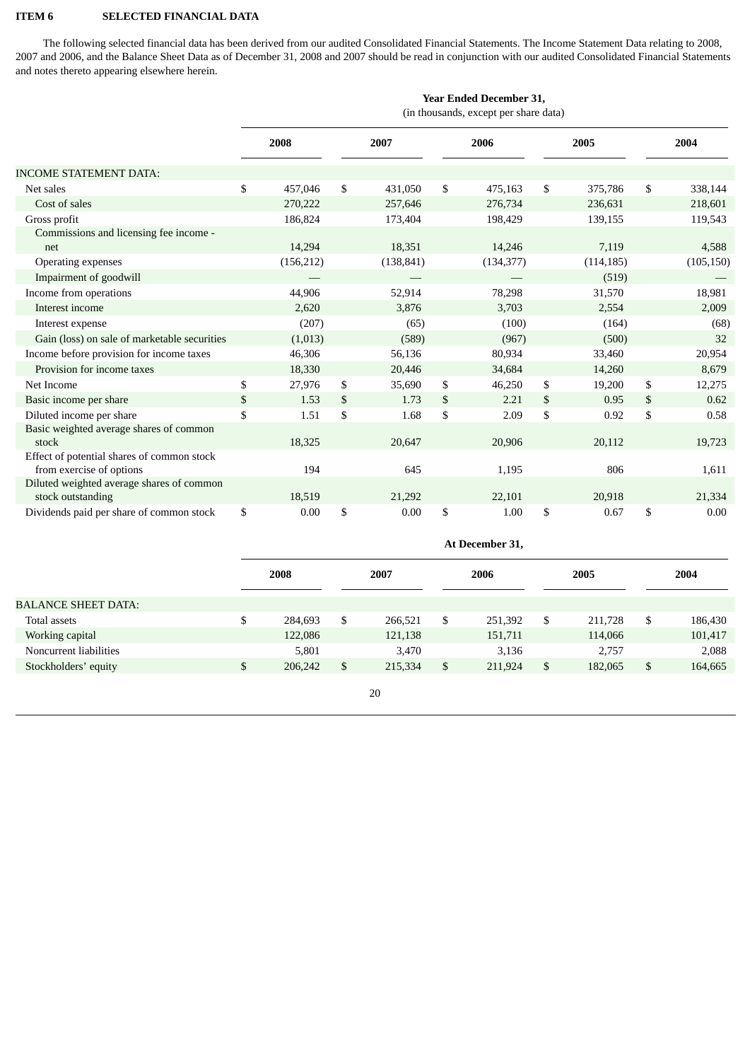## ITEM 6 SELECTED FINANCIAL DATA

The following selected financial data has been derived from our audited Consolidated Financial Statements. The Income Statement Data relating to 2008, 2007 and 2006, and the Balance Sheet Data as of December 31, 2008 and 2007 should be read in conjunction with our audited Consolidated Financial Statements and notes thereto appearing elsewhere herein.

| | Year Ended December 31, (in thousands, except per share data) | | | | |
|---|---|---|---|---|---|
| | 2008 | 2007 | 2006 | 2005 | 2004 |
| INCOME STATEMENT DATA: | | | | | |
| Net sales | $ 457,046 | $ 431,050 | $ 475,163 | $ 375,786 | $ 338,144 |
| Cost of sales | 270,222 | 257,646 | 276,734 | 236,631 | 218,601 |
| Gross profit | 186,824 | 173,404 | 198,429 | 139,155 | 119,543 |
| Commissions and licensing fee income - net | 14,294 | 18,351 | 14,246 | 7,119 | 4,588 |
| Operating expenses | (156,212) | (138,841) | (134,377) | (114,185) | (105,150) |
| Impairment of goodwill | — | — | — | (519) | — |
| Income from operations | 44,906 | 52,914 | 78,298 | 31,570 | 18,981 |
| Interest income | 2,620 | 3,876 | 3,703 | 2,554 | 2,009 |
| Interest expense | (207) | (65) | (100) | (164) | (68) |
| Gain (loss) on sale of marketable securities | (1,013) | (589) | (967) | (500) | 32 |
| Income before provision for income taxes | 46,306 | 56,136 | 80,934 | 33,460 | 20,954 |
| Provision for income taxes | 18,330 | 20,446 | 34,684 | 14,260 | 8,679 |
| Net Income | $ 27,976 | $ 35,690 | $ 46,250 | $ 19,200 | $ 12,275 |
| Basic income per share | $ 1.53 | $ 1.73 | $ 2.21 | $ 0.95 | $ 0.62 |
| Diluted income per share | $ 1.51 | $ 1.68 | $ 2.09 | $ 0.92 | $ 0.58 |
| Basic weighted average shares of common stock | 18,325 | 20,647 | 20,906 | 20,112 | 19,723 |
| Effect of potential shares of common stock from exercise of options | 194 | 645 | 1,195 | 806 | 1,611 |
| Diluted weighted average shares of common stock outstanding | 18,519 | 21,292 | 22,101 | 20,918 | 21,334 |
| Dividends paid per share of common stock | $ 0.00 | $ 0.00 | $ 1.00 | $ 0.67 | $ 0.00 |

| | At December 31, | | | | |
|---|---|---|---|---|---|
| | 2008 | 2007 | 2006 | 2005 | 2004 |
| BALANCE SHEET DATA: | | | | | |
| Total assets | $ 284,693 | $ 266,521 | $ 251,392 | $ 211,728 | $ 186,430 |
| Working capital | 122,086 | 121,138 | 151,711 | 114,066 | 101,417 |
| Noncurrent liabilities | 5,801 | 3,470 | 3,136 | 2,757 | 2,088 |
| Stockholders' equity | $ 206,242 | $ 215,334 | $ 211,924 | $ 182,065 | $ 164,665 |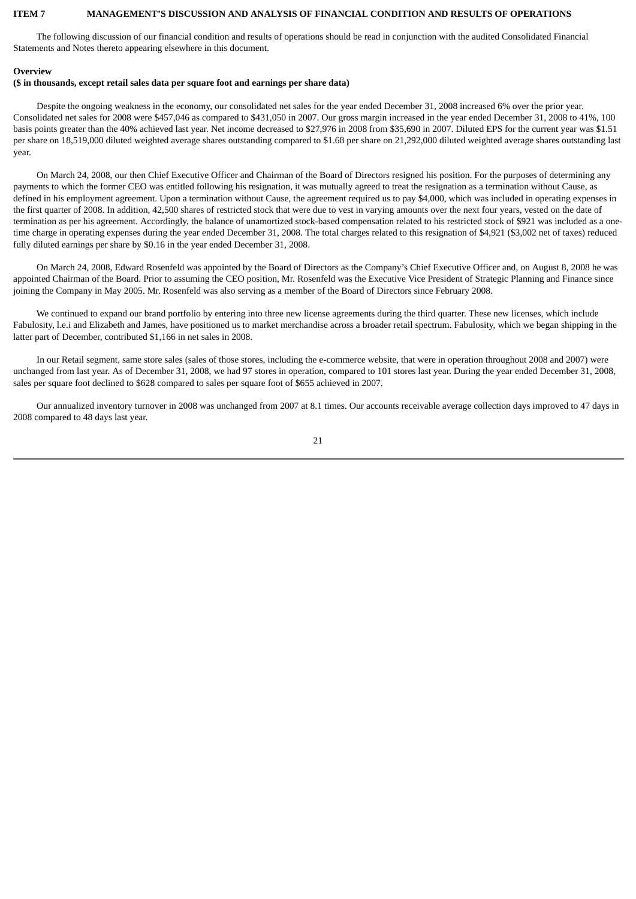## ITEM 7 MANAGEMENT'S DISCUSSION AND ANALYSIS OF FINANCIAL CONDITION AND RESULTS OF OPERATIONS

The following discussion of our financial condition and results of operations should be read in conjunction with the audited Consolidated Financial Statements and Notes thereto appearing elsewhere in this document.

**Overview**

**($ in thousands, except retail sales data per square foot and earnings per share data)**

Despite the ongoing weakness in the economy, our consolidated net sales for the year ended December 31, 2008 increased 6% over the prior year. Consolidated net sales for 2008 were $457,046 as compared to $431,050 in 2007. Our gross margin increased in the year ended December 31, 2008 to 41%, 100 basis points greater than the 40% achieved last year. Net income decreased to $27,976 in 2008 from $35,690 in 2007. Diluted EPS for the current year was $1.51 per share on 18,519,000 diluted weighted average shares outstanding compared to $1.68 per share on 21,292,000 diluted weighted average shares outstanding last year.

On March 24, 2008, our then Chief Executive Officer and Chairman of the Board of Directors resigned his position. For the purposes of determining any payments to which the former CEO was entitled following his resignation, it was mutually agreed to treat the resignation as a termination without Cause, as defined in his employment agreement. Upon a termination without Cause, the agreement required us to pay $4,000, which was included in operating expenses in the first quarter of 2008. In addition, 42,500 shares of restricted stock that were due to vest in varying amounts over the next four years, vested on the date of termination as per his agreement. Accordingly, the balance of unamortized stock-based compensation related to his restricted stock of $921 was included as a one-time charge in operating expenses during the year ended December 31, 2008. The total charges related to this resignation of $4,921 ($3,002 net of taxes) reduced fully diluted earnings per share by $0.16 in the year ended December 31, 2008.

On March 24, 2008, Edward Rosenfeld was appointed by the Board of Directors as the Company's Chief Executive Officer and, on August 8, 2008 he was appointed Chairman of the Board. Prior to assuming the CEO position, Mr. Rosenfeld was the Executive Vice President of Strategic Planning and Finance since joining the Company in May 2005. Mr. Rosenfeld was also serving as a member of the Board of Directors since February 2008.

We continued to expand our brand portfolio by entering into three new license agreements during the third quarter. These new licenses, which include Fabulosity, l.e.i and Elizabeth and James, have positioned us to market merchandise across a broader retail spectrum. Fabulosity, which we began shipping in the latter part of December, contributed $1,166 in net sales in 2008.

In our Retail segment, same store sales (sales of those stores, including the e-commerce website, that were in operation throughout 2008 and 2007) were unchanged from last year. As of December 31, 2008, we had 97 stores in operation, compared to 101 stores last year. During the year ended December 31, 2008, sales per square foot declined to $628 compared to sales per square foot of $655 achieved in 2007.

Our annualized inventory turnover in 2008 was unchanged from 2007 at 8.1 times. Our accounts receivable average collection days improved to 47 days in 2008 compared to 48 days last year.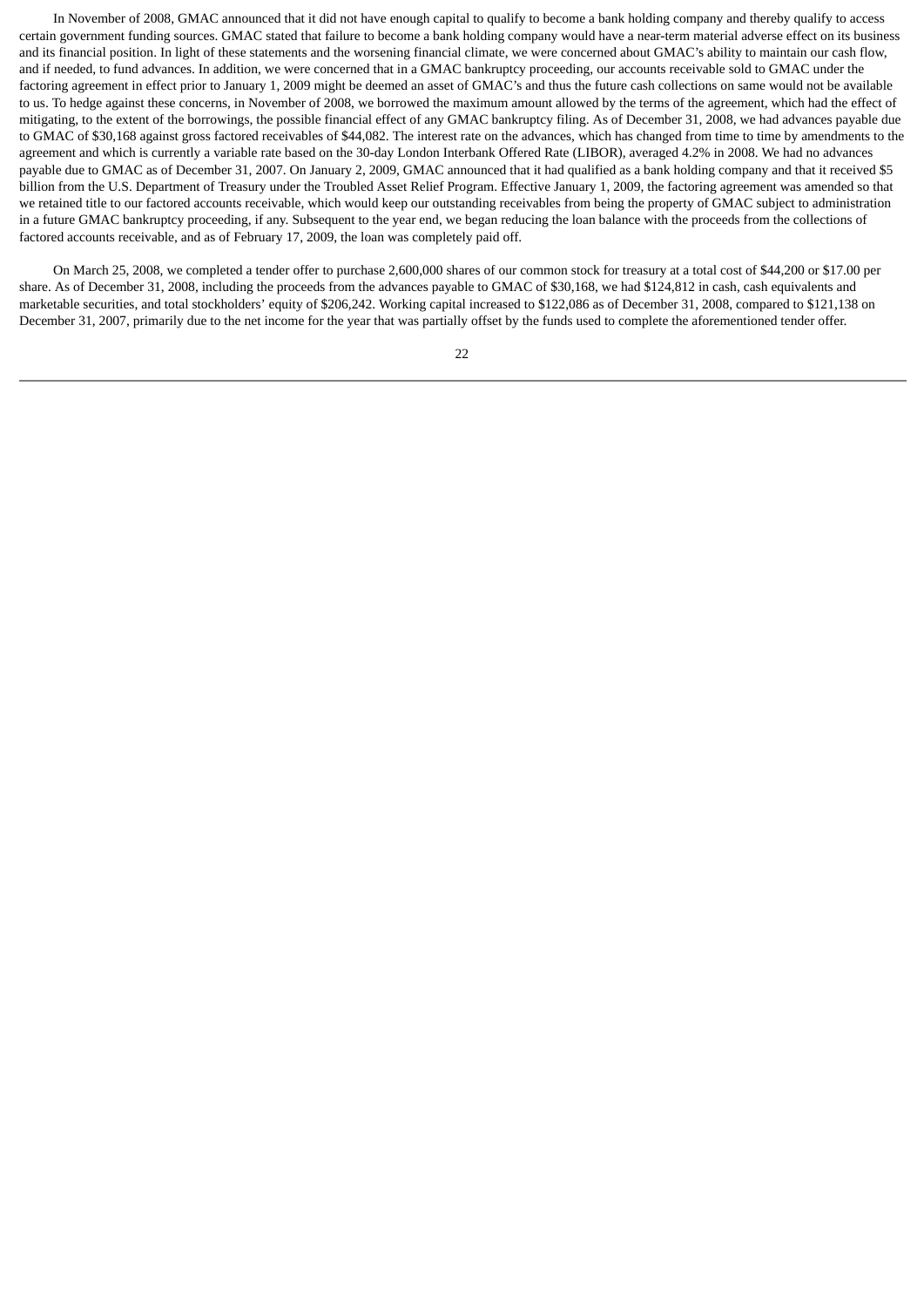In November of 2008, GMAC announced that it did not have enough capital to qualify to become a bank holding company and thereby qualify to access certain government funding sources. GMAC stated that failure to become a bank holding company would have a near-term material adverse effect on its business and its financial position. In light of these statements and the worsening financial climate, we were concerned about GMAC's ability to maintain our cash flow, and if needed, to fund advances. In addition, we were concerned that in a GMAC bankruptcy proceeding, our accounts receivable sold to GMAC under the factoring agreement in effect prior to January 1, 2009 might be deemed an asset of GMAC's and thus the future cash collections on same would not be available to us. To hedge against these concerns, in November of 2008, we borrowed the maximum amount allowed by the terms of the agreement, which had the effect of mitigating, to the extent of the borrowings, the possible financial effect of any GMAC bankruptcy filing. As of December 31, 2008, we had advances payable due to GMAC of $30,168 against gross factored receivables of $44,082. The interest rate on the advances, which has changed from time to time by amendments to the agreement and which is currently a variable rate based on the 30-day London Interbank Offered Rate (LIBOR), averaged 4.2% in 2008. We had no advances payable due to GMAC as of December 31, 2007. On January 2, 2009, GMAC announced that it had qualified as a bank holding company and that it received $5 billion from the U.S. Department of Treasury under the Troubled Asset Relief Program. Effective January 1, 2009, the factoring agreement was amended so that we retained title to our factored accounts receivable, which would keep our outstanding receivables from being the property of GMAC subject to administration in a future GMAC bankruptcy proceeding, if any. Subsequent to the year end, we began reducing the loan balance with the proceeds from the collections of factored accounts receivable, and as of February 17, 2009, the loan was completely paid off.

On March 25, 2008, we completed a tender offer to purchase 2,600,000 shares of our common stock for treasury at a total cost of $44,200 or $17.00 per share. As of December 31, 2008, including the proceeds from the advances payable to GMAC of $30,168, we had $124,812 in cash, cash equivalents and marketable securities, and total stockholders' equity of $206,242. Working capital increased to $122,086 as of December 31, 2008, compared to $121,138 on December 31, 2007, primarily due to the net income for the year that was partially offset by the funds used to complete the aforementioned tender offer.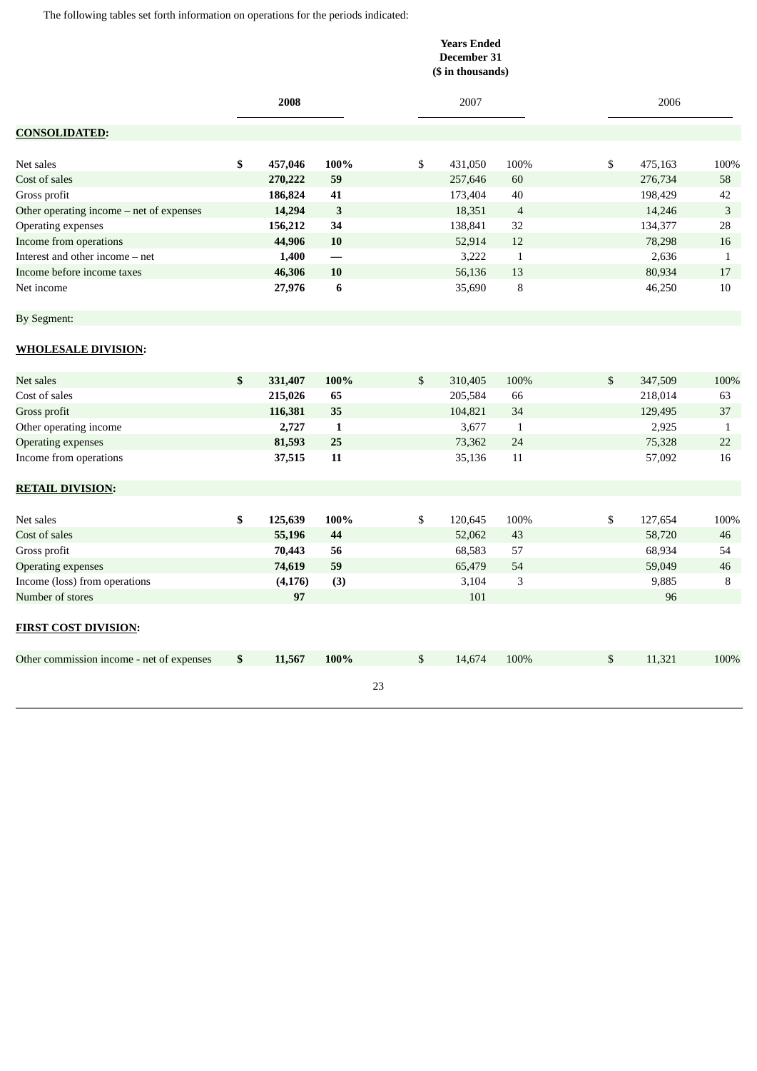The following tables set forth information on operations for the periods indicated:

| | Years Ended December 31 ($ in thousands) | | | | | |
|---|---|---|---|---|---|---|
| | **2008** | | 2007 | | 2006 | |
| **CONSOLIDATED:** | | | | | | |
| Net sales | **$ 457,046** | **100%** | $ 431,050 | 100% | $ 475,163 | 100% |
| Cost of sales | **270,222** | **59** | 257,646 | 60 | 276,734 | 58 |
| Gross profit | **186,824** | **41** | 173,404 | 40 | 198,429 | 42 |
| Other operating income – net of expenses | **14,294** | **3** | 18,351 | 4 | 14,246 | 3 |
| Operating expenses | **156,212** | **34** | 138,841 | 32 | 134,377 | 28 |
| Income from operations | **44,906** | **10** | 52,914 | 12 | 78,298 | 16 |
| Interest and other income – net | **1,400** | **—** | 3,222 | 1 | 2,636 | 1 |
| Income before income taxes | **46,306** | **10** | 56,136 | 13 | 80,934 | 17 |
| Net income | **27,976** | **6** | 35,690 | 8 | 46,250 | 10 |
| By Segment: | | | | | | |
| **WHOLESALE DIVISION:** | | | | | | |
| Net sales | **$ 331,407** | **100%** | $ 310,405 | 100% | $ 347,509 | 100% |
| Cost of sales | **215,026** | **65** | 205,584 | 66 | 218,014 | 63 |
| Gross profit | **116,381** | **35** | 104,821 | 34 | 129,495 | 37 |
| Other operating income | **2,727** | **1** | 3,677 | 1 | 2,925 | 1 |
| Operating expenses | **81,593** | **25** | 73,362 | 24 | 75,328 | 22 |
| Income from operations | **37,515** | **11** | 35,136 | 11 | 57,092 | 16 |
| **RETAIL DIVISION:** | | | | | | |
| Net sales | **$ 125,639** | **100%** | $ 120,645 | 100% | $ 127,654 | 100% |
| Cost of sales | **55,196** | **44** | 52,062 | 43 | 58,720 | 46 |
| Gross profit | **70,443** | **56** | 68,583 | 57 | 68,934 | 54 |
| Operating expenses | **74,619** | **59** | 65,479 | 54 | 59,049 | 46 |
| Income (loss) from operations | **(4,176)** | **(3)** | 3,104 | 3 | 9,885 | 8 |
| Number of stores | **97** | | 101 | | 96 | |
| **FIRST COST DIVISION:** | | | | | | |
| Other commission income - net of expenses | **$ 11,567** | **100%** | $ 14,674 | 100% | $ 11,321 | 100% |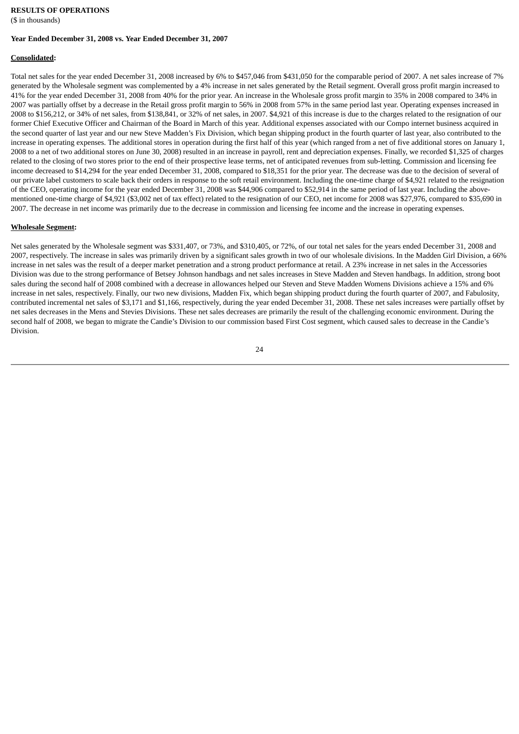**RESULTS OF OPERATIONS**
($ in thousands)

**Year Ended December 31, 2008 vs. Year Ended December 31, 2007**

**<u>Consolidated</u>:**

Total net sales for the year ended December 31, 2008 increased by 6% to $457,046 from $431,050 for the comparable period of 2007. A net sales increase of 7% generated by the Wholesale segment was complemented by a 4% increase in net sales generated by the Retail segment. Overall gross profit margin increased to 41% for the year ended December 31, 2008 from 40% for the prior year. An increase in the Wholesale gross profit margin to 35% in 2008 compared to 34% in 2007 was partially offset by a decrease in the Retail gross profit margin to 56% in 2008 from 57% in the same period last year. Operating expenses increased in 2008 to $156,212, or 34% of net sales, from $138,841, or 32% of net sales, in 2007. $4,921 of this increase is due to the charges related to the resignation of our former Chief Executive Officer and Chairman of the Board in March of this year. Additional expenses associated with our Compo internet business acquired in the second quarter of last year and our new Steve Madden's Fix Division, which began shipping product in the fourth quarter of last year, also contributed to the increase in operating expenses. The additional stores in operation during the first half of this year (which ranged from a net of five additional stores on January 1, 2008 to a net of two additional stores on June 30, 2008) resulted in an increase in payroll, rent and depreciation expenses. Finally, we recorded $1,325 of charges related to the closing of two stores prior to the end of their prospective lease terms, net of anticipated revenues from sub-letting. Commission and licensing fee income decreased to $14,294 for the year ended December 31, 2008, compared to $18,351 for the prior year. The decrease was due to the decision of several of our private label customers to scale back their orders in response to the soft retail environment. Including the one-time charge of $4,921 related to the resignation of the CEO, operating income for the year ended December 31, 2008 was $44,906 compared to $52,914 in the same period of last year. Including the above-mentioned one-time charge of $4,921 ($3,002 net of tax effect) related to the resignation of our CEO, net income for 2008 was $27,976, compared to $35,690 in 2007. The decrease in net income was primarily due to the decrease in commission and licensing fee income and the increase in operating expenses.

**<u>Wholesale Segment</u>:**

Net sales generated by the Wholesale segment was $331,407, or 73%, and $310,405, or 72%, of our total net sales for the years ended December 31, 2008 and 2007, respectively. The increase in sales was primarily driven by a significant sales growth in two of our wholesale divisions. In the Madden Girl Division, a 66% increase in net sales was the result of a deeper market penetration and a strong product performance at retail. A 23% increase in net sales in the Accessories Division was due to the strong performance of Betsey Johnson handbags and net sales increases in Steve Madden and Steven handbags. In addition, strong boot sales during the second half of 2008 combined with a decrease in allowances helped our Steven and Steve Madden Womens Divisions achieve a 15% and 6% increase in net sales, respectively. Finally, our two new divisions, Madden Fix, which began shipping product during the fourth quarter of 2007, and Fabulosity, contributed incremental net sales of $3,171 and $1,166, respectively, during the year ended December 31, 2008. These net sales increases were partially offset by net sales decreases in the Mens and Stevies Divisions. These net sales decreases are primarily the result of the challenging economic environment. During the second half of 2008, we began to migrate the Candie's Division to our commission based First Cost segment, which caused sales to decrease in the Candie's Division.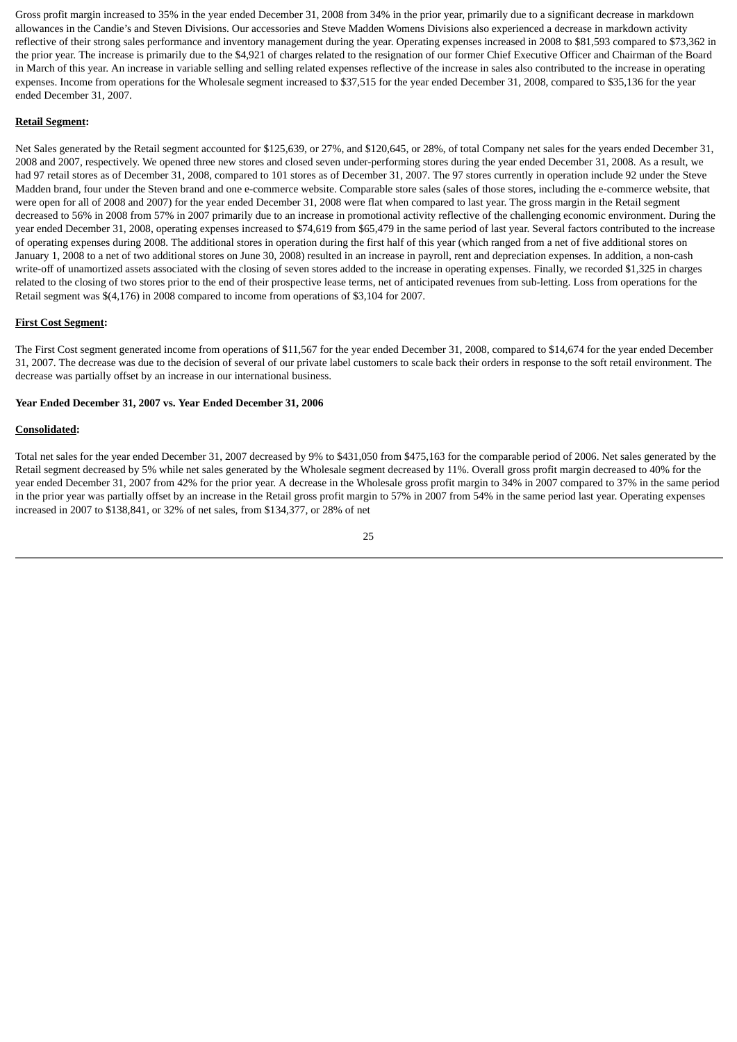Gross profit margin increased to 35% in the year ended December 31, 2008 from 34% in the prior year, primarily due to a significant decrease in markdown allowances in the Candie's and Steven Divisions. Our accessories and Steve Madden Womens Divisions also experienced a decrease in markdown activity reflective of their strong sales performance and inventory management during the year. Operating expenses increased in 2008 to $81,593 compared to $73,362 in the prior year. The increase is primarily due to the $4,921 of charges related to the resignation of our former Chief Executive Officer and Chairman of the Board in March of this year. An increase in variable selling and selling related expenses reflective of the increase in sales also contributed to the increase in operating expenses. Income from operations for the Wholesale segment increased to $37,515 for the year ended December 31, 2008, compared to $35,136 for the year ended December 31, 2007.

**Retail Segment:**

Net Sales generated by the Retail segment accounted for $125,639, or 27%, and $120,645, or 28%, of total Company net sales for the years ended December 31, 2008 and 2007, respectively. We opened three new stores and closed seven under-performing stores during the year ended December 31, 2008. As a result, we had 97 retail stores as of December 31, 2008, compared to 101 stores as of December 31, 2007. The 97 stores currently in operation include 92 under the Steve Madden brand, four under the Steven brand and one e-commerce website. Comparable store sales (sales of those stores, including the e-commerce website, that were open for all of 2008 and 2007) for the year ended December 31, 2008 were flat when compared to last year. The gross margin in the Retail segment decreased to 56% in 2008 from 57% in 2007 primarily due to an increase in promotional activity reflective of the challenging economic environment. During the year ended December 31, 2008, operating expenses increased to $74,619 from $65,479 in the same period of last year. Several factors contributed to the increase of operating expenses during 2008. The additional stores in operation during the first half of this year (which ranged from a net of five additional stores on January 1, 2008 to a net of two additional stores on June 30, 2008) resulted in an increase in payroll, rent and depreciation expenses. In addition, a non-cash write-off of unamortized assets associated with the closing of seven stores added to the increase in operating expenses. Finally, we recorded $1,325 in charges related to the closing of two stores prior to the end of their prospective lease terms, net of anticipated revenues from sub-letting. Loss from operations for the Retail segment was $(4,176) in 2008 compared to income from operations of $3,104 for 2007.

**First Cost Segment:**

The First Cost segment generated income from operations of $11,567 for the year ended December 31, 2008, compared to $14,674 for the year ended December 31, 2007. The decrease was due to the decision of several of our private label customers to scale back their orders in response to the soft retail environment. The decrease was partially offset by an increase in our international business.

**Year Ended December 31, 2007 vs. Year Ended December 31, 2006**

**Consolidated:**

Total net sales for the year ended December 31, 2007 decreased by 9% to $431,050 from $475,163 for the comparable period of 2006. Net sales generated by the Retail segment decreased by 5% while net sales generated by the Wholesale segment decreased by 11%. Overall gross profit margin decreased to 40% for the year ended December 31, 2007 from 42% for the prior year. A decrease in the Wholesale gross profit margin to 34% in 2007 compared to 37% in the same period in the prior year was partially offset by an increase in the Retail gross profit margin to 57% in 2007 from 54% in the same period last year. Operating expenses increased in 2007 to $138,841, or 32% of net sales, from $134,377, or 28% of net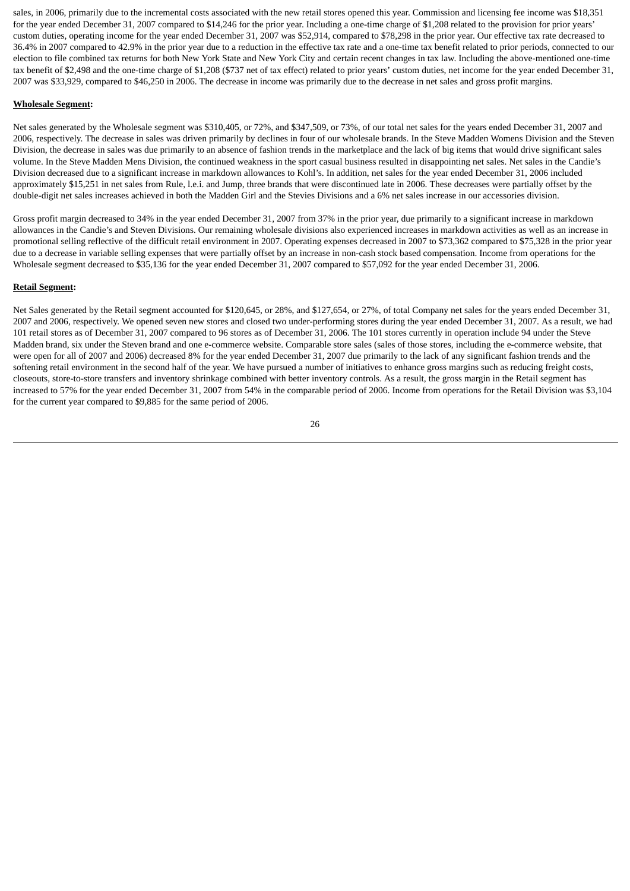sales, in 2006, primarily due to the incremental costs associated with the new retail stores opened this year. Commission and licensing fee income was $18,351 for the year ended December 31, 2007 compared to $14,246 for the prior year. Including a one-time charge of $1,208 related to the provision for prior years' custom duties, operating income for the year ended December 31, 2007 was $52,914, compared to $78,298 in the prior year. Our effective tax rate decreased to 36.4% in 2007 compared to 42.9% in the prior year due to a reduction in the effective tax rate and a one-time tax benefit related to prior periods, connected to our election to file combined tax returns for both New York State and New York City and certain recent changes in tax law. Including the above-mentioned one-time tax benefit of $2,498 and the one-time charge of $1,208 ($737 net of tax effect) related to prior years' custom duties, net income for the year ended December 31, 2007 was $33,929, compared to $46,250 in 2006. The decrease in income was primarily due to the decrease in net sales and gross profit margins.

**Wholesale Segment:**

Net sales generated by the Wholesale segment was $310,405, or 72%, and $347,509, or 73%, of our total net sales for the years ended December 31, 2007 and 2006, respectively. The decrease in sales was driven primarily by declines in four of our wholesale brands. In the Steve Madden Womens Division and the Steven Division, the decrease in sales was due primarily to an absence of fashion trends in the marketplace and the lack of big items that would drive significant sales volume. In the Steve Madden Mens Division, the continued weakness in the sport casual business resulted in disappointing net sales. Net sales in the Candie's Division decreased due to a significant increase in markdown allowances to Kohl's. In addition, net sales for the year ended December 31, 2006 included approximately $15,251 in net sales from Rule, l.e.i. and Jump, three brands that were discontinued late in 2006. These decreases were partially offset by the double-digit net sales increases achieved in both the Madden Girl and the Stevies Divisions and a 6% net sales increase in our accessories division.

Gross profit margin decreased to 34% in the year ended December 31, 2007 from 37% in the prior year, due primarily to a significant increase in markdown allowances in the Candie's and Steven Divisions. Our remaining wholesale divisions also experienced increases in markdown activities as well as an increase in promotional selling reflective of the difficult retail environment in 2007. Operating expenses decreased in 2007 to $73,362 compared to $75,328 in the prior year due to a decrease in variable selling expenses that were partially offset by an increase in non-cash stock based compensation. Income from operations for the Wholesale segment decreased to $35,136 for the year ended December 31, 2007 compared to $57,092 for the year ended December 31, 2006.

**Retail Segment:**

Net Sales generated by the Retail segment accounted for $120,645, or 28%, and $127,654, or 27%, of total Company net sales for the years ended December 31, 2007 and 2006, respectively. We opened seven new stores and closed two under-performing stores during the year ended December 31, 2007. As a result, we had 101 retail stores as of December 31, 2007 compared to 96 stores as of December 31, 2006. The 101 stores currently in operation include 94 under the Steve Madden brand, six under the Steven brand and one e-commerce website. Comparable store sales (sales of those stores, including the e-commerce website, that were open for all of 2007 and 2006) decreased 8% for the year ended December 31, 2007 due primarily to the lack of any significant fashion trends and the softening retail environment in the second half of the year. We have pursued a number of initiatives to enhance gross margins such as reducing freight costs, closeouts, store-to-store transfers and inventory shrinkage combined with better inventory controls. As a result, the gross margin in the Retail segment has increased to 57% for the year ended December 31, 2007 from 54% in the comparable period of 2006. Income from operations for the Retail Division was $3,104 for the current year compared to $9,885 for the same period of 2006.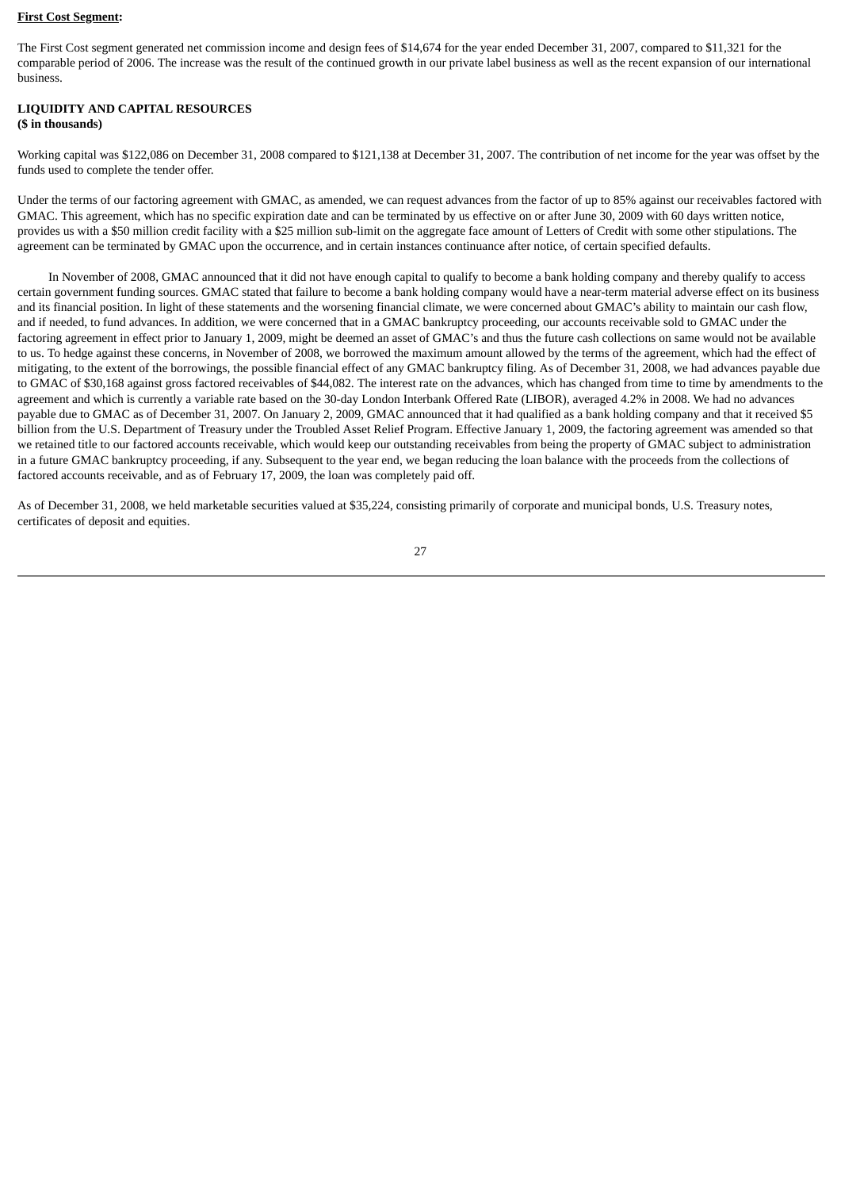**<u>First Cost Segment</u>:**

The First Cost segment generated net commission income and design fees of $14,674 for the year ended December 31, 2007, compared to $11,321 for the comparable period of 2006. The increase was the result of the continued growth in our private label business as well as the recent expansion of our international business.

**LIQUIDITY AND CAPITAL RESOURCES**
**($ in thousands)**

Working capital was $122,086 on December 31, 2008 compared to $121,138 at December 31, 2007. The contribution of net income for the year was offset by the funds used to complete the tender offer.

Under the terms of our factoring agreement with GMAC, as amended, we can request advances from the factor of up to 85% against our receivables factored with GMAC. This agreement, which has no specific expiration date and can be terminated by us effective on or after June 30, 2009 with 60 days written notice, provides us with a $50 million credit facility with a $25 million sub-limit on the aggregate face amount of Letters of Credit with some other stipulations. The agreement can be terminated by GMAC upon the occurrence, and in certain instances continuance after notice, of certain specified defaults.

In November of 2008, GMAC announced that it did not have enough capital to qualify to become a bank holding company and thereby qualify to access certain government funding sources. GMAC stated that failure to become a bank holding company would have a near-term material adverse effect on its business and its financial position. In light of these statements and the worsening financial climate, we were concerned about GMAC's ability to maintain our cash flow, and if needed, to fund advances. In addition, we were concerned that in a GMAC bankruptcy proceeding, our accounts receivable sold to GMAC under the factoring agreement in effect prior to January 1, 2009, might be deemed an asset of GMAC's and thus the future cash collections on same would not be available to us. To hedge against these concerns, in November of 2008, we borrowed the maximum amount allowed by the terms of the agreement, which had the effect of mitigating, to the extent of the borrowings, the possible financial effect of any GMAC bankruptcy filing. As of December 31, 2008, we had advances payable due to GMAC of $30,168 against gross factored receivables of $44,082. The interest rate on the advances, which has changed from time to time by amendments to the agreement and which is currently a variable rate based on the 30-day London Interbank Offered Rate (LIBOR), averaged 4.2% in 2008. We had no advances payable due to GMAC as of December 31, 2007. On January 2, 2009, GMAC announced that it had qualified as a bank holding company and that it received $5 billion from the U.S. Department of Treasury under the Troubled Asset Relief Program. Effective January 1, 2009, the factoring agreement was amended so that we retained title to our factored accounts receivable, which would keep our outstanding receivables from being the property of GMAC subject to administration in a future GMAC bankruptcy proceeding, if any. Subsequent to the year end, we began reducing the loan balance with the proceeds from the collections of factored accounts receivable, and as of February 17, 2009, the loan was completely paid off.

As of December 31, 2008, we held marketable securities valued at $35,224, consisting primarily of corporate and municipal bonds, U.S. Treasury notes, certificates of deposit and equities.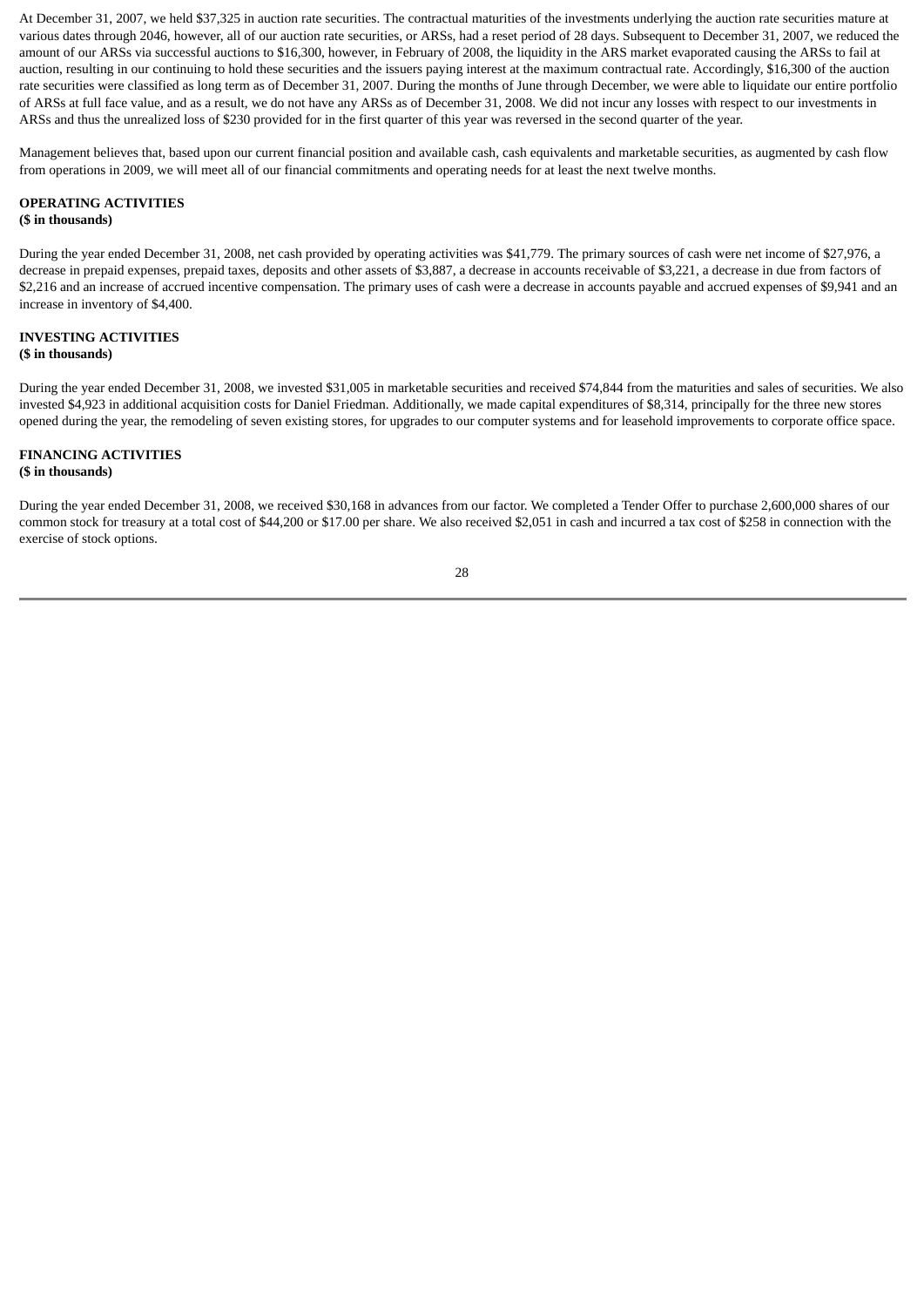At December 31, 2007, we held $37,325 in auction rate securities. The contractual maturities of the investments underlying the auction rate securities mature at various dates through 2046, however, all of our auction rate securities, or ARSs, had a reset period of 28 days. Subsequent to December 31, 2007, we reduced the amount of our ARSs via successful auctions to $16,300, however, in February of 2008, the liquidity in the ARS market evaporated causing the ARSs to fail at auction, resulting in our continuing to hold these securities and the issuers paying interest at the maximum contractual rate. Accordingly, $16,300 of the auction rate securities were classified as long term as of December 31, 2007. During the months of June through December, we were able to liquidate our entire portfolio of ARSs at full face value, and as a result, we do not have any ARSs as of December 31, 2008. We did not incur any losses with respect to our investments in ARSs and thus the unrealized loss of $230 provided for in the first quarter of this year was reversed in the second quarter of the year.

Management believes that, based upon our current financial position and available cash, cash equivalents and marketable securities, as augmented by cash flow from operations in 2009, we will meet all of our financial commitments and operating needs for at least the next twelve months.

**OPERATING ACTIVITIES**
**($ in thousands)**

During the year ended December 31, 2008, net cash provided by operating activities was $41,779. The primary sources of cash were net income of $27,976, a decrease in prepaid expenses, prepaid taxes, deposits and other assets of $3,887, a decrease in accounts receivable of $3,221, a decrease in due from factors of $2,216 and an increase of accrued incentive compensation. The primary uses of cash were a decrease in accounts payable and accrued expenses of $9,941 and an increase in inventory of $4,400.

**INVESTING ACTIVITIES**
**($ in thousands)**

During the year ended December 31, 2008, we invested $31,005 in marketable securities and received $74,844 from the maturities and sales of securities. We also invested $4,923 in additional acquisition costs for Daniel Friedman. Additionally, we made capital expenditures of $8,314, principally for the three new stores opened during the year, the remodeling of seven existing stores, for upgrades to our computer systems and for leasehold improvements to corporate office space.

**FINANCING ACTIVITIES**
**($ in thousands)**

During the year ended December 31, 2008, we received $30,168 in advances from our factor. We completed a Tender Offer to purchase 2,600,000 shares of our common stock for treasury at a total cost of $44,200 or $17.00 per share. We also received $2,051 in cash and incurred a tax cost of $258 in connection with the exercise of stock options.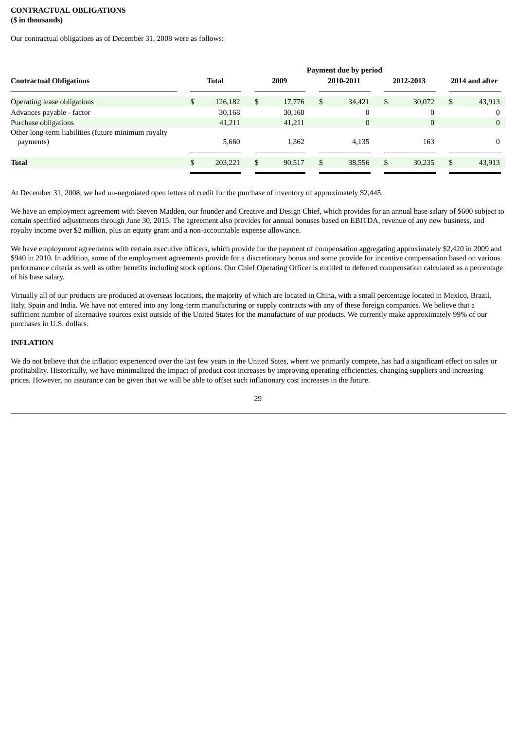**CONTRACTUAL OBLIGATIONS**
**($ in thousands)**

Our contractual obligations as of December 31, 2008 were as follows:

| | | Payment due by period | | | |
|---|---|---|---|---|---|
| **Contractual Obligations** | **Total** | **2009** | **2010-2011** | **2012-2013** | **2014 and after** |
| Operating lease obligations | $ 126,182 | $ 17,776 | $ 34,421 | $ 30,072 | $ 43,913 |
| Advances payable - factor | 30,168 | 30,168 | 0 | 0 | 0 |
| Purchase obligations | 41,211 | 41,211 | 0 | 0 | 0 |
| Other long-term liabilities (future minimum royalty payments) | 5,660 | 1,362 | 4,135 | 163 | 0 |
| **Total** | $ 203,221 | $ 90,517 | $ 38,556 | $ 30,235 | $ 43,913 |

At December 31, 2008, we had un-negotiated open letters of credit for the purchase of inventory of approximately $2,445.

We have an employment agreement with Steven Madden, our founder and Creative and Design Chief, which provides for an annual base salary of $600 subject to certain specified adjustments through June 30, 2015. The agreement also provides for annual bonuses based on EBITDA, revenue of any new business, and royalty income over $2 million, plus an equity grant and a non-accountable expense allowance.

We have employment agreements with certain executive officers, which provide for the payment of compensation aggregating approximately $2,420 in 2009 and $940 in 2010. In addition, some of the employment agreements provide for a discretionary bonus and some provide for incentive compensation based on various performance criteria as well as other benefits including stock options. Our Chief Operating Officer is entitled to deferred compensation calculated as a percentage of his base salary.

Virtually all of our products are produced at overseas locations, the majority of which are located in China, with a small percentage located in Mexico, Brazil, Italy, Spain and India. We have not entered into any long-term manufacturing or supply contracts with any of these foreign companies. We believe that a sufficient number of alternative sources exist outside of the United States for the manufacture of our products. We currently make approximately 99% of our purchases in U.S. dollars.

**INFLATION**

We do not believe that the inflation experienced over the last few years in the United Sates, where we primarily compete, has had a significant effect on sales or profitability. Historically, we have minimalized the impact of product cost increases by improving operating efficiencies, changing suppliers and increasing prices. However, no assurance can be given that we will be able to offset such inflationary cost increases in the future.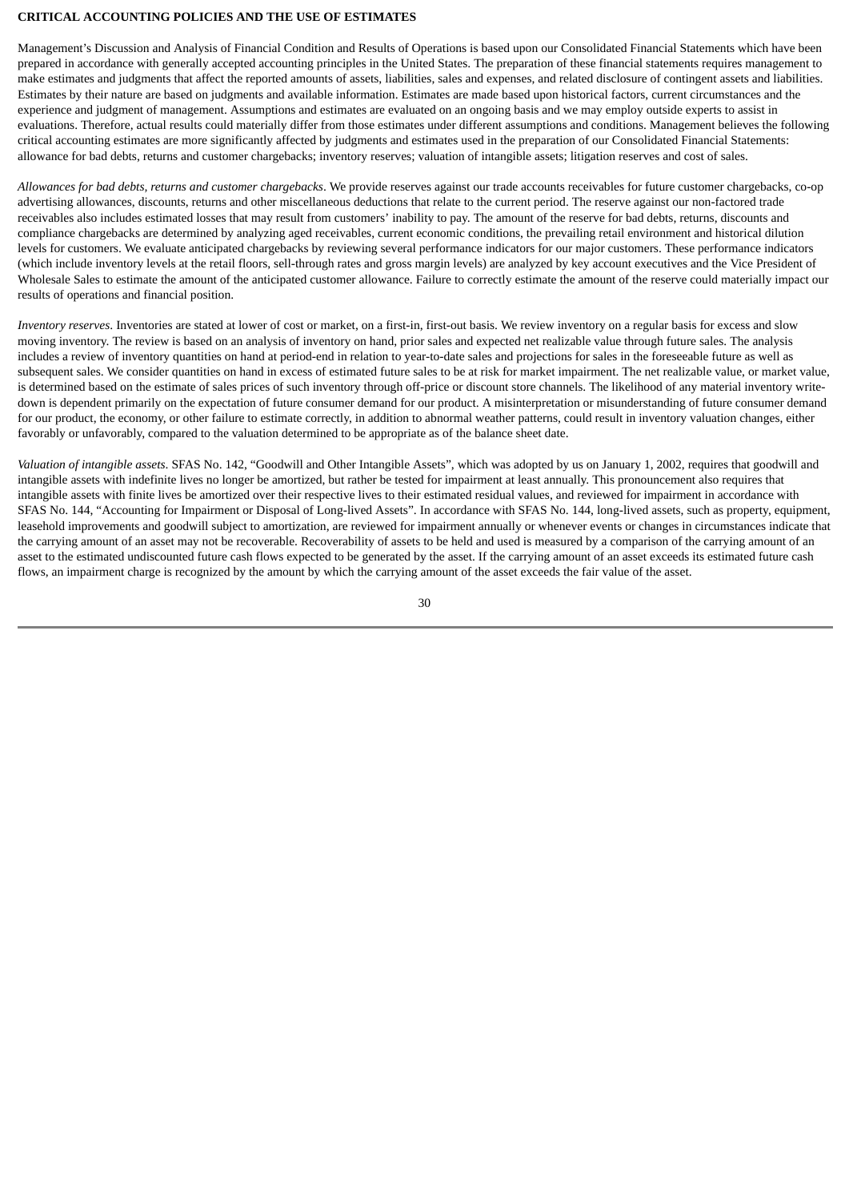**CRITICAL ACCOUNTING POLICIES AND THE USE OF ESTIMATES**

Management's Discussion and Analysis of Financial Condition and Results of Operations is based upon our Consolidated Financial Statements which have been prepared in accordance with generally accepted accounting principles in the United States. The preparation of these financial statements requires management to make estimates and judgments that affect the reported amounts of assets, liabilities, sales and expenses, and related disclosure of contingent assets and liabilities. Estimates by their nature are based on judgments and available information. Estimates are made based upon historical factors, current circumstances and the experience and judgment of management. Assumptions and estimates are evaluated on an ongoing basis and we may employ outside experts to assist in evaluations. Therefore, actual results could materially differ from those estimates under different assumptions and conditions. Management believes the following critical accounting estimates are more significantly affected by judgments and estimates used in the preparation of our Consolidated Financial Statements: allowance for bad debts, returns and customer chargebacks; inventory reserves; valuation of intangible assets; litigation reserves and cost of sales.

*Allowances for bad debts, returns and customer chargebacks*. We provide reserves against our trade accounts receivables for future customer chargebacks, co-op advertising allowances, discounts, returns and other miscellaneous deductions that relate to the current period. The reserve against our non-factored trade receivables also includes estimated losses that may result from customers' inability to pay. The amount of the reserve for bad debts, returns, discounts and compliance chargebacks are determined by analyzing aged receivables, current economic conditions, the prevailing retail environment and historical dilution levels for customers. We evaluate anticipated chargebacks by reviewing several performance indicators for our major customers. These performance indicators (which include inventory levels at the retail floors, sell-through rates and gross margin levels) are analyzed by key account executives and the Vice President of Wholesale Sales to estimate the amount of the anticipated customer allowance. Failure to correctly estimate the amount of the reserve could materially impact our results of operations and financial position.

*Inventory reserves*. Inventories are stated at lower of cost or market, on a first-in, first-out basis. We review inventory on a regular basis for excess and slow moving inventory. The review is based on an analysis of inventory on hand, prior sales and expected net realizable value through future sales. The analysis includes a review of inventory quantities on hand at period-end in relation to year-to-date sales and projections for sales in the foreseeable future as well as subsequent sales. We consider quantities on hand in excess of estimated future sales to be at risk for market impairment. The net realizable value, or market value, is determined based on the estimate of sales prices of such inventory through off-price or discount store channels. The likelihood of any material inventory write-down is dependent primarily on the expectation of future consumer demand for our product. A misinterpretation or misunderstanding of future consumer demand for our product, the economy, or other failure to estimate correctly, in addition to abnormal weather patterns, could result in inventory valuation changes, either favorably or unfavorably, compared to the valuation determined to be appropriate as of the balance sheet date.

*Valuation of intangible assets*. SFAS No. 142, "Goodwill and Other Intangible Assets", which was adopted by us on January 1, 2002, requires that goodwill and intangible assets with indefinite lives no longer be amortized, but rather be tested for impairment at least annually. This pronouncement also requires that intangible assets with finite lives be amortized over their respective lives to their estimated residual values, and reviewed for impairment in accordance with SFAS No. 144, "Accounting for Impairment or Disposal of Long-lived Assets". In accordance with SFAS No. 144, long-lived assets, such as property, equipment, leasehold improvements and goodwill subject to amortization, are reviewed for impairment annually or whenever events or changes in circumstances indicate that the carrying amount of an asset may not be recoverable. Recoverability of assets to be held and used is measured by a comparison of the carrying amount of an asset to the estimated undiscounted future cash flows expected to be generated by the asset. If the carrying amount of an asset exceeds its estimated future cash flows, an impairment charge is recognized by the amount by which the carrying amount of the asset exceeds the fair value of the asset.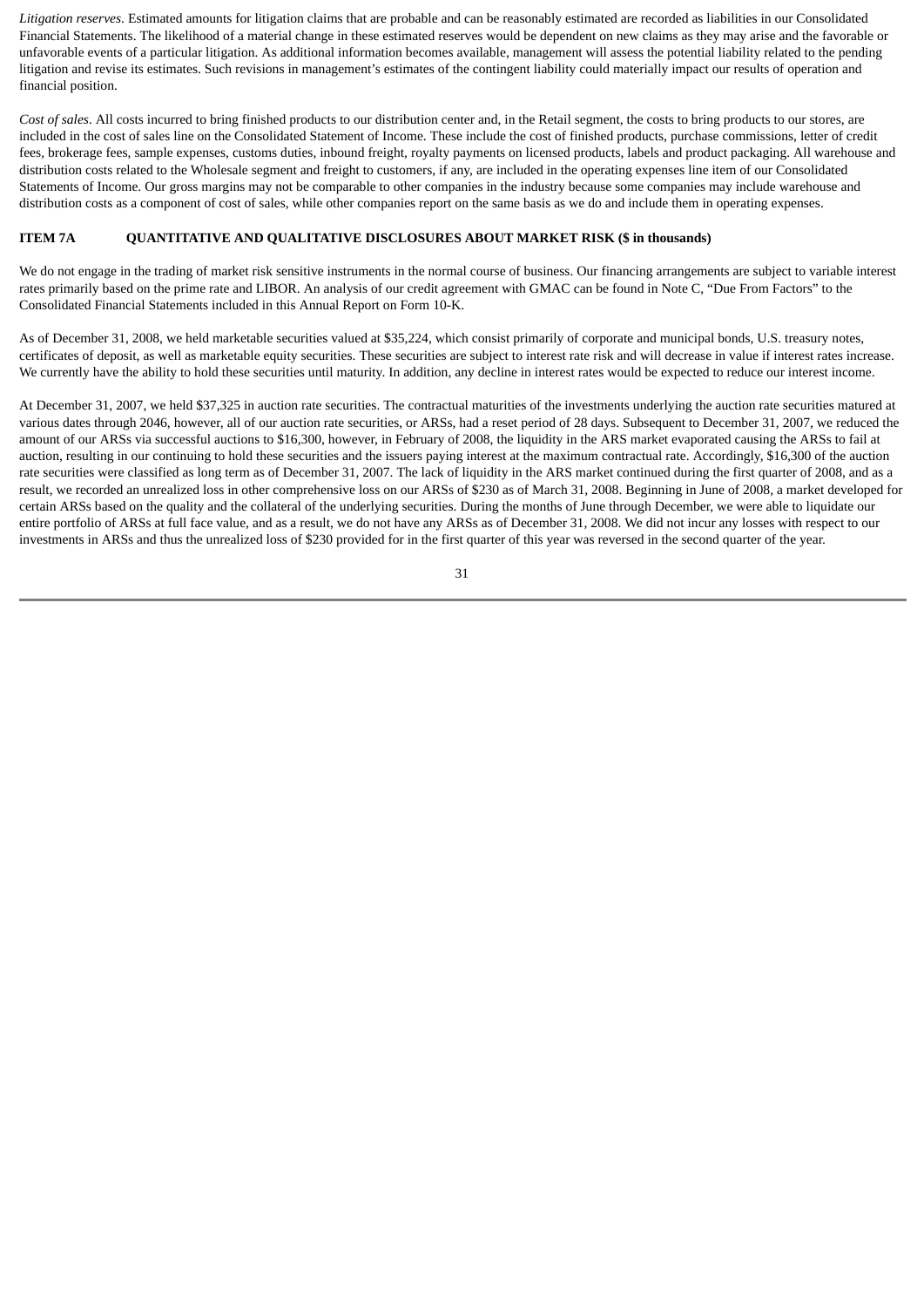*Litigation reserves*. Estimated amounts for litigation claims that are probable and can be reasonably estimated are recorded as liabilities in our Consolidated Financial Statements. The likelihood of a material change in these estimated reserves would be dependent on new claims as they may arise and the favorable or unfavorable events of a particular litigation. As additional information becomes available, management will assess the potential liability related to the pending litigation and revise its estimates. Such revisions in management's estimates of the contingent liability could materially impact our results of operation and financial position.

*Cost of sales*. All costs incurred to bring finished products to our distribution center and, in the Retail segment, the costs to bring products to our stores, are included in the cost of sales line on the Consolidated Statement of Income. These include the cost of finished products, purchase commissions, letter of credit fees, brokerage fees, sample expenses, customs duties, inbound freight, royalty payments on licensed products, labels and product packaging. All warehouse and distribution costs related to the Wholesale segment and freight to customers, if any, are included in the operating expenses line item of our Consolidated Statements of Income. Our gross margins may not be comparable to other companies in the industry because some companies may include warehouse and distribution costs as a component of cost of sales, while other companies report on the same basis as we do and include them in operating expenses.

## ITEM 7A QUANTITATIVE AND QUALITATIVE DISCLOSURES ABOUT MARKET RISK ($ in thousands)

We do not engage in the trading of market risk sensitive instruments in the normal course of business. Our financing arrangements are subject to variable interest rates primarily based on the prime rate and LIBOR. An analysis of our credit agreement with GMAC can be found in Note C, "Due From Factors" to the Consolidated Financial Statements included in this Annual Report on Form 10-K.

As of December 31, 2008, we held marketable securities valued at $35,224, which consist primarily of corporate and municipal bonds, U.S. treasury notes, certificates of deposit, as well as marketable equity securities. These securities are subject to interest rate risk and will decrease in value if interest rates increase. We currently have the ability to hold these securities until maturity. In addition, any decline in interest rates would be expected to reduce our interest income.

At December 31, 2007, we held $37,325 in auction rate securities. The contractual maturities of the investments underlying the auction rate securities matured at various dates through 2046, however, all of our auction rate securities, or ARSs, had a reset period of 28 days. Subsequent to December 31, 2007, we reduced the amount of our ARSs via successful auctions to $16,300, however, in February of 2008, the liquidity in the ARS market evaporated causing the ARSs to fail at auction, resulting in our continuing to hold these securities and the issuers paying interest at the maximum contractual rate. Accordingly, $16,300 of the auction rate securities were classified as long term as of December 31, 2007. The lack of liquidity in the ARS market continued during the first quarter of 2008, and as a result, we recorded an unrealized loss in other comprehensive loss on our ARSs of $230 as of March 31, 2008. Beginning in June of 2008, a market developed for certain ARSs based on the quality and the collateral of the underlying securities. During the months of June through December, we were able to liquidate our entire portfolio of ARSs at full face value, and as a result, we do not have any ARSs as of December 31, 2008. We did not incur any losses with respect to our investments in ARSs and thus the unrealized loss of $230 provided for in the first quarter of this year was reversed in the second quarter of the year.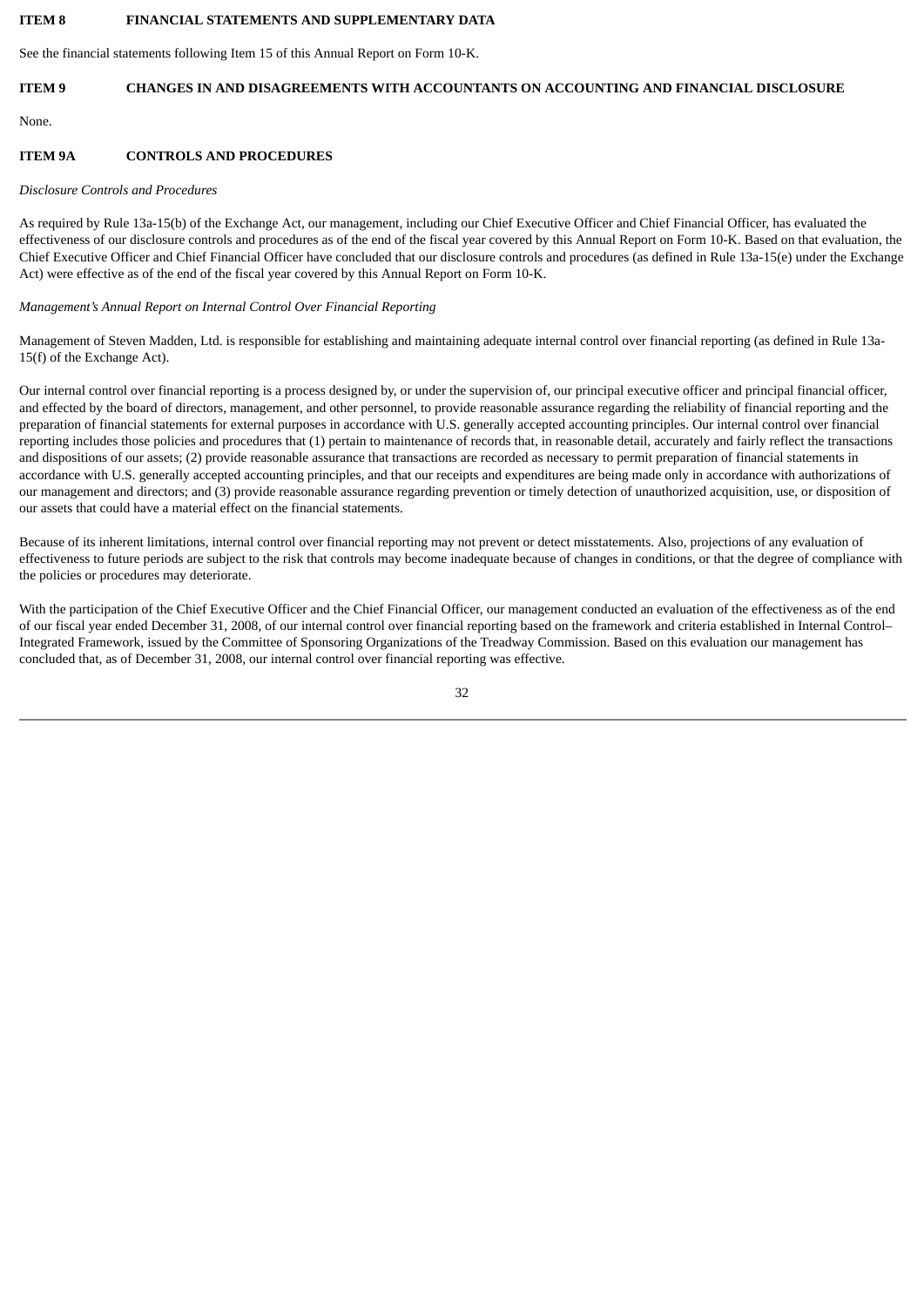## ITEM 8 FINANCIAL STATEMENTS AND SUPPLEMENTARY DATA

See the financial statements following Item 15 of this Annual Report on Form 10-K.

## ITEM 9 CHANGES IN AND DISAGREEMENTS WITH ACCOUNTANTS ON ACCOUNTING AND FINANCIAL DISCLOSURE

None.

## ITEM 9A CONTROLS AND PROCEDURES

*Disclosure Controls and Procedures*

As required by Rule 13a-15(b) of the Exchange Act, our management, including our Chief Executive Officer and Chief Financial Officer, has evaluated the effectiveness of our disclosure controls and procedures as of the end of the fiscal year covered by this Annual Report on Form 10-K. Based on that evaluation, the Chief Executive Officer and Chief Financial Officer have concluded that our disclosure controls and procedures (as defined in Rule 13a-15(e) under the Exchange Act) were effective as of the end of the fiscal year covered by this Annual Report on Form 10-K.

*Management's Annual Report on Internal Control Over Financial Reporting*

Management of Steven Madden, Ltd. is responsible for establishing and maintaining adequate internal control over financial reporting (as defined in Rule 13a-15(f) of the Exchange Act).

Our internal control over financial reporting is a process designed by, or under the supervision of, our principal executive officer and principal financial officer, and effected by the board of directors, management, and other personnel, to provide reasonable assurance regarding the reliability of financial reporting and the preparation of financial statements for external purposes in accordance with U.S. generally accepted accounting principles. Our internal control over financial reporting includes those policies and procedures that (1) pertain to maintenance of records that, in reasonable detail, accurately and fairly reflect the transactions and dispositions of our assets; (2) provide reasonable assurance that transactions are recorded as necessary to permit preparation of financial statements in accordance with U.S. generally accepted accounting principles, and that our receipts and expenditures are being made only in accordance with authorizations of our management and directors; and (3) provide reasonable assurance regarding prevention or timely detection of unauthorized acquisition, use, or disposition of our assets that could have a material effect on the financial statements.

Because of its inherent limitations, internal control over financial reporting may not prevent or detect misstatements. Also, projections of any evaluation of effectiveness to future periods are subject to the risk that controls may become inadequate because of changes in conditions, or that the degree of compliance with the policies or procedures may deteriorate.

With the participation of the Chief Executive Officer and the Chief Financial Officer, our management conducted an evaluation of the effectiveness as of the end of our fiscal year ended December 31, 2008, of our internal control over financial reporting based on the framework and criteria established in Internal Control–Integrated Framework, issued by the Committee of Sponsoring Organizations of the Treadway Commission. Based on this evaluation our management has concluded that, as of December 31, 2008, our internal control over financial reporting was effective.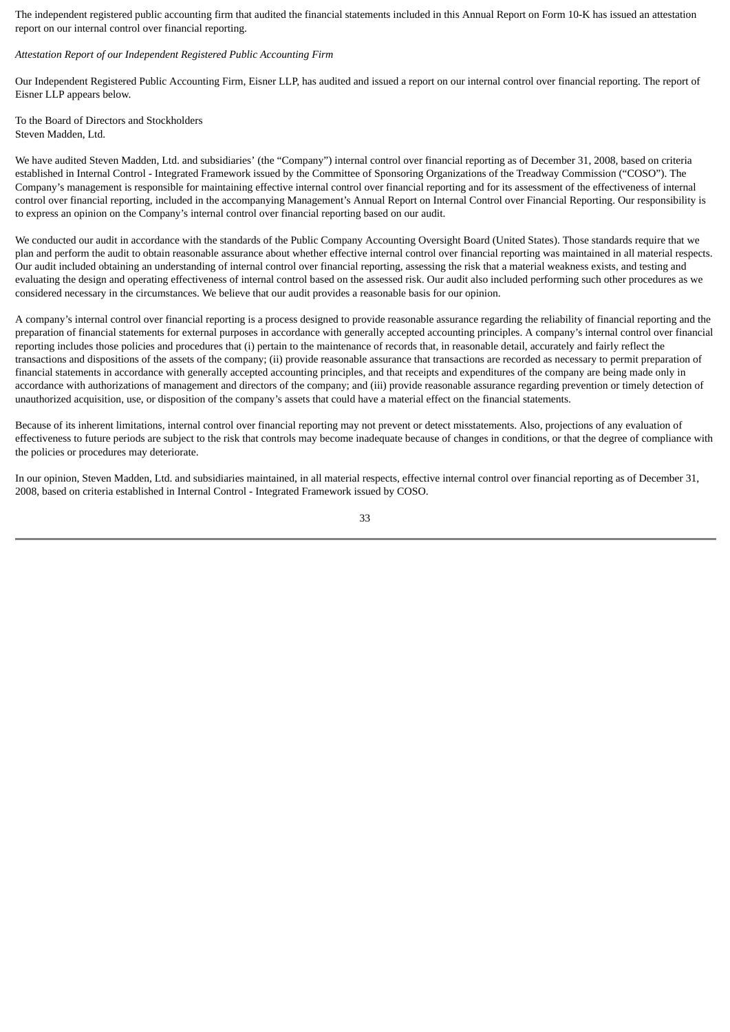The independent registered public accounting firm that audited the financial statements included in this Annual Report on Form 10-K has issued an attestation report on our internal control over financial reporting.

*Attestation Report of our Independent Registered Public Accounting Firm*

Our Independent Registered Public Accounting Firm, Eisner LLP, has audited and issued a report on our internal control over financial reporting. The report of Eisner LLP appears below.

To the Board of Directors and Stockholders
Steven Madden, Ltd.

We have audited Steven Madden, Ltd. and subsidiaries' (the "Company") internal control over financial reporting as of December 31, 2008, based on criteria established in Internal Control - Integrated Framework issued by the Committee of Sponsoring Organizations of the Treadway Commission ("COSO"). The Company's management is responsible for maintaining effective internal control over financial reporting and for its assessment of the effectiveness of internal control over financial reporting, included in the accompanying Management's Annual Report on Internal Control over Financial Reporting. Our responsibility is to express an opinion on the Company's internal control over financial reporting based on our audit.

We conducted our audit in accordance with the standards of the Public Company Accounting Oversight Board (United States). Those standards require that we plan and perform the audit to obtain reasonable assurance about whether effective internal control over financial reporting was maintained in all material respects. Our audit included obtaining an understanding of internal control over financial reporting, assessing the risk that a material weakness exists, and testing and evaluating the design and operating effectiveness of internal control based on the assessed risk. Our audit also included performing such other procedures as we considered necessary in the circumstances. We believe that our audit provides a reasonable basis for our opinion.

A company's internal control over financial reporting is a process designed to provide reasonable assurance regarding the reliability of financial reporting and the preparation of financial statements for external purposes in accordance with generally accepted accounting principles. A company's internal control over financial reporting includes those policies and procedures that (i) pertain to the maintenance of records that, in reasonable detail, accurately and fairly reflect the transactions and dispositions of the assets of the company; (ii) provide reasonable assurance that transactions are recorded as necessary to permit preparation of financial statements in accordance with generally accepted accounting principles, and that receipts and expenditures of the company are being made only in accordance with authorizations of management and directors of the company; and (iii) provide reasonable assurance regarding prevention or timely detection of unauthorized acquisition, use, or disposition of the company's assets that could have a material effect on the financial statements.

Because of its inherent limitations, internal control over financial reporting may not prevent or detect misstatements. Also, projections of any evaluation of effectiveness to future periods are subject to the risk that controls may become inadequate because of changes in conditions, or that the degree of compliance with the policies or procedures may deteriorate.

In our opinion, Steven Madden, Ltd. and subsidiaries maintained, in all material respects, effective internal control over financial reporting as of December 31, 2008, based on criteria established in Internal Control - Integrated Framework issued by COSO.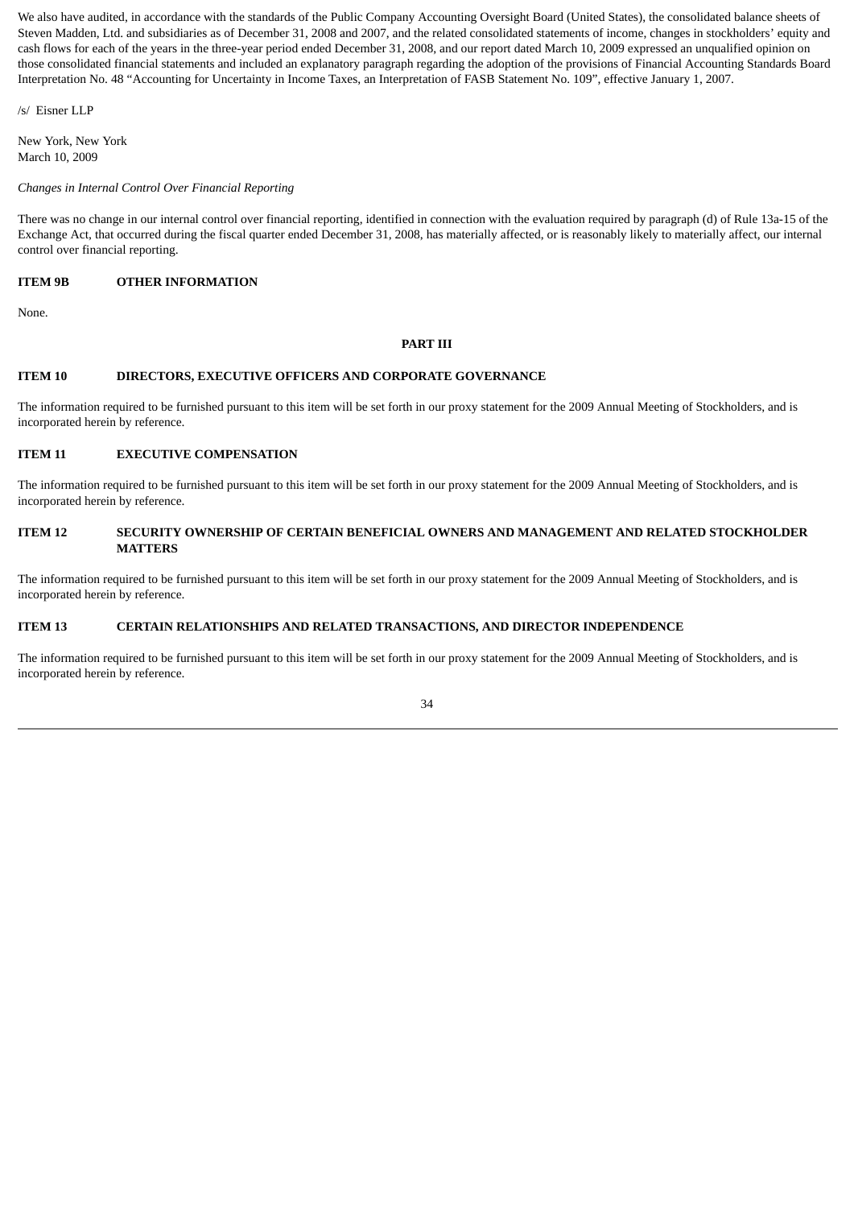We also have audited, in accordance with the standards of the Public Company Accounting Oversight Board (United States), the consolidated balance sheets of Steven Madden, Ltd. and subsidiaries as of December 31, 2008 and 2007, and the related consolidated statements of income, changes in stockholders' equity and cash flows for each of the years in the three-year period ended December 31, 2008, and our report dated March 10, 2009 expressed an unqualified opinion on those consolidated financial statements and included an explanatory paragraph regarding the adoption of the provisions of Financial Accounting Standards Board Interpretation No. 48 "Accounting for Uncertainty in Income Taxes, an Interpretation of FASB Statement No. 109", effective January 1, 2007.

/s/ Eisner LLP

New York, New York
March 10, 2009

*Changes in Internal Control Over Financial Reporting*

There was no change in our internal control over financial reporting, identified in connection with the evaluation required by paragraph (d) of Rule 13a-15 of the Exchange Act, that occurred during the fiscal quarter ended December 31, 2008, has materially affected, or is reasonably likely to materially affect, our internal control over financial reporting.

## ITEM 9B OTHER INFORMATION

None.

# PART III

## ITEM 10 DIRECTORS, EXECUTIVE OFFICERS AND CORPORATE GOVERNANCE

The information required to be furnished pursuant to this item will be set forth in our proxy statement for the 2009 Annual Meeting of Stockholders, and is incorporated herein by reference.

## ITEM 11 EXECUTIVE COMPENSATION

The information required to be furnished pursuant to this item will be set forth in our proxy statement for the 2009 Annual Meeting of Stockholders, and is incorporated herein by reference.

## ITEM 12 SECURITY OWNERSHIP OF CERTAIN BENEFICIAL OWNERS AND MANAGEMENT AND RELATED STOCKHOLDER MATTERS

The information required to be furnished pursuant to this item will be set forth in our proxy statement for the 2009 Annual Meeting of Stockholders, and is incorporated herein by reference.

## ITEM 13 CERTAIN RELATIONSHIPS AND RELATED TRANSACTIONS, AND DIRECTOR INDEPENDENCE

The information required to be furnished pursuant to this item will be set forth in our proxy statement for the 2009 Annual Meeting of Stockholders, and is incorporated herein by reference.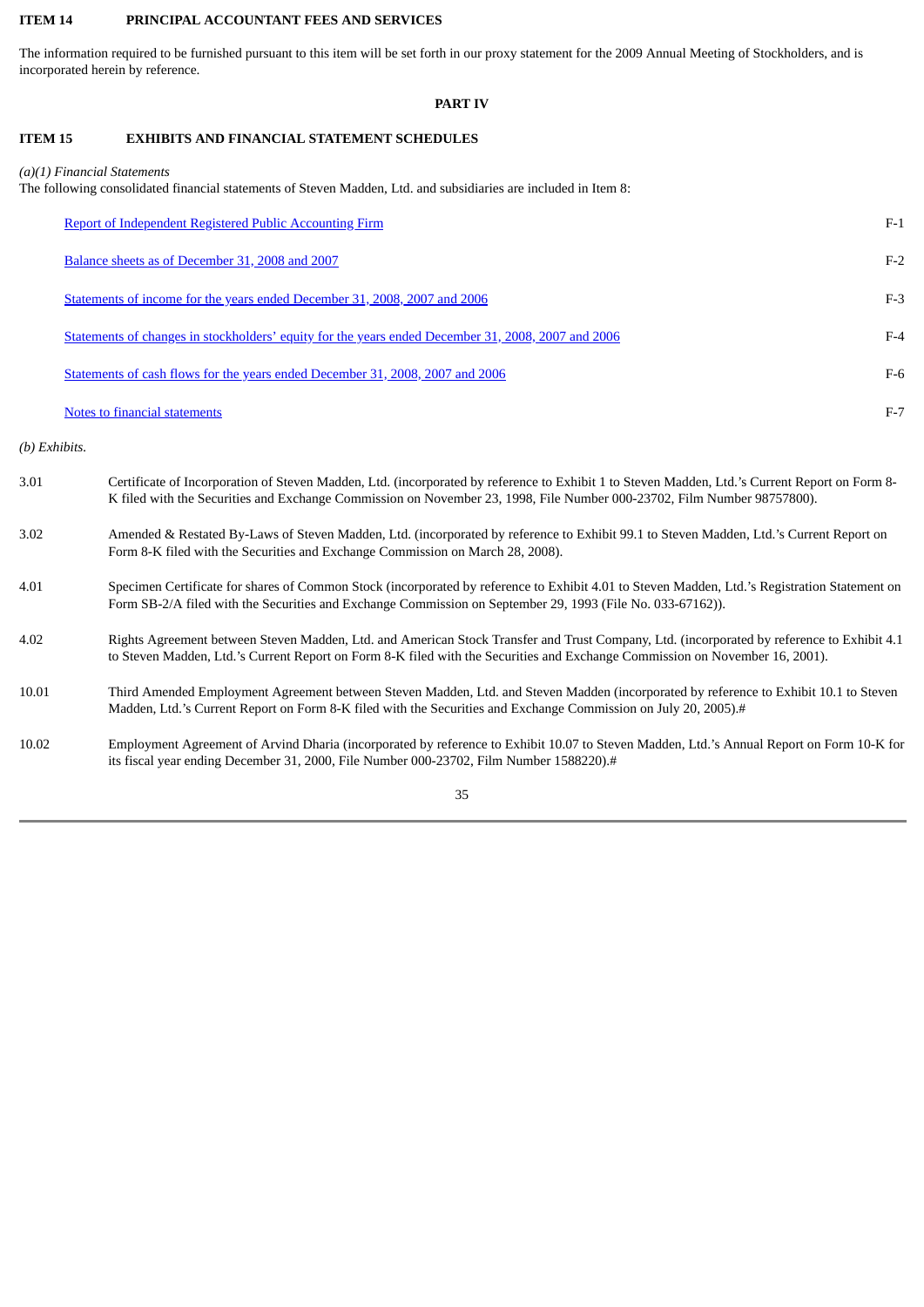## ITEM 14 PRINCIPAL ACCOUNTANT FEES AND SERVICES

The information required to be furnished pursuant to this item will be set forth in our proxy statement for the 2009 Annual Meeting of Stockholders, and is incorporated herein by reference.

# PART IV

## ITEM 15 EXHIBITS AND FINANCIAL STATEMENT SCHEDULES

*(a)(1) Financial Statements*

The following consolidated financial statements of Steven Madden, Ltd. and subsidiaries are included in Item 8:

| | |
|---|---|
| Report of Independent Registered Public Accounting Firm | F-1 |
| Balance sheets as of December 31, 2008 and 2007 | F-2 |
| Statements of income for the years ended December 31, 2008, 2007 and 2006 | F-3 |
| Statements of changes in stockholders' equity for the years ended December 31, 2008, 2007 and 2006 | F-4 |
| Statements of cash flows for the years ended December 31, 2008, 2007 and 2006 | F-6 |
| Notes to financial statements | F-7 |

*(b) Exhibits.*

| | |
|---|---|
| 3.01 | Certificate of Incorporation of Steven Madden, Ltd. (incorporated by reference to Exhibit 1 to Steven Madden, Ltd.'s Current Report on Form 8-K filed with the Securities and Exchange Commission on November 23, 1998, File Number 000-23702, Film Number 98757800). |
| 3.02 | Amended & Restated By-Laws of Steven Madden, Ltd. (incorporated by reference to Exhibit 99.1 to Steven Madden, Ltd.'s Current Report on Form 8-K filed with the Securities and Exchange Commission on March 28, 2008). |
| 4.01 | Specimen Certificate for shares of Common Stock (incorporated by reference to Exhibit 4.01 to Steven Madden, Ltd.'s Registration Statement on Form SB-2/A filed with the Securities and Exchange Commission on September 29, 1993 (File No. 033-67162)). |
| 4.02 | Rights Agreement between Steven Madden, Ltd. and American Stock Transfer and Trust Company, Ltd. (incorporated by reference to Exhibit 4.1 to Steven Madden, Ltd.'s Current Report on Form 8-K filed with the Securities and Exchange Commission on November 16, 2001). |
| 10.01 | Third Amended Employment Agreement between Steven Madden, Ltd. and Steven Madden (incorporated by reference to Exhibit 10.1 to Steven Madden, Ltd.'s Current Report on Form 8-K filed with the Securities and Exchange Commission on July 20, 2005).# |
| 10.02 | Employment Agreement of Arvind Dharia (incorporated by reference to Exhibit 10.07 to Steven Madden, Ltd.'s Annual Report on Form 10-K for its fiscal year ending December 31, 2000, File Number 000-23702, Film Number 1588220).# |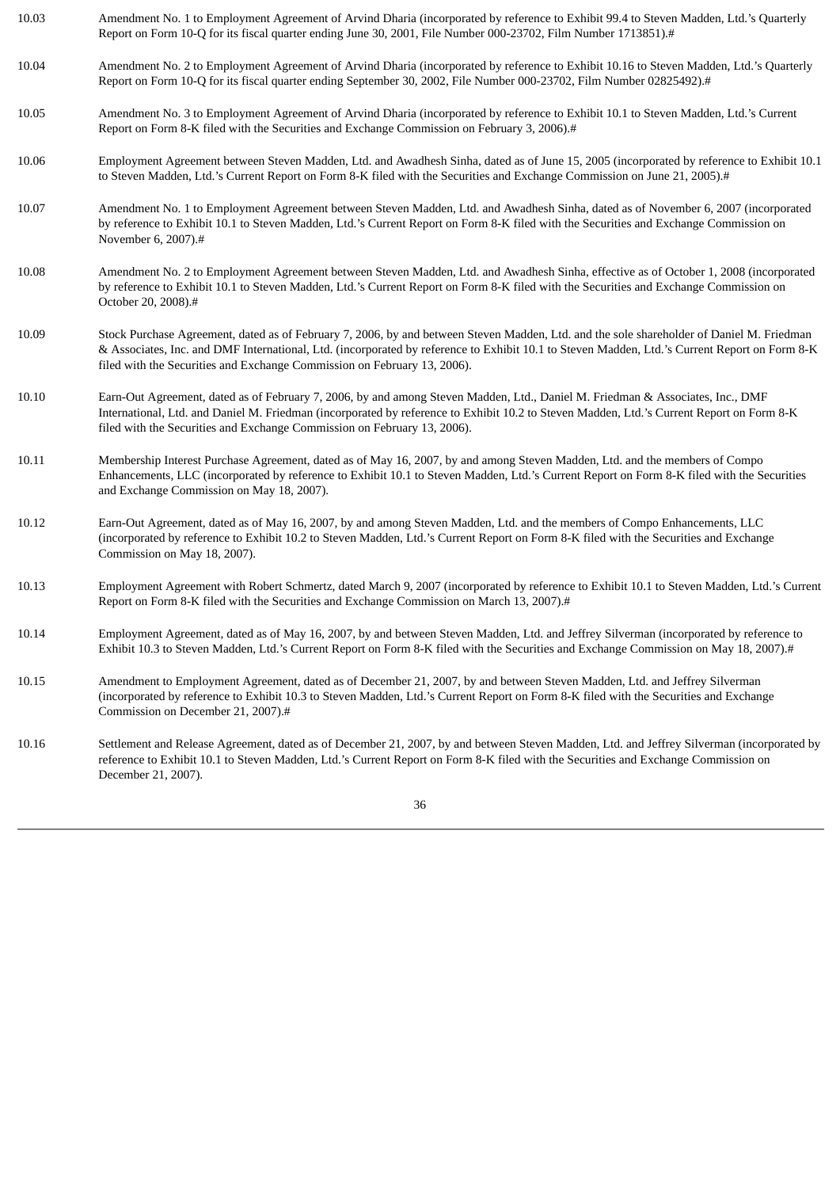| | |
|---|---|
| 10.03 | Amendment No. 1 to Employment Agreement of Arvind Dharia (incorporated by reference to Exhibit 99.4 to Steven Madden, Ltd.'s Quarterly Report on Form 10-Q for its fiscal quarter ending June 30, 2001, File Number 000-23702, Film Number 1713851).# |
| 10.04 | Amendment No. 2 to Employment Agreement of Arvind Dharia (incorporated by reference to Exhibit 10.16 to Steven Madden, Ltd.'s Quarterly Report on Form 10-Q for its fiscal quarter ending September 30, 2002, File Number 000-23702, Film Number 02825492).# |
| 10.05 | Amendment No. 3 to Employment Agreement of Arvind Dharia (incorporated by reference to Exhibit 10.1 to Steven Madden, Ltd.'s Current Report on Form 8-K filed with the Securities and Exchange Commission on February 3, 2006).# |
| 10.06 | Employment Agreement between Steven Madden, Ltd. and Awadhesh Sinha, dated as of June 15, 2005 (incorporated by reference to Exhibit 10.1 to Steven Madden, Ltd.'s Current Report on Form 8-K filed with the Securities and Exchange Commission on June 21, 2005).# |
| 10.07 | Amendment No. 1 to Employment Agreement between Steven Madden, Ltd. and Awadhesh Sinha, dated as of November 6, 2007 (incorporated by reference to Exhibit 10.1 to Steven Madden, Ltd.'s Current Report on Form 8-K filed with the Securities and Exchange Commission on November 6, 2007).# |
| 10.08 | Amendment No. 2 to Employment Agreement between Steven Madden, Ltd. and Awadhesh Sinha, effective as of October 1, 2008 (incorporated by reference to Exhibit 10.1 to Steven Madden, Ltd.'s Current Report on Form 8-K filed with the Securities and Exchange Commission on October 20, 2008).# |
| 10.09 | Stock Purchase Agreement, dated as of February 7, 2006, by and between Steven Madden, Ltd. and the sole shareholder of Daniel M. Friedman & Associates, Inc. and DMF International, Ltd. (incorporated by reference to Exhibit 10.1 to Steven Madden, Ltd.'s Current Report on Form 8-K filed with the Securities and Exchange Commission on February 13, 2006). |
| 10.10 | Earn-Out Agreement, dated as of February 7, 2006, by and among Steven Madden, Ltd., Daniel M. Friedman & Associates, Inc., DMF International, Ltd. and Daniel M. Friedman (incorporated by reference to Exhibit 10.2 to Steven Madden, Ltd.'s Current Report on Form 8-K filed with the Securities and Exchange Commission on February 13, 2006). |
| 10.11 | Membership Interest Purchase Agreement, dated as of May 16, 2007, by and among Steven Madden, Ltd. and the members of Compo Enhancements, LLC (incorporated by reference to Exhibit 10.1 to Steven Madden, Ltd.'s Current Report on Form 8-K filed with the Securities and Exchange Commission on May 18, 2007). |
| 10.12 | Earn-Out Agreement, dated as of May 16, 2007, by and among Steven Madden, Ltd. and the members of Compo Enhancements, LLC (incorporated by reference to Exhibit 10.2 to Steven Madden, Ltd.'s Current Report on Form 8-K filed with the Securities and Exchange Commission on May 18, 2007). |
| 10.13 | Employment Agreement with Robert Schmertz, dated March 9, 2007 (incorporated by reference to Exhibit 10.1 to Steven Madden, Ltd.'s Current Report on Form 8-K filed with the Securities and Exchange Commission on March 13, 2007).# |
| 10.14 | Employment Agreement, dated as of May 16, 2007, by and between Steven Madden, Ltd. and Jeffrey Silverman (incorporated by reference to Exhibit 10.3 to Steven Madden, Ltd.'s Current Report on Form 8-K filed with the Securities and Exchange Commission on May 18, 2007).# |
| 10.15 | Amendment to Employment Agreement, dated as of December 21, 2007, by and between Steven Madden, Ltd. and Jeffrey Silverman (incorporated by reference to Exhibit 10.3 to Steven Madden, Ltd.'s Current Report on Form 8-K filed with the Securities and Exchange Commission on December 21, 2007).# |
| 10.16 | Settlement and Release Agreement, dated as of December 21, 2007, by and between Steven Madden, Ltd. and Jeffrey Silverman (incorporated by reference to Exhibit 10.1 to Steven Madden, Ltd.'s Current Report on Form 8-K filed with the Securities and Exchange Commission on December 21, 2007). |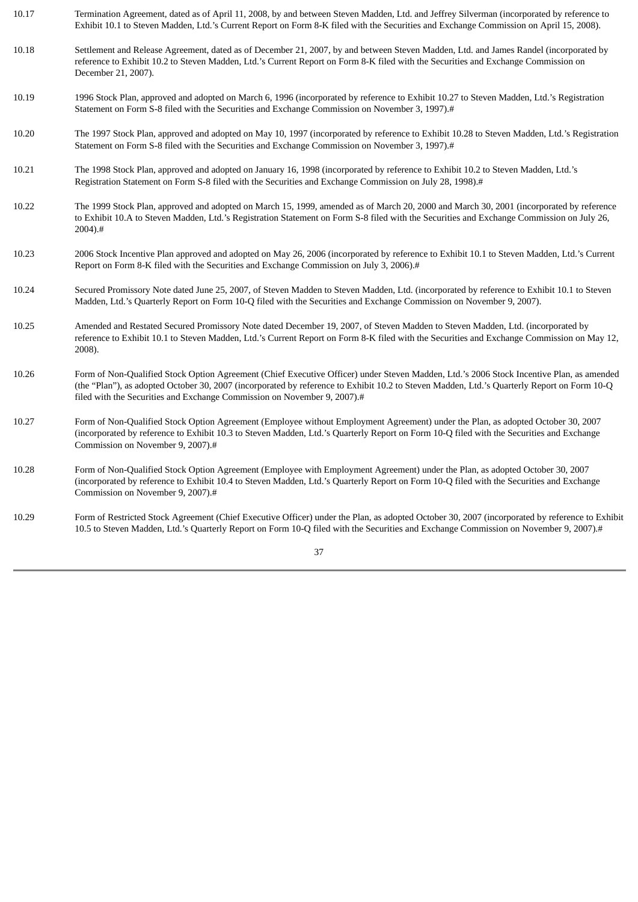| | |
|---|---|
| 10.17 | Termination Agreement, dated as of April 11, 2008, by and between Steven Madden, Ltd. and Jeffrey Silverman (incorporated by reference to Exhibit 10.1 to Steven Madden, Ltd.'s Current Report on Form 8-K filed with the Securities and Exchange Commission on April 15, 2008). |
| 10.18 | Settlement and Release Agreement, dated as of December 21, 2007, by and between Steven Madden, Ltd. and James Randel (incorporated by reference to Exhibit 10.2 to Steven Madden, Ltd.'s Current Report on Form 8-K filed with the Securities and Exchange Commission on December 21, 2007). |
| 10.19 | 1996 Stock Plan, approved and adopted on March 6, 1996 (incorporated by reference to Exhibit 10.27 to Steven Madden, Ltd.'s Registration Statement on Form S-8 filed with the Securities and Exchange Commission on November 3, 1997).# |
| 10.20 | The 1997 Stock Plan, approved and adopted on May 10, 1997 (incorporated by reference to Exhibit 10.28 to Steven Madden, Ltd.'s Registration Statement on Form S-8 filed with the Securities and Exchange Commission on November 3, 1997).# |
| 10.21 | The 1998 Stock Plan, approved and adopted on January 16, 1998 (incorporated by reference to Exhibit 10.2 to Steven Madden, Ltd.'s Registration Statement on Form S-8 filed with the Securities and Exchange Commission on July 28, 1998).# |
| 10.22 | The 1999 Stock Plan, approved and adopted on March 15, 1999, amended as of March 20, 2000 and March 30, 2001 (incorporated by reference to Exhibit 10.A to Steven Madden, Ltd.'s Registration Statement on Form S-8 filed with the Securities and Exchange Commission on July 26, 2004).# |
| 10.23 | 2006 Stock Incentive Plan approved and adopted on May 26, 2006 (incorporated by reference to Exhibit 10.1 to Steven Madden, Ltd.'s Current Report on Form 8-K filed with the Securities and Exchange Commission on July 3, 2006).# |
| 10.24 | Secured Promissory Note dated June 25, 2007, of Steven Madden to Steven Madden, Ltd. (incorporated by reference to Exhibit 10.1 to Steven Madden, Ltd.'s Quarterly Report on Form 10-Q filed with the Securities and Exchange Commission on November 9, 2007). |
| 10.25 | Amended and Restated Secured Promissory Note dated December 19, 2007, of Steven Madden to Steven Madden, Ltd. (incorporated by reference to Exhibit 10.1 to Steven Madden, Ltd.'s Current Report on Form 8-K filed with the Securities and Exchange Commission on May 12, 2008). |
| 10.26 | Form of Non-Qualified Stock Option Agreement (Chief Executive Officer) under Steven Madden, Ltd.'s 2006 Stock Incentive Plan, as amended (the "Plan"), as adopted October 30, 2007 (incorporated by reference to Exhibit 10.2 to Steven Madden, Ltd.'s Quarterly Report on Form 10-Q filed with the Securities and Exchange Commission on November 9, 2007).# |
| 10.27 | Form of Non-Qualified Stock Option Agreement (Employee without Employment Agreement) under the Plan, as adopted October 30, 2007 (incorporated by reference to Exhibit 10.3 to Steven Madden, Ltd.'s Quarterly Report on Form 10-Q filed with the Securities and Exchange Commission on November 9, 2007).# |
| 10.28 | Form of Non-Qualified Stock Option Agreement (Employee with Employment Agreement) under the Plan, as adopted October 30, 2007 (incorporated by reference to Exhibit 10.4 to Steven Madden, Ltd.'s Quarterly Report on Form 10-Q filed with the Securities and Exchange Commission on November 9, 2007).# |
| 10.29 | Form of Restricted Stock Agreement (Chief Executive Officer) under the Plan, as adopted October 30, 2007 (incorporated by reference to Exhibit 10.5 to Steven Madden, Ltd.'s Quarterly Report on Form 10-Q filed with the Securities and Exchange Commission on November 9, 2007).# |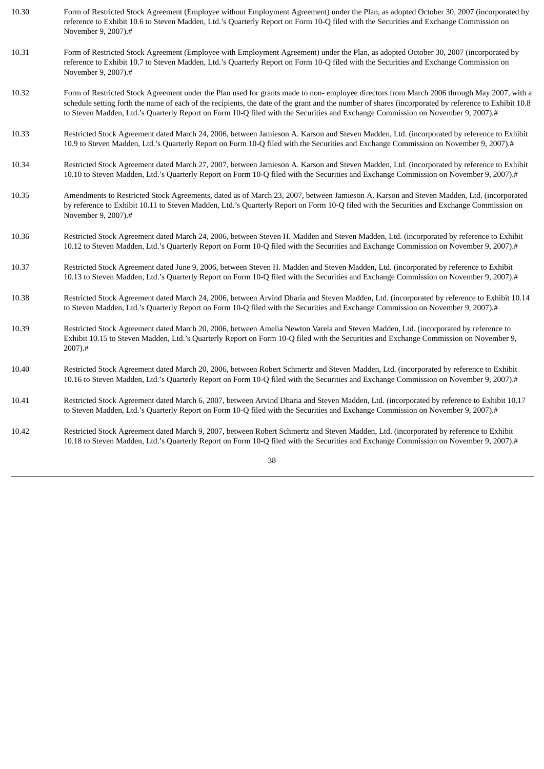| | |
|---|---|
| 10.30 | Form of Restricted Stock Agreement (Employee without Employment Agreement) under the Plan, as adopted October 30, 2007 (incorporated by reference to Exhibit 10.6 to Steven Madden, Ltd.'s Quarterly Report on Form 10-Q filed with the Securities and Exchange Commission on November 9, 2007).# |
| 10.31 | Form of Restricted Stock Agreement (Employee with Employment Agreement) under the Plan, as adopted October 30, 2007 (incorporated by reference to Exhibit 10.7 to Steven Madden, Ltd.'s Quarterly Report on Form 10-Q filed with the Securities and Exchange Commission on November 9, 2007).# |
| 10.32 | Form of Restricted Stock Agreement under the Plan used for grants made to non- employee directors from March 2006 through May 2007, with a schedule setting forth the name of each of the recipients, the date of the grant and the number of shares (incorporated by reference to Exhibit 10.8 to Steven Madden, Ltd.'s Quarterly Report on Form 10-Q filed with the Securities and Exchange Commission on November 9, 2007).# |
| 10.33 | Restricted Stock Agreement dated March 24, 2006, between Jamieson A. Karson and Steven Madden, Ltd. (incorporated by reference to Exhibit 10.9 to Steven Madden, Ltd.'s Quarterly Report on Form 10-Q filed with the Securities and Exchange Commission on November 9, 2007).# |
| 10.34 | Restricted Stock Agreement dated March 27, 2007, between Jamieson A. Karson and Steven Madden, Ltd. (incorporated by reference to Exhibit 10.10 to Steven Madden, Ltd.'s Quarterly Report on Form 10-Q filed with the Securities and Exchange Commission on November 9, 2007).# |
| 10.35 | Amendments to Restricted Stock Agreements, dated as of March 23, 2007, between Jamieson A. Karson and Steven Madden, Ltd. (incorporated by reference to Exhibit 10.11 to Steven Madden, Ltd.'s Quarterly Report on Form 10-Q filed with the Securities and Exchange Commission on November 9, 2007).# |
| 10.36 | Restricted Stock Agreement dated March 24, 2006, between Steven H. Madden and Steven Madden, Ltd. (incorporated by reference to Exhibit 10.12 to Steven Madden, Ltd.'s Quarterly Report on Form 10-Q filed with the Securities and Exchange Commission on November 9, 2007).# |
| 10.37 | Restricted Stock Agreement dated June 9, 2006, between Steven H. Madden and Steven Madden, Ltd. (incorporated by reference to Exhibit 10.13 to Steven Madden, Ltd.'s Quarterly Report on Form 10-Q filed with the Securities and Exchange Commission on November 9, 2007).# |
| 10.38 | Restricted Stock Agreement dated March 24, 2006, between Arvind Dharia and Steven Madden, Ltd. (incorporated by reference to Exhibit 10.14 to Steven Madden, Ltd.'s Quarterly Report on Form 10-Q filed with the Securities and Exchange Commission on November 9, 2007).# |
| 10.39 | Restricted Stock Agreement dated March 20, 2006, between Amelia Newton Varela and Steven Madden, Ltd. (incorporated by reference to Exhibit 10.15 to Steven Madden, Ltd.'s Quarterly Report on Form 10-Q filed with the Securities and Exchange Commission on November 9, 2007).# |
| 10.40 | Restricted Stock Agreement dated March 20, 2006, between Robert Schmertz and Steven Madden, Ltd. (incorporated by reference to Exhibit 10.16 to Steven Madden, Ltd.'s Quarterly Report on Form 10-Q filed with the Securities and Exchange Commission on November 9, 2007).# |
| 10.41 | Restricted Stock Agreement dated March 6, 2007, between Arvind Dharia and Steven Madden, Ltd. (incorporated by reference to Exhibit 10.17 to Steven Madden, Ltd.'s Quarterly Report on Form 10-Q filed with the Securities and Exchange Commission on November 9, 2007).# |
| 10.42 | Restricted Stock Agreement dated March 9, 2007, between Robert Schmertz and Steven Madden, Ltd. (incorporated by reference to Exhibit 10.18 to Steven Madden, Ltd.'s Quarterly Report on Form 10-Q filed with the Securities and Exchange Commission on November 9, 2007).# |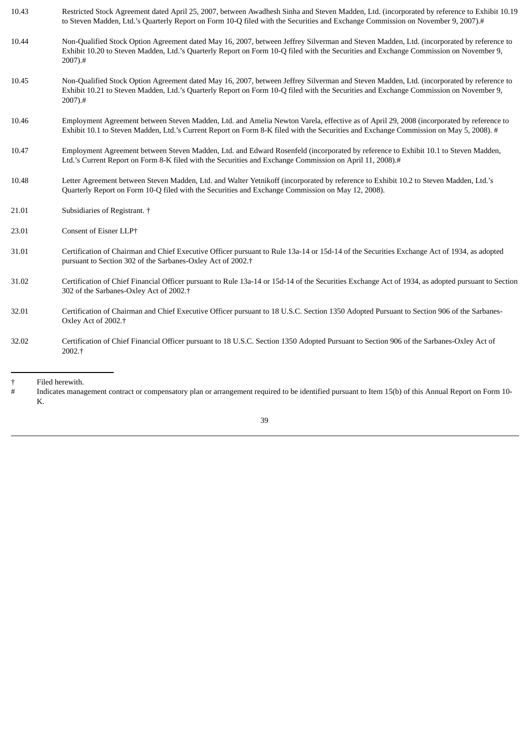| | |
|---|---|
| 10.43 | Restricted Stock Agreement dated April 25, 2007, between Awadhesh Sinha and Steven Madden, Ltd. (incorporated by reference to Exhibit 10.19 to Steven Madden, Ltd.'s Quarterly Report on Form 10-Q filed with the Securities and Exchange Commission on November 9, 2007).# |
| 10.44 | Non-Qualified Stock Option Agreement dated May 16, 2007, between Jeffrey Silverman and Steven Madden, Ltd. (incorporated by reference to Exhibit 10.20 to Steven Madden, Ltd.'s Quarterly Report on Form 10-Q filed with the Securities and Exchange Commission on November 9, 2007).# |
| 10.45 | Non-Qualified Stock Option Agreement dated May 16, 2007, between Jeffrey Silverman and Steven Madden, Ltd. (incorporated by reference to Exhibit 10.21 to Steven Madden, Ltd.'s Quarterly Report on Form 10-Q filed with the Securities and Exchange Commission on November 9, 2007).# |
| 10.46 | Employment Agreement between Steven Madden, Ltd. and Amelia Newton Varela, effective as of April 29, 2008 (incorporated by reference to Exhibit 10.1 to Steven Madden, Ltd.'s Current Report on Form 8-K filed with the Securities and Exchange Commission on May 5, 2008). # |
| 10.47 | Employment Agreement between Steven Madden, Ltd. and Edward Rosenfeld (incorporated by reference to Exhibit 10.1 to Steven Madden, Ltd.'s Current Report on Form 8-K filed with the Securities and Exchange Commission on April 11, 2008).# |
| 10.48 | Letter Agreement between Steven Madden, Ltd. and Walter Yetnikoff (incorporated by reference to Exhibit 10.2 to Steven Madden, Ltd.'s Quarterly Report on Form 10-Q filed with the Securities and Exchange Commission on May 12, 2008). |
| 21.01 | Subsidiaries of Registrant. † |
| 23.01 | Consent of Eisner LLP† |
| 31.01 | Certification of Chairman and Chief Executive Officer pursuant to Rule 13a-14 or 15d-14 of the Securities Exchange Act of 1934, as adopted pursuant to Section 302 of the Sarbanes-Oxley Act of 2002.† |
| 31.02 | Certification of Chief Financial Officer pursuant to Rule 13a-14 or 15d-14 of the Securities Exchange Act of 1934, as adopted pursuant to Section 302 of the Sarbanes-Oxley Act of 2002.† |
| 32.01 | Certification of Chairman and Chief Executive Officer pursuant to 18 U.S.C. Section 1350 Adopted Pursuant to Section 906 of the Sarbanes-Oxley Act of 2002.† |
| 32.02 | Certification of Chief Financial Officer pursuant to 18 U.S.C. Section 1350 Adopted Pursuant to Section 906 of the Sarbanes-Oxley Act of 2002.† |

† Filed herewith.

# Indicates management contract or compensatory plan or arrangement required to be identified pursuant to Item 15(b) of this Annual Report on Form 10-K.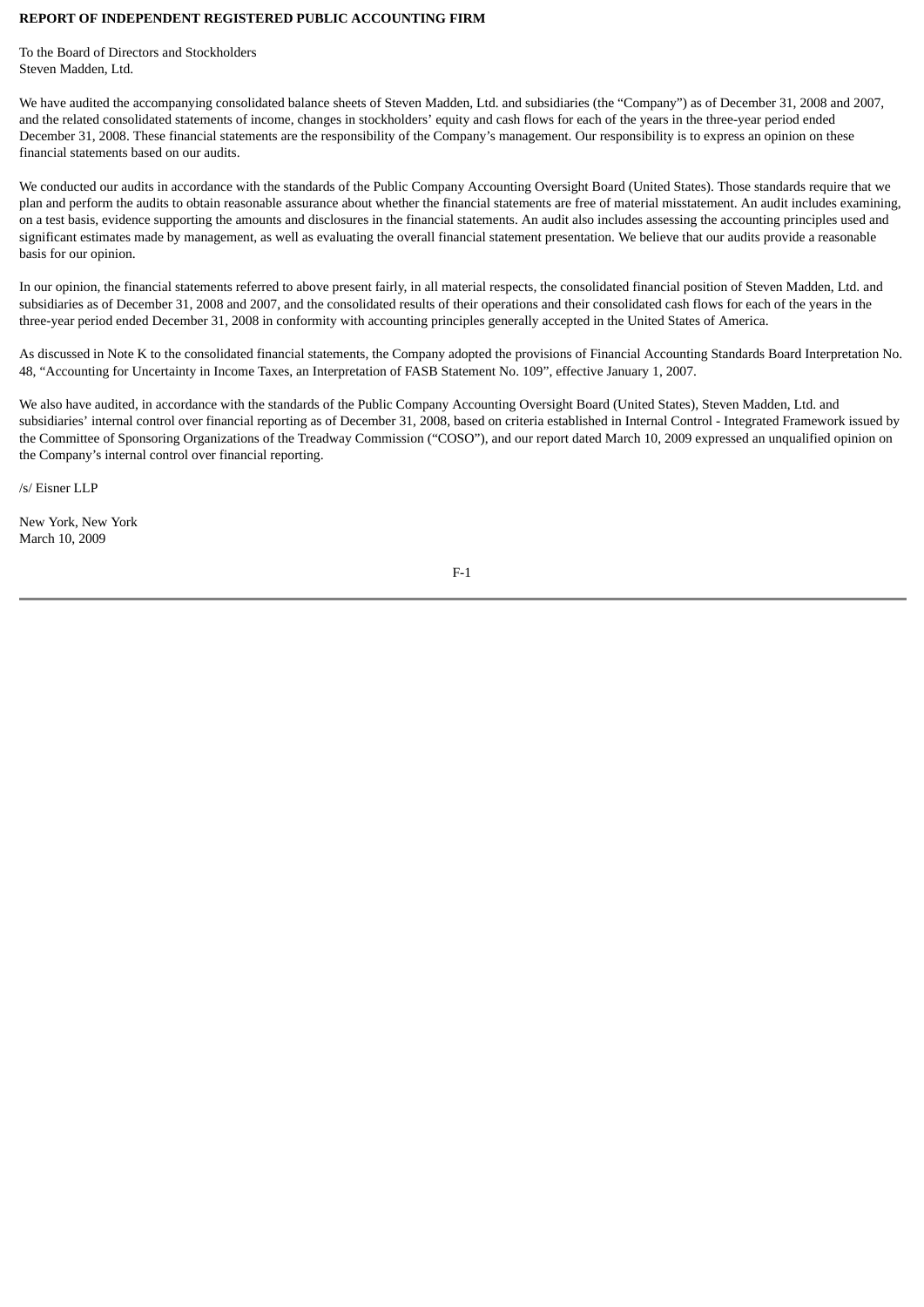**REPORT OF INDEPENDENT REGISTERED PUBLIC ACCOUNTING FIRM**

To the Board of Directors and Stockholders
Steven Madden, Ltd.

We have audited the accompanying consolidated balance sheets of Steven Madden, Ltd. and subsidiaries (the “Company”) as of December 31, 2008 and 2007, and the related consolidated statements of income, changes in stockholders’ equity and cash flows for each of the years in the three-year period ended December 31, 2008. These financial statements are the responsibility of the Company’s management. Our responsibility is to express an opinion on these financial statements based on our audits.

We conducted our audits in accordance with the standards of the Public Company Accounting Oversight Board (United States). Those standards require that we plan and perform the audits to obtain reasonable assurance about whether the financial statements are free of material misstatement. An audit includes examining, on a test basis, evidence supporting the amounts and disclosures in the financial statements. An audit also includes assessing the accounting principles used and significant estimates made by management, as well as evaluating the overall financial statement presentation. We believe that our audits provide a reasonable basis for our opinion.

In our opinion, the financial statements referred to above present fairly, in all material respects, the consolidated financial position of Steven Madden, Ltd. and subsidiaries as of December 31, 2008 and 2007, and the consolidated results of their operations and their consolidated cash flows for each of the years in the three-year period ended December 31, 2008 in conformity with accounting principles generally accepted in the United States of America.

As discussed in Note K to the consolidated financial statements, the Company adopted the provisions of Financial Accounting Standards Board Interpretation No. 48, “Accounting for Uncertainty in Income Taxes, an Interpretation of FASB Statement No. 109”, effective January 1, 2007.

We also have audited, in accordance with the standards of the Public Company Accounting Oversight Board (United States), Steven Madden, Ltd. and subsidiaries’ internal control over financial reporting as of December 31, 2008, based on criteria established in Internal Control - Integrated Framework issued by the Committee of Sponsoring Organizations of the Treadway Commission (“COSO”), and our report dated March 10, 2009 expressed an unqualified opinion on the Company’s internal control over financial reporting.

/s/ Eisner LLP

New York, New York
March 10, 2009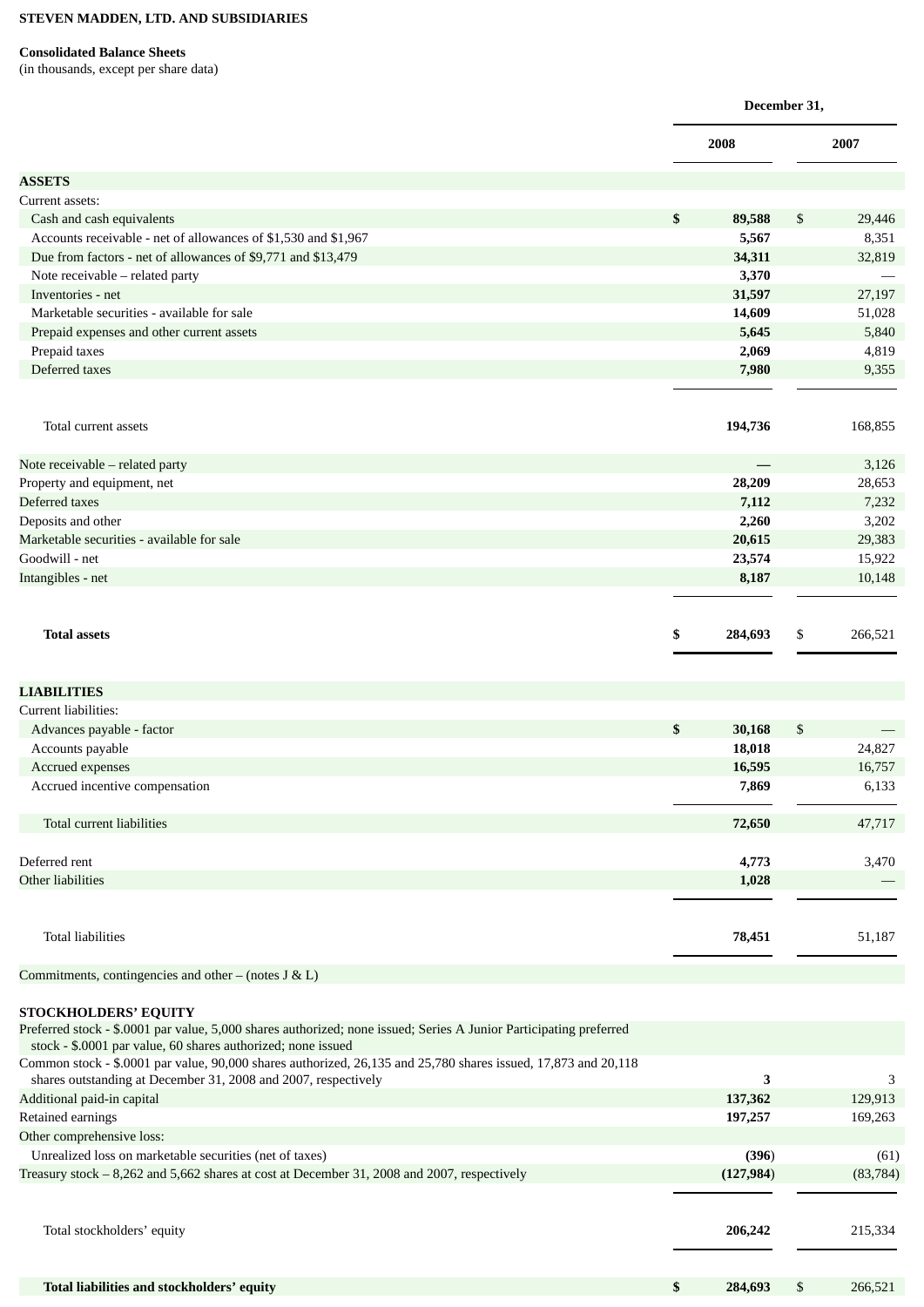**STEVEN MADDEN, LTD. AND SUBSIDIARIES**

**Consolidated Balance Sheets**
(in thousands, except per share data)

| | December 31, 2008 | December 31, 2007 |
|---|---|---|
| **ASSETS** | | |
| Current assets: | | |
| Cash and cash equivalents | $ 89,588 | $ 29,446 |
| Accounts receivable - net of allowances of $1,530 and $1,967 | 5,567 | 8,351 |
| Due from factors - net of allowances of $9,771 and $13,479 | 34,311 | 32,819 |
| Note receivable – related party | 3,370 | — |
| Inventories - net | 31,597 | 27,197 |
| Marketable securities - available for sale | 14,609 | 51,028 |
| Prepaid expenses and other current assets | 5,645 | 5,840 |
| Prepaid taxes | 2,069 | 4,819 |
| Deferred taxes | 7,980 | 9,355 |
| Total current assets | 194,736 | 168,855 |
| Note receivable – related party | — | 3,126 |
| Property and equipment, net | 28,209 | 28,653 |
| Deferred taxes | 7,112 | 7,232 |
| Deposits and other | 2,260 | 3,202 |
| Marketable securities - available for sale | 20,615 | 29,383 |
| Goodwill - net | 23,574 | 15,922 |
| Intangibles - net | 8,187 | 10,148 |
| **Total assets** | $ 284,693 | $ 266,521 |
| **LIABILITIES** | | |
| Current liabilities: | | |
| Advances payable - factor | $ 30,168 | $ — |
| Accounts payable | 18,018 | 24,827 |
| Accrued expenses | 16,595 | 16,757 |
| Accrued incentive compensation | 7,869 | 6,133 |
| Total current liabilities | 72,650 | 47,717 |
| Deferred rent | 4,773 | 3,470 |
| Other liabilities | 1,028 | — |
| Total liabilities | 78,451 | 51,187 |
| Commitments, contingencies and other – (notes J & L) | | |
| **STOCKHOLDERS' EQUITY** | | |
| Preferred stock - $.0001 par value, 5,000 shares authorized; none issued; Series A Junior Participating preferred stock - $.0001 par value, 60 shares authorized; none issued | | |
| Common stock - $.0001 par value, 90,000 shares authorized, 26,135 and 25,780 shares issued, 17,873 and 20,118 shares outstanding at December 31, 2008 and 2007, respectively | 3 | 3 |
| Additional paid-in capital | 137,362 | 129,913 |
| Retained earnings | 197,257 | 169,263 |
| Other comprehensive loss: | | |
| Unrealized loss on marketable securities (net of taxes) | (396) | (61) |
| Treasury stock – 8,262 and 5,662 shares at cost at December 31, 2008 and 2007, respectively | (127,984) | (83,784) |
| Total stockholders' equity | 206,242 | 215,334 |
| **Total liabilities and stockholders' equity** | $ 284,693 | $ 266,521 |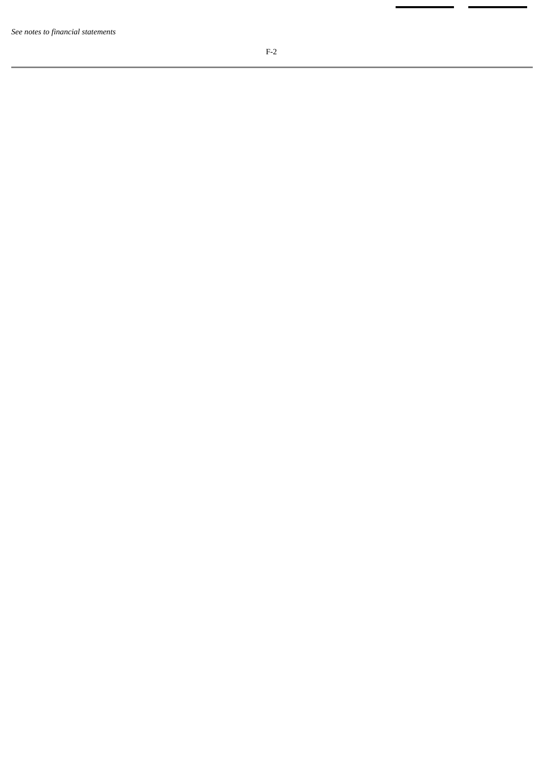*See notes to financial statements*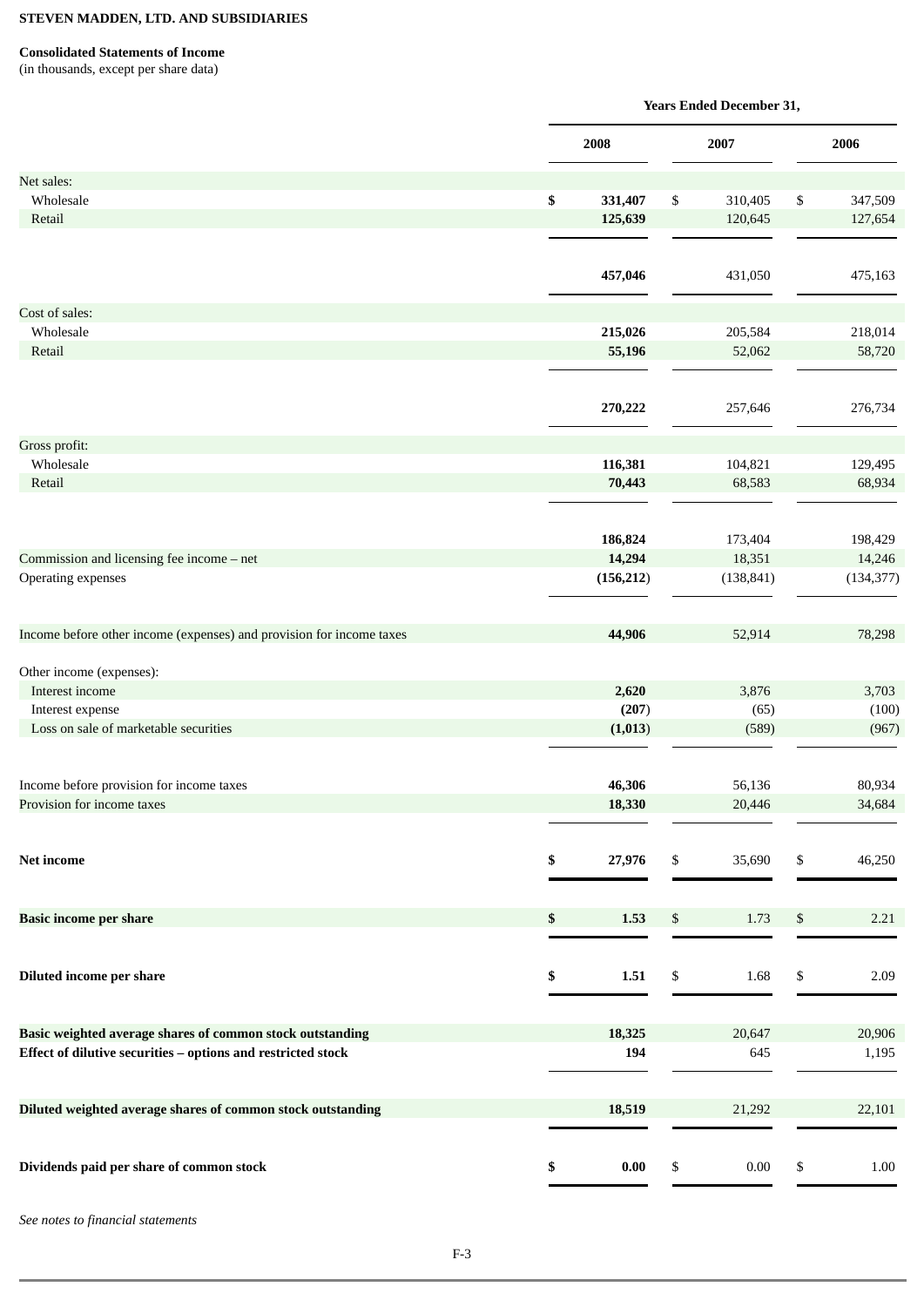**STEVEN MADDEN, LTD. AND SUBSIDIARIES**

**Consolidated Statements of Income**
(in thousands, except per share data)

| | Years Ended December 31, | | |
|---|---|---|---|
| | **2008** | **2007** | **2006** |
| Net sales: | | | |
| Wholesale | **$ 331,407** | $ 310,405 | $ 347,509 |
| Retail | **125,639** | 120,645 | 127,654 |
| | **457,046** | 431,050 | 475,163 |
| Cost of sales: | | | |
| Wholesale | **215,026** | 205,584 | 218,014 |
| Retail | **55,196** | 52,062 | 58,720 |
| | **270,222** | 257,646 | 276,734 |
| Gross profit: | | | |
| Wholesale | **116,381** | 104,821 | 129,495 |
| Retail | **70,443** | 68,583 | 68,934 |
| | **186,824** | 173,404 | 198,429 |
| Commission and licensing fee income – net | **14,294** | 18,351 | 14,246 |
| Operating expenses | **(156,212)** | (138,841) | (134,377) |
| Income before other income (expenses) and provision for income taxes | **44,906** | 52,914 | 78,298 |
| Other income (expenses): | | | |
| Interest income | **2,620** | 3,876 | 3,703 |
| Interest expense | **(207)** | (65) | (100) |
| Loss on sale of marketable securities | **(1,013)** | (589) | (967) |
| Income before provision for income taxes | **46,306** | 56,136 | 80,934 |
| Provision for income taxes | **18,330** | 20,446 | 34,684 |
| **Net income** | **$ 27,976** | $ 35,690 | $ 46,250 |
| **Basic income per share** | **$ 1.53** | $ 1.73 | $ 2.21 |
| **Diluted income per share** | **$ 1.51** | $ 1.68 | $ 2.09 |
| **Basic weighted average shares of common stock outstanding** | **18,325** | 20,647 | 20,906 |
| **Effect of dilutive securities – options and restricted stock** | **194** | 645 | 1,195 |
| **Diluted weighted average shares of common stock outstanding** | **18,519** | 21,292 | 22,101 |
| **Dividends paid per share of common stock** | **$ 0.00** | $ 0.00 | $ 1.00 |

*See notes to financial statements*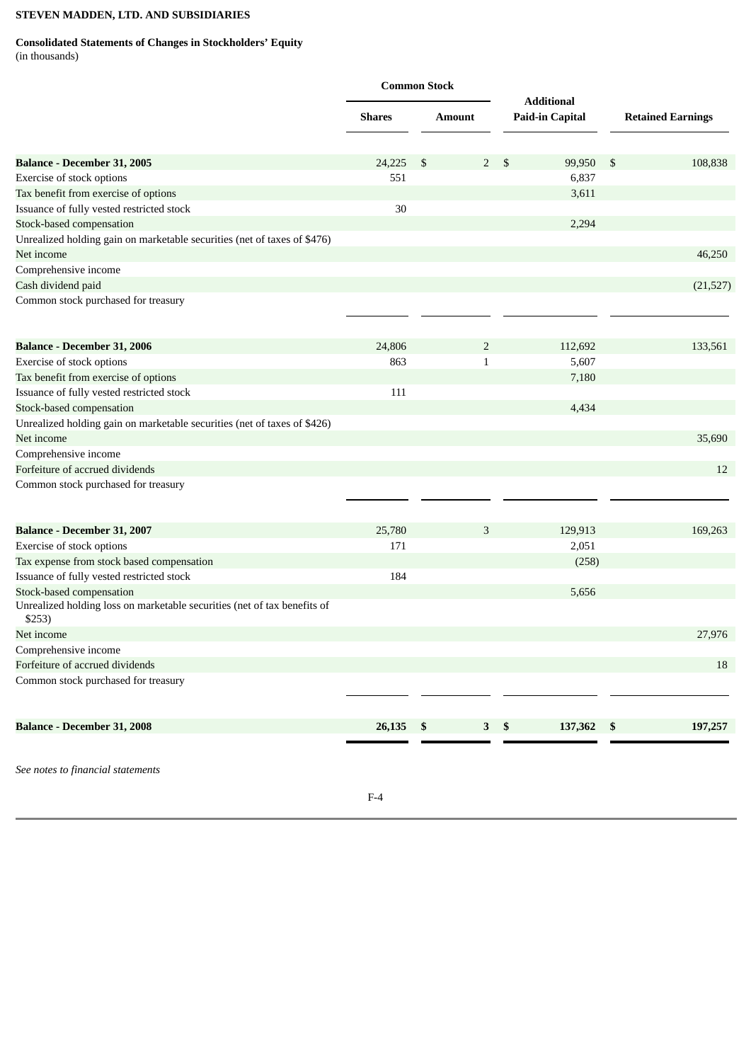**STEVEN MADDEN, LTD. AND SUBSIDIARIES**

**Consolidated Statements of Changes in Stockholders' Equity**
(in thousands)

| | Common Stock | | Additional | |
|---|---|---|---|---|
| | **Shares** | **Amount** | **Paid-in Capital** | **Retained Earnings** |
| **Balance - December 31, 2005** | 24,225 | $ 2 | $ 99,950 | $ 108,838 |
| Exercise of stock options | 551 | | 6,837 | |
| Tax benefit from exercise of options | | | 3,611 | |
| Issuance of fully vested restricted stock | 30 | | | |
| Stock-based compensation | | | 2,294 | |
| Unrealized holding gain on marketable securities (net of taxes of $476) | | | | |
| Net income | | | | 46,250 |
| Comprehensive income | | | | |
| Cash dividend paid | | | | (21,527) |
| Common stock purchased for treasury | | | | |
| **Balance - December 31, 2006** | 24,806 | 2 | 112,692 | 133,561 |
| Exercise of stock options | 863 | 1 | 5,607 | |
| Tax benefit from exercise of options | | | 7,180 | |
| Issuance of fully vested restricted stock | 111 | | | |
| Stock-based compensation | | | 4,434 | |
| Unrealized holding gain on marketable securities (net of taxes of $426) | | | | |
| Net income | | | | 35,690 |
| Comprehensive income | | | | |
| Forfeiture of accrued dividends | | | | 12 |
| Common stock purchased for treasury | | | | |
| **Balance - December 31, 2007** | 25,780 | 3 | 129,913 | 169,263 |
| Exercise of stock options | 171 | | 2,051 | |
| Tax expense from stock based compensation | | | (258) | |
| Issuance of fully vested restricted stock | 184 | | | |
| Stock-based compensation | | | 5,656 | |
| Unrealized holding loss on marketable securities (net of tax benefits of $253) | | | | |
| Net income | | | | 27,976 |
| Comprehensive income | | | | |
| Forfeiture of accrued dividends | | | | 18 |
| Common stock purchased for treasury | | | | |
| **Balance - December 31, 2008** | **26,135** | **$ 3** | **$ 137,362** | **$ 197,257** |

*See notes to financial statements*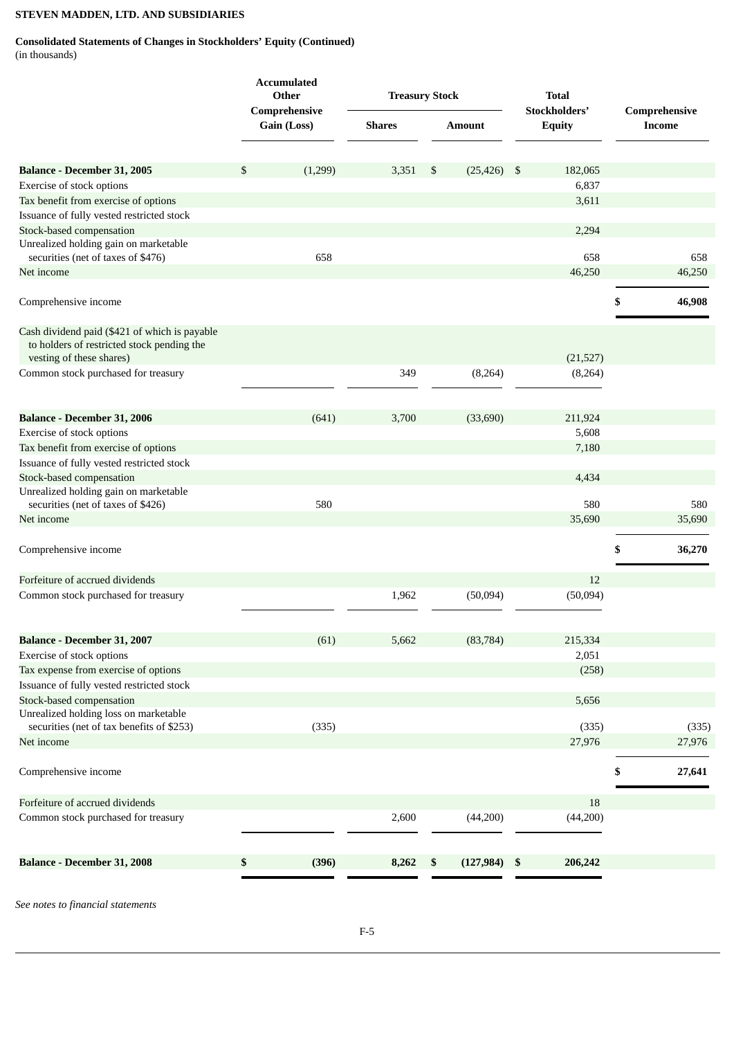**STEVEN MADDEN, LTD. AND SUBSIDIARIES**

**Consolidated Statements of Changes in Stockholders' Equity (Continued)**
(in thousands)

| | Accumulated Other Comprehensive Gain (Loss) | Treasury Stock | | Total Stockholders' Equity | Comprehensive Income |
|---|---|---|---|---|---|
| | | Shares | Amount | | |
| **Balance - December 31, 2005** | $ (1,299) | 3,351 | $ (25,426) | $ 182,065 | |
| Exercise of stock options | | | | 6,837 | |
| Tax benefit from exercise of options | | | | 3,611 | |
| Issuance of fully vested restricted stock | | | | | |
| Stock-based compensation | | | | 2,294 | |
| Unrealized holding gain on marketable securities (net of taxes of $476) | 658 | | | 658 | 658 |
| Net income | | | | 46,250 | 46,250 |
| Comprehensive income | | | | | **$ 46,908** |
| Cash dividend paid ($421 of which is payable to holders of restricted stock pending the vesting of these shares) | | | | (21,527) | |
| Common stock purchased for treasury | | 349 | (8,264) | (8,264) | |
| **Balance - December 31, 2006** | (641) | 3,700 | (33,690) | 211,924 | |
| Exercise of stock options | | | | 5,608 | |
| Tax benefit from exercise of options | | | | 7,180 | |
| Issuance of fully vested restricted stock | | | | | |
| Stock-based compensation | | | | 4,434 | |
| Unrealized holding gain on marketable securities (net of taxes of $426) | 580 | | | 580 | 580 |
| Net income | | | | 35,690 | 35,690 |
| Comprehensive income | | | | | **$ 36,270** |
| Forfeiture of accrued dividends | | | | 12 | |
| Common stock purchased for treasury | | 1,962 | (50,094) | (50,094) | |
| **Balance - December 31, 2007** | (61) | 5,662 | (83,784) | 215,334 | |
| Exercise of stock options | | | | 2,051 | |
| Tax expense from exercise of options | | | | (258) | |
| Issuance of fully vested restricted stock | | | | | |
| Stock-based compensation | | | | 5,656 | |
| Unrealized holding loss on marketable securities (net of tax benefits of $253) | (335) | | | (335) | (335) |
| Net income | | | | 27,976 | 27,976 |
| Comprehensive income | | | | | **$ 27,641** |
| Forfeiture of accrued dividends | | | | 18 | |
| Common stock purchased for treasury | | 2,600 | (44,200) | (44,200) | |
| **Balance - December 31, 2008** | **$ (396)** | **8,262** | **$ (127,984)** | **$ 206,242** | |

*See notes to financial statements*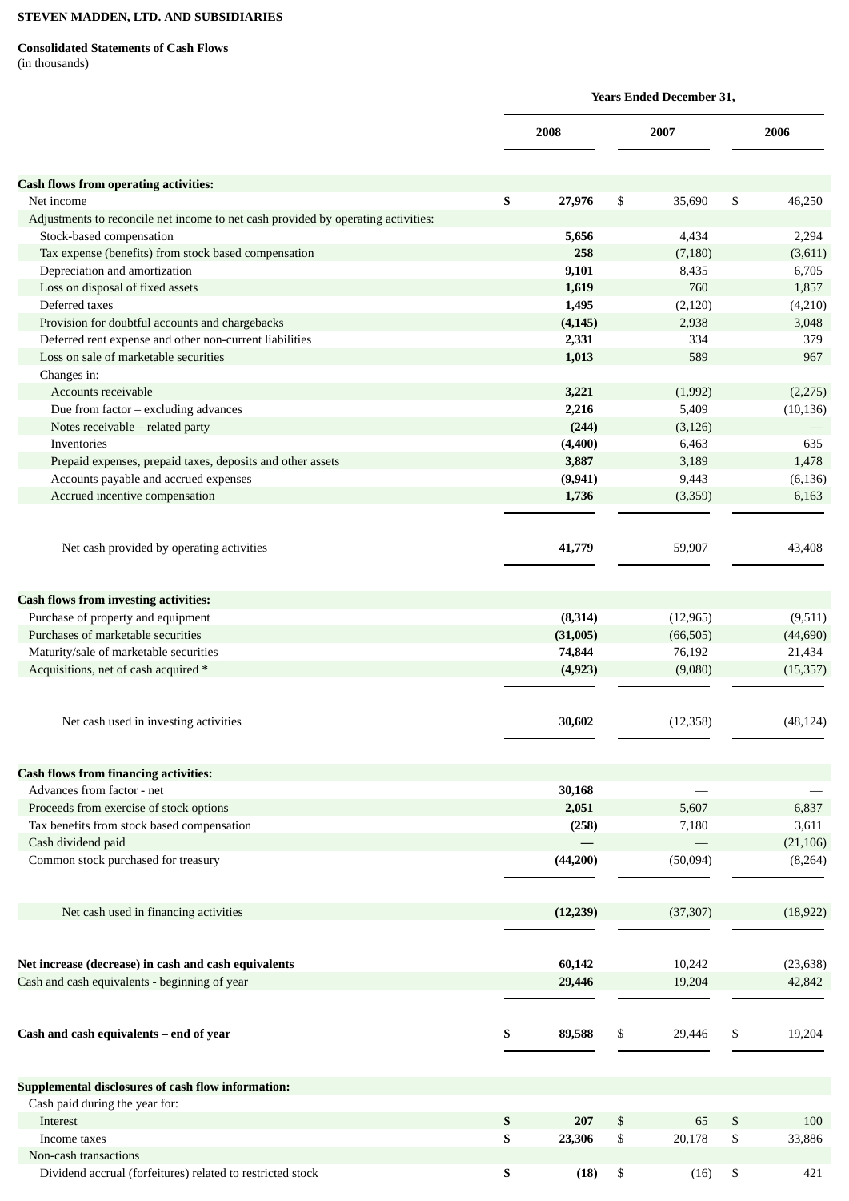**STEVEN MADDEN, LTD. AND SUBSIDIARIES**

**Consolidated Statements of Cash Flows**
(in thousands)

| | Years Ended December 31, | | |
|---|---|---|---|
| | 2008 | 2007 | 2006 |
| **Cash flows from operating activities:** | | | |
| Net income | **$ 27,976** | $ 35,690 | $ 46,250 |
| Adjustments to reconcile net income to net cash provided by operating activities: | | | |
| Stock-based compensation | **5,656** | 4,434 | 2,294 |
| Tax expense (benefits) from stock based compensation | **258** | (7,180) | (3,611) |
| Depreciation and amortization | **9,101** | 8,435 | 6,705 |
| Loss on disposal of fixed assets | **1,619** | 760 | 1,857 |
| Deferred taxes | **1,495** | (2,120) | (4,210) |
| Provision for doubtful accounts and chargebacks | **(4,145)** | 2,938 | 3,048 |
| Deferred rent expense and other non-current liabilities | **2,331** | 334 | 379 |
| Loss on sale of marketable securities | **1,013** | 589 | 967 |
| Changes in: | | | |
| Accounts receivable | **3,221** | (1,992) | (2,275) |
| Due from factor – excluding advances | **2,216** | 5,409 | (10,136) |
| Notes receivable – related party | **(244)** | (3,126) | — |
| Inventories | **(4,400)** | 6,463 | 635 |
| Prepaid expenses, prepaid taxes, deposits and other assets | **3,887** | 3,189 | 1,478 |
| Accounts payable and accrued expenses | **(9,941)** | 9,443 | (6,136) |
| Accrued incentive compensation | **1,736** | (3,359) | 6,163 |
| Net cash provided by operating activities | **41,779** | 59,907 | 43,408 |
| **Cash flows from investing activities:** | | | |
| Purchase of property and equipment | **(8,314)** | (12,965) | (9,511) |
| Purchases of marketable securities | **(31,005)** | (66,505) | (44,690) |
| Maturity/sale of marketable securities | **74,844** | 76,192 | 21,434 |
| Acquisitions, net of cash acquired * | **(4,923)** | (9,080) | (15,357) |
| Net cash used in investing activities | **30,602** | (12,358) | (48,124) |
| **Cash flows from financing activities:** | | | |
| Advances from factor - net | **30,168** | — | — |
| Proceeds from exercise of stock options | **2,051** | 5,607 | 6,837 |
| Tax benefits from stock based compensation | **(258)** | 7,180 | 3,611 |
| Cash dividend paid | **—** | — | (21,106) |
| Common stock purchased for treasury | **(44,200)** | (50,094) | (8,264) |
| Net cash used in financing activities | **(12,239)** | (37,307) | (18,922) |
| **Net increase (decrease) in cash and cash equivalents** | **60,142** | 10,242 | (23,638) |
| Cash and cash equivalents - beginning of year | **29,446** | 19,204 | 42,842 |
| **Cash and cash equivalents – end of year** | **$ 89,588** | $ 29,446 | $ 19,204 |
| **Supplemental disclosures of cash flow information:** | | | |
| Cash paid during the year for: | | | |
| Interest | **$ 207** | $ 65 | $ 100 |
| Income taxes | **$ 23,306** | $ 20,178 | $ 33,886 |
| Non-cash transactions | | | |
| Dividend accrual (forfeitures) related to restricted stock | **$ (18)** | $ (16) | $ 421 |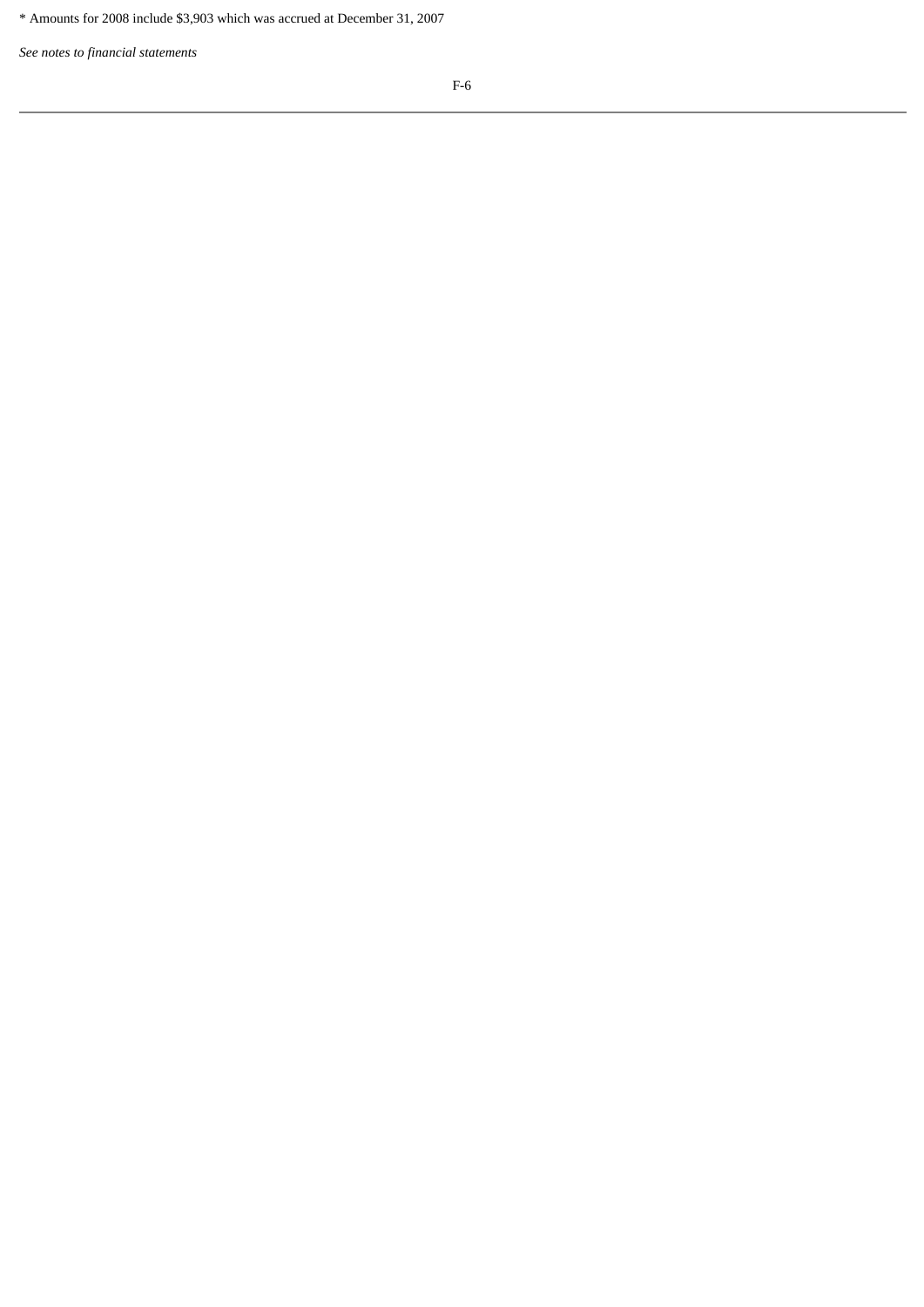* Amounts for 2008 include $3,903 which was accrued at December 31, 2007

*See notes to financial statements*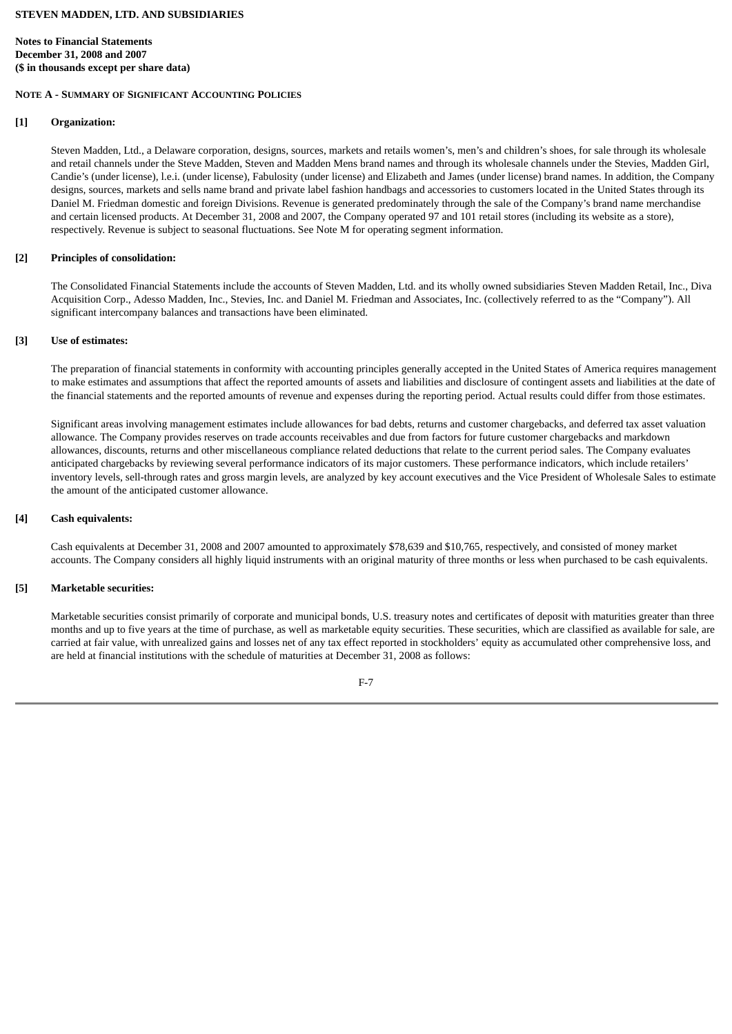**STEVEN MADDEN, LTD. AND SUBSIDIARIES**

**Notes to Financial Statements**
**December 31, 2008 and 2007**
**($ in thousands except per share data)**

**NOTE A - SUMMARY OF SIGNIFICANT ACCOUNTING POLICIES**

**[1] Organization:**

Steven Madden, Ltd., a Delaware corporation, designs, sources, markets and retails women's, men's and children's shoes, for sale through its wholesale and retail channels under the Steve Madden, Steven and Madden Mens brand names and through its wholesale channels under the Stevies, Madden Girl, Candie's (under license), l.e.i. (under license), Fabulosity (under license) and Elizabeth and James (under license) brand names. In addition, the Company designs, sources, markets and sells name brand and private label fashion handbags and accessories to customers located in the United States through its Daniel M. Friedman domestic and foreign Divisions. Revenue is generated predominately through the sale of the Company's brand name merchandise and certain licensed products. At December 31, 2008 and 2007, the Company operated 97 and 101 retail stores (including its website as a store), respectively. Revenue is subject to seasonal fluctuations. See Note M for operating segment information.

**[2] Principles of consolidation:**

The Consolidated Financial Statements include the accounts of Steven Madden, Ltd. and its wholly owned subsidiaries Steven Madden Retail, Inc., Diva Acquisition Corp., Adesso Madden, Inc., Stevies, Inc. and Daniel M. Friedman and Associates, Inc. (collectively referred to as the "Company"). All significant intercompany balances and transactions have been eliminated.

**[3] Use of estimates:**

The preparation of financial statements in conformity with accounting principles generally accepted in the United States of America requires management to make estimates and assumptions that affect the reported amounts of assets and liabilities and disclosure of contingent assets and liabilities at the date of the financial statements and the reported amounts of revenue and expenses during the reporting period. Actual results could differ from those estimates.

Significant areas involving management estimates include allowances for bad debts, returns and customer chargebacks, and deferred tax asset valuation allowance. The Company provides reserves on trade accounts receivables and due from factors for future customer chargebacks and markdown allowances, discounts, returns and other miscellaneous compliance related deductions that relate to the current period sales. The Company evaluates anticipated chargebacks by reviewing several performance indicators of its major customers. These performance indicators, which include retailers' inventory levels, sell-through rates and gross margin levels, are analyzed by key account executives and the Vice President of Wholesale Sales to estimate the amount of the anticipated customer allowance.

**[4] Cash equivalents:**

Cash equivalents at December 31, 2008 and 2007 amounted to approximately $78,639 and $10,765, respectively, and consisted of money market accounts. The Company considers all highly liquid instruments with an original maturity of three months or less when purchased to be cash equivalents.

**[5] Marketable securities:**

Marketable securities consist primarily of corporate and municipal bonds, U.S. treasury notes and certificates of deposit with maturities greater than three months and up to five years at the time of purchase, as well as marketable equity securities. These securities, which are classified as available for sale, are carried at fair value, with unrealized gains and losses net of any tax effect reported in stockholders' equity as accumulated other comprehensive loss, and are held at financial institutions with the schedule of maturities at December 31, 2008 as follows: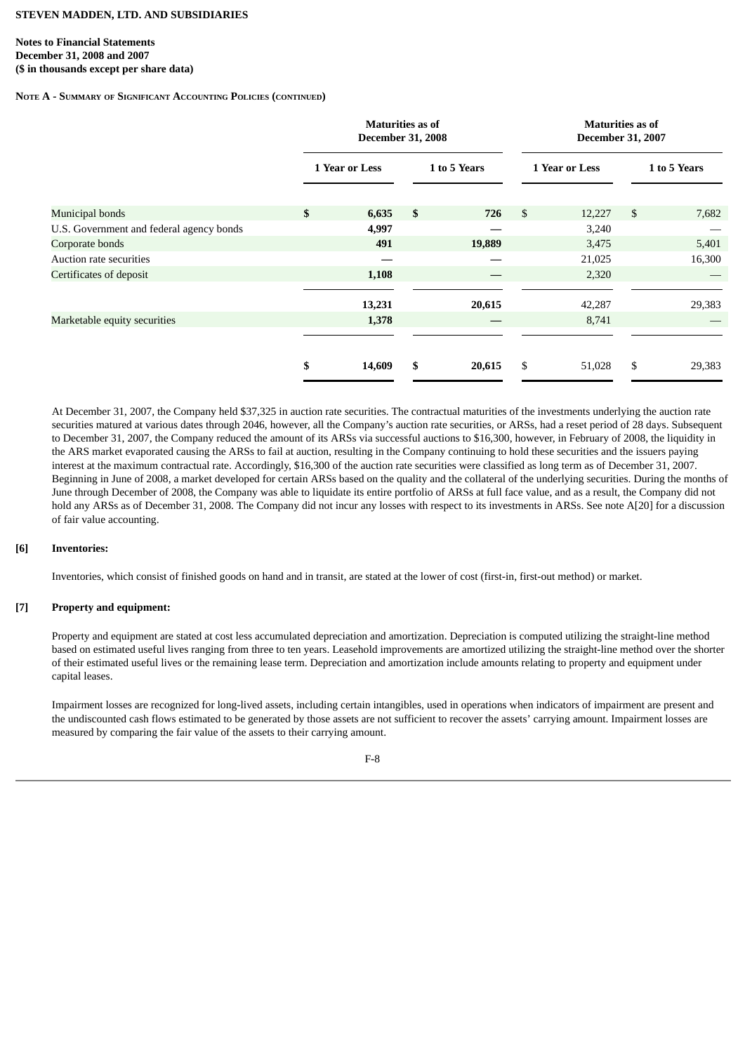**STEVEN MADDEN, LTD. AND SUBSIDIARIES**

**Notes to Financial Statements**
**December 31, 2008 and 2007**
**($ in thousands except per share data)**

**NOTE A - SUMMARY OF SIGNIFICANT ACCOUNTING POLICIES (CONTINUED)**

| | Maturities as of December 31, 2008 | | Maturities as of December 31, 2007 | |
|---|---|---|---|---|
| | 1 Year or Less | 1 to 5 Years | 1 Year or Less | 1 to 5 Years |
| Municipal bonds | $ 6,635 | $ 726 | $ 12,227 | $ 7,682 |
| U.S. Government and federal agency bonds | 4,997 | — | 3,240 | — |
| Corporate bonds | 491 | 19,889 | 3,475 | 5,401 |
| Auction rate securities | — | — | 21,025 | 16,300 |
| Certificates of deposit | 1,108 | — | 2,320 | — |
| | 13,231 | 20,615 | 42,287 | 29,383 |
| Marketable equity securities | 1,378 | — | 8,741 | — |
| | $ 14,609 | $ 20,615 | $ 51,028 | $ 29,383 |

At December 31, 2007, the Company held $37,325 in auction rate securities. The contractual maturities of the investments underlying the auction rate securities matured at various dates through 2046, however, all the Company's auction rate securities, or ARSs, had a reset period of 28 days. Subsequent to December 31, 2007, the Company reduced the amount of its ARSs via successful auctions to $16,300, however, in February of 2008, the liquidity in the ARS market evaporated causing the ARSs to fail at auction, resulting in the Company continuing to hold these securities and the issuers paying interest at the maximum contractual rate. Accordingly, $16,300 of the auction rate securities were classified as long term as of December 31, 2007. Beginning in June of 2008, a market developed for certain ARSs based on the quality and the collateral of the underlying securities. During the months of June through December of 2008, the Company was able to liquidate its entire portfolio of ARSs at full face value, and as a result, the Company did not hold any ARSs as of December 31, 2008. The Company did not incur any losses with respect to its investments in ARSs. See note A[20] for a discussion of fair value accounting.

**[6] Inventories:**

Inventories, which consist of finished goods on hand and in transit, are stated at the lower of cost (first-in, first-out method) or market.

**[7] Property and equipment:**

Property and equipment are stated at cost less accumulated depreciation and amortization. Depreciation is computed utilizing the straight-line method based on estimated useful lives ranging from three to ten years. Leasehold improvements are amortized utilizing the straight-line method over the shorter of their estimated useful lives or the remaining lease term. Depreciation and amortization include amounts relating to property and equipment under capital leases.

Impairment losses are recognized for long-lived assets, including certain intangibles, used in operations when indicators of impairment are present and the undiscounted cash flows estimated to be generated by those assets are not sufficient to recover the assets' carrying amount. Impairment losses are measured by comparing the fair value of the assets to their carrying amount.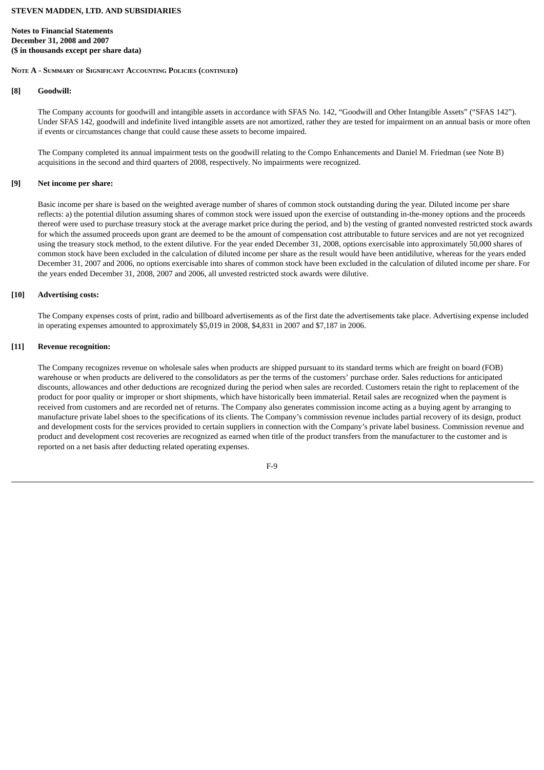**STEVEN MADDEN, LTD. AND SUBSIDIARIES**

**Notes to Financial Statements**
**December 31, 2008 and 2007**
**($ in thousands except per share data)**

**Note A - Summary of Significant Accounting Policies (continued)**

**[8] Goodwill:**

The Company accounts for goodwill and intangible assets in accordance with SFAS No. 142, "Goodwill and Other Intangible Assets" ("SFAS 142"). Under SFAS 142, goodwill and indefinite lived intangible assets are not amortized, rather they are tested for impairment on an annual basis or more often if events or circumstances change that could cause these assets to become impaired.

The Company completed its annual impairment tests on the goodwill relating to the Compo Enhancements and Daniel M. Friedman (see Note B) acquisitions in the second and third quarters of 2008, respectively. No impairments were recognized.

**[9] Net income per share:**

Basic income per share is based on the weighted average number of shares of common stock outstanding during the year. Diluted income per share reflects: a) the potential dilution assuming shares of common stock were issued upon the exercise of outstanding in-the-money options and the proceeds thereof were used to purchase treasury stock at the average market price during the period, and b) the vesting of granted nonvested restricted stock awards for which the assumed proceeds upon grant are deemed to be the amount of compensation cost attributable to future services and are not yet recognized using the treasury stock method, to the extent dilutive. For the year ended December 31, 2008, options exercisable into approximately 50,000 shares of common stock have been excluded in the calculation of diluted income per share as the result would have been antidilutive, whereas for the years ended December 31, 2007 and 2006, no options exercisable into shares of common stock have been excluded in the calculation of diluted income per share. For the years ended December 31, 2008, 2007 and 2006, all unvested restricted stock awards were dilutive.

**[10] Advertising costs:**

The Company expenses costs of print, radio and billboard advertisements as of the first date the advertisements take place. Advertising expense included in operating expenses amounted to approximately $5,019 in 2008, $4,831 in 2007 and $7,187 in 2006.

**[11] Revenue recognition:**

The Company recognizes revenue on wholesale sales when products are shipped pursuant to its standard terms which are freight on board (FOB) warehouse or when products are delivered to the consolidators as per the terms of the customers' purchase order. Sales reductions for anticipated discounts, allowances and other deductions are recognized during the period when sales are recorded. Customers retain the right to replacement of the product for poor quality or improper or short shipments, which have historically been immaterial. Retail sales are recognized when the payment is received from customers and are recorded net of returns. The Company also generates commission income acting as a buying agent by arranging to manufacture private label shoes to the specifications of its clients. The Company's commission revenue includes partial recovery of its design, product and development costs for the services provided to certain suppliers in connection with the Company's private label business. Commission revenue and product and development cost recoveries are recognized as earned when title of the product transfers from the manufacturer to the customer and is reported on a net basis after deducting related operating expenses.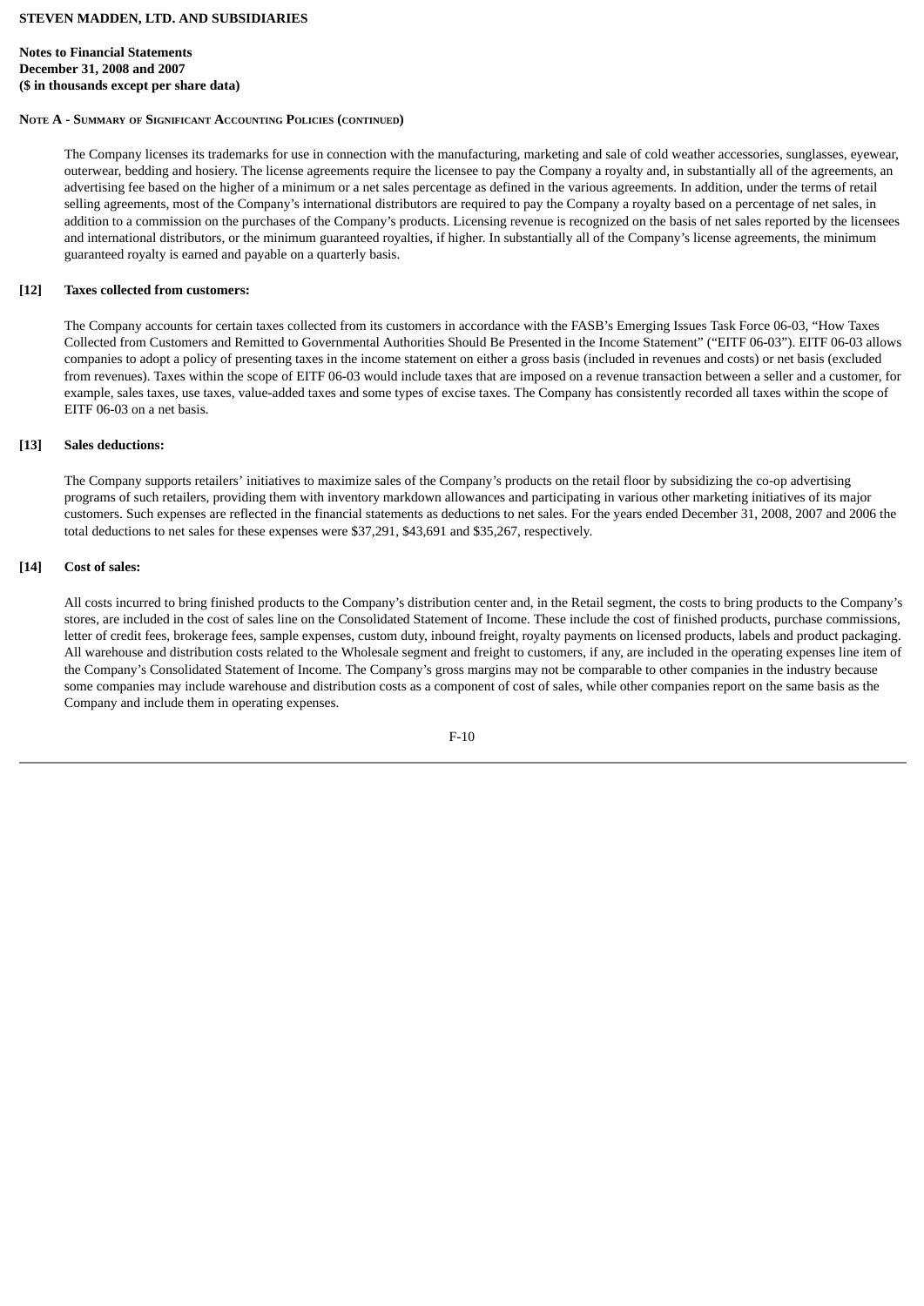**STEVEN MADDEN, LTD. AND SUBSIDIARIES**

**Notes to Financial Statements**
**December 31, 2008 and 2007**
**($ in thousands except per share data)**

**NOTE A - SUMMARY OF SIGNIFICANT ACCOUNTING POLICIES (CONTINUED)**

The Company licenses its trademarks for use in connection with the manufacturing, marketing and sale of cold weather accessories, sunglasses, eyewear, outerwear, bedding and hosiery. The license agreements require the licensee to pay the Company a royalty and, in substantially all of the agreements, an advertising fee based on the higher of a minimum or a net sales percentage as defined in the various agreements. In addition, under the terms of retail selling agreements, most of the Company's international distributors are required to pay the Company a royalty based on a percentage of net sales, in addition to a commission on the purchases of the Company's products. Licensing revenue is recognized on the basis of net sales reported by the licensees and international distributors, or the minimum guaranteed royalties, if higher. In substantially all of the Company's license agreements, the minimum guaranteed royalty is earned and payable on a quarterly basis.

**[12] Taxes collected from customers:**

The Company accounts for certain taxes collected from its customers in accordance with the FASB's Emerging Issues Task Force 06-03, "How Taxes Collected from Customers and Remitted to Governmental Authorities Should Be Presented in the Income Statement" ("EITF 06-03"). EITF 06-03 allows companies to adopt a policy of presenting taxes in the income statement on either a gross basis (included in revenues and costs) or net basis (excluded from revenues). Taxes within the scope of EITF 06-03 would include taxes that are imposed on a revenue transaction between a seller and a customer, for example, sales taxes, use taxes, value-added taxes and some types of excise taxes. The Company has consistently recorded all taxes within the scope of EITF 06-03 on a net basis.

**[13] Sales deductions:**

The Company supports retailers' initiatives to maximize sales of the Company's products on the retail floor by subsidizing the co-op advertising programs of such retailers, providing them with inventory markdown allowances and participating in various other marketing initiatives of its major customers. Such expenses are reflected in the financial statements as deductions to net sales. For the years ended December 31, 2008, 2007 and 2006 the total deductions to net sales for these expenses were $37,291, $43,691 and $35,267, respectively.

**[14] Cost of sales:**

All costs incurred to bring finished products to the Company's distribution center and, in the Retail segment, the costs to bring products to the Company's stores, are included in the cost of sales line on the Consolidated Statement of Income. These include the cost of finished products, purchase commissions, letter of credit fees, brokerage fees, sample expenses, custom duty, inbound freight, royalty payments on licensed products, labels and product packaging. All warehouse and distribution costs related to the Wholesale segment and freight to customers, if any, are included in the operating expenses line item of the Company's Consolidated Statement of Income. The Company's gross margins may not be comparable to other companies in the industry because some companies may include warehouse and distribution costs as a component of cost of sales, while other companies report on the same basis as the Company and include them in operating expenses.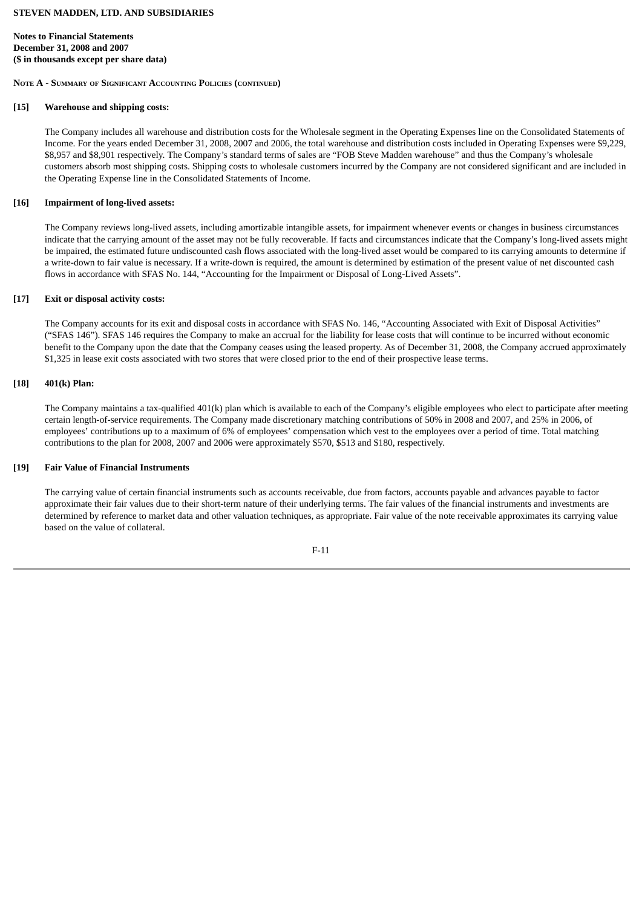**STEVEN MADDEN, LTD. AND SUBSIDIARIES**

**Notes to Financial Statements**
**December 31, 2008 and 2007**
**($ in thousands except per share data)**

**NOTE A - SUMMARY OF SIGNIFICANT ACCOUNTING POLICIES (CONTINUED)**

**[15] Warehouse and shipping costs:**

The Company includes all warehouse and distribution costs for the Wholesale segment in the Operating Expenses line on the Consolidated Statements of Income. For the years ended December 31, 2008, 2007 and 2006, the total warehouse and distribution costs included in Operating Expenses were $9,229, $8,957 and $8,901 respectively. The Company's standard terms of sales are "FOB Steve Madden warehouse" and thus the Company's wholesale customers absorb most shipping costs. Shipping costs to wholesale customers incurred by the Company are not considered significant and are included in the Operating Expense line in the Consolidated Statements of Income.

**[16] Impairment of long-lived assets:**

The Company reviews long-lived assets, including amortizable intangible assets, for impairment whenever events or changes in business circumstances indicate that the carrying amount of the asset may not be fully recoverable. If facts and circumstances indicate that the Company's long-lived assets might be impaired, the estimated future undiscounted cash flows associated with the long-lived asset would be compared to its carrying amounts to determine if a write-down to fair value is necessary. If a write-down is required, the amount is determined by estimation of the present value of net discounted cash flows in accordance with SFAS No. 144, "Accounting for the Impairment or Disposal of Long-Lived Assets".

**[17] Exit or disposal activity costs:**

The Company accounts for its exit and disposal costs in accordance with SFAS No. 146, "Accounting Associated with Exit of Disposal Activities" ("SFAS 146"). SFAS 146 requires the Company to make an accrual for the liability for lease costs that will continue to be incurred without economic benefit to the Company upon the date that the Company ceases using the leased property. As of December 31, 2008, the Company accrued approximately $1,325 in lease exit costs associated with two stores that were closed prior to the end of their prospective lease terms.

**[18] 401(k) Plan:**

The Company maintains a tax-qualified 401(k) plan which is available to each of the Company's eligible employees who elect to participate after meeting certain length-of-service requirements. The Company made discretionary matching contributions of 50% in 2008 and 2007, and 25% in 2006, of employees' contributions up to a maximum of 6% of employees' compensation which vest to the employees over a period of time. Total matching contributions to the plan for 2008, 2007 and 2006 were approximately $570, $513 and $180, respectively.

**[19] Fair Value of Financial Instruments**

The carrying value of certain financial instruments such as accounts receivable, due from factors, accounts payable and advances payable to factor approximate their fair values due to their short-term nature of their underlying terms. The fair values of the financial instruments and investments are determined by reference to market data and other valuation techniques, as appropriate. Fair value of the note receivable approximates its carrying value based on the value of collateral.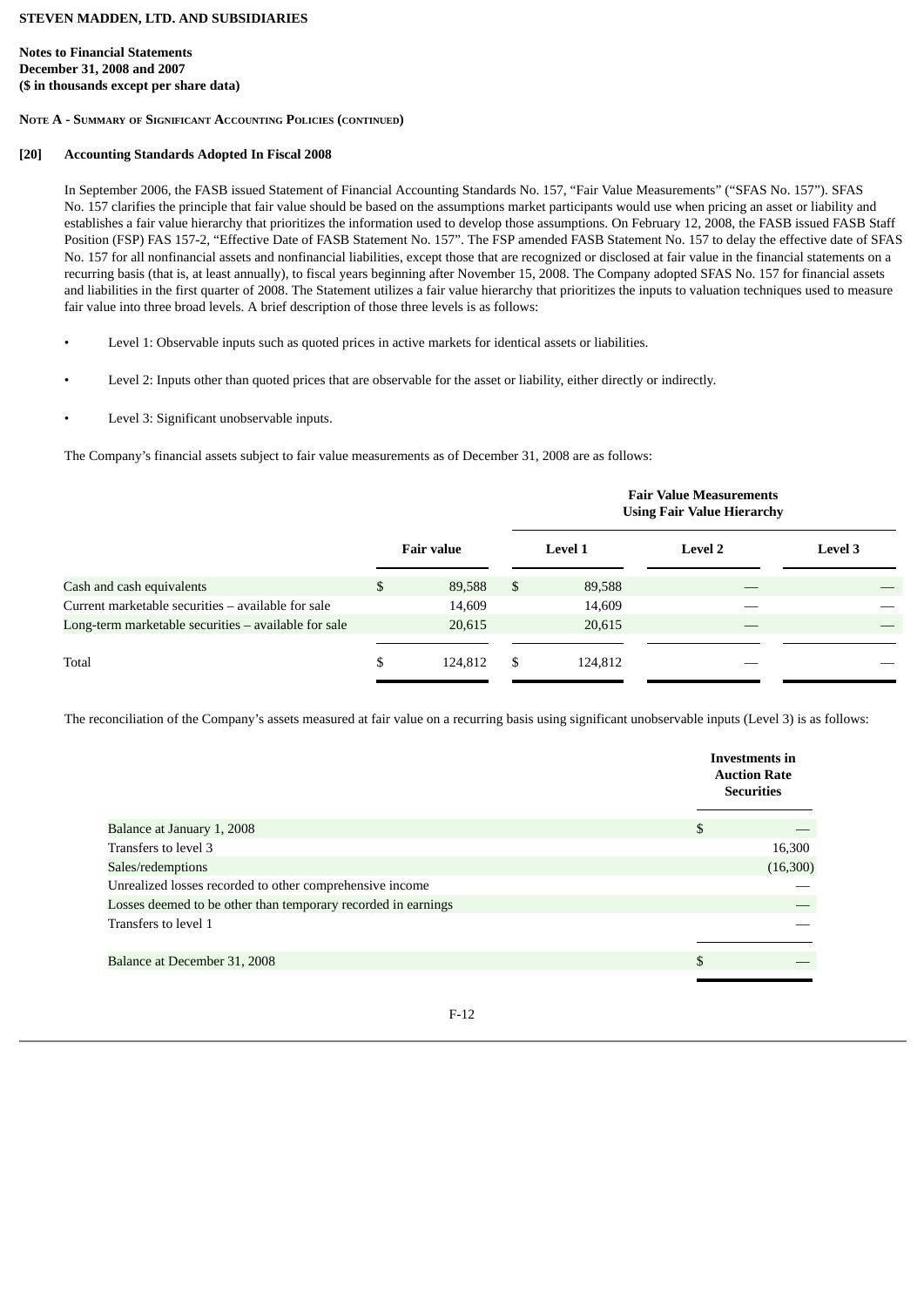**STEVEN MADDEN, LTD. AND SUBSIDIARIES**

**Notes to Financial Statements**
**December 31, 2008 and 2007**
**($ in thousands except per share data)**

**NOTE A - SUMMARY OF SIGNIFICANT ACCOUNTING POLICIES (CONTINUED)**

**[20] Accounting Standards Adopted In Fiscal 2008**

In September 2006, the FASB issued Statement of Financial Accounting Standards No. 157, "Fair Value Measurements" ("SFAS No. 157"). SFAS No. 157 clarifies the principle that fair value should be based on the assumptions market participants would use when pricing an asset or liability and establishes a fair value hierarchy that prioritizes the information used to develop those assumptions. On February 12, 2008, the FASB issued FASB Staff Position (FSP) FAS 157-2, "Effective Date of FASB Statement No. 157". The FSP amended FASB Statement No. 157 to delay the effective date of SFAS No. 157 for all nonfinancial assets and nonfinancial liabilities, except those that are recognized or disclosed at fair value in the financial statements on a recurring basis (that is, at least annually), to fiscal years beginning after November 15, 2008. The Company adopted SFAS No. 157 for financial assets and liabilities in the first quarter of 2008. The Statement utilizes a fair value hierarchy that prioritizes the inputs to valuation techniques used to measure fair value into three broad levels. A brief description of those three levels is as follows:

- Level 1: Observable inputs such as quoted prices in active markets for identical assets or liabilities.
- Level 2: Inputs other than quoted prices that are observable for the asset or liability, either directly or indirectly.
- Level 3: Significant unobservable inputs.

The Company's financial assets subject to fair value measurements as of December 31, 2008 are as follows:

| | | Fair Value Measurements Using Fair Value Hierarchy | | |
|---|---|---|---|---|
| | Fair value | Level 1 | Level 2 | Level 3 |
| Cash and cash equivalents | $ 89,588 | $ 89,588 | — | — |
| Current marketable securities – available for sale | 14,609 | 14,609 | — | — |
| Long-term marketable securities – available for sale | 20,615 | 20,615 | — | — |
| Total | $ 124,812 | $ 124,812 | — | — |

The reconciliation of the Company's assets measured at fair value on a recurring basis using significant unobservable inputs (Level 3) is as follows:

| | Investments in Auction Rate Securities |
|---|---|
| Balance at January 1, 2008 | $ — |
| Transfers to level 3 | 16,300 |
| Sales/redemptions | (16,300) |
| Unrealized losses recorded to other comprehensive income | — |
| Losses deemed to be other than temporary recorded in earnings | — |
| Transfers to level 1 | — |
| Balance at December 31, 2008 | $ — |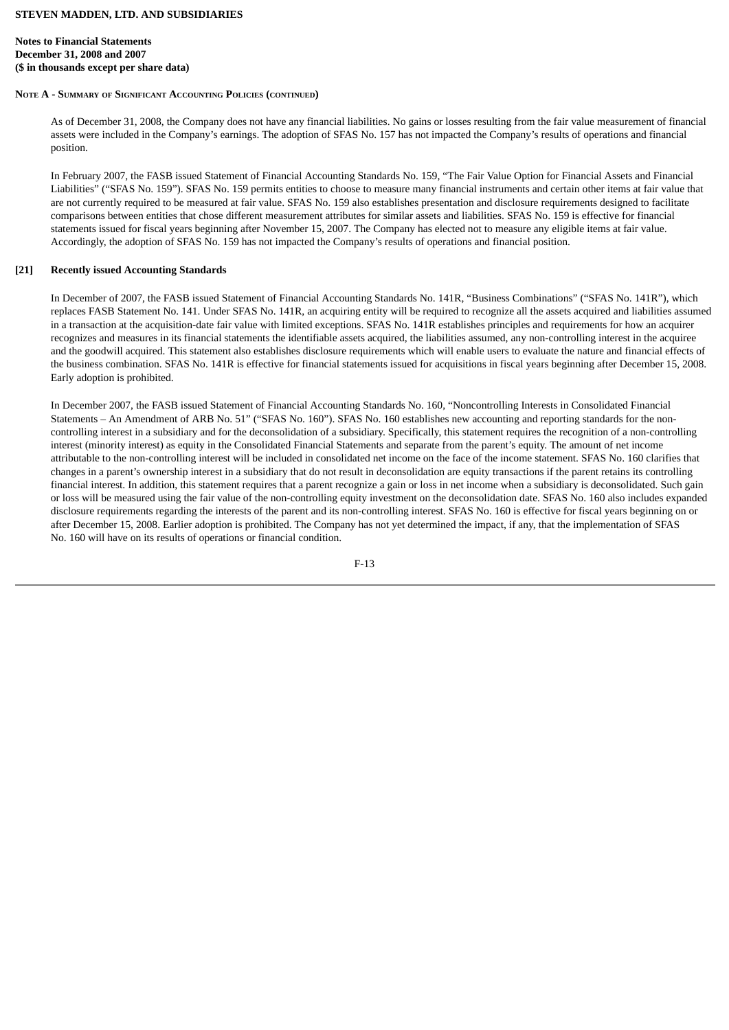**Note A - Summary of Significant Accounting Policies (continued)**

As of December 31, 2008, the Company does not have any financial liabilities. No gains or losses resulting from the fair value measurement of financial assets were included in the Company's earnings. The adoption of SFAS No. 157 has not impacted the Company's results of operations and financial position.

In February 2007, the FASB issued Statement of Financial Accounting Standards No. 159, "The Fair Value Option for Financial Assets and Financial Liabilities" ("SFAS No. 159"). SFAS No. 159 permits entities to choose to measure many financial instruments and certain other items at fair value that are not currently required to be measured at fair value. SFAS No. 159 also establishes presentation and disclosure requirements designed to facilitate comparisons between entities that chose different measurement attributes for similar assets and liabilities. SFAS No. 159 is effective for financial statements issued for fiscal years beginning after November 15, 2007. The Company has elected not to measure any eligible items at fair value. Accordingly, the adoption of SFAS No. 159 has not impacted the Company's results of operations and financial position.

**[21] Recently issued Accounting Standards**

In December of 2007, the FASB issued Statement of Financial Accounting Standards No. 141R, "Business Combinations" ("SFAS No. 141R"), which replaces FASB Statement No. 141. Under SFAS No. 141R, an acquiring entity will be required to recognize all the assets acquired and liabilities assumed in a transaction at the acquisition-date fair value with limited exceptions. SFAS No. 141R establishes principles and requirements for how an acquirer recognizes and measures in its financial statements the identifiable assets acquired, the liabilities assumed, any non-controlling interest in the acquiree and the goodwill acquired. This statement also establishes disclosure requirements which will enable users to evaluate the nature and financial effects of the business combination. SFAS No. 141R is effective for financial statements issued for acquisitions in fiscal years beginning after December 15, 2008. Early adoption is prohibited.

In December 2007, the FASB issued Statement of Financial Accounting Standards No. 160, "Noncontrolling Interests in Consolidated Financial Statements – An Amendment of ARB No. 51" ("SFAS No. 160"). SFAS No. 160 establishes new accounting and reporting standards for the non-controlling interest in a subsidiary and for the deconsolidation of a subsidiary. Specifically, this statement requires the recognition of a non-controlling interest (minority interest) as equity in the Consolidated Financial Statements and separate from the parent's equity. The amount of net income attributable to the non-controlling interest will be included in consolidated net income on the face of the income statement. SFAS No. 160 clarifies that changes in a parent's ownership interest in a subsidiary that do not result in deconsolidation are equity transactions if the parent retains its controlling financial interest. In addition, this statement requires that a parent recognize a gain or loss in net income when a subsidiary is deconsolidated. Such gain or loss will be measured using the fair value of the non-controlling equity investment on the deconsolidation date. SFAS No. 160 also includes expanded disclosure requirements regarding the interests of the parent and its non-controlling interest. SFAS No. 160 is effective for fiscal years beginning on or after December 15, 2008. Earlier adoption is prohibited. The Company has not yet determined the impact, if any, that the implementation of SFAS No. 160 will have on its results of operations or financial condition.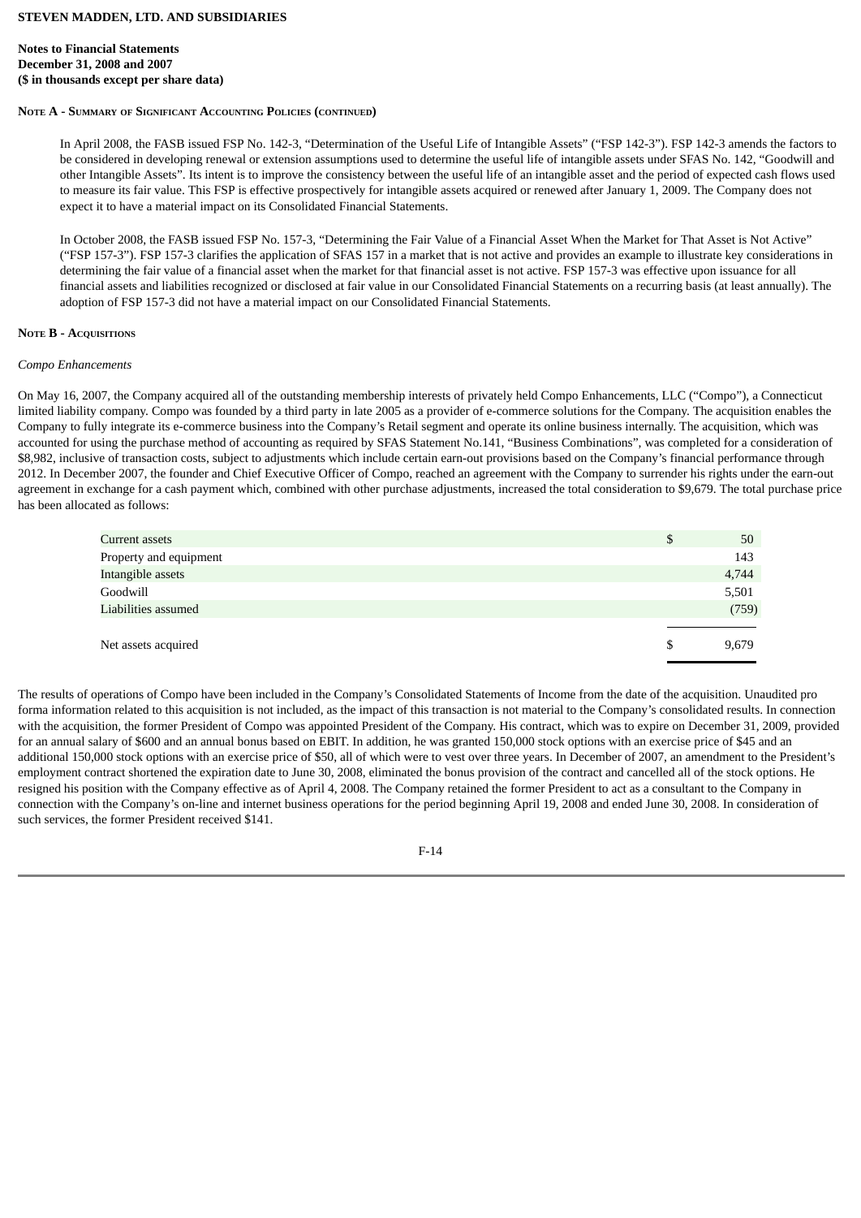**STEVEN MADDEN, LTD. AND SUBSIDIARIES**

**Notes to Financial Statements**
**December 31, 2008 and 2007**
**($ in thousands except per share data)**

**Note A - Summary of Significant Accounting Policies (continued)**

In April 2008, the FASB issued FSP No. 142-3, "Determination of the Useful Life of Intangible Assets" ("FSP 142-3"). FSP 142-3 amends the factors to be considered in developing renewal or extension assumptions used to determine the useful life of intangible assets under SFAS No. 142, "Goodwill and other Intangible Assets". Its intent is to improve the consistency between the useful life of an intangible asset and the period of expected cash flows used to measure its fair value. This FSP is effective prospectively for intangible assets acquired or renewed after January 1, 2009. The Company does not expect it to have a material impact on its Consolidated Financial Statements.

In October 2008, the FASB issued FSP No. 157-3, "Determining the Fair Value of a Financial Asset When the Market for That Asset is Not Active" ("FSP 157-3"). FSP 157-3 clarifies the application of SFAS 157 in a market that is not active and provides an example to illustrate key considerations in determining the fair value of a financial asset when the market for that financial asset is not active. FSP 157-3 was effective upon issuance for all financial assets and liabilities recognized or disclosed at fair value in our Consolidated Financial Statements on a recurring basis (at least annually). The adoption of FSP 157-3 did not have a material impact on our Consolidated Financial Statements.

**Note B - Acquisitions**

*Compo Enhancements*

On May 16, 2007, the Company acquired all of the outstanding membership interests of privately held Compo Enhancements, LLC ("Compo"), a Connecticut limited liability company. Compo was founded by a third party in late 2005 as a provider of e-commerce solutions for the Company. The acquisition enables the Company to fully integrate its e-commerce business into the Company's Retail segment and operate its online business internally. The acquisition, which was accounted for using the purchase method of accounting as required by SFAS Statement No.141, "Business Combinations", was completed for a consideration of $8,982, inclusive of transaction costs, subject to adjustments which include certain earn-out provisions based on the Company's financial performance through 2012. In December 2007, the founder and Chief Executive Officer of Compo, reached an agreement with the Company to surrender his rights under the earn-out agreement in exchange for a cash payment which, combined with other purchase adjustments, increased the total consideration to $9,679. The total purchase price has been allocated as follows:

| | | |
|---|---|---|
| Current assets | $ | 50 |
| Property and equipment | | 143 |
| Intangible assets | | 4,744 |
| Goodwill | | 5,501 |
| Liabilities assumed | | (759) |
| Net assets acquired | $ | 9,679 |

The results of operations of Compo have been included in the Company's Consolidated Statements of Income from the date of the acquisition. Unaudited pro forma information related to this acquisition is not included, as the impact of this transaction is not material to the Company's consolidated results. In connection with the acquisition, the former President of Compo was appointed President of the Company. His contract, which was to expire on December 31, 2009, provided for an annual salary of $600 and an annual bonus based on EBIT. In addition, he was granted 150,000 stock options with an exercise price of $45 and an additional 150,000 stock options with an exercise price of $50, all of which were to vest over three years. In December of 2007, an amendment to the President's employment contract shortened the expiration date to June 30, 2008, eliminated the bonus provision of the contract and cancelled all of the stock options. He resigned his position with the Company effective as of April 4, 2008. The Company retained the former President to act as a consultant to the Company in connection with the Company's on-line and internet business operations for the period beginning April 19, 2008 and ended June 30, 2008. In consideration of such services, the former President received $141.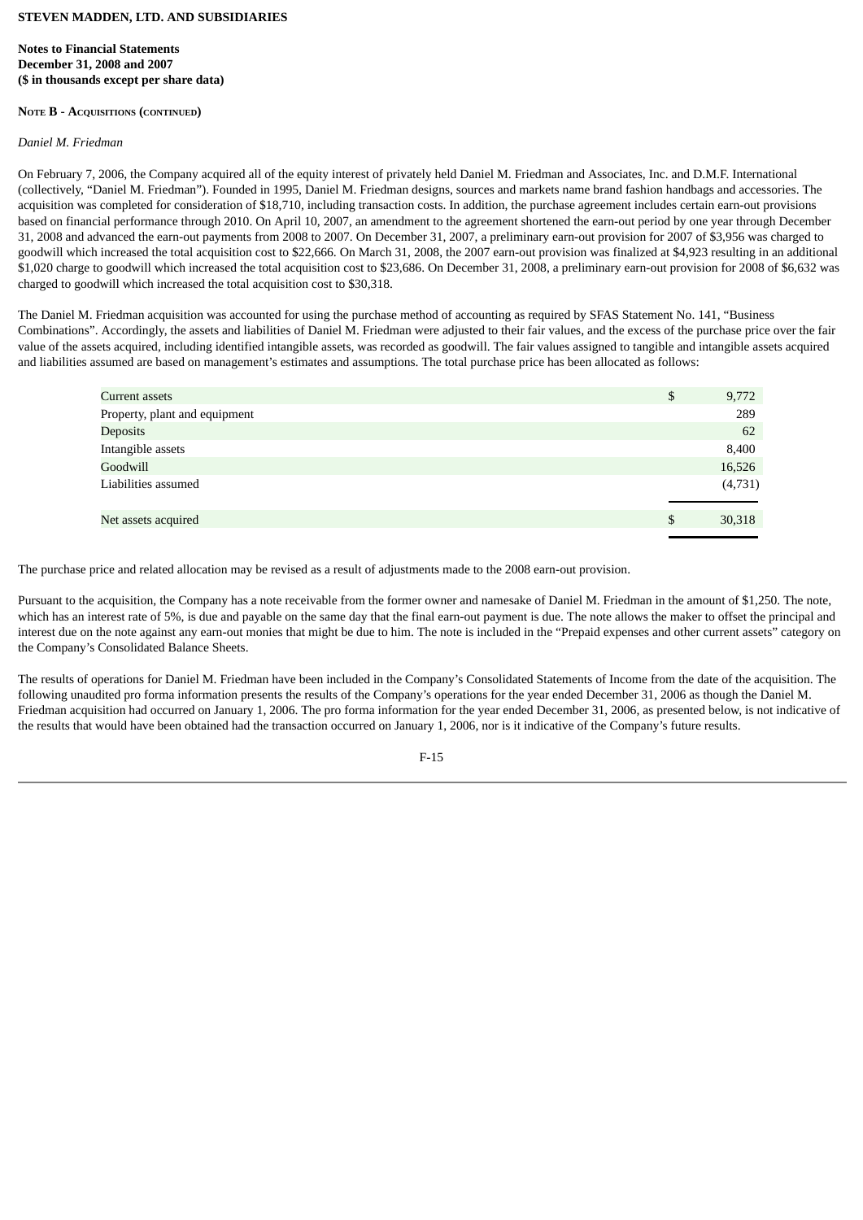**STEVEN MADDEN, LTD. AND SUBSIDIARIES**

**Notes to Financial Statements**
**December 31, 2008 and 2007**
**($ in thousands except per share data)**

**NOTE B - ACQUISITIONS (CONTINUED)**

*Daniel M. Friedman*

On February 7, 2006, the Company acquired all of the equity interest of privately held Daniel M. Friedman and Associates, Inc. and D.M.F. International (collectively, "Daniel M. Friedman"). Founded in 1995, Daniel M. Friedman designs, sources and markets name brand fashion handbags and accessories. The acquisition was completed for consideration of $18,710, including transaction costs. In addition, the purchase agreement includes certain earn-out provisions based on financial performance through 2010. On April 10, 2007, an amendment to the agreement shortened the earn-out period by one year through December 31, 2008 and advanced the earn-out payments from 2008 to 2007. On December 31, 2007, a preliminary earn-out provision for 2007 of $3,956 was charged to goodwill which increased the total acquisition cost to $22,666. On March 31, 2008, the 2007 earn-out provision was finalized at $4,923 resulting in an additional $1,020 charge to goodwill which increased the total acquisition cost to $23,686. On December 31, 2008, a preliminary earn-out provision for 2008 of $6,632 was charged to goodwill which increased the total acquisition cost to $30,318.

The Daniel M. Friedman acquisition was accounted for using the purchase method of accounting as required by SFAS Statement No. 141, "Business Combinations". Accordingly, the assets and liabilities of Daniel M. Friedman were adjusted to their fair values, and the excess of the purchase price over the fair value of the assets acquired, including identified intangible assets, was recorded as goodwill. The fair values assigned to tangible and intangible assets acquired and liabilities assumed are based on management's estimates and assumptions. The total purchase price has been allocated as follows:

| | |
|---|---|
| Current assets | $ 9,772 |
| Property, plant and equipment | 289 |
| Deposits | 62 |
| Intangible assets | 8,400 |
| Goodwill | 16,526 |
| Liabilities assumed | (4,731) |
| Net assets acquired | $ 30,318 |

The purchase price and related allocation may be revised as a result of adjustments made to the 2008 earn-out provision.

Pursuant to the acquisition, the Company has a note receivable from the former owner and namesake of Daniel M. Friedman in the amount of $1,250. The note, which has an interest rate of 5%, is due and payable on the same day that the final earn-out payment is due. The note allows the maker to offset the principal and interest due on the note against any earn-out monies that might be due to him. The note is included in the "Prepaid expenses and other current assets" category on the Company's Consolidated Balance Sheets.

The results of operations for Daniel M. Friedman have been included in the Company's Consolidated Statements of Income from the date of the acquisition. The following unaudited pro forma information presents the results of the Company's operations for the year ended December 31, 2006 as though the Daniel M. Friedman acquisition had occurred on January 1, 2006. The pro forma information for the year ended December 31, 2006, as presented below, is not indicative of the results that would have been obtained had the transaction occurred on January 1, 2006, nor is it indicative of the Company's future results.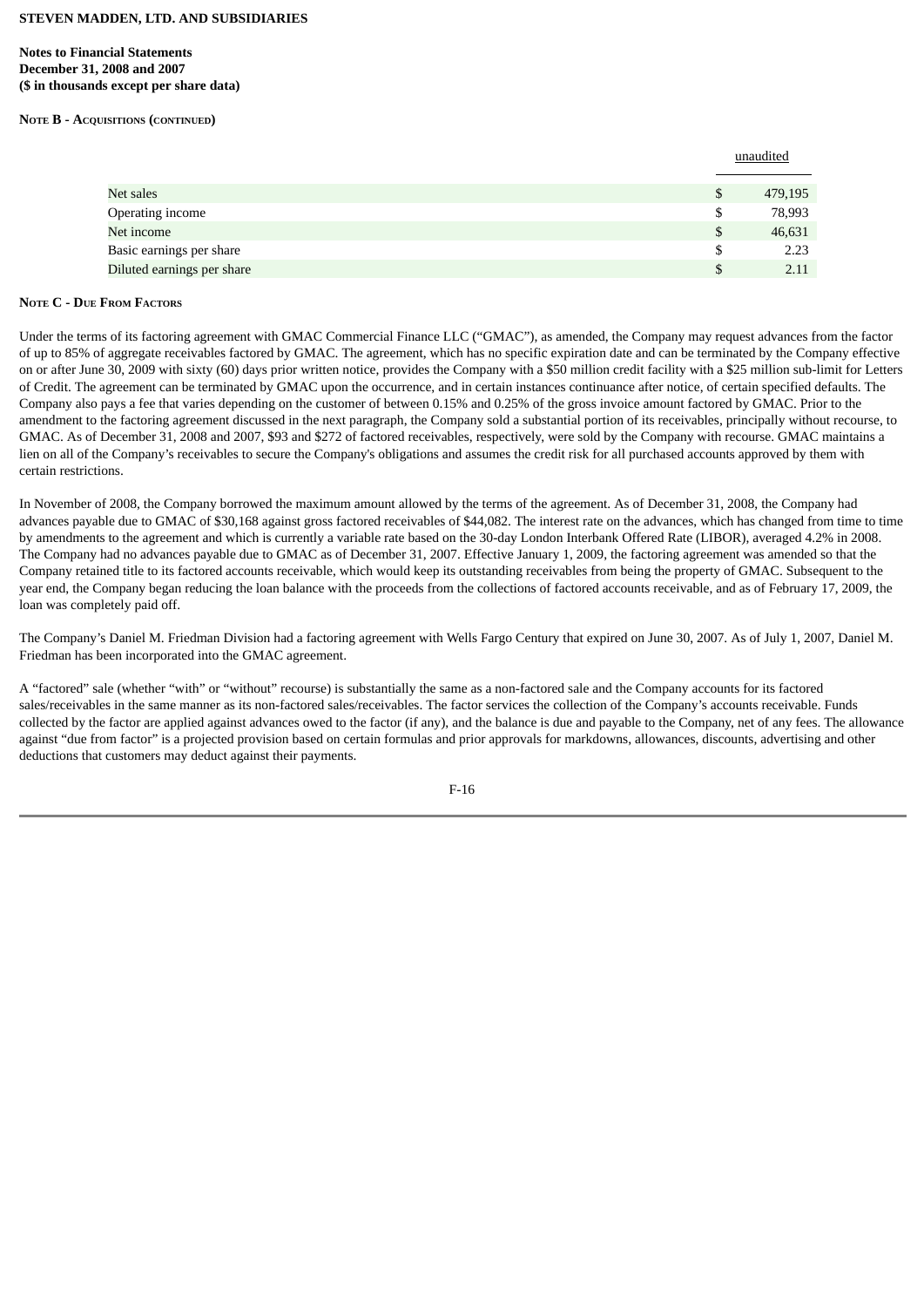**STEVEN MADDEN, LTD. AND SUBSIDIARIES**

**Notes to Financial Statements**
**December 31, 2008 and 2007**
**($ in thousands except per share data)**

**NOTE B - ACQUISITIONS (CONTINUED)**

| | unaudited |
|---|---|
| Net sales | $ 479,195 |
| Operating income | $ 78,993 |
| Net income | $ 46,631 |
| Basic earnings per share | $ 2.23 |
| Diluted earnings per share | $ 2.11 |

**NOTE C - DUE FROM FACTORS**

Under the terms of its factoring agreement with GMAC Commercial Finance LLC ("GMAC"), as amended, the Company may request advances from the factor of up to 85% of aggregate receivables factored by GMAC. The agreement, which has no specific expiration date and can be terminated by the Company effective on or after June 30, 2009 with sixty (60) days prior written notice, provides the Company with a $50 million credit facility with a $25 million sub-limit for Letters of Credit. The agreement can be terminated by GMAC upon the occurrence, and in certain instances continuance after notice, of certain specified defaults. The Company also pays a fee that varies depending on the customer of between 0.15% and 0.25% of the gross invoice amount factored by GMAC. Prior to the amendment to the factoring agreement discussed in the next paragraph, the Company sold a substantial portion of its receivables, principally without recourse, to GMAC. As of December 31, 2008 and 2007, $93 and $272 of factored receivables, respectively, were sold by the Company with recourse. GMAC maintains a lien on all of the Company's receivables to secure the Company's obligations and assumes the credit risk for all purchased accounts approved by them with certain restrictions.

In November of 2008, the Company borrowed the maximum amount allowed by the terms of the agreement. As of December 31, 2008, the Company had advances payable due to GMAC of $30,168 against gross factored receivables of $44,082. The interest rate on the advances, which has changed from time to time by amendments to the agreement and which is currently a variable rate based on the 30-day London Interbank Offered Rate (LIBOR), averaged 4.2% in 2008. The Company had no advances payable due to GMAC as of December 31, 2007. Effective January 1, 2009, the factoring agreement was amended so that the Company retained title to its factored accounts receivable, which would keep its outstanding receivables from being the property of GMAC. Subsequent to the year end, the Company began reducing the loan balance with the proceeds from the collections of factored accounts receivable, and as of February 17, 2009, the loan was completely paid off.

The Company's Daniel M. Friedman Division had a factoring agreement with Wells Fargo Century that expired on June 30, 2007. As of July 1, 2007, Daniel M. Friedman has been incorporated into the GMAC agreement.

A "factored" sale (whether "with" or "without" recourse) is substantially the same as a non-factored sale and the Company accounts for its factored sales/receivables in the same manner as its non-factored sales/receivables. The factor services the collection of the Company's accounts receivable. Funds collected by the factor are applied against advances owed to the factor (if any), and the balance is due and payable to the Company, net of any fees. The allowance against "due from factor" is a projected provision based on certain formulas and prior approvals for markdowns, allowances, discounts, advertising and other deductions that customers may deduct against their payments.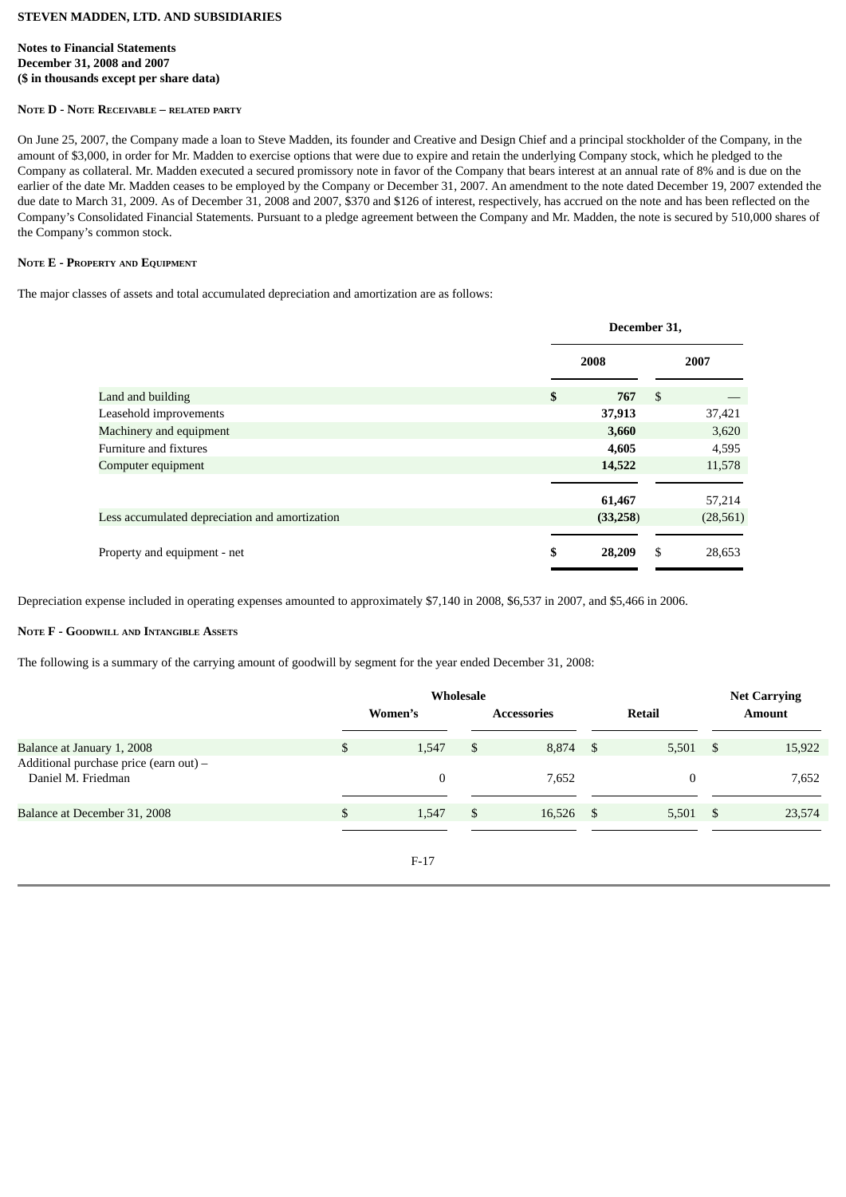**STEVEN MADDEN, LTD. AND SUBSIDIARIES**

**Notes to Financial Statements**
**December 31, 2008 and 2007**
**($ in thousands except per share data)**

**NOTE D - NOTE RECEIVABLE – RELATED PARTY**

On June 25, 2007, the Company made a loan to Steve Madden, its founder and Creative and Design Chief and a principal stockholder of the Company, in the amount of $3,000, in order for Mr. Madden to exercise options that were due to expire and retain the underlying Company stock, which he pledged to the Company as collateral. Mr. Madden executed a secured promissory note in favor of the Company that bears interest at an annual rate of 8% and is due on the earlier of the date Mr. Madden ceases to be employed by the Company or December 31, 2007. An amendment to the note dated December 19, 2007 extended the due date to March 31, 2009. As of December 31, 2008 and 2007, $370 and $126 of interest, respectively, has accrued on the note and has been reflected on the Company's Consolidated Financial Statements. Pursuant to a pledge agreement between the Company and Mr. Madden, the note is secured by 510,000 shares of the Company's common stock.

**NOTE E - PROPERTY AND EQUIPMENT**

The major classes of assets and total accumulated depreciation and amortization are as follows:

| | December 31, | |
|---|---|---|
| | **2008** | **2007** |
| Land and building | **$ 767** | $ — |
| Leasehold improvements | **37,913** | 37,421 |
| Machinery and equipment | **3,660** | 3,620 |
| Furniture and fixtures | **4,605** | 4,595 |
| Computer equipment | **14,522** | 11,578 |
| | **61,467** | 57,214 |
| Less accumulated depreciation and amortization | **(33,258)** | (28,561) |
| Property and equipment - net | **$ 28,209** | $ 28,653 |

Depreciation expense included in operating expenses amounted to approximately $7,140 in 2008, $6,537 in 2007, and $5,466 in 2006.

**NOTE F - GOODWILL AND INTANGIBLE ASSETS**

The following is a summary of the carrying amount of goodwill by segment for the year ended December 31, 2008:

| | Wholesale | | | Net Carrying |
|---|---|---|---|---|
| | Women's | Accessories | Retail | Amount |
| Balance at January 1, 2008 | $ 1,547 | $ 8,874 | $ 5,501 | $ 15,922 |
| Additional purchase price (earn out) – Daniel M. Friedman | 0 | 7,652 | 0 | 7,652 |
| Balance at December 31, 2008 | $ 1,547 | $ 16,526 | $ 5,501 | $ 23,574 |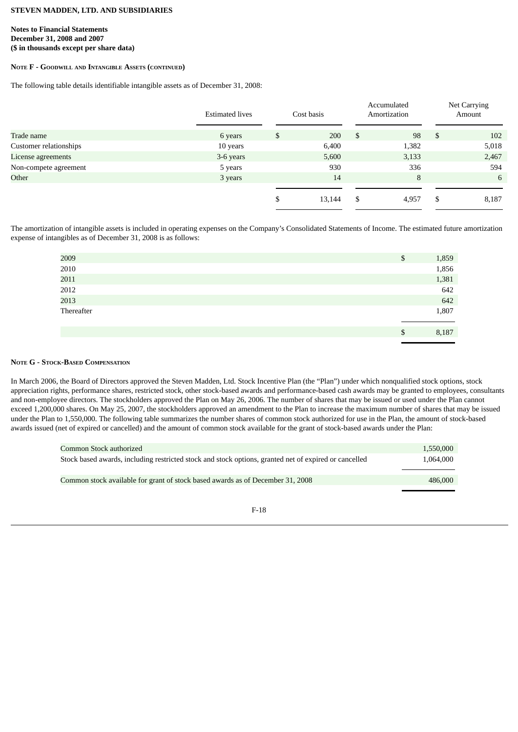**STEVEN MADDEN, LTD. AND SUBSIDIARIES**

**Notes to Financial Statements**
**December 31, 2008 and 2007**
**($ in thousands except per share data)**

**NOTE F - GOODWILL AND INTANGIBLE ASSETS (CONTINUED)**

The following table details identifiable intangible assets as of December 31, 2008:

| | Estimated lives | Cost basis | Accumulated Amortization | Net Carrying Amount |
|---|---|---|---|---|
| Trade name | 6 years | $ 200 | $ 98 | $ 102 |
| Customer relationships | 10 years | 6,400 | 1,382 | 5,018 |
| License agreements | 3-6 years | 5,600 | 3,133 | 2,467 |
| Non-compete agreement | 5 years | 930 | 336 | 594 |
| Other | 3 years | 14 | 8 | 6 |
| | | $ 13,144 | $ 4,957 | $ 8,187 |

The amortization of intangible assets is included in operating expenses on the Company's Consolidated Statements of Income. The estimated future amortization expense of intangibles as of December 31, 2008 is as follows:

| | |
|---|---|
| 2009 | $ 1,859 |
| 2010 | 1,856 |
| 2011 | 1,381 |
| 2012 | 642 |
| 2013 | 642 |
| Thereafter | 1,807 |
| | $ 8,187 |

**NOTE G - STOCK-BASED COMPENSATION**

In March 2006, the Board of Directors approved the Steven Madden, Ltd. Stock Incentive Plan (the "Plan") under which nonqualified stock options, stock appreciation rights, performance shares, restricted stock, other stock-based awards and performance-based cash awards may be granted to employees, consultants and non-employee directors. The stockholders approved the Plan on May 26, 2006. The number of shares that may be issued or used under the Plan cannot exceed 1,200,000 shares. On May 25, 2007, the stockholders approved an amendment to the Plan to increase the maximum number of shares that may be issued under the Plan to 1,550,000. The following table summarizes the number shares of common stock authorized for use in the Plan, the amount of stock-based awards issued (net of expired or cancelled) and the amount of common stock available for the grant of stock-based awards under the Plan:

| | |
|---|---|
| Common Stock authorized | 1,550,000 |
| Stock based awards, including restricted stock and stock options, granted net of expired or cancelled | 1,064,000 |
| Common stock available for grant of stock based awards as of December 31, 2008 | 486,000 |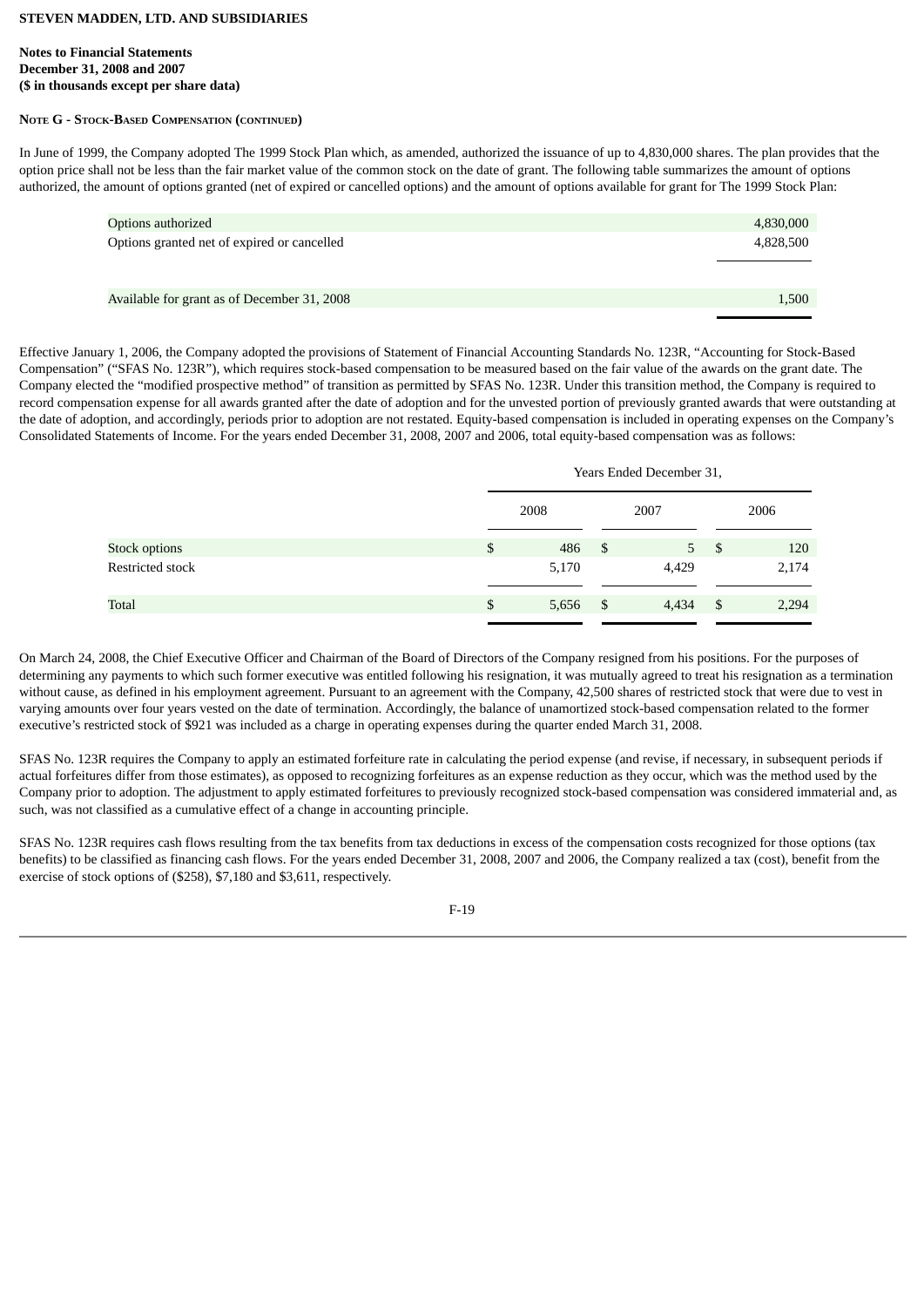**STEVEN MADDEN, LTD. AND SUBSIDIARIES**

**Notes to Financial Statements**
**December 31, 2008 and 2007**
**($ in thousands except per share data)**

**NOTE G - STOCK-BASED COMPENSATION (CONTINUED)**

In June of 1999, the Company adopted The 1999 Stock Plan which, as amended, authorized the issuance of up to 4,830,000 shares. The plan provides that the option price shall not be less than the fair market value of the common stock on the date of grant. The following table summarizes the amount of options authorized, the amount of options granted (net of expired or cancelled options) and the amount of options available for grant for The 1999 Stock Plan:

| | |
|---|---|
| Options authorized | 4,830,000 |
| Options granted net of expired or cancelled | 4,828,500 |
| Available for grant as of December 31, 2008 | 1,500 |

Effective January 1, 2006, the Company adopted the provisions of Statement of Financial Accounting Standards No. 123R, "Accounting for Stock-Based Compensation" ("SFAS No. 123R"), which requires stock-based compensation to be measured based on the fair value of the awards on the grant date. The Company elected the "modified prospective method" of transition as permitted by SFAS No. 123R. Under this transition method, the Company is required to record compensation expense for all awards granted after the date of adoption and for the unvested portion of previously granted awards that were outstanding at the date of adoption, and accordingly, periods prior to adoption are not restated. Equity-based compensation is included in operating expenses on the Company's Consolidated Statements of Income. For the years ended December 31, 2008, 2007 and 2006, total equity-based compensation was as follows:

| | Years Ended December 31, | | |
|---|---|---|---|
| | 2008 | 2007 | 2006 |
| Stock options | $ 486 | $ 5 | $ 120 |
| Restricted stock | 5,170 | 4,429 | 2,174 |
| Total | $ 5,656 | $ 4,434 | $ 2,294 |

On March 24, 2008, the Chief Executive Officer and Chairman of the Board of Directors of the Company resigned from his positions. For the purposes of determining any payments to which such former executive was entitled following his resignation, it was mutually agreed to treat his resignation as a termination without cause, as defined in his employment agreement. Pursuant to an agreement with the Company, 42,500 shares of restricted stock that were due to vest in varying amounts over four years vested on the date of termination. Accordingly, the balance of unamortized stock-based compensation related to the former executive's restricted stock of $921 was included as a charge in operating expenses during the quarter ended March 31, 2008.

SFAS No. 123R requires the Company to apply an estimated forfeiture rate in calculating the period expense (and revise, if necessary, in subsequent periods if actual forfeitures differ from those estimates), as opposed to recognizing forfeitures as an expense reduction as they occur, which was the method used by the Company prior to adoption. The adjustment to apply estimated forfeitures to previously recognized stock-based compensation was considered immaterial and, as such, was not classified as a cumulative effect of a change in accounting principle.

SFAS No. 123R requires cash flows resulting from the tax benefits from tax deductions in excess of the compensation costs recognized for those options (tax benefits) to be classified as financing cash flows. For the years ended December 31, 2008, 2007 and 2006, the Company realized a tax (cost), benefit from the exercise of stock options of ($258), $7,180 and $3,611, respectively.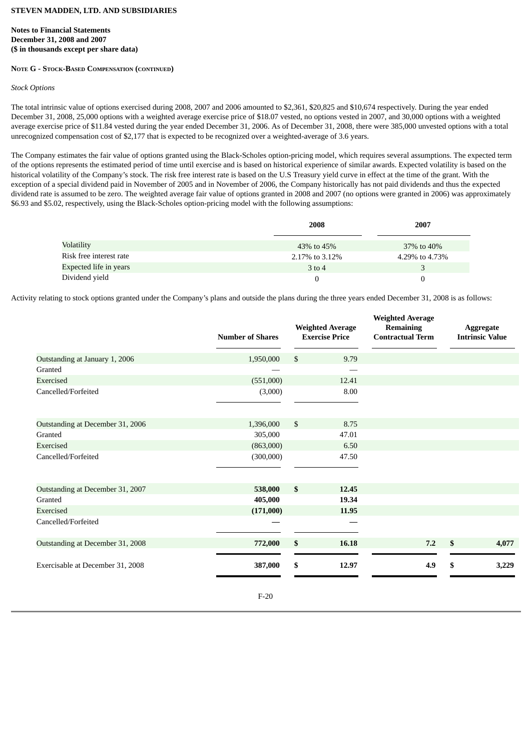**STEVEN MADDEN, LTD. AND SUBSIDIARIES**

**Notes to Financial Statements**
**December 31, 2008 and 2007**
**($ in thousands except per share data)**

**NOTE G - STOCK-BASED COMPENSATION (CONTINUED)**

*Stock Options*

The total intrinsic value of options exercised during 2008, 2007 and 2006 amounted to $2,361, $20,825 and $10,674 respectively. During the year ended December 31, 2008, 25,000 options with a weighted average exercise price of $18.07 vested, no options vested in 2007, and 30,000 options with a weighted average exercise price of $11.84 vested during the year ended December 31, 2006. As of December 31, 2008, there were 385,000 unvested options with a total unrecognized compensation cost of $2,177 that is expected to be recognized over a weighted-average of 3.6 years.

The Company estimates the fair value of options granted using the Black-Scholes option-pricing model, which requires several assumptions. The expected term of the options represents the estimated period of time until exercise and is based on historical experience of similar awards. Expected volatility is based on the historical volatility of the Company's stock. The risk free interest rate is based on the U.S Treasury yield curve in effect at the time of the grant. With the exception of a special dividend paid in November of 2005 and in November of 2006, the Company historically has not paid dividends and thus the expected dividend rate is assumed to be zero. The weighted average fair value of options granted in 2008 and 2007 (no options were granted in 2006) was approximately $6.93 and $5.02, respectively, using the Black-Scholes option-pricing model with the following assumptions:

| | 2008 | 2007 |
|---|---|---|
| Volatility | 43% to 45% | 37% to 40% |
| Risk free interest rate | 2.17% to 3.12% | 4.29% to 4.73% |
| Expected life in years | 3 to 4 | 3 |
| Dividend yield | 0 | 0 |

Activity relating to stock options granted under the Company's plans and outside the plans during the three years ended December 31, 2008 is as follows:

| | Number of Shares | Weighted Average Exercise Price | Weighted Average Remaining Contractual Term | Aggregate Intrinsic Value |
|---|---|---|---|---|
| Outstanding at January 1, 2006 | 1,950,000 | $ 9.79 | | |
| Granted | — | — | | |
| Exercised | (551,000) | 12.41 | | |
| Cancelled/Forfeited | (3,000) | 8.00 | | |
| Outstanding at December 31, 2006 | 1,396,000 | $ 8.75 | | |
| Granted | 305,000 | 47.01 | | |
| Exercised | (863,000) | 6.50 | | |
| Cancelled/Forfeited | (300,000) | 47.50 | | |
| Outstanding at December 31, 2007 | **538,000** | **$ 12.45** | | |
| Granted | **405,000** | **19.34** | | |
| Exercised | **(171,000)** | **11.95** | | |
| Cancelled/Forfeited | **—** | **—** | | |
| Outstanding at December 31, 2008 | **772,000** | **$ 16.18** | **7.2** | **$ 4,077** |
| Exercisable at December 31, 2008 | **387,000** | **$ 12.97** | **4.9** | **$ 3,229** |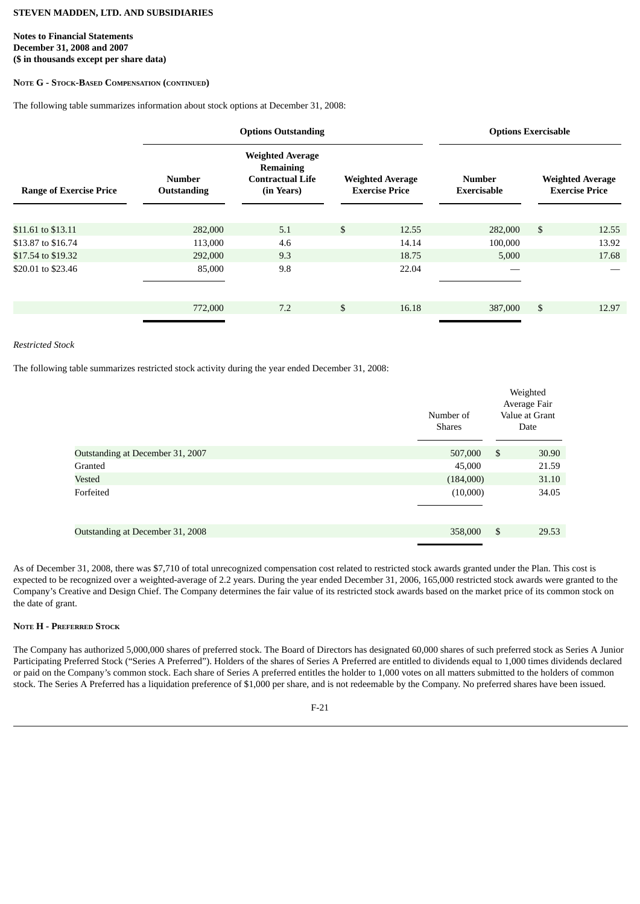**STEVEN MADDEN, LTD. AND SUBSIDIARIES**

**Notes to Financial Statements**
**December 31, 2008 and 2007**
**($ in thousands except per share data)**

**NOTE G - STOCK-BASED COMPENSATION (CONTINUED)**

The following table summarizes information about stock options at December 31, 2008:

| | Options Outstanding | | | Options Exercisable | |
|---|---|---|---|---|---|
| **Range of Exercise Price** | **Number Outstanding** | **Weighted Average Remaining Contractual Life (in Years)** | **Weighted Average Exercise Price** | **Number Exercisable** | **Weighted Average Exercise Price** |
| $11.61 to $13.11 | 282,000 | 5.1 | $ 12.55 | 282,000 | $ 12.55 |
| $13.87 to $16.74 | 113,000 | 4.6 | 14.14 | 100,000 | 13.92 |
| $17.54 to $19.32 | 292,000 | 9.3 | 18.75 | 5,000 | 17.68 |
| $20.01 to $23.46 | 85,000 | 9.8 | 22.04 | — | — |
| | 772,000 | 7.2 | $ 16.18 | 387,000 | $ 12.97 |

*Restricted Stock*

The following table summarizes restricted stock activity during the year ended December 31, 2008:

| | Number of Shares | Weighted Average Fair Value at Grant Date |
|---|---|---|
| Outstanding at December 31, 2007 | 507,000 | $ 30.90 |
| Granted | 45,000 | 21.59 |
| Vested | (184,000) | 31.10 |
| Forfeited | (10,000) | 34.05 |
| Outstanding at December 31, 2008 | 358,000 | $ 29.53 |

As of December 31, 2008, there was $7,710 of total unrecognized compensation cost related to restricted stock awards granted under the Plan. This cost is expected to be recognized over a weighted-average of 2.2 years. During the year ended December 31, 2006, 165,000 restricted stock awards were granted to the Company's Creative and Design Chief. The Company determines the fair value of its restricted stock awards based on the market price of its common stock on the date of grant.

**NOTE H - PREFERRED STOCK**

The Company has authorized 5,000,000 shares of preferred stock. The Board of Directors has designated 60,000 shares of such preferred stock as Series A Junior Participating Preferred Stock ("Series A Preferred"). Holders of the shares of Series A Preferred are entitled to dividends equal to 1,000 times dividends declared or paid on the Company's common stock. Each share of Series A preferred entitles the holder to 1,000 votes on all matters submitted to the holders of common stock. The Series A Preferred has a liquidation preference of $1,000 per share, and is not redeemable by the Company. No preferred shares have been issued.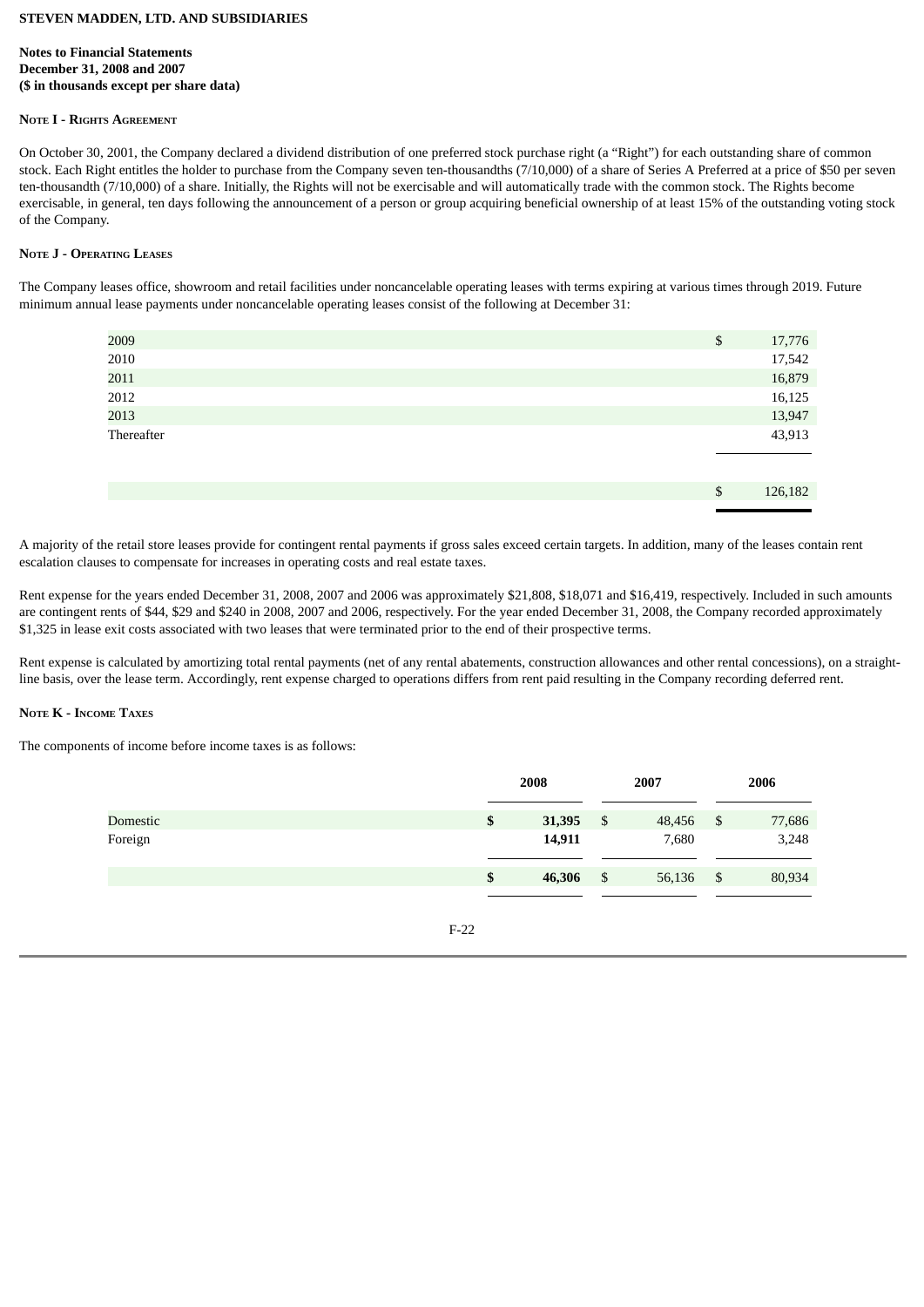**STEVEN MADDEN, LTD. AND SUBSIDIARIES**

**Notes to Financial Statements**
**December 31, 2008 and 2007**
**($ in thousands except per share data)**

#### Note I - Rights Agreement

On October 30, 2001, the Company declared a dividend distribution of one preferred stock purchase right (a "Right") for each outstanding share of common stock. Each Right entitles the holder to purchase from the Company seven ten-thousandths (7/10,000) of a share of Series A Preferred at a price of $50 per seven ten-thousandth (7/10,000) of a share. Initially, the Rights will not be exercisable and will automatically trade with the common stock. The Rights become exercisable, in general, ten days following the announcement of a person or group acquiring beneficial ownership of at least 15% of the outstanding voting stock of the Company.

#### Note J - Operating Leases

The Company leases office, showroom and retail facilities under noncancelable operating leases with terms expiring at various times through 2019. Future minimum annual lease payments under noncancelable operating leases consist of the following at December 31:

| | |
|---|---|
| 2009 | $ 17,776 |
| 2010 | 17,542 |
| 2011 | 16,879 |
| 2012 | 16,125 |
| 2013 | 13,947 |
| Thereafter | 43,913 |
| | $ 126,182 |

A majority of the retail store leases provide for contingent rental payments if gross sales exceed certain targets. In addition, many of the leases contain rent escalation clauses to compensate for increases in operating costs and real estate taxes.

Rent expense for the years ended December 31, 2008, 2007 and 2006 was approximately $21,808, $18,071 and $16,419, respectively. Included in such amounts are contingent rents of $44, $29 and $240 in 2008, 2007 and 2006, respectively. For the year ended December 31, 2008, the Company recorded approximately $1,325 in lease exit costs associated with two leases that were terminated prior to the end of their prospective terms.

Rent expense is calculated by amortizing total rental payments (net of any rental abatements, construction allowances and other rental concessions), on a straight-line basis, over the lease term. Accordingly, rent expense charged to operations differs from rent paid resulting in the Company recording deferred rent.

#### Note K - Income Taxes

The components of income before income taxes is as follows:

| | 2008 | 2007 | 2006 |
|---|---|---|---|
| Domestic | **$ 31,395** | $ 48,456 | $ 77,686 |
| Foreign | **14,911** | 7,680 | 3,248 |
| | **$ 46,306** | $ 56,136 | $ 80,934 |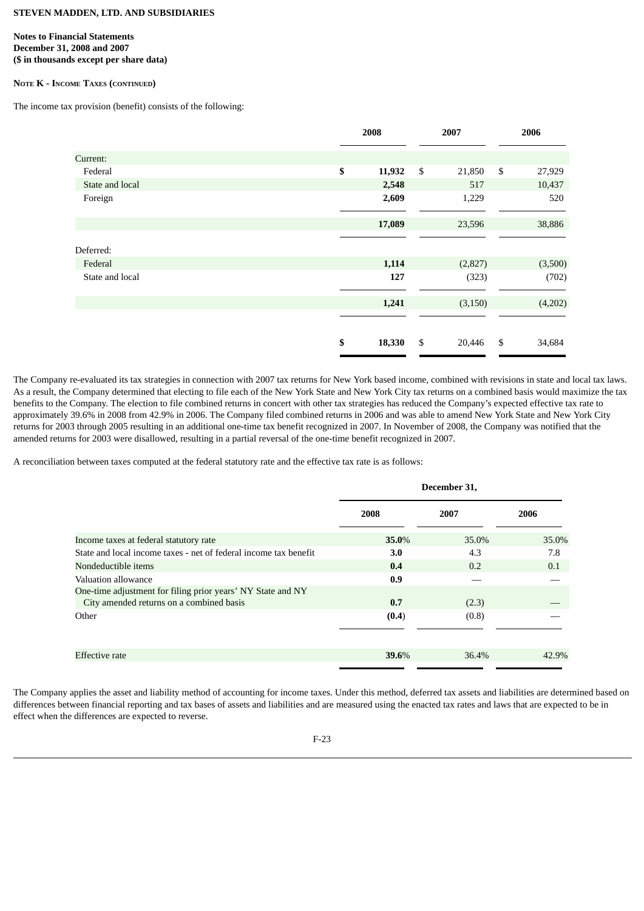**STEVEN MADDEN, LTD. AND SUBSIDIARIES**

**Notes to Financial Statements**
**December 31, 2008 and 2007**
**($ in thousands except per share data)**

**NOTE K - INCOME TAXES (CONTINUED)**

The income tax provision (benefit) consists of the following:

| | 2008 | 2007 | 2006 |
|---|---|---|---|
| Current: | | | |
| Federal | **$ 11,932** | $ 21,850 | $ 27,929 |
| State and local | **2,548** | 517 | 10,437 |
| Foreign | **2,609** | 1,229 | 520 |
| | **17,089** | 23,596 | 38,886 |
| Deferred: | | | |
| Federal | **1,114** | (2,827) | (3,500) |
| State and local | **127** | (323) | (702) |
| | **1,241** | (3,150) | (4,202) |
| | **$ 18,330** | $ 20,446 | $ 34,684 |

The Company re-evaluated its tax strategies in connection with 2007 tax returns for New York based income, combined with revisions in state and local tax laws. As a result, the Company determined that electing to file each of the New York State and New York City tax returns on a combined basis would maximize the tax benefits to the Company. The election to file combined returns in concert with other tax strategies has reduced the Company's expected effective tax rate to approximately 39.6% in 2008 from 42.9% in 2006. The Company filed combined returns in 2006 and was able to amend New York State and New York City returns for 2003 through 2005 resulting in an additional one-time tax benefit recognized in 2007. In November of 2008, the Company was notified that the amended returns for 2003 were disallowed, resulting in a partial reversal of the one-time benefit recognized in 2007.

A reconciliation between taxes computed at the federal statutory rate and the effective tax rate is as follows:

| | December 31, | | |
|---|---|---|---|
| | 2008 | 2007 | 2006 |
| Income taxes at federal statutory rate | **35.0%** | 35.0% | 35.0% |
| State and local income taxes - net of federal income tax benefit | **3.0** | 4.3 | 7.8 |
| Nondeductible items | **0.4** | 0.2 | 0.1 |
| Valuation allowance | **0.9** | — | — |
| One-time adjustment for filing prior years' NY State and NY City amended returns on a combined basis | **0.7** | (2.3) | — |
| Other | **(0.4)** | (0.8) | — |
| Effective rate | **39.6%** | 36.4% | 42.9% |

The Company applies the asset and liability method of accounting for income taxes. Under this method, deferred tax assets and liabilities are determined based on differences between financial reporting and tax bases of assets and liabilities and are measured using the enacted tax rates and laws that are expected to be in effect when the differences are expected to reverse.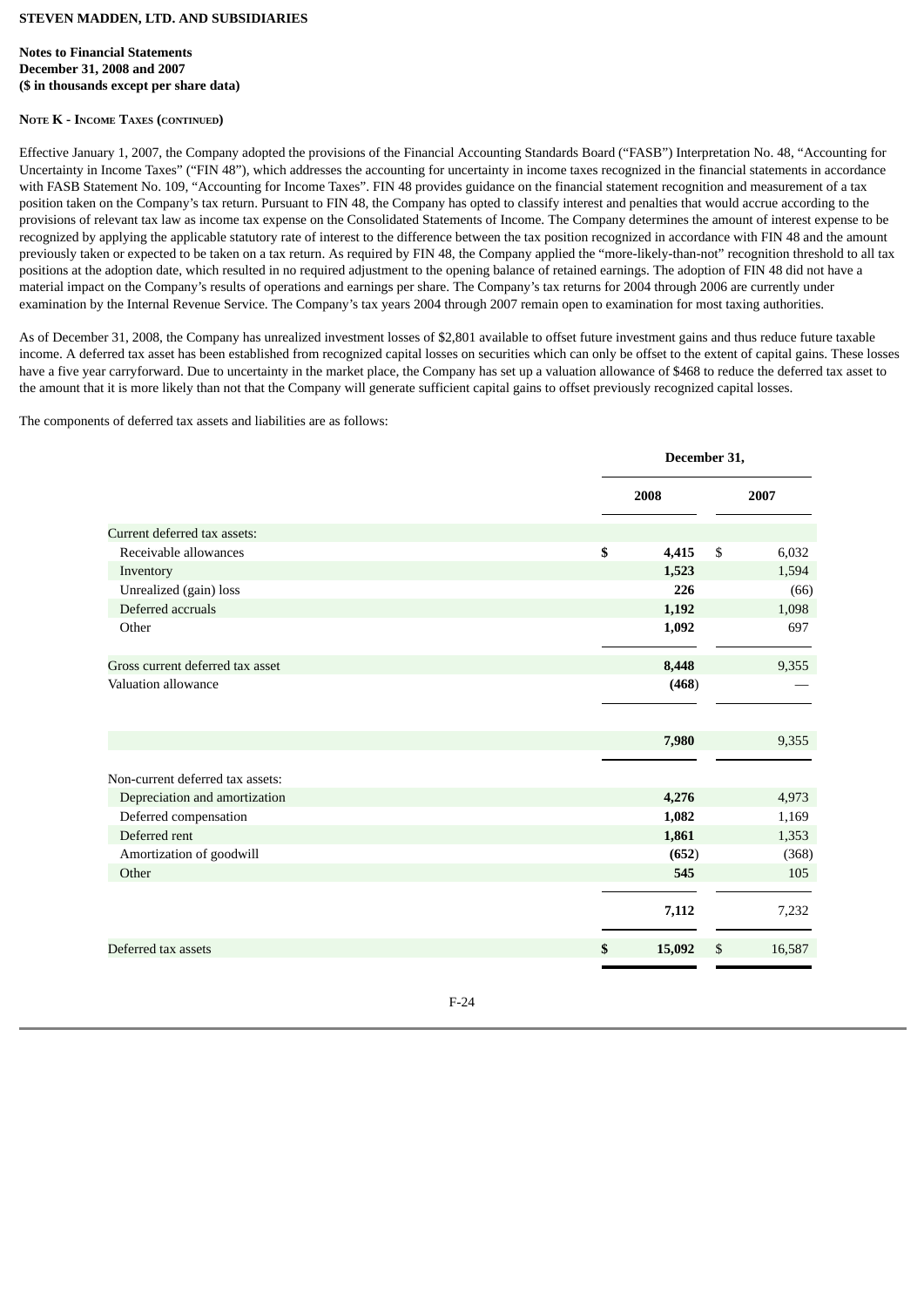**STEVEN MADDEN, LTD. AND SUBSIDIARIES**

**Notes to Financial Statements**
**December 31, 2008 and 2007**
**($ in thousands except per share data)**

**NOTE K - INCOME TAXES (CONTINUED)**

Effective January 1, 2007, the Company adopted the provisions of the Financial Accounting Standards Board ("FASB") Interpretation No. 48, "Accounting for Uncertainty in Income Taxes" ("FIN 48"), which addresses the accounting for uncertainty in income taxes recognized in the financial statements in accordance with FASB Statement No. 109, "Accounting for Income Taxes". FIN 48 provides guidance on the financial statement recognition and measurement of a tax position taken on the Company's tax return. Pursuant to FIN 48, the Company has opted to classify interest and penalties that would accrue according to the provisions of relevant tax law as income tax expense on the Consolidated Statements of Income. The Company determines the amount of interest expense to be recognized by applying the applicable statutory rate of interest to the difference between the tax position recognized in accordance with FIN 48 and the amount previously taken or expected to be taken on a tax return. As required by FIN 48, the Company applied the "more-likely-than-not" recognition threshold to all tax positions at the adoption date, which resulted in no required adjustment to the opening balance of retained earnings. The adoption of FIN 48 did not have a material impact on the Company's results of operations and earnings per share. The Company's tax returns for 2004 through 2006 are currently under examination by the Internal Revenue Service. The Company's tax years 2004 through 2007 remain open to examination for most taxing authorities.

As of December 31, 2008, the Company has unrealized investment losses of $2,801 available to offset future investment gains and thus reduce future taxable income. A deferred tax asset has been established from recognized capital losses on securities which can only be offset to the extent of capital gains. These losses have a five year carryforward. Due to uncertainty in the market place, the Company has set up a valuation allowance of $468 to reduce the deferred tax asset to the amount that it is more likely than not that the Company will generate sufficient capital gains to offset previously recognized capital losses.

The components of deferred tax assets and liabilities are as follows:

| | December 31, | |
|---|---|---|
| | 2008 | 2007 |
| Current deferred tax assets: | | |
| Receivable allowances | $ 4,415 | $ 6,032 |
| Inventory | 1,523 | 1,594 |
| Unrealized (gain) loss | 226 | (66) |
| Deferred accruals | 1,192 | 1,098 |
| Other | 1,092 | 697 |
| Gross current deferred tax asset | 8,448 | 9,355 |
| Valuation allowance | (468) | — |
| | 7,980 | 9,355 |
| Non-current deferred tax assets: | | |
| Depreciation and amortization | 4,276 | 4,973 |
| Deferred compensation | 1,082 | 1,169 |
| Deferred rent | 1,861 | 1,353 |
| Amortization of goodwill | (652) | (368) |
| Other | 545 | 105 |
| | 7,112 | 7,232 |
| Deferred tax assets | $ 15,092 | $ 16,587 |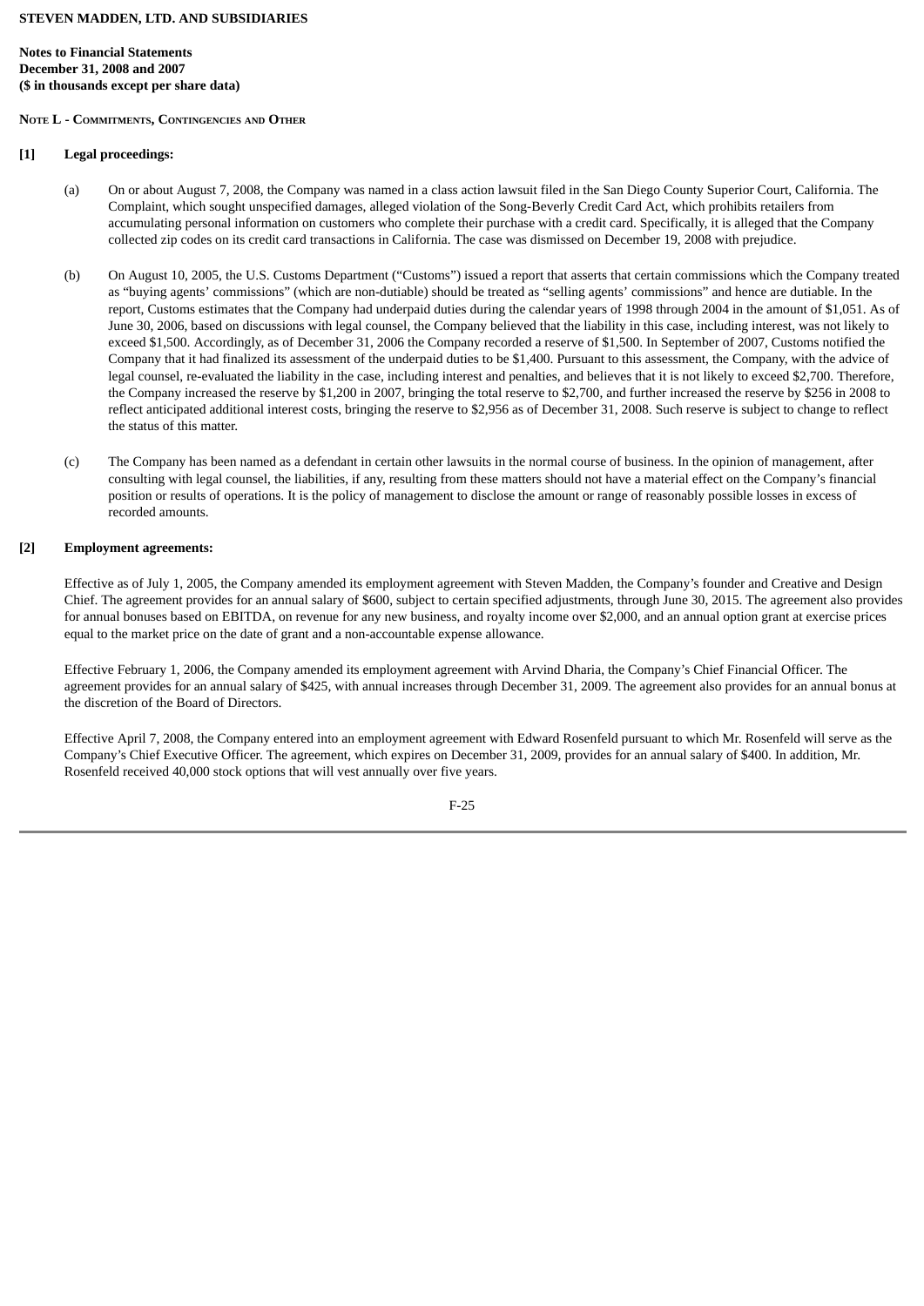**STEVEN MADDEN, LTD. AND SUBSIDIARIES**

**Notes to Financial Statements**
**December 31, 2008 and 2007**
**($ in thousands except per share data)**

## NOTE L - COMMITMENTS, CONTINGENCIES AND OTHER

### [1] Legal proceedings:

(a) On or about August 7, 2008, the Company was named in a class action lawsuit filed in the San Diego County Superior Court, California. The Complaint, which sought unspecified damages, alleged violation of the Song-Beverly Credit Card Act, which prohibits retailers from accumulating personal information on customers who complete their purchase with a credit card. Specifically, it is alleged that the Company collected zip codes on its credit card transactions in California. The case was dismissed on December 19, 2008 with prejudice.

(b) On August 10, 2005, the U.S. Customs Department ("Customs") issued a report that asserts that certain commissions which the Company treated as "buying agents' commissions" (which are non-dutiable) should be treated as "selling agents' commissions" and hence are dutiable. In the report, Customs estimates that the Company had underpaid duties during the calendar years of 1998 through 2004 in the amount of $1,051. As of June 30, 2006, based on discussions with legal counsel, the Company believed that the liability in this case, including interest, was not likely to exceed $1,500. Accordingly, as of December 31, 2006 the Company recorded a reserve of $1,500. In September of 2007, Customs notified the Company that it had finalized its assessment of the underpaid duties to be $1,400. Pursuant to this assessment, the Company, with the advice of legal counsel, re-evaluated the liability in the case, including interest and penalties, and believes that it is not likely to exceed $2,700. Therefore, the Company increased the reserve by $1,200 in 2007, bringing the total reserve to $2,700, and further increased the reserve by $256 in 2008 to reflect anticipated additional interest costs, bringing the reserve to $2,956 as of December 31, 2008. Such reserve is subject to change to reflect the status of this matter.

(c) The Company has been named as a defendant in certain other lawsuits in the normal course of business. In the opinion of management, after consulting with legal counsel, the liabilities, if any, resulting from these matters should not have a material effect on the Company's financial position or results of operations. It is the policy of management to disclose the amount or range of reasonably possible losses in excess of recorded amounts.

### [2] Employment agreements:

Effective as of July 1, 2005, the Company amended its employment agreement with Steven Madden, the Company's founder and Creative and Design Chief. The agreement provides for an annual salary of $600, subject to certain specified adjustments, through June 30, 2015. The agreement also provides for annual bonuses based on EBITDA, on revenue for any new business, and royalty income over $2,000, and an annual option grant at exercise prices equal to the market price on the date of grant and a non-accountable expense allowance.

Effective February 1, 2006, the Company amended its employment agreement with Arvind Dharia, the Company's Chief Financial Officer. The agreement provides for an annual salary of $425, with annual increases through December 31, 2009. The agreement also provides for an annual bonus at the discretion of the Board of Directors.

Effective April 7, 2008, the Company entered into an employment agreement with Edward Rosenfeld pursuant to which Mr. Rosenfeld will serve as the Company's Chief Executive Officer. The agreement, which expires on December 31, 2009, provides for an annual salary of $400. In addition, Mr. Rosenfeld received 40,000 stock options that will vest annually over five years.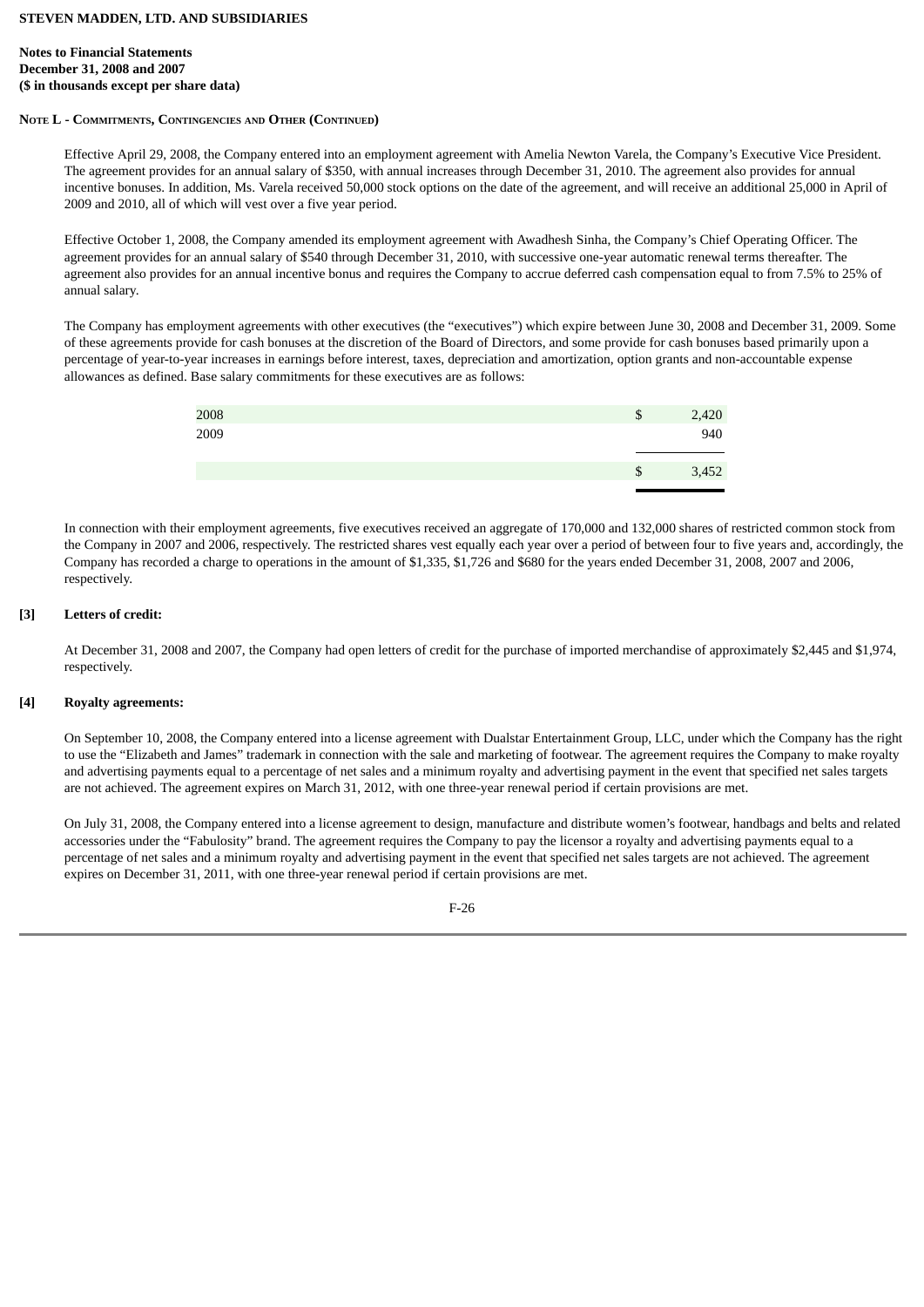**STEVEN MADDEN, LTD. AND SUBSIDIARIES**

**Notes to Financial Statements**
**December 31, 2008 and 2007**
**($ in thousands except per share data)**

**NOTE L - COMMITMENTS, CONTINGENCIES AND OTHER (CONTINUED)**

Effective April 29, 2008, the Company entered into an employment agreement with Amelia Newton Varela, the Company's Executive Vice President. The agreement provides for an annual salary of $350, with annual increases through December 31, 2010. The agreement also provides for annual incentive bonuses. In addition, Ms. Varela received 50,000 stock options on the date of the agreement, and will receive an additional 25,000 in April of 2009 and 2010, all of which will vest over a five year period.

Effective October 1, 2008, the Company amended its employment agreement with Awadhesh Sinha, the Company's Chief Operating Officer. The agreement provides for an annual salary of $540 through December 31, 2010, with successive one-year automatic renewal terms thereafter. The agreement also provides for an annual incentive bonus and requires the Company to accrue deferred cash compensation equal to from 7.5% to 25% of annual salary.

The Company has employment agreements with other executives (the "executives") which expire between June 30, 2008 and December 31, 2009. Some of these agreements provide for cash bonuses at the discretion of the Board of Directors, and some provide for cash bonuses based primarily upon a percentage of year-to-year increases in earnings before interest, taxes, depreciation and amortization, option grants and non-accountable expense allowances as defined. Base salary commitments for these executives are as follows:

| | |
|---|---|
| 2008 | $ 2,420 |
| 2009 | 940 |
| | $ 3,452 |

In connection with their employment agreements, five executives received an aggregate of 170,000 and 132,000 shares of restricted common stock from the Company in 2007 and 2006, respectively. The restricted shares vest equally each year over a period of between four to five years and, accordingly, the Company has recorded a charge to operations in the amount of $1,335, $1,726 and $680 for the years ended December 31, 2008, 2007 and 2006, respectively.

**[3] Letters of credit:**

At December 31, 2008 and 2007, the Company had open letters of credit for the purchase of imported merchandise of approximately $2,445 and $1,974, respectively.

**[4] Royalty agreements:**

On September 10, 2008, the Company entered into a license agreement with Dualstar Entertainment Group, LLC, under which the Company has the right to use the "Elizabeth and James" trademark in connection with the sale and marketing of footwear. The agreement requires the Company to make royalty and advertising payments equal to a percentage of net sales and a minimum royalty and advertising payment in the event that specified net sales targets are not achieved. The agreement expires on March 31, 2012, with one three-year renewal period if certain provisions are met.

On July 31, 2008, the Company entered into a license agreement to design, manufacture and distribute women's footwear, handbags and belts and related accessories under the "Fabulosity" brand. The agreement requires the Company to pay the licensor a royalty and advertising payments equal to a percentage of net sales and a minimum royalty and advertising payment in the event that specified net sales targets are not achieved. The agreement expires on December 31, 2011, with one three-year renewal period if certain provisions are met.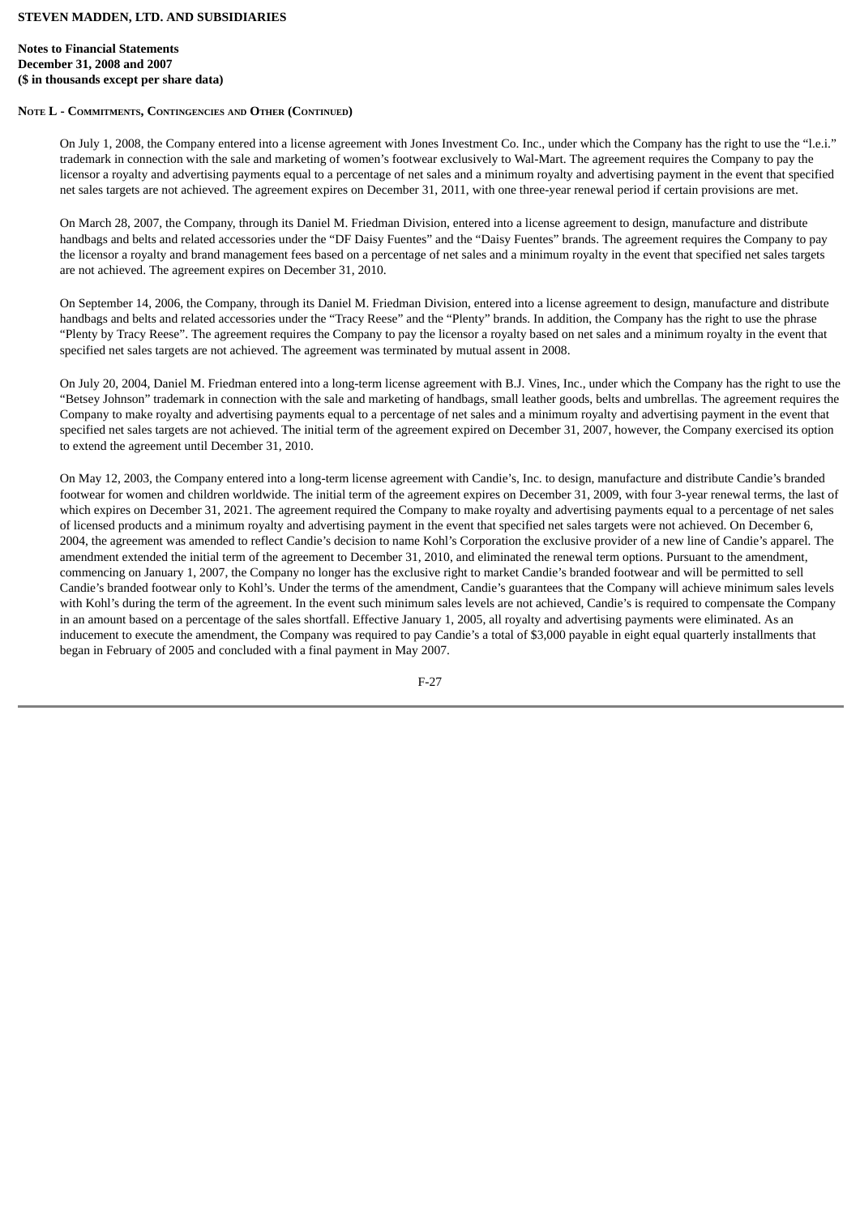**Note L - Commitments, Contingencies and Other (Continued)**

On July 1, 2008, the Company entered into a license agreement with Jones Investment Co. Inc., under which the Company has the right to use the "l.e.i." trademark in connection with the sale and marketing of women's footwear exclusively to Wal-Mart. The agreement requires the Company to pay the licensor a royalty and advertising payments equal to a percentage of net sales and a minimum royalty and advertising payment in the event that specified net sales targets are not achieved. The agreement expires on December 31, 2011, with one three-year renewal period if certain provisions are met.

On March 28, 2007, the Company, through its Daniel M. Friedman Division, entered into a license agreement to design, manufacture and distribute handbags and belts and related accessories under the "DF Daisy Fuentes" and the "Daisy Fuentes" brands. The agreement requires the Company to pay the licensor a royalty and brand management fees based on a percentage of net sales and a minimum royalty in the event that specified net sales targets are not achieved. The agreement expires on December 31, 2010.

On September 14, 2006, the Company, through its Daniel M. Friedman Division, entered into a license agreement to design, manufacture and distribute handbags and belts and related accessories under the "Tracy Reese" and the "Plenty" brands. In addition, the Company has the right to use the phrase "Plenty by Tracy Reese". The agreement requires the Company to pay the licensor a royalty based on net sales and a minimum royalty in the event that specified net sales targets are not achieved. The agreement was terminated by mutual assent in 2008.

On July 20, 2004, Daniel M. Friedman entered into a long-term license agreement with B.J. Vines, Inc., under which the Company has the right to use the "Betsey Johnson" trademark in connection with the sale and marketing of handbags, small leather goods, belts and umbrellas. The agreement requires the Company to make royalty and advertising payments equal to a percentage of net sales and a minimum royalty and advertising payment in the event that specified net sales targets are not achieved. The initial term of the agreement expired on December 31, 2007, however, the Company exercised its option to extend the agreement until December 31, 2010.

On May 12, 2003, the Company entered into a long-term license agreement with Candie's, Inc. to design, manufacture and distribute Candie's branded footwear for women and children worldwide. The initial term of the agreement expires on December 31, 2009, with four 3-year renewal terms, the last of which expires on December 31, 2021. The agreement required the Company to make royalty and advertising payments equal to a percentage of net sales of licensed products and a minimum royalty and advertising payment in the event that specified net sales targets were not achieved. On December 6, 2004, the agreement was amended to reflect Candie's decision to name Kohl's Corporation the exclusive provider of a new line of Candie's apparel. The amendment extended the initial term of the agreement to December 31, 2010, and eliminated the renewal term options. Pursuant to the amendment, commencing on January 1, 2007, the Company no longer has the exclusive right to market Candie's branded footwear and will be permitted to sell Candie's branded footwear only to Kohl's. Under the terms of the amendment, Candie's guarantees that the Company will achieve minimum sales levels with Kohl's during the term of the agreement. In the event such minimum sales levels are not achieved, Candie's is required to compensate the Company in an amount based on a percentage of the sales shortfall. Effective January 1, 2005, all royalty and advertising payments were eliminated. As an inducement to execute the amendment, the Company was required to pay Candie's a total of $3,000 payable in eight equal quarterly installments that began in February of 2005 and concluded with a final payment in May 2007.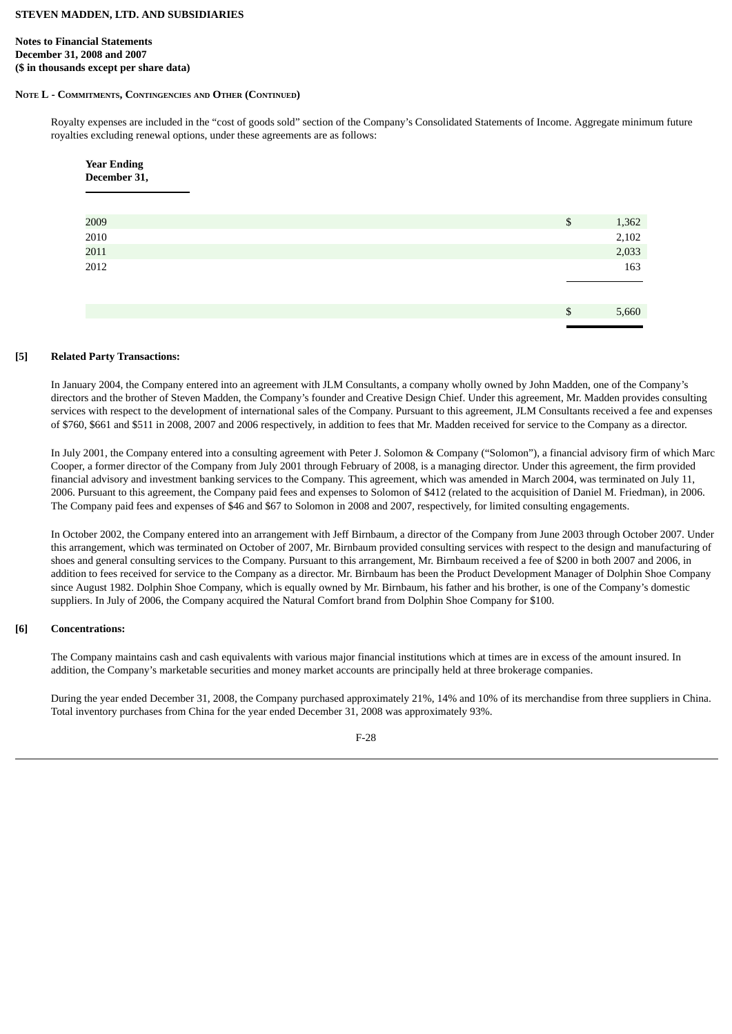**STEVEN MADDEN, LTD. AND SUBSIDIARIES**

**Notes to Financial Statements**
**December 31, 2008 and 2007**
**($ in thousands except per share data)**

**NOTE L - COMMITMENTS, CONTINGENCIES AND OTHER (CONTINUED)**

Royalty expenses are included in the "cost of goods sold" section of the Company's Consolidated Statements of Income. Aggregate minimum future royalties excluding renewal options, under these agreements are as follows:

| Year Ending December 31, | | |
|---|---|---|
| 2009 | $ | 1,362 |
| 2010 | | 2,102 |
| 2011 | | 2,033 |
| 2012 | | 163 |
| | $ | 5,660 |

**[5] Related Party Transactions:**

In January 2004, the Company entered into an agreement with JLM Consultants, a company wholly owned by John Madden, one of the Company's directors and the brother of Steven Madden, the Company's founder and Creative Design Chief. Under this agreement, Mr. Madden provides consulting services with respect to the development of international sales of the Company. Pursuant to this agreement, JLM Consultants received a fee and expenses of $760, $661 and $511 in 2008, 2007 and 2006 respectively, in addition to fees that Mr. Madden received for service to the Company as a director.

In July 2001, the Company entered into a consulting agreement with Peter J. Solomon & Company ("Solomon"), a financial advisory firm of which Marc Cooper, a former director of the Company from July 2001 through February of 2008, is a managing director. Under this agreement, the firm provided financial advisory and investment banking services to the Company. This agreement, which was amended in March 2004, was terminated on July 11, 2006. Pursuant to this agreement, the Company paid fees and expenses to Solomon of $412 (related to the acquisition of Daniel M. Friedman), in 2006. The Company paid fees and expenses of $46 and $67 to Solomon in 2008 and 2007, respectively, for limited consulting engagements.

In October 2002, the Company entered into an arrangement with Jeff Birnbaum, a director of the Company from June 2003 through October 2007. Under this arrangement, which was terminated on October of 2007, Mr. Birnbaum provided consulting services with respect to the design and manufacturing of shoes and general consulting services to the Company. Pursuant to this arrangement, Mr. Birnbaum received a fee of $200 in both 2007 and 2006, in addition to fees received for service to the Company as a director. Mr. Birnbaum has been the Product Development Manager of Dolphin Shoe Company since August 1982. Dolphin Shoe Company, which is equally owned by Mr. Birnbaum, his father and his brother, is one of the Company's domestic suppliers. In July of 2006, the Company acquired the Natural Comfort brand from Dolphin Shoe Company for $100.

**[6] Concentrations:**

The Company maintains cash and cash equivalents with various major financial institutions which at times are in excess of the amount insured. In addition, the Company's marketable securities and money market accounts are principally held at three brokerage companies.

During the year ended December 31, 2008, the Company purchased approximately 21%, 14% and 10% of its merchandise from three suppliers in China. Total inventory purchases from China for the year ended December 31, 2008 was approximately 93%.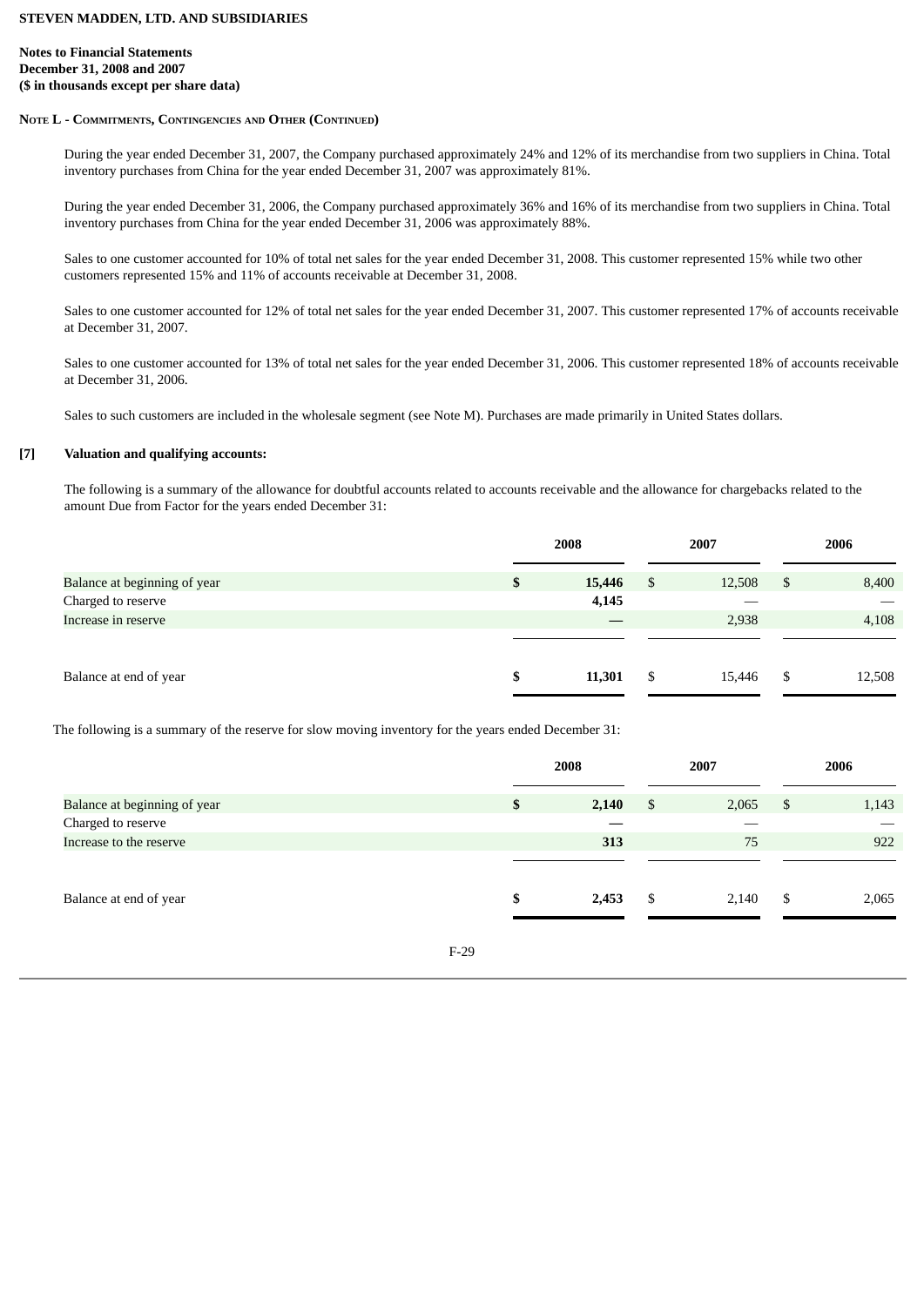**STEVEN MADDEN, LTD. AND SUBSIDIARIES**

**Notes to Financial Statements**
**December 31, 2008 and 2007**
**($ in thousands except per share data)**

**NOTE L - COMMITMENTS, CONTINGENCIES AND OTHER (CONTINUED)**

During the year ended December 31, 2007, the Company purchased approximately 24% and 12% of its merchandise from two suppliers in China. Total inventory purchases from China for the year ended December 31, 2007 was approximately 81%.

During the year ended December 31, 2006, the Company purchased approximately 36% and 16% of its merchandise from two suppliers in China. Total inventory purchases from China for the year ended December 31, 2006 was approximately 88%.

Sales to one customer accounted for 10% of total net sales for the year ended December 31, 2008. This customer represented 15% while two other customers represented 15% and 11% of accounts receivable at December 31, 2008.

Sales to one customer accounted for 12% of total net sales for the year ended December 31, 2007. This customer represented 17% of accounts receivable at December 31, 2007.

Sales to one customer accounted for 13% of total net sales for the year ended December 31, 2006. This customer represented 18% of accounts receivable at December 31, 2006.

Sales to such customers are included in the wholesale segment (see Note M). Purchases are made primarily in United States dollars.

**[7] Valuation and qualifying accounts:**

The following is a summary of the allowance for doubtful accounts related to accounts receivable and the allowance for chargebacks related to the amount Due from Factor for the years ended December 31:

| | 2008 | 2007 | 2006 |
|---|---|---|---|
| Balance at beginning of year | **$ 15,446** | $ 12,508 | $ 8,400 |
| Charged to reserve | **4,145** | — | — |
| Increase in reserve | **—** | 2,938 | 4,108 |
| Balance at end of year | **$ 11,301** | $ 15,446 | $ 12,508 |

The following is a summary of the reserve for slow moving inventory for the years ended December 31:

| | 2008 | 2007 | 2006 |
|---|---|---|---|
| Balance at beginning of year | **$ 2,140** | $ 2,065 | $ 1,143 |
| Charged to reserve | **—** | — | — |
| Increase to the reserve | **313** | 75 | 922 |
| Balance at end of year | **$ 2,453** | $ 2,140 | $ 2,065 |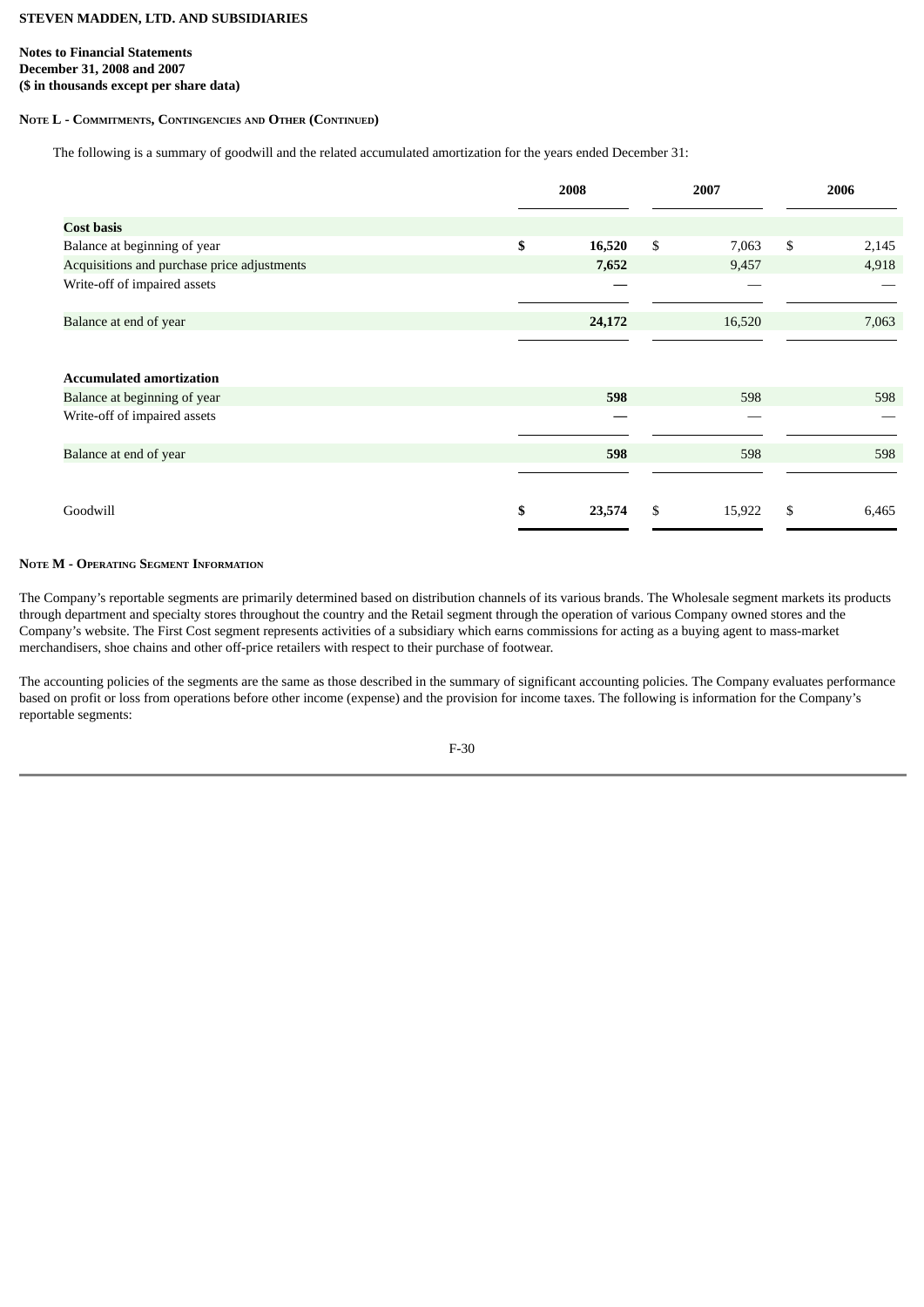**STEVEN MADDEN, LTD. AND SUBSIDIARIES**

**Notes to Financial Statements**
**December 31, 2008 and 2007**
**($ in thousands except per share data)**

**NOTE L - COMMITMENTS, CONTINGENCIES AND OTHER (CONTINUED)**

The following is a summary of goodwill and the related accumulated amortization for the years ended December 31:

| | 2008 | 2007 | 2006 |
|---|---|---|---|
| **Cost basis** | | | |
| Balance at beginning of year | **$ 16,520** | $ 7,063 | $ 2,145 |
| Acquisitions and purchase price adjustments | **7,652** | 9,457 | 4,918 |
| Write-off of impaired assets | **—** | — | — |
| Balance at end of year | **24,172** | 16,520 | 7,063 |
| **Accumulated amortization** | | | |
| Balance at beginning of year | **598** | 598 | 598 |
| Write-off of impaired assets | **—** | — | — |
| Balance at end of year | **598** | 598 | 598 |
| Goodwill | **$ 23,574** | $ 15,922 | $ 6,465 |

**NOTE M - OPERATING SEGMENT INFORMATION**

The Company's reportable segments are primarily determined based on distribution channels of its various brands. The Wholesale segment markets its products through department and specialty stores throughout the country and the Retail segment through the operation of various Company owned stores and the Company's website. The First Cost segment represents activities of a subsidiary which earns commissions for acting as a buying agent to mass-market merchandisers, shoe chains and other off-price retailers with respect to their purchase of footwear.

The accounting policies of the segments are the same as those described in the summary of significant accounting policies. The Company evaluates performance based on profit or loss from operations before other income (expense) and the provision for income taxes. The following is information for the Company's reportable segments: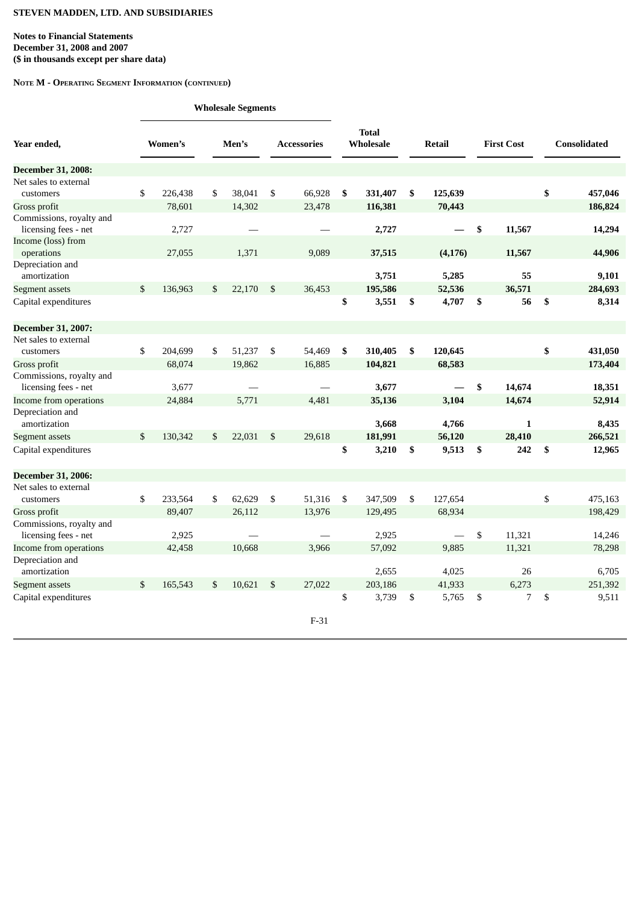**STEVEN MADDEN, LTD. AND SUBSIDIARIES**

**Notes to Financial Statements**
**December 31, 2008 and 2007**
**($ in thousands except per share data)**

**NOTE M - OPERATING SEGMENT INFORMATION (CONTINUED)**

| | Wholesale Segments | | | | | | |
|---|---|---|---|---|---|---|---|
| **Year ended,** | **Women's** | **Men's** | **Accessories** | **Total Wholesale** | **Retail** | **First Cost** | **Consolidated** |
| **December 31, 2008:** | | | | | | | |
| Net sales to external customers | $ 226,438 | $ 38,041 | $ 66,928 | **$ 331,407** | **$ 125,639** | | **$ 457,046** |
| Gross profit | 78,601 | 14,302 | 23,478 | **116,381** | **70,443** | | **186,824** |
| Commissions, royalty and licensing fees - net | 2,727 | — | — | **2,727** | **—** | **$ 11,567** | **14,294** |
| Income (loss) from operations | 27,055 | 1,371 | 9,089 | **37,515** | **(4,176)** | **11,567** | **44,906** |
| Depreciation and amortization | | | | **3,751** | **5,285** | **55** | **9,101** |
| Segment assets | $ 136,963 | $ 22,170 | $ 36,453 | **195,586** | **52,536** | **36,571** | **284,693** |
| Capital expenditures | | | | **$ 3,551** | **$ 4,707** | **$ 56** | **$ 8,314** |
| **December 31, 2007:** | | | | | | | |
| Net sales to external customers | $ 204,699 | $ 51,237 | $ 54,469 | **$ 310,405** | **$ 120,645** | | **$ 431,050** |
| Gross profit | 68,074 | 19,862 | 16,885 | **104,821** | **68,583** | | **173,404** |
| Commissions, royalty and licensing fees - net | 3,677 | — | — | **3,677** | **—** | **$ 14,674** | **18,351** |
| Income from operations | 24,884 | 5,771 | 4,481 | **35,136** | **3,104** | **14,674** | **52,914** |
| Depreciation and amortization | | | | **3,668** | **4,766** | **1** | **8,435** |
| Segment assets | $ 130,342 | $ 22,031 | $ 29,618 | **181,991** | **56,120** | **28,410** | **266,521** |
| Capital expenditures | | | | **$ 3,210** | **$ 9,513** | **$ 242** | **$ 12,965** |
| **December 31, 2006:** | | | | | | | |
| Net sales to external customers | $ 233,564 | $ 62,629 | $ 51,316 | $ 347,509 | $ 127,654 | | $ 475,163 |
| Gross profit | 89,407 | 26,112 | 13,976 | 129,495 | 68,934 | | 198,429 |
| Commissions, royalty and licensing fees - net | 2,925 | — | — | 2,925 | — | $ 11,321 | 14,246 |
| Income from operations | 42,458 | 10,668 | 3,966 | 57,092 | 9,885 | 11,321 | 78,298 |
| Depreciation and amortization | | | | 2,655 | 4,025 | 26 | 6,705 |
| Segment assets | $ 165,543 | $ 10,621 | $ 27,022 | 203,186 | 41,933 | 6,273 | 251,392 |
| Capital expenditures | | | | $ 3,739 | $ 5,765 | $ 7 | $ 9,511 |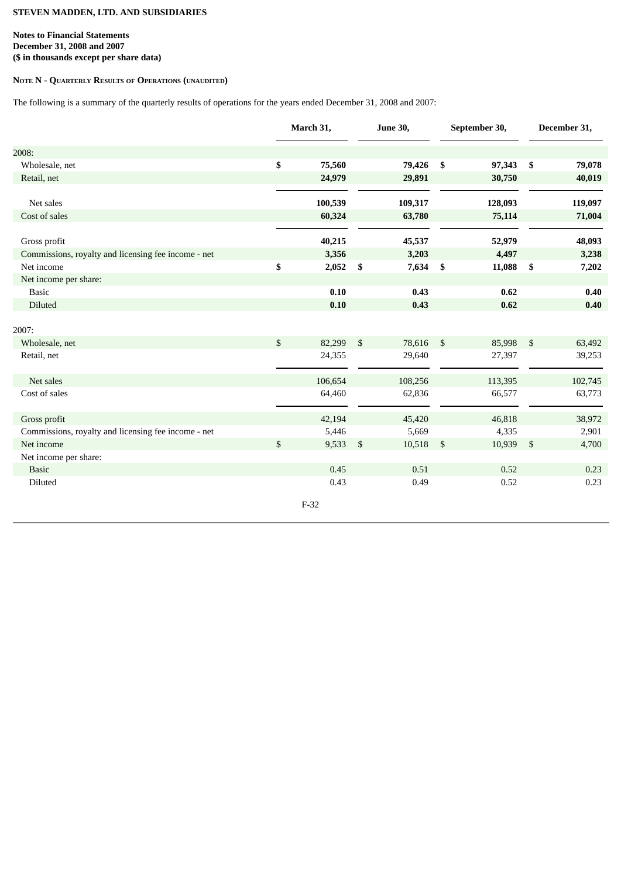**STEVEN MADDEN, LTD. AND SUBSIDIARIES**

**Notes to Financial Statements**
**December 31, 2008 and 2007**
**($ in thousands except per share data)**

**NOTE N - QUARTERLY RESULTS OF OPERATIONS (UNAUDITED)**

The following is a summary of the quarterly results of operations for the years ended December 31, 2008 and 2007:

| | March 31, | June 30, | September 30, | December 31, |
|---|---|---|---|---|
| 2008: | | | | |
| Wholesale, net | **$ 75,560** | **79,426** | **$ 97,343** | **$ 79,078** |
| Retail, net | **24,979** | **29,891** | **30,750** | **40,019** |
| Net sales | **100,539** | **109,317** | **128,093** | **119,097** |
| Cost of sales | **60,324** | **63,780** | **75,114** | **71,004** |
| Gross profit | **40,215** | **45,537** | **52,979** | **48,093** |
| Commissions, royalty and licensing fee income - net | **3,356** | **3,203** | **4,497** | **3,238** |
| Net income | **$ 2,052** | **$ 7,634** | **$ 11,088** | **$ 7,202** |
| Net income per share: | | | | |
| Basic | **0.10** | **0.43** | **0.62** | **0.40** |
| Diluted | **0.10** | **0.43** | **0.62** | **0.40** |
| 2007: | | | | |
| Wholesale, net | $ 82,299 | $ 78,616 | $ 85,998 | $ 63,492 |
| Retail, net | 24,355 | 29,640 | 27,397 | 39,253 |
| Net sales | 106,654 | 108,256 | 113,395 | 102,745 |
| Cost of sales | 64,460 | 62,836 | 66,577 | 63,773 |
| Gross profit | 42,194 | 45,420 | 46,818 | 38,972 |
| Commissions, royalty and licensing fee income - net | 5,446 | 5,669 | 4,335 | 2,901 |
| Net income | $ 9,533 | $ 10,518 | $ 10,939 | $ 4,700 |
| Net income per share: | | | | |
| Basic | 0.45 | 0.51 | 0.52 | 0.23 |
| Diluted | 0.43 | 0.49 | 0.52 | 0.23 |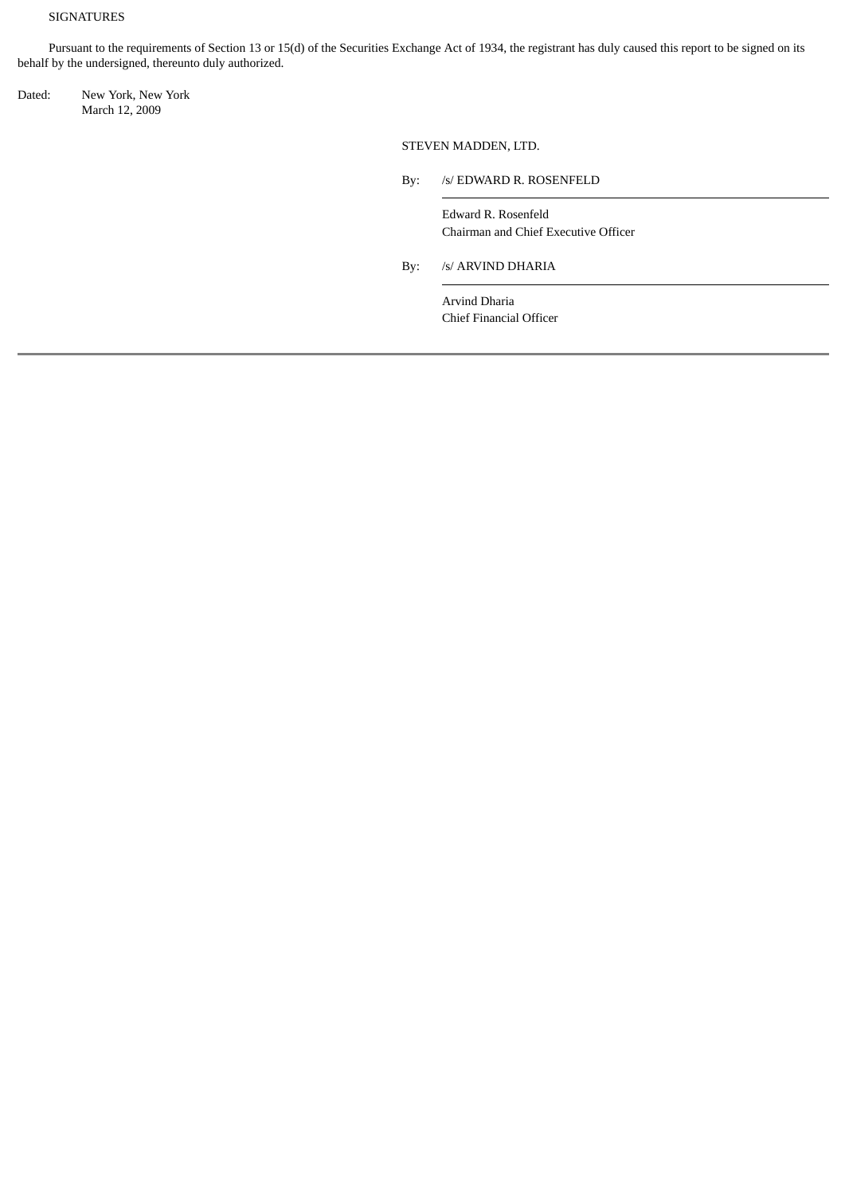SIGNATURES

Pursuant to the requirements of Section 13 or 15(d) of the Securities Exchange Act of 1934, the registrant has duly caused this report to be signed on its behalf by the undersigned, thereunto duly authorized.

Dated: New York, New York
March 12, 2009

STEVEN MADDEN, LTD.

By: /s/ EDWARD R. ROSENFELD

Edward R. Rosenfeld
Chairman and Chief Executive Officer

By: /s/ ARVIND DHARIA

Arvind Dharia
Chief Financial Officer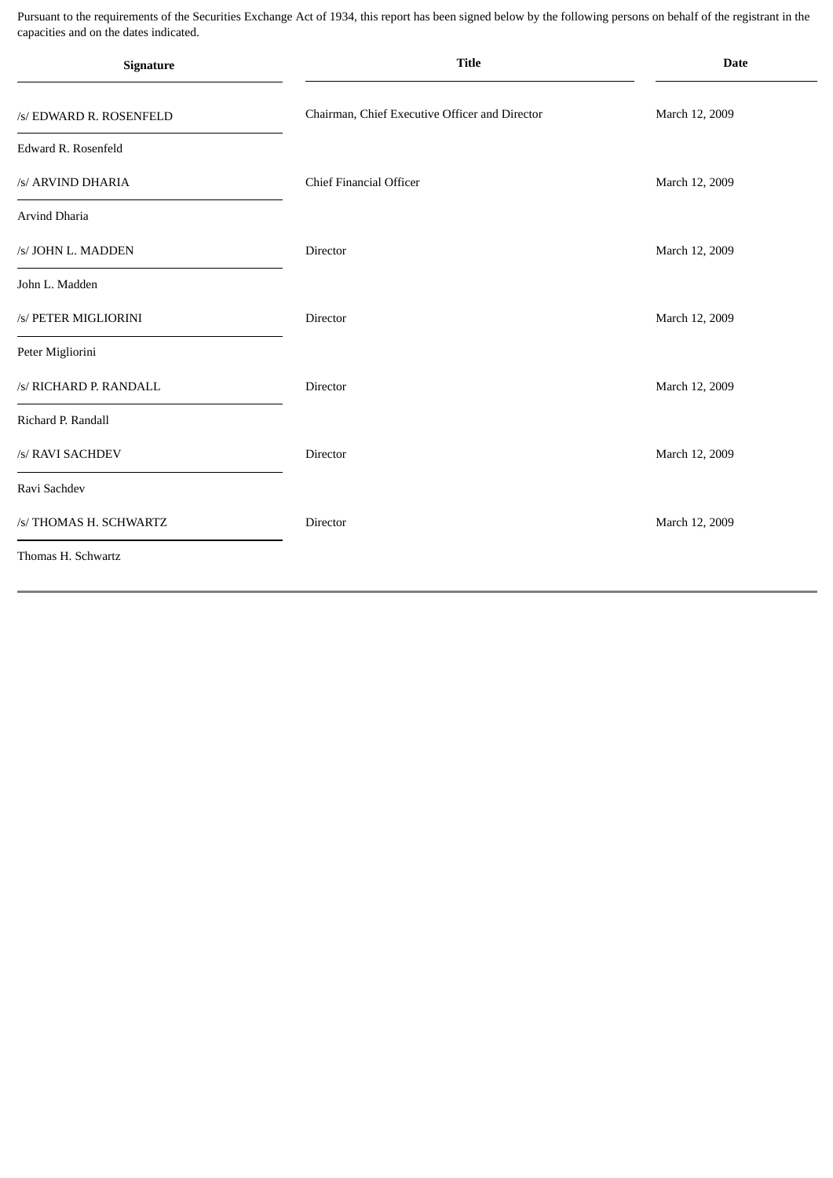Pursuant to the requirements of the Securities Exchange Act of 1934, this report has been signed below by the following persons on behalf of the registrant in the capacities and on the dates indicated.

| Signature | Title | Date |
| --- | --- | --- |
| /s/ EDWARD R. ROSENFELD<br>Edward R. Rosenfeld | Chairman, Chief Executive Officer and Director | March 12, 2009 |
| /s/ ARVIND DHARIA<br>Arvind Dharia | Chief Financial Officer | March 12, 2009 |
| /s/ JOHN L. MADDEN<br>John L. Madden | Director | March 12, 2009 |
| /s/ PETER MIGLIORINI<br>Peter Migliorini | Director | March 12, 2009 |
| /s/ RICHARD P. RANDALL<br>Richard P. Randall | Director | March 12, 2009 |
| /s/ RAVI SACHDEV<br>Ravi Sachdev | Director | March 12, 2009 |
| /s/ THOMAS H. SCHWARTZ<br>Thomas H. Schwartz | Director | March 12, 2009 |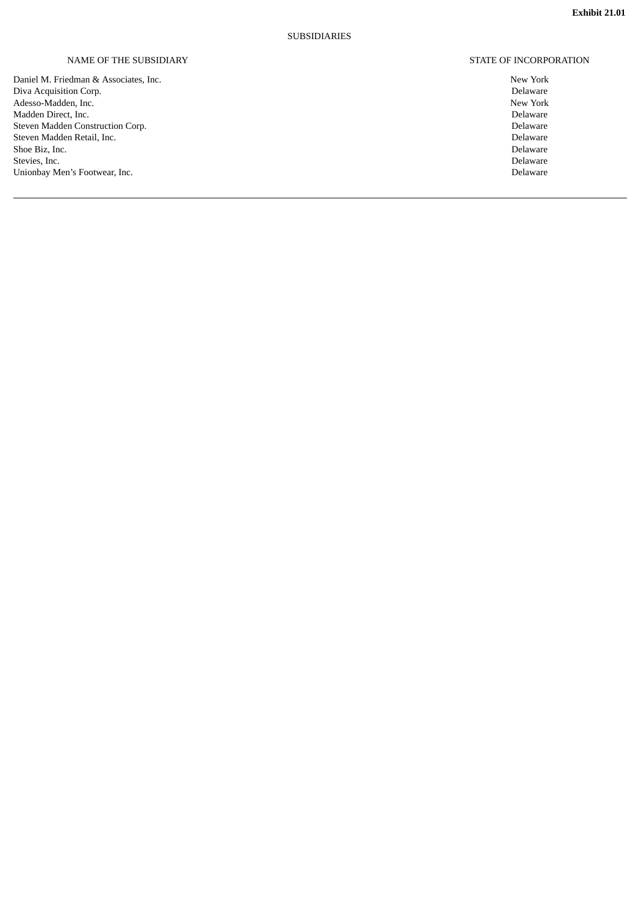**Exhibit 21.01**

SUBSIDIARIES

| NAME OF THE SUBSIDIARY | STATE OF INCORPORATION |
| --- | --- |
| Daniel M. Friedman & Associates, Inc. | New York |
| Diva Acquisition Corp. | Delaware |
| Adesso-Madden, Inc. | New York |
| Madden Direct, Inc. | Delaware |
| Steven Madden Construction Corp. | Delaware |
| Steven Madden Retail, Inc. | Delaware |
| Shoe Biz, Inc. | Delaware |
| Stevies, Inc. | Delaware |
| Unionbay Men's Footwear, Inc. | Delaware |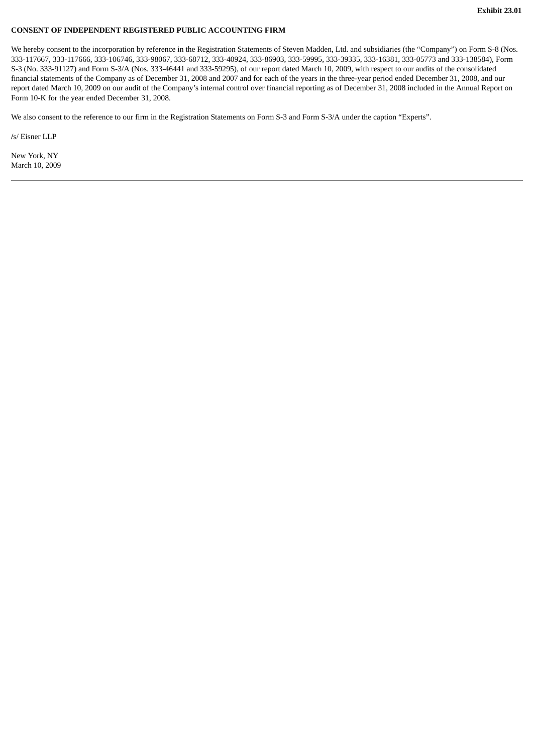**Exhibit 23.01**

**CONSENT OF INDEPENDENT REGISTERED PUBLIC ACCOUNTING FIRM**

We hereby consent to the incorporation by reference in the Registration Statements of Steven Madden, Ltd. and subsidiaries (the "Company") on Form S-8 (Nos. 333-117667, 333-117666, 333-106746, 333-98067, 333-68712, 333-40924, 333-86903, 333-59995, 333-39335, 333-16381, 333-05773 and 333-138584), Form S-3 (No. 333-91127) and Form S-3/A (Nos. 333-46441 and 333-59295), of our report dated March 10, 2009, with respect to our audits of the consolidated financial statements of the Company as of December 31, 2008 and 2007 and for each of the years in the three-year period ended December 31, 2008, and our report dated March 10, 2009 on our audit of the Company's internal control over financial reporting as of December 31, 2008 included in the Annual Report on Form 10-K for the year ended December 31, 2008.

We also consent to the reference to our firm in the Registration Statements on Form S-3 and Form S-3/A under the caption "Experts".

/s/ Eisner LLP

New York, NY
March 10, 2009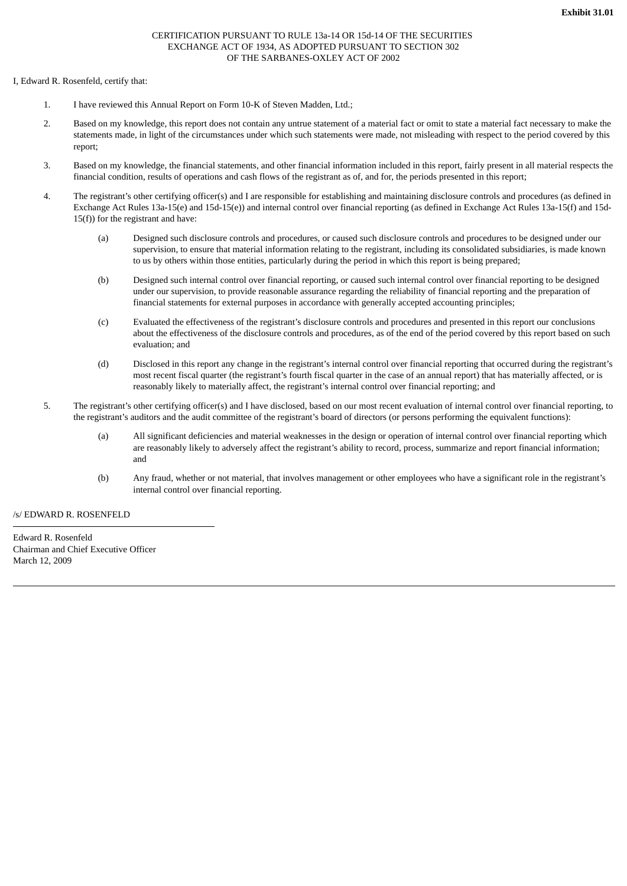**Exhibit 31.01**

CERTIFICATION PURSUANT TO RULE 13a-14 OR 15d-14 OF THE SECURITIES EXCHANGE ACT OF 1934, AS ADOPTED PURSUANT TO SECTION 302 OF THE SARBANES-OXLEY ACT OF 2002

I, Edward R. Rosenfeld, certify that:

1. I have reviewed this Annual Report on Form 10-K of Steven Madden, Ltd.;

2. Based on my knowledge, this report does not contain any untrue statement of a material fact or omit to state a material fact necessary to make the statements made, in light of the circumstances under which such statements were made, not misleading with respect to the period covered by this report;

3. Based on my knowledge, the financial statements, and other financial information included in this report, fairly present in all material respects the financial condition, results of operations and cash flows of the registrant as of, and for, the periods presented in this report;

4. The registrant's other certifying officer(s) and I are responsible for establishing and maintaining disclosure controls and procedures (as defined in Exchange Act Rules 13a-15(e) and 15d-15(e)) and internal control over financial reporting (as defined in Exchange Act Rules 13a-15(f) and 15d-15(f)) for the registrant and have:

   (a) Designed such disclosure controls and procedures, or caused such disclosure controls and procedures to be designed under our supervision, to ensure that material information relating to the registrant, including its consolidated subsidiaries, is made known to us by others within those entities, particularly during the period in which this report is being prepared;

   (b) Designed such internal control over financial reporting, or caused such internal control over financial reporting to be designed under our supervision, to provide reasonable assurance regarding the reliability of financial reporting and the preparation of financial statements for external purposes in accordance with generally accepted accounting principles;

   (c) Evaluated the effectiveness of the registrant's disclosure controls and procedures and presented in this report our conclusions about the effectiveness of the disclosure controls and procedures, as of the end of the period covered by this report based on such evaluation; and

   (d) Disclosed in this report any change in the registrant's internal control over financial reporting that occurred during the registrant's most recent fiscal quarter (the registrant's fourth fiscal quarter in the case of an annual report) that has materially affected, or is reasonably likely to materially affect, the registrant's internal control over financial reporting; and

5. The registrant's other certifying officer(s) and I have disclosed, based on our most recent evaluation of internal control over financial reporting, to the registrant's auditors and the audit committee of the registrant's board of directors (or persons performing the equivalent functions):

   (a) All significant deficiencies and material weaknesses in the design or operation of internal control over financial reporting which are reasonably likely to adversely affect the registrant's ability to record, process, summarize and report financial information; and

   (b) Any fraud, whether or not material, that involves management or other employees who have a significant role in the registrant's internal control over financial reporting.

/s/ EDWARD R. ROSENFELD

Edward R. Rosenfeld
Chairman and Chief Executive Officer
March 12, 2009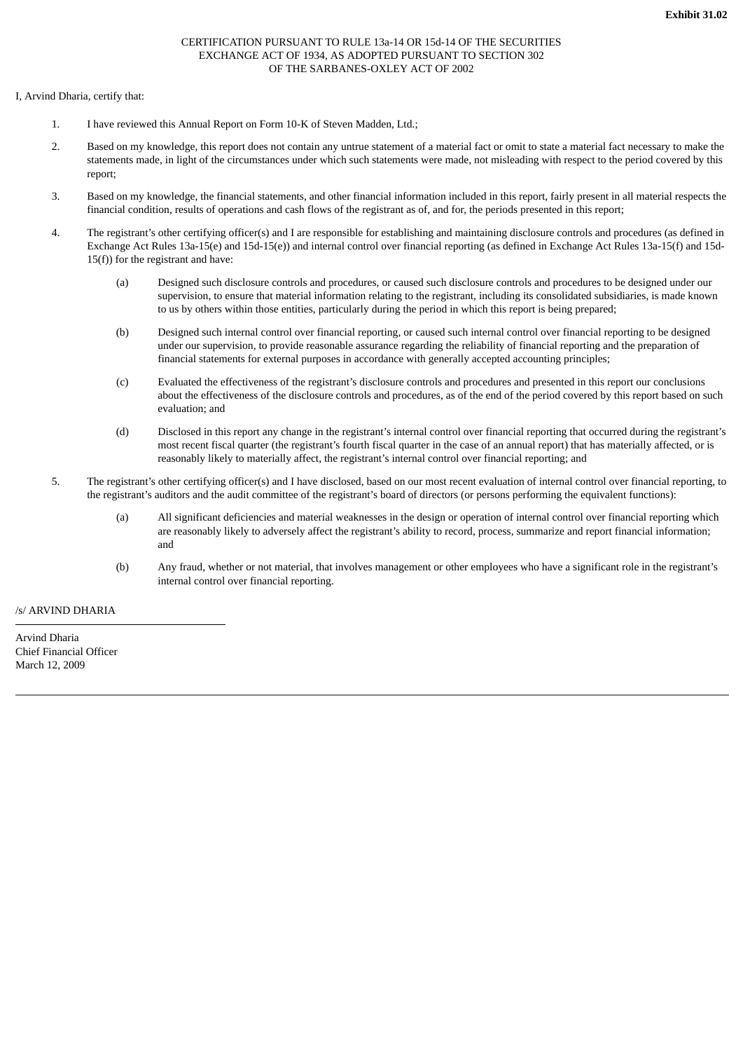**Exhibit 31.02**

CERTIFICATION PURSUANT TO RULE 13a-14 OR 15d-14 OF THE SECURITIES EXCHANGE ACT OF 1934, AS ADOPTED PURSUANT TO SECTION 302 OF THE SARBANES-OXLEY ACT OF 2002

I, Arvind Dharia, certify that:

1. I have reviewed this Annual Report on Form 10-K of Steven Madden, Ltd.;

2. Based on my knowledge, this report does not contain any untrue statement of a material fact or omit to state a material fact necessary to make the statements made, in light of the circumstances under which such statements were made, not misleading with respect to the period covered by this report;

3. Based on my knowledge, the financial statements, and other financial information included in this report, fairly present in all material respects the financial condition, results of operations and cash flows of the registrant as of, and for, the periods presented in this report;

4. The registrant's other certifying officer(s) and I are responsible for establishing and maintaining disclosure controls and procedures (as defined in Exchange Act Rules 13a-15(e) and 15d-15(e)) and internal control over financial reporting (as defined in Exchange Act Rules 13a-15(f) and 15d-15(f)) for the registrant and have:

   (a) Designed such disclosure controls and procedures, or caused such disclosure controls and procedures to be designed under our supervision, to ensure that material information relating to the registrant, including its consolidated subsidiaries, is made known to us by others within those entities, particularly during the period in which this report is being prepared;

   (b) Designed such internal control over financial reporting, or caused such internal control over financial reporting to be designed under our supervision, to provide reasonable assurance regarding the reliability of financial reporting and the preparation of financial statements for external purposes in accordance with generally accepted accounting principles;

   (c) Evaluated the effectiveness of the registrant's disclosure controls and procedures and presented in this report our conclusions about the effectiveness of the disclosure controls and procedures, as of the end of the period covered by this report based on such evaluation; and

   (d) Disclosed in this report any change in the registrant's internal control over financial reporting that occurred during the registrant's most recent fiscal quarter (the registrant's fourth fiscal quarter in the case of an annual report) that has materially affected, or is reasonably likely to materially affect, the registrant's internal control over financial reporting; and

5. The registrant's other certifying officer(s) and I have disclosed, based on our most recent evaluation of internal control over financial reporting, to the registrant's auditors and the audit committee of the registrant's board of directors (or persons performing the equivalent functions):

   (a) All significant deficiencies and material weaknesses in the design or operation of internal control over financial reporting which are reasonably likely to adversely affect the registrant's ability to record, process, summarize and report financial information; and

   (b) Any fraud, whether or not material, that involves management or other employees who have a significant role in the registrant's internal control over financial reporting.

/s/ ARVIND DHARIA

Arvind Dharia
Chief Financial Officer
March 12, 2009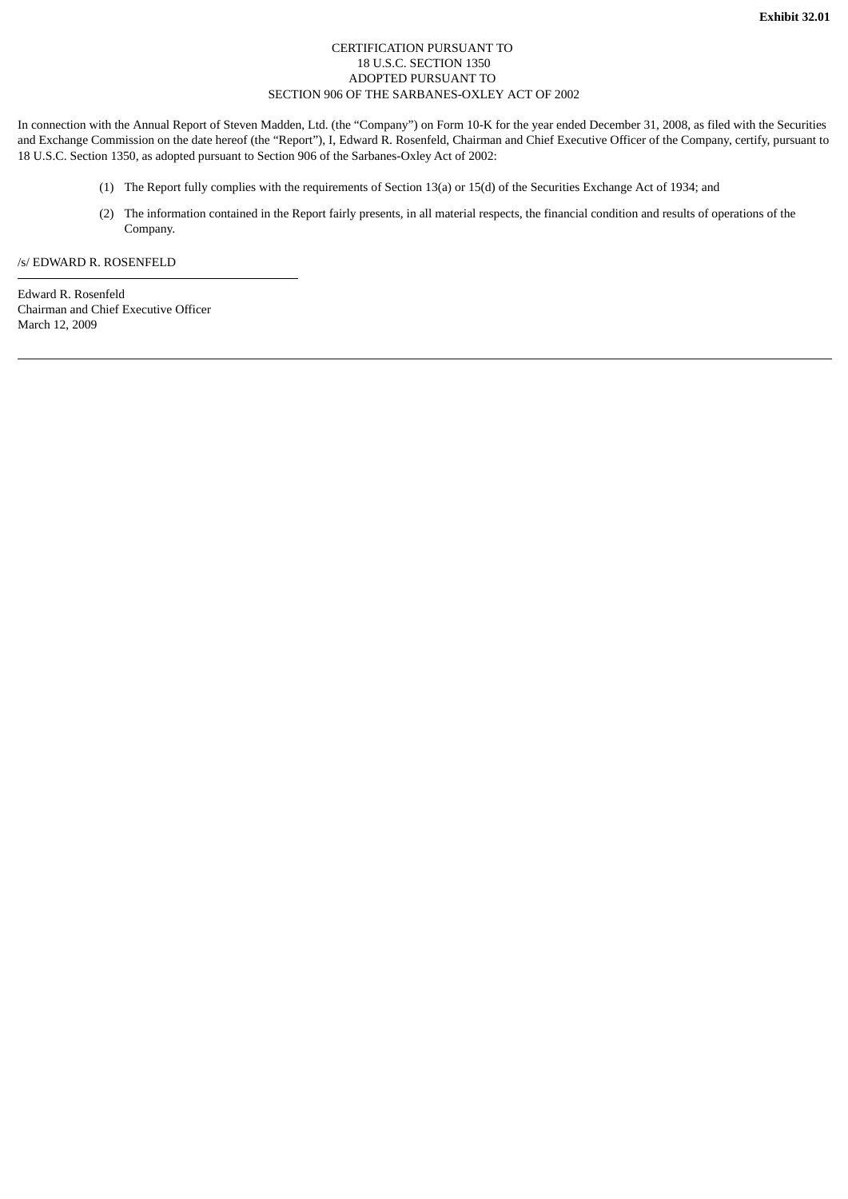**Exhibit 32.01**

CERTIFICATION PURSUANT TO
18 U.S.C. SECTION 1350
ADOPTED PURSUANT TO
SECTION 906 OF THE SARBANES-OXLEY ACT OF 2002

In connection with the Annual Report of Steven Madden, Ltd. (the "Company") on Form 10-K for the year ended December 31, 2008, as filed with the Securities and Exchange Commission on the date hereof (the "Report"), I, Edward R. Rosenfeld, Chairman and Chief Executive Officer of the Company, certify, pursuant to 18 U.S.C. Section 1350, as adopted pursuant to Section 906 of the Sarbanes-Oxley Act of 2002:

(1) The Report fully complies with the requirements of Section 13(a) or 15(d) of the Securities Exchange Act of 1934; and

(2) The information contained in the Report fairly presents, in all material respects, the financial condition and results of operations of the Company.

/s/ EDWARD R. ROSENFELD

Edward R. Rosenfeld
Chairman and Chief Executive Officer
March 12, 2009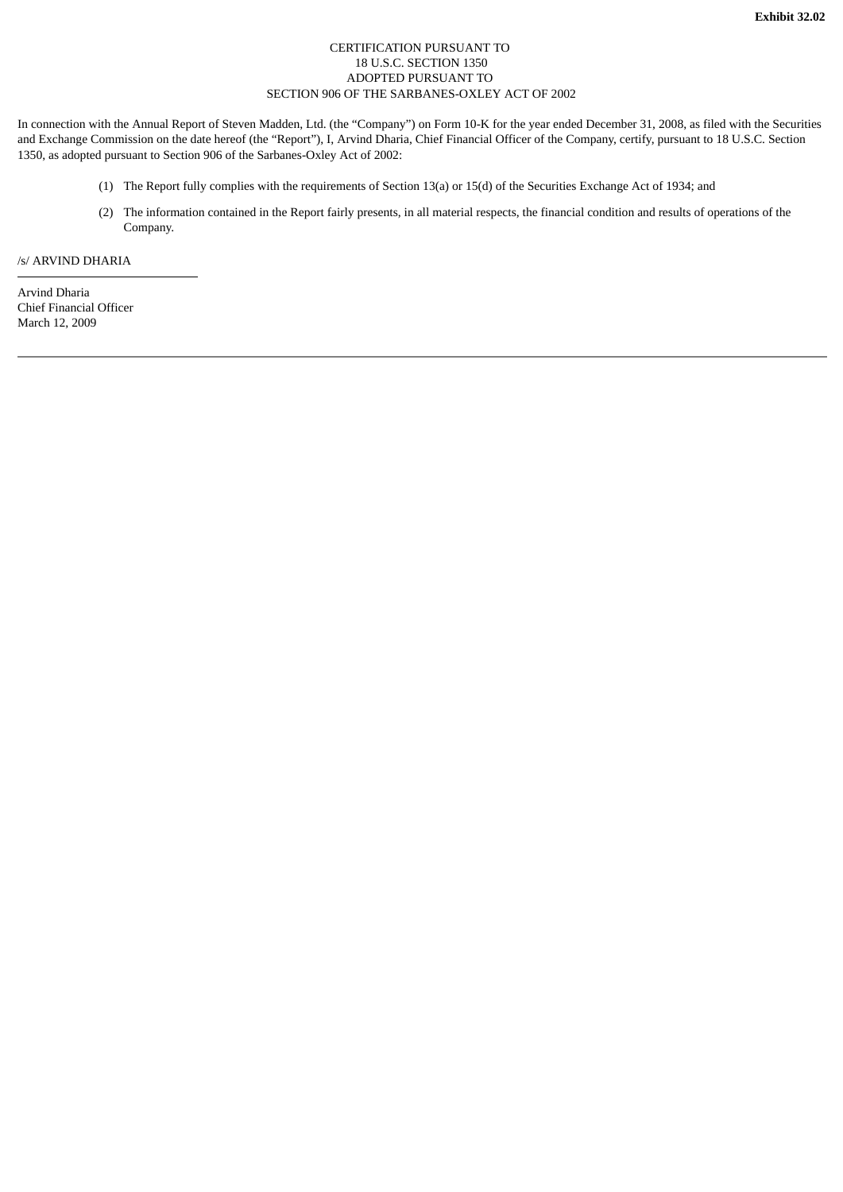**Exhibit 32.02**

CERTIFICATION PURSUANT TO
18 U.S.C. SECTION 1350
ADOPTED PURSUANT TO
SECTION 906 OF THE SARBANES-OXLEY ACT OF 2002

In connection with the Annual Report of Steven Madden, Ltd. (the "Company") on Form 10-K for the year ended December 31, 2008, as filed with the Securities and Exchange Commission on the date hereof (the "Report"), I, Arvind Dharia, Chief Financial Officer of the Company, certify, pursuant to 18 U.S.C. Section 1350, as adopted pursuant to Section 906 of the Sarbanes-Oxley Act of 2002:

(1) The Report fully complies with the requirements of Section 13(a) or 15(d) of the Securities Exchange Act of 1934; and

(2) The information contained in the Report fairly presents, in all material respects, the financial condition and results of operations of the Company.

/s/ ARVIND DHARIA

Arvind Dharia
Chief Financial Officer
March 12, 2009